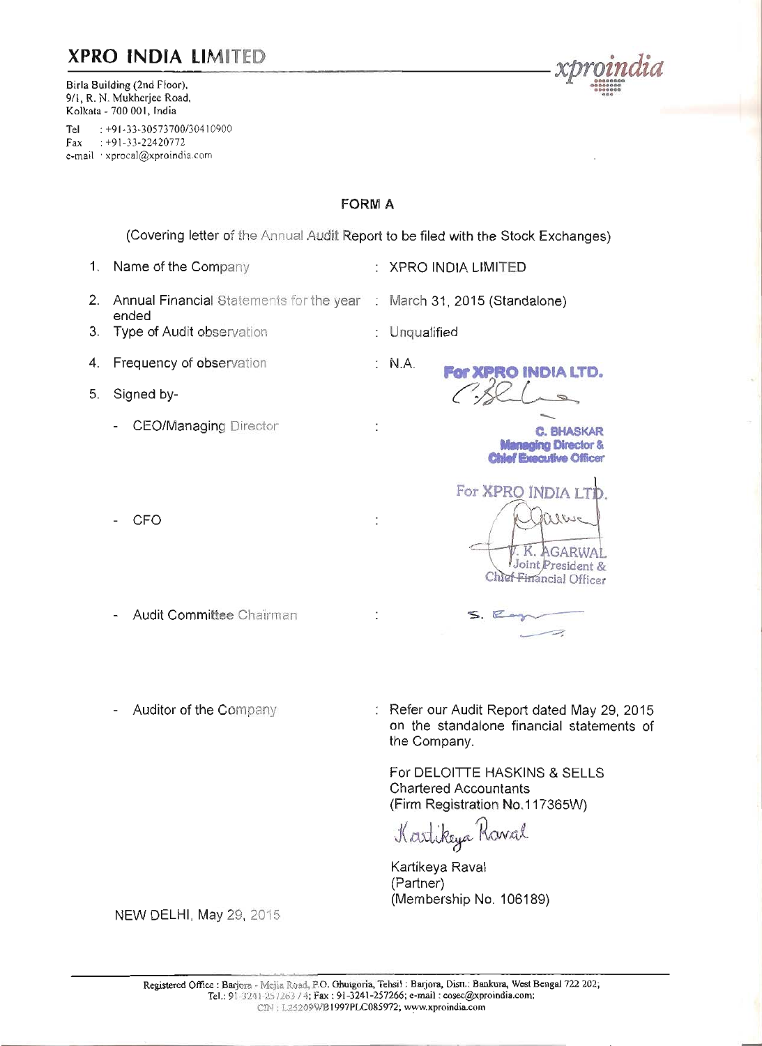# XPRO INDIA LIMITED

Birla Building (2nd Floor),
9/1, R. N. Mukherjee Road,
Kolkata - 700 001, India

Tel : +91-33-30573700/30410900
Fax : +91-33-22420772
e-mail : xprocal@xproindia.com

xproindia

## FORM A

(Covering letter of the Annual Audit Report to be filed with the Stock Exchanges)

1. Name of the Company : XPRO INDIA LIMITED
2. Annual Financial Statements for the year ended : March 31, 2015 (Standalone)
3. Type of Audit observation : Unqualified
4. Frequency of observation : N.A.
5. Signed by-
   - CEO/Managing Director : For XPRO INDIA LTD. C. BHASKAR Managing Director & Chief Executive Officer
   - CFO : For XPRO INDIA LTD. V. K. AGARWAL Joint President & Chief Financial Officer
   - Audit Committee Chairman : S. Roy
   - Auditor of the Company : Refer our Audit Report dated May 29, 2015 on the standalone financial statements of the Company.

For DELOITTE HASKINS & SELLS
Chartered Accountants
(Firm Registration No.117365W)

Kartikeya Raval
(Partner)
(Membership No. 106189)

NEW DELHI, May 29, 2015

Registered Office : Barjora - Mejia Road, P.O. Ghutgoria, Tehsil : Barjora, Distt.: Bankura, West Bengal 722 202;
Tel.: 91-3241-251263 / 4; Fax : 91-3241-257266; e-mail : cosec@xproindia.com;
CIN : L25209WB1997PLC085972; www.xproindia.com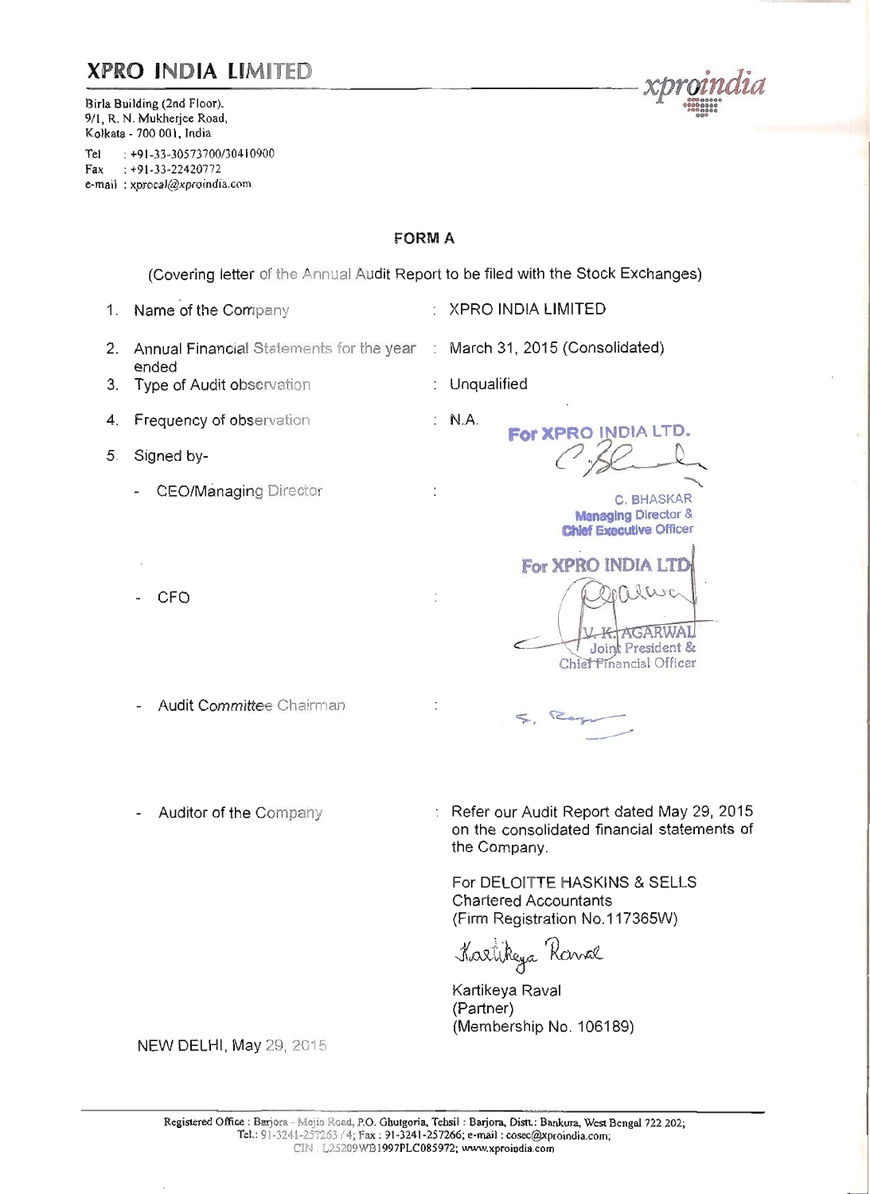# XPRO INDIA LIMITED

Birla Building (2nd Floor),
9/1, R. N. Mukherjee Road,
Kolkata - 700 001, India

Tel : +91-33-30573700/30410900
Fax : +91-33-22420772
e-mail : xprocal@xproindia.com

xproindia

## FORM A

(Covering letter of the Annual Audit Report to be filed with the Stock Exchanges)

1. Name of the Company : XPRO INDIA LIMITED
2. Annual Financial Statements for the year ended : March 31, 2015 (Consolidated)
3. Type of Audit observation : Unqualified
4. Frequency of observation : N.A.
5. Signed by-
   - CEO/Managing Director :

     For XPRO INDIA LTD.
     C. BHASKAR
     Managing Director & Chief Executive Officer

   - CFO :

     For XPRO INDIA LTD
     V. K. AGARWAL
     Joint President & Chief Financial Officer

   - Audit Committee Chairman :

   - Auditor of the Company : Refer our Audit Report dated May 29, 2015 on the consolidated financial statements of the Company.

     For DELOITTE HASKINS & SELLS
     Chartered Accountants
     (Firm Registration No.117365W)

     Kartikeya Raval
     (Partner)
     (Membership No. 106189)

NEW DELHI, May 29, 2015

Registered Office : Barjora - Mejia Road, P.O. Ghutgoria, Tehsil : Barjora, Distt.: Bankura, West Bengal 722 202;
Tel.: 91-3241-257263 / 4; Fax : 91-3241-257266; e-mail : cosec@xproindia.com;
CIN : L25209WB1997PLC085972; www.xproindia.com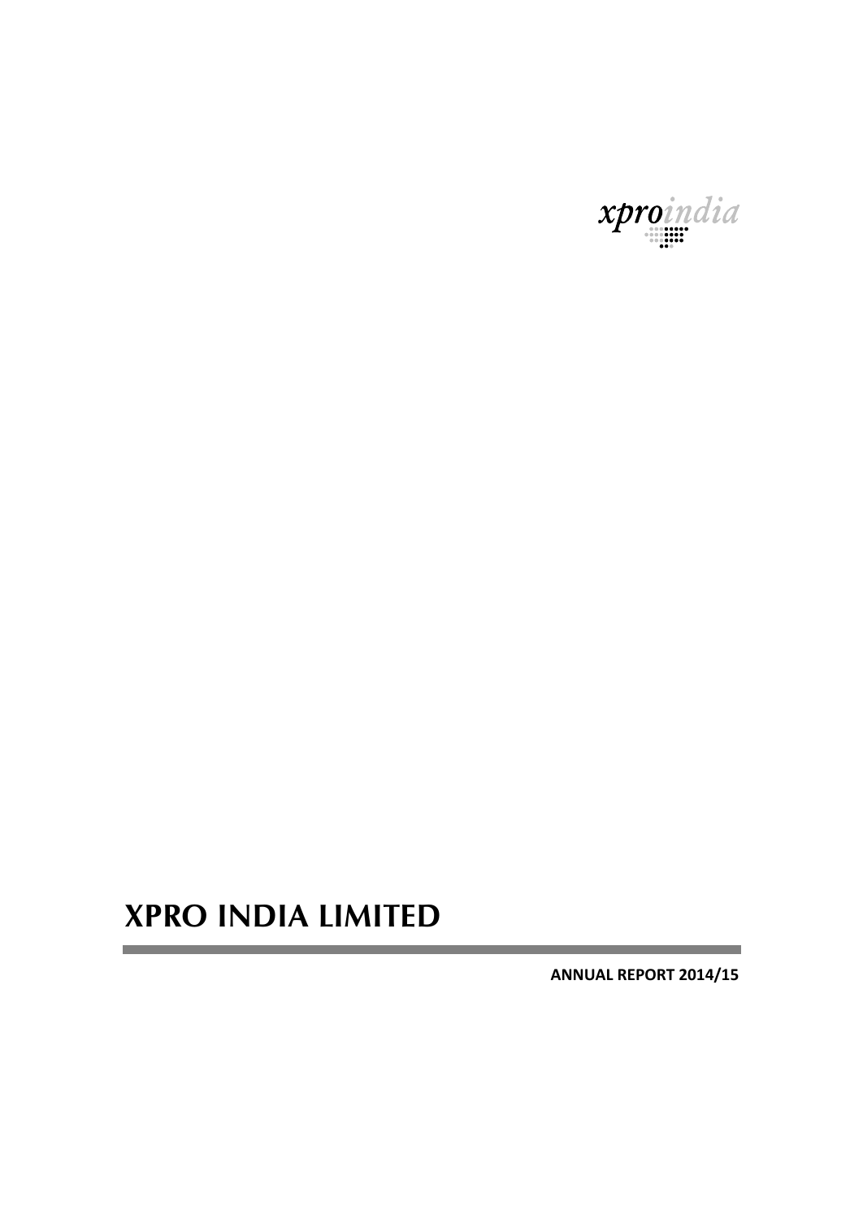xproindia

# XPRO INDIA LIMITED

**ANNUAL REPORT 2014/15**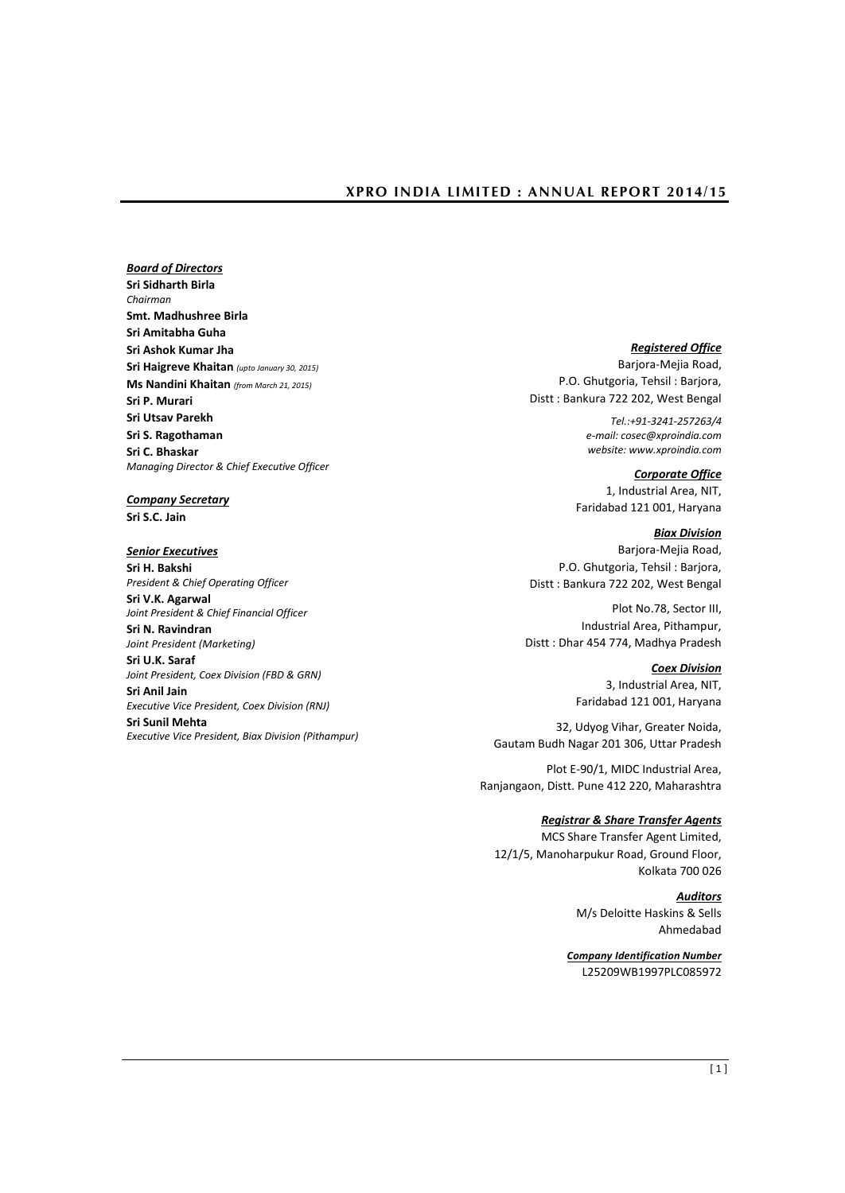***Board of Directors***

**Sri Sidharth Birla**
*Chairman*
**Smt. Madhushree Birla**
**Sri Amitabha Guha**
**Sri Ashok Kumar Jha**
**Sri Haigreve Khaitan** *(upto January 30, 2015)*
**Ms Nandini Khaitan** *(from March 21, 2015)*
**Sri P. Murari**
**Sri Utsav Parekh**
**Sri S. Ragothaman**
**Sri C. Bhaskar**
*Managing Director & Chief Executive Officer*

***Company Secretary***

**Sri S.C. Jain**

***Senior Executives***

**Sri H. Bakshi**
*President & Chief Operating Officer*
**Sri V.K. Agarwal**
*Joint President & Chief Financial Officer*
**Sri N. Ravindran**
*Joint President (Marketing)*
**Sri U.K. Saraf**
*Joint President, Coex Division (FBD & GRN)*
**Sri Anil Jain**
*Executive Vice President, Coex Division (RNJ)*
**Sri Sunil Mehta**
*Executive Vice President, Biax Division (Pithampur)*

***Registered Office***

Barjora-Mejia Road,
P.O. Ghutgoria, Tehsil : Barjora,
Distt : Bankura 722 202, West Bengal

*Tel.:+91-3241-257263/4*
*e-mail: cosec@xproindia.com*
*website: www.xproindia.com*

***Corporate Office***

1, Industrial Area, NIT,
Faridabad 121 001, Haryana

***Biax Division***

Barjora-Mejia Road,
P.O. Ghutgoria, Tehsil : Barjora,
Distt : Bankura 722 202, West Bengal

Plot No.78, Sector III,
Industrial Area, Pithampur,
Distt : Dhar 454 774, Madhya Pradesh

***Coex Division***

3, Industrial Area, NIT,
Faridabad 121 001, Haryana

32, Udyog Vihar, Greater Noida,
Gautam Budh Nagar 201 306, Uttar Pradesh

Plot E-90/1, MIDC Industrial Area,
Ranjangaon, Distt. Pune 412 220, Maharashtra

***Registrar & Share Transfer Agents***

MCS Share Transfer Agent Limited,
12/1/5, Manoharpukur Road, Ground Floor,
Kolkata 700 026

***Auditors***

M/s Deloitte Haskins & Sells
Ahmedabad

***Company Identification Number***

L25209WB1997PLC085972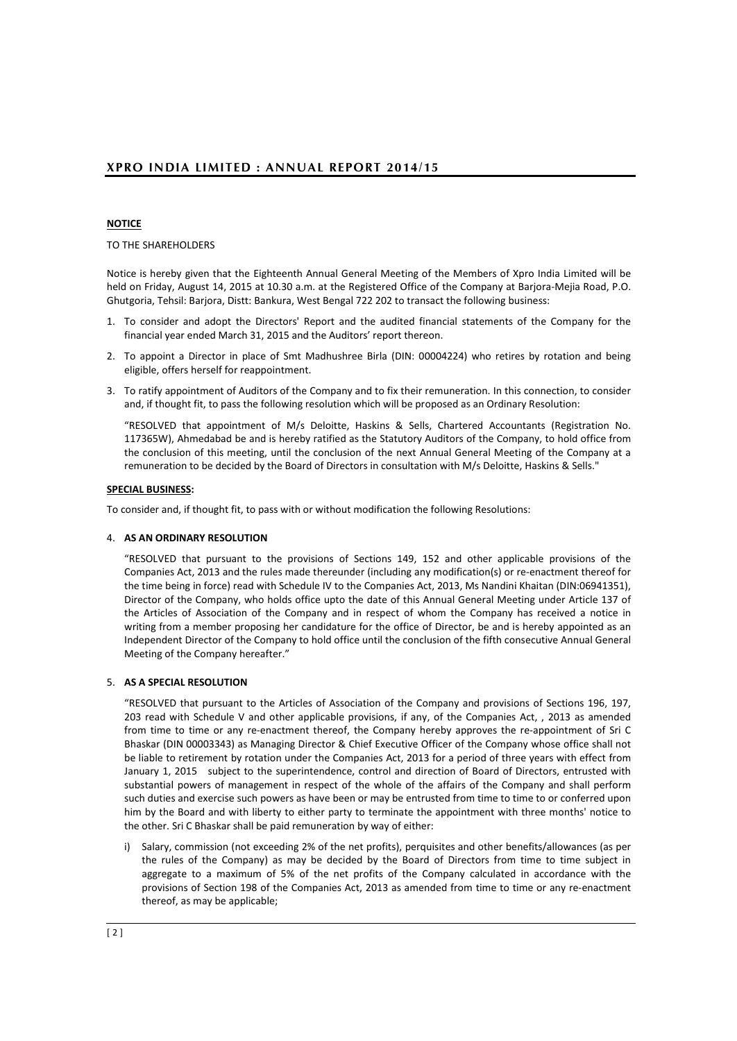**NOTICE**

TO THE SHAREHOLDERS

Notice is hereby given that the Eighteenth Annual General Meeting of the Members of Xpro India Limited will be held on Friday, August 14, 2015 at 10.30 a.m. at the Registered Office of the Company at Barjora-Mejia Road, P.O. Ghutgoria, Tehsil: Barjora, Distt: Bankura, West Bengal 722 202 to transact the following business:

1. To consider and adopt the Directors' Report and the audited financial statements of the Company for the financial year ended March 31, 2015 and the Auditors' report thereon.

2. To appoint a Director in place of Smt Madhushree Birla (DIN: 00004224) who retires by rotation and being eligible, offers herself for reappointment.

3. To ratify appointment of Auditors of the Company and to fix their remuneration. In this connection, to consider and, if thought fit, to pass the following resolution which will be proposed as an Ordinary Resolution:

   "RESOLVED that appointment of M/s Deloitte, Haskins & Sells, Chartered Accountants (Registration No. 117365W), Ahmedabad be and is hereby ratified as the Statutory Auditors of the Company, to hold office from the conclusion of this meeting, until the conclusion of the next Annual General Meeting of the Company at a remuneration to be decided by the Board of Directors in consultation with M/s Deloitte, Haskins & Sells."

**SPECIAL BUSINESS:**

To consider and, if thought fit, to pass with or without modification the following Resolutions:

4. **AS AN ORDINARY RESOLUTION**

   "RESOLVED that pursuant to the provisions of Sections 149, 152 and other applicable provisions of the Companies Act, 2013 and the rules made thereunder (including any modification(s) or re-enactment thereof for the time being in force) read with Schedule IV to the Companies Act, 2013, Ms Nandini Khaitan (DIN:06941351), Director of the Company, who holds office upto the date of this Annual General Meeting under Article 137 of the Articles of Association of the Company and in respect of whom the Company has received a notice in writing from a member proposing her candidature for the office of Director, be and is hereby appointed as an Independent Director of the Company to hold office until the conclusion of the fifth consecutive Annual General Meeting of the Company hereafter."

5. **AS A SPECIAL RESOLUTION**

   "RESOLVED that pursuant to the Articles of Association of the Company and provisions of Sections 196, 197, 203 read with Schedule V and other applicable provisions, if any, of the Companies Act, , 2013 as amended from time to time or any re-enactment thereof, the Company hereby approves the re-appointment of Sri C Bhaskar (DIN 00003343) as Managing Director & Chief Executive Officer of the Company whose office shall not be liable to retirement by rotation under the Companies Act, 2013 for a period of three years with effect from January 1, 2015 subject to the superintendence, control and direction of Board of Directors, entrusted with substantial powers of management in respect of the whole of the affairs of the Company and shall perform such duties and exercise such powers as have been or may be entrusted from time to time to or conferred upon him by the Board and with liberty to either party to terminate the appointment with three months' notice to the other. Sri C Bhaskar shall be paid remuneration by way of either:

   i) Salary, commission (not exceeding 2% of the net profits), perquisites and other benefits/allowances (as per the rules of the Company) as may be decided by the Board of Directors from time to time subject in aggregate to a maximum of 5% of the net profits of the Company calculated in accordance with the provisions of Section 198 of the Companies Act, 2013 as amended from time to time or any re-enactment thereof, as may be applicable;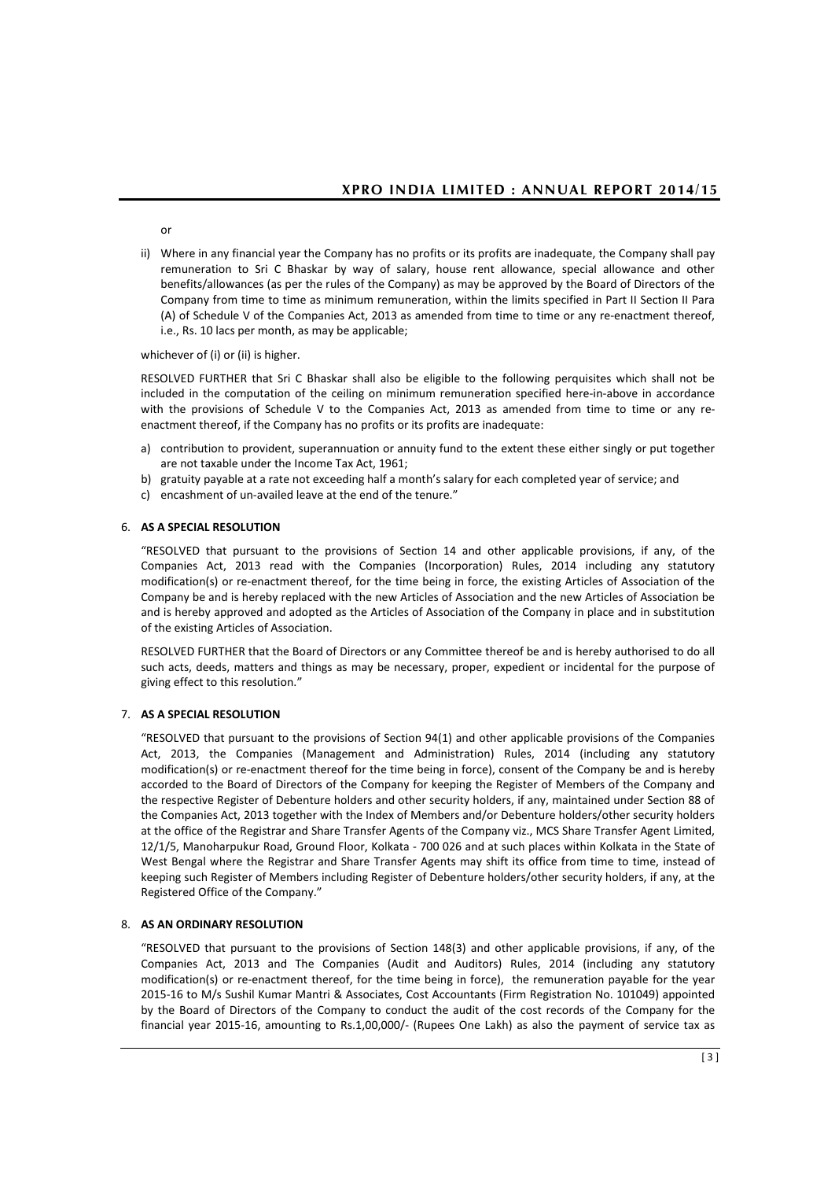or

ii) Where in any financial year the Company has no profits or its profits are inadequate, the Company shall pay remuneration to Sri C Bhaskar by way of salary, house rent allowance, special allowance and other benefits/allowances (as per the rules of the Company) as may be approved by the Board of Directors of the Company from time to time as minimum remuneration, within the limits specified in Part II Section II Para (A) of Schedule V of the Companies Act, 2013 as amended from time to time or any re-enactment thereof, i.e., Rs. 10 lacs per month, as may be applicable;

whichever of (i) or (ii) is higher.

RESOLVED FURTHER that Sri C Bhaskar shall also be eligible to the following perquisites which shall not be included in the computation of the ceiling on minimum remuneration specified here-in-above in accordance with the provisions of Schedule V to the Companies Act, 2013 as amended from time to time or any re-enactment thereof, if the Company has no profits or its profits are inadequate:

a) contribution to provident, superannuation or annuity fund to the extent these either singly or put together are not taxable under the Income Tax Act, 1961;
b) gratuity payable at a rate not exceeding half a month's salary for each completed year of service; and
c) encashment of un-availed leave at the end of the tenure."

6. **AS A SPECIAL RESOLUTION**

"RESOLVED that pursuant to the provisions of Section 14 and other applicable provisions, if any, of the Companies Act, 2013 read with the Companies (Incorporation) Rules, 2014 including any statutory modification(s) or re-enactment thereof, for the time being in force, the existing Articles of Association of the Company be and is hereby replaced with the new Articles of Association and the new Articles of Association be and is hereby approved and adopted as the Articles of Association of the Company in place and in substitution of the existing Articles of Association.

RESOLVED FURTHER that the Board of Directors or any Committee thereof be and is hereby authorised to do all such acts, deeds, matters and things as may be necessary, proper, expedient or incidental for the purpose of giving effect to this resolution."

7. **AS A SPECIAL RESOLUTION**

"RESOLVED that pursuant to the provisions of Section 94(1) and other applicable provisions of the Companies Act, 2013, the Companies (Management and Administration) Rules, 2014 (including any statutory modification(s) or re-enactment thereof for the time being in force), consent of the Company be and is hereby accorded to the Board of Directors of the Company for keeping the Register of Members of the Company and the respective Register of Debenture holders and other security holders, if any, maintained under Section 88 of the Companies Act, 2013 together with the Index of Members and/or Debenture holders/other security holders at the office of the Registrar and Share Transfer Agents of the Company viz., MCS Share Transfer Agent Limited, 12/1/5, Manoharpukur Road, Ground Floor, Kolkata - 700 026 and at such places within Kolkata in the State of West Bengal where the Registrar and Share Transfer Agents may shift its office from time to time, instead of keeping such Register of Members including Register of Debenture holders/other security holders, if any, at the Registered Office of the Company."

8. **AS AN ORDINARY RESOLUTION**

"RESOLVED that pursuant to the provisions of Section 148(3) and other applicable provisions, if any, of the Companies Act, 2013 and The Companies (Audit and Auditors) Rules, 2014 (including any statutory modification(s) or re-enactment thereof, for the time being in force), the remuneration payable for the year 2015-16 to M/s Sushil Kumar Mantri & Associates, Cost Accountants (Firm Registration No. 101049) appointed by the Board of Directors of the Company to conduct the audit of the cost records of the Company for the financial year 2015-16, amounting to Rs.1,00,000/- (Rupees One Lakh) as also the payment of service tax as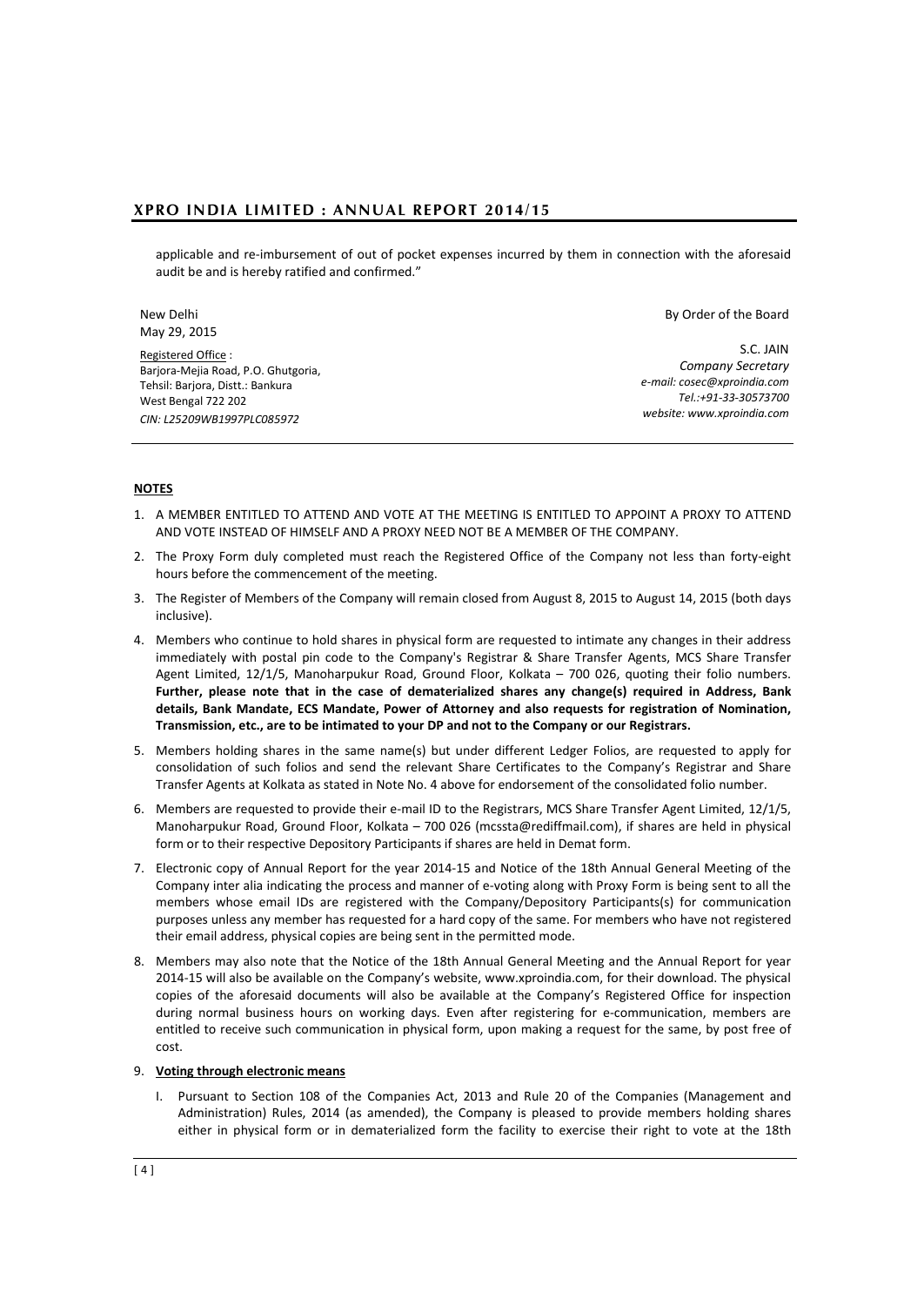applicable and re-imbursement of out of pocket expenses incurred by them in connection with the aforesaid audit be and is hereby ratified and confirmed."

New Delhi
May 29, 2015

Registered Office :
Barjora-Mejia Road, P.O. Ghutgoria,
Tehsil: Barjora, Distt.: Bankura
West Bengal 722 202
*CIN: L25209WB1997PLC085972*

By Order of the Board

S.C. JAIN
*Company Secretary*
*e-mail: cosec@xproindia.com*
*Tel.:+91-33-30573700*
*website: www.xproindia.com*

## NOTES

1. A MEMBER ENTITLED TO ATTEND AND VOTE AT THE MEETING IS ENTITLED TO APPOINT A PROXY TO ATTEND AND VOTE INSTEAD OF HIMSELF AND A PROXY NEED NOT BE A MEMBER OF THE COMPANY.
2. The Proxy Form duly completed must reach the Registered Office of the Company not less than forty-eight hours before the commencement of the meeting.
3. The Register of Members of the Company will remain closed from August 8, 2015 to August 14, 2015 (both days inclusive).
4. Members who continue to hold shares in physical form are requested to intimate any changes in their address immediately with postal pin code to the Company's Registrar & Share Transfer Agents, MCS Share Transfer Agent Limited, 12/1/5, Manoharpukur Road, Ground Floor, Kolkata – 700 026, quoting their folio numbers. **Further, please note that in the case of dematerialized shares any change(s) required in Address, Bank details, Bank Mandate, ECS Mandate, Power of Attorney and also requests for registration of Nomination, Transmission, etc., are to be intimated to your DP and not to the Company or our Registrars.**
5. Members holding shares in the same name(s) but under different Ledger Folios, are requested to apply for consolidation of such folios and send the relevant Share Certificates to the Company's Registrar and Share Transfer Agents at Kolkata as stated in Note No. 4 above for endorsement of the consolidated folio number.
6. Members are requested to provide their e-mail ID to the Registrars, MCS Share Transfer Agent Limited, 12/1/5, Manoharpukur Road, Ground Floor, Kolkata – 700 026 (mcssta@rediffmail.com), if shares are held in physical form or to their respective Depository Participants if shares are held in Demat form.
7. Electronic copy of Annual Report for the year 2014-15 and Notice of the 18th Annual General Meeting of the Company inter alia indicating the process and manner of e-voting along with Proxy Form is being sent to all the members whose email IDs are registered with the Company/Depository Participants(s) for communication purposes unless any member has requested for a hard copy of the same. For members who have not registered their email address, physical copies are being sent in the permitted mode.
8. Members may also note that the Notice of the 18th Annual General Meeting and the Annual Report for year 2014-15 will also be available on the Company's website, www.xproindia.com, for their download. The physical copies of the aforesaid documents will also be available at the Company's Registered Office for inspection during normal business hours on working days. Even after registering for e-communication, members are entitled to receive such communication in physical form, upon making a request for the same, by post free of cost.
9. **Voting through electronic means**

   I. Pursuant to Section 108 of the Companies Act, 2013 and Rule 20 of the Companies (Management and Administration) Rules, 2014 (as amended), the Company is pleased to provide members holding shares either in physical form or in dematerialized form the facility to exercise their right to vote at the 18th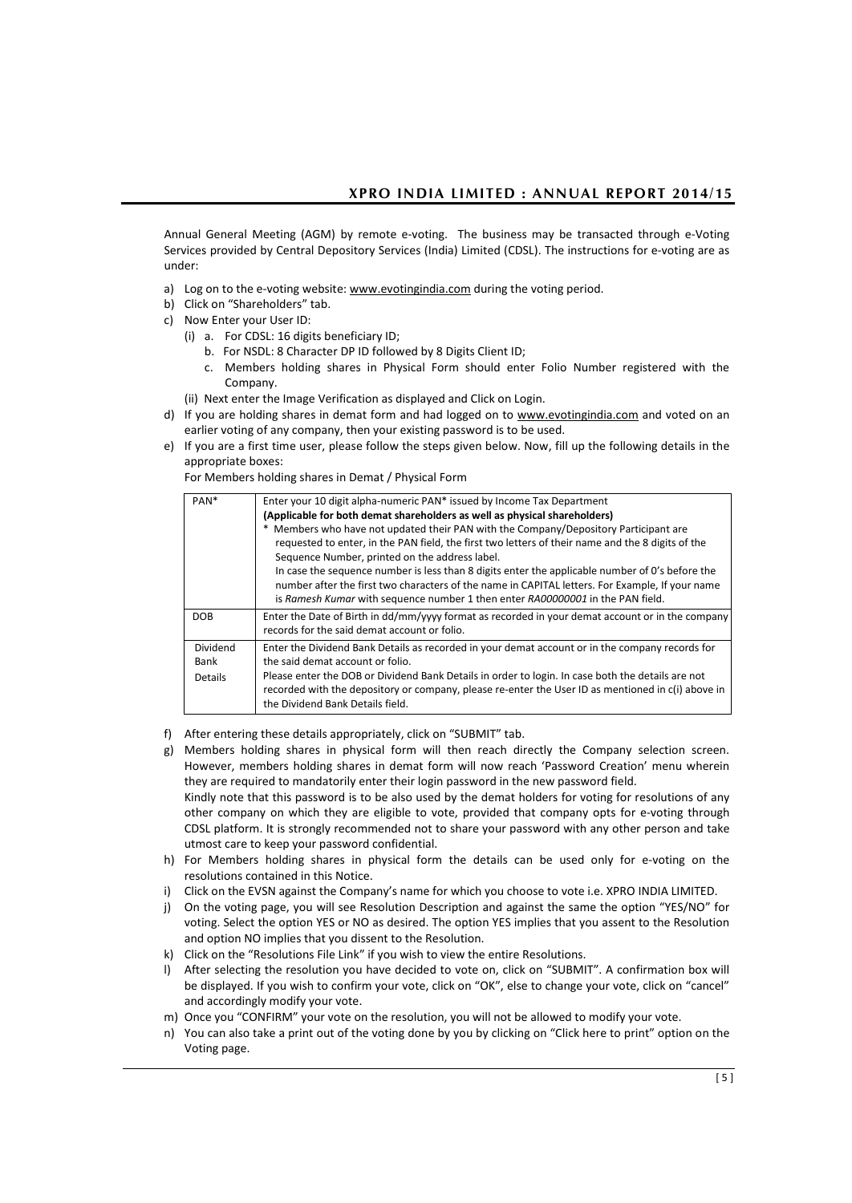Annual General Meeting (AGM) by remote e-voting. The business may be transacted through e-Voting Services provided by Central Depository Services (India) Limited (CDSL). The instructions for e-voting are as under:

a) Log on to the e-voting website: www.evotingindia.com during the voting period.
b) Click on "Shareholders" tab.
c) Now Enter your User ID:
   - (i) a. For CDSL: 16 digits beneficiary ID;
     - b. For NSDL: 8 Character DP ID followed by 8 Digits Client ID;
     - c. Members holding shares in Physical Form should enter Folio Number registered with the Company.
   - (ii) Next enter the Image Verification as displayed and Click on Login.
d) If you are holding shares in demat form and had logged on to www.evotingindia.com and voted on an earlier voting of any company, then your existing password is to be used.
e) If you are a first time user, please follow the steps given below. Now, fill up the following details in the appropriate boxes:

   For Members holding shares in Demat / Physical Form

| | |
|---|---|
| PAN* | Enter your 10 digit alpha-numeric PAN* issued by Income Tax Department<br>**(Applicable for both demat shareholders as well as physical shareholders)**<br>* Members who have not updated their PAN with the Company/Depository Participant are requested to enter, in the PAN field, the first two letters of their name and the 8 digits of the Sequence Number, printed on the address label.<br>In case the sequence number is less than 8 digits enter the applicable number of 0's before the number after the first two characters of the name in CAPITAL letters. For Example, If your name is *Ramesh Kumar* with sequence number 1 then enter *RA00000001* in the PAN field. |
| DOB | Enter the Date of Birth in dd/mm/yyyy format as recorded in your demat account or in the company records for the said demat account or folio. |
| Dividend Bank Details | Enter the Dividend Bank Details as recorded in your demat account or in the company records for the said demat account or folio.<br>Please enter the DOB or Dividend Bank Details in order to login. In case both the details are not recorded with the depository or company, please re-enter the User ID as mentioned in c(i) above in the Dividend Bank Details field. |

f) After entering these details appropriately, click on "SUBMIT" tab.
g) Members holding shares in physical form will then reach directly the Company selection screen. However, members holding shares in demat form will now reach 'Password Creation' menu wherein they are required to mandatorily enter their login password in the new password field.
   Kindly note that this password is to be also used by the demat holders for voting for resolutions of any other company on which they are eligible to vote, provided that company opts for e-voting through CDSL platform. It is strongly recommended not to share your password with any other person and take utmost care to keep your password confidential.
h) For Members holding shares in physical form the details can be used only for e-voting on the resolutions contained in this Notice.
i) Click on the EVSN against the Company's name for which you choose to vote i.e. XPRO INDIA LIMITED.
j) On the voting page, you will see Resolution Description and against the same the option "YES/NO" for voting. Select the option YES or NO as desired. The option YES implies that you assent to the Resolution and option NO implies that you dissent to the Resolution.
k) Click on the "Resolutions File Link" if you wish to view the entire Resolutions.
l) After selecting the resolution you have decided to vote on, click on "SUBMIT". A confirmation box will be displayed. If you wish to confirm your vote, click on "OK", else to change your vote, click on "cancel" and accordingly modify your vote.
m) Once you "CONFIRM" your vote on the resolution, you will not be allowed to modify your vote.
n) You can also take a print out of the voting done by you by clicking on "Click here to print" option on the Voting page.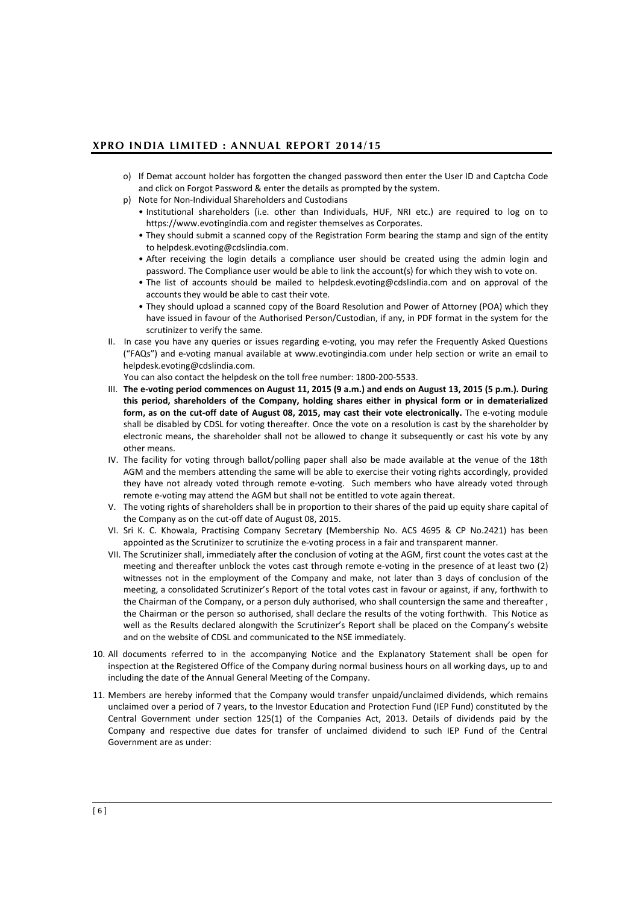o) If Demat account holder has forgotten the changed password then enter the User ID and Captcha Code and click on Forgot Password & enter the details as prompted by the system.

p) Note for Non-Individual Shareholders and Custodians

- Institutional shareholders (i.e. other than Individuals, HUF, NRI etc.) are required to log on to https://www.evotingindia.com and register themselves as Corporates.
- They should submit a scanned copy of the Registration Form bearing the stamp and sign of the entity to helpdesk.evoting@cdslindia.com.
- After receiving the login details a compliance user should be created using the admin login and password. The Compliance user would be able to link the account(s) for which they wish to vote on.
- The list of accounts should be mailed to helpdesk.evoting@cdslindia.com and on approval of the accounts they would be able to cast their vote.
- They should upload a scanned copy of the Board Resolution and Power of Attorney (POA) which they have issued in favour of the Authorised Person/Custodian, if any, in PDF format in the system for the scrutinizer to verify the same.

II. In case you have any queries or issues regarding e-voting, you may refer the Frequently Asked Questions ("FAQs") and e-voting manual available at www.evotingindia.com under help section or write an email to helpdesk.evoting@cdslindia.com.

You can also contact the helpdesk on the toll free number: 1800-200-5533.

III. **The e-voting period commences on August 11, 2015 (9 a.m.) and ends on August 13, 2015 (5 p.m.). During this period, shareholders of the Company, holding shares either in physical form or in dematerialized form, as on the cut-off date of August 08, 2015, may cast their vote electronically.** The e-voting module shall be disabled by CDSL for voting thereafter. Once the vote on a resolution is cast by the shareholder by electronic means, the shareholder shall not be allowed to change it subsequently or cast his vote by any other means.

IV. The facility for voting through ballot/polling paper shall also be made available at the venue of the 18th AGM and the members attending the same will be able to exercise their voting rights accordingly, provided they have not already voted through remote e-voting. Such members who have already voted through remote e-voting may attend the AGM but shall not be entitled to vote again thereat.

V. The voting rights of shareholders shall be in proportion to their shares of the paid up equity share capital of the Company as on the cut-off date of August 08, 2015.

VI. Sri K. C. Khowala, Practising Company Secretary (Membership No. ACS 4695 & CP No.2421) has been appointed as the Scrutinizer to scrutinize the e-voting process in a fair and transparent manner.

VII. The Scrutinizer shall, immediately after the conclusion of voting at the AGM, first count the votes cast at the meeting and thereafter unblock the votes cast through remote e-voting in the presence of at least two (2) witnesses not in the employment of the Company and make, not later than 3 days of conclusion of the meeting, a consolidated Scrutinizer's Report of the total votes cast in favour or against, if any, forthwith to the Chairman of the Company, or a person duly authorised, who shall countersign the same and thereafter , the Chairman or the person so authorised, shall declare the results of the voting forthwith. This Notice as well as the Results declared alongwith the Scrutinizer's Report shall be placed on the Company's website and on the website of CDSL and communicated to the NSE immediately.

10. All documents referred to in the accompanying Notice and the Explanatory Statement shall be open for inspection at the Registered Office of the Company during normal business hours on all working days, up to and including the date of the Annual General Meeting of the Company.

11. Members are hereby informed that the Company would transfer unpaid/unclaimed dividends, which remains unclaimed over a period of 7 years, to the Investor Education and Protection Fund (IEP Fund) constituted by the Central Government under section 125(1) of the Companies Act, 2013. Details of dividends paid by the Company and respective due dates for transfer of unclaimed dividend to such IEP Fund of the Central Government are as under: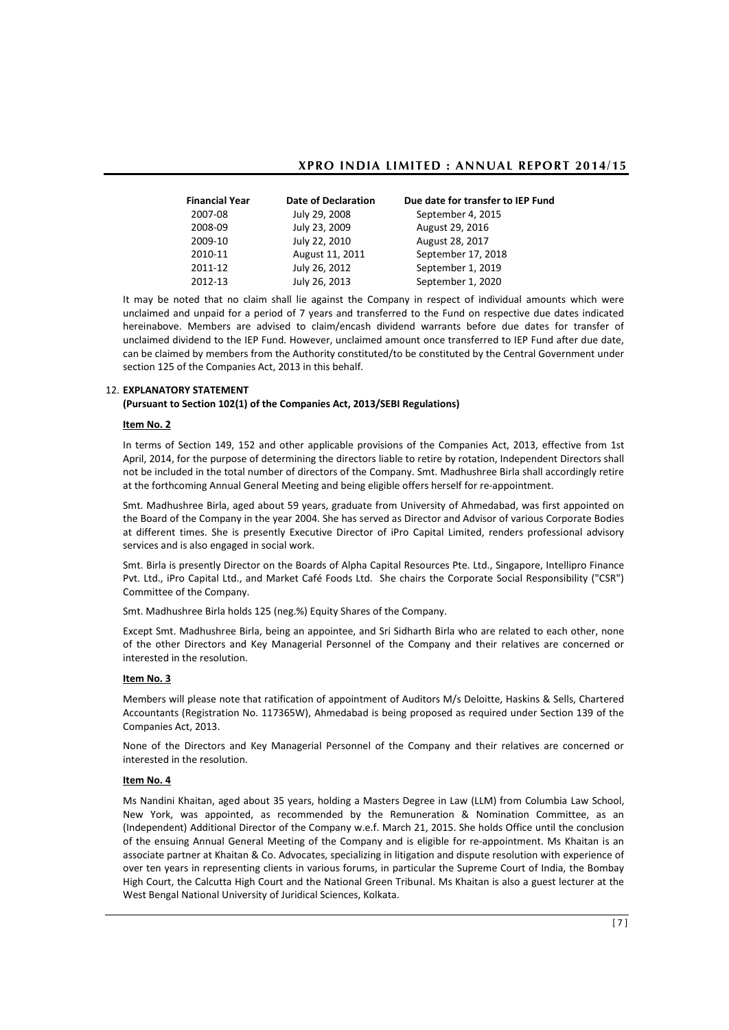| Financial Year | Date of Declaration | Due date for transfer to IEP Fund |
|---|---|---|
| 2007-08 | July 29, 2008 | September 4, 2015 |
| 2008-09 | July 23, 2009 | August 29, 2016 |
| 2009-10 | July 22, 2010 | August 28, 2017 |
| 2010-11 | August 11, 2011 | September 17, 2018 |
| 2011-12 | July 26, 2012 | September 1, 2019 |
| 2012-13 | July 26, 2013 | September 1, 2020 |

It may be noted that no claim shall lie against the Company in respect of individual amounts which were unclaimed and unpaid for a period of 7 years and transferred to the Fund on respective due dates indicated hereinabove. Members are advised to claim/encash dividend warrants before due dates for transfer of unclaimed dividend to the IEP Fund. However, unclaimed amount once transferred to IEP Fund after due date, can be claimed by members from the Authority constituted/to be constituted by the Central Government under section 125 of the Companies Act, 2013 in this behalf.

12. **EXPLANATORY STATEMENT**
**(Pursuant to Section 102(1) of the Companies Act, 2013/SEBI Regulations)**

**Item No. 2**

In terms of Section 149, 152 and other applicable provisions of the Companies Act, 2013, effective from 1st April, 2014, for the purpose of determining the directors liable to retire by rotation, Independent Directors shall not be included in the total number of directors of the Company. Smt. Madhushree Birla shall accordingly retire at the forthcoming Annual General Meeting and being eligible offers herself for re-appointment.

Smt. Madhushree Birla, aged about 59 years, graduate from University of Ahmedabad, was first appointed on the Board of the Company in the year 2004. She has served as Director and Advisor of various Corporate Bodies at different times. She is presently Executive Director of iPro Capital Limited, renders professional advisory services and is also engaged in social work.

Smt. Birla is presently Director on the Boards of Alpha Capital Resources Pte. Ltd., Singapore, Intellipro Finance Pvt. Ltd., iPro Capital Ltd., and Market Café Foods Ltd. She chairs the Corporate Social Responsibility ("CSR") Committee of the Company.

Smt. Madhushree Birla holds 125 (neg.%) Equity Shares of the Company.

Except Smt. Madhushree Birla, being an appointee, and Sri Sidharth Birla who are related to each other, none of the other Directors and Key Managerial Personnel of the Company and their relatives are concerned or interested in the resolution.

**Item No. 3**

Members will please note that ratification of appointment of Auditors M/s Deloitte, Haskins & Sells, Chartered Accountants (Registration No. 117365W), Ahmedabad is being proposed as required under Section 139 of the Companies Act, 2013.

None of the Directors and Key Managerial Personnel of the Company and their relatives are concerned or interested in the resolution.

**Item No. 4**

Ms Nandini Khaitan, aged about 35 years, holding a Masters Degree in Law (LLM) from Columbia Law School, New York, was appointed, as recommended by the Remuneration & Nomination Committee, as an (Independent) Additional Director of the Company w.e.f. March 21, 2015. She holds Office until the conclusion of the ensuing Annual General Meeting of the Company and is eligible for re-appointment. Ms Khaitan is an associate partner at Khaitan & Co. Advocates, specializing in litigation and dispute resolution with experience of over ten years in representing clients in various forums, in particular the Supreme Court of India, the Bombay High Court, the Calcutta High Court and the National Green Tribunal. Ms Khaitan is also a guest lecturer at the West Bengal National University of Juridical Sciences, Kolkata.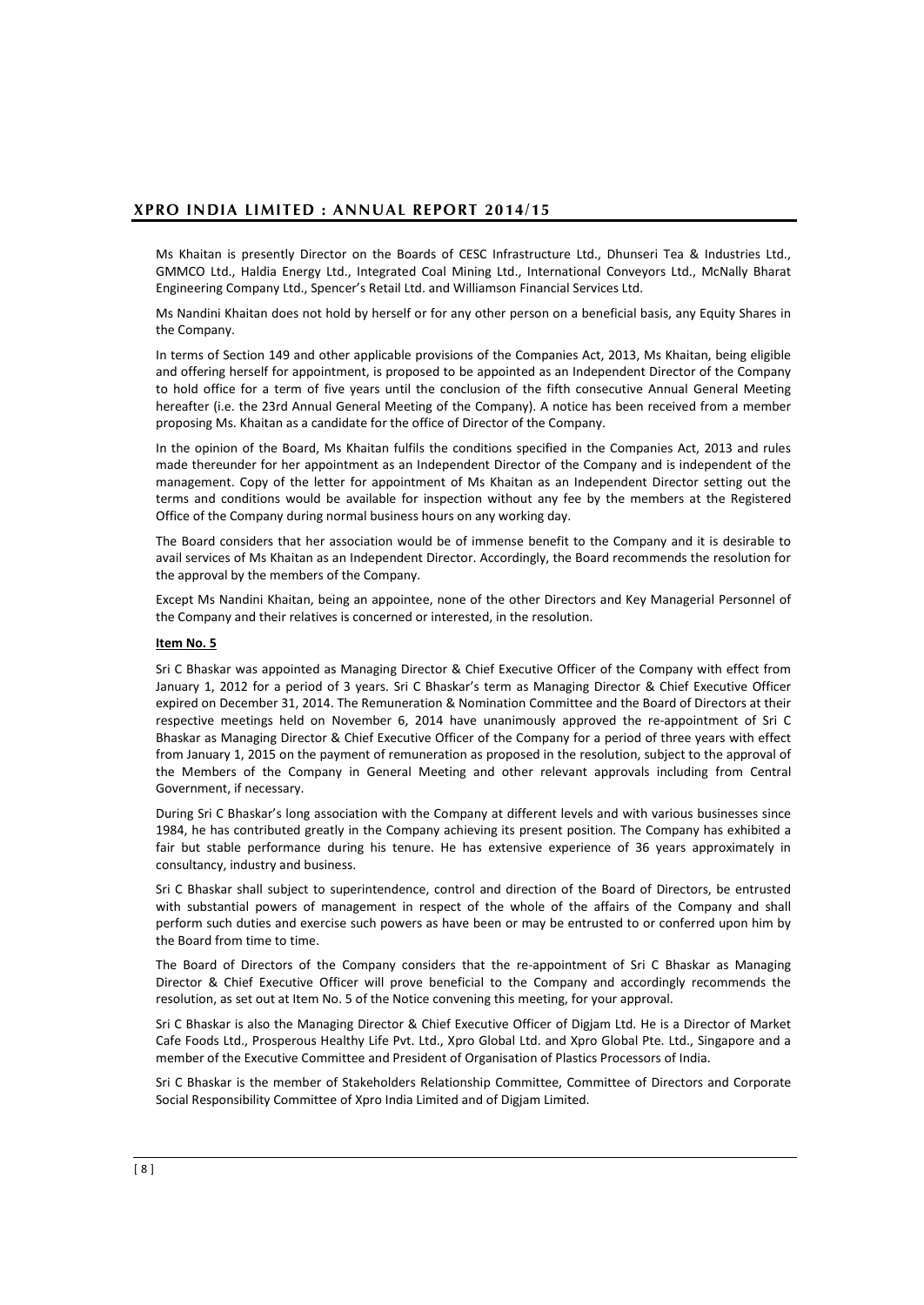Ms Khaitan is presently Director on the Boards of CESC Infrastructure Ltd., Dhunseri Tea & Industries Ltd., GMMCO Ltd., Haldia Energy Ltd., Integrated Coal Mining Ltd., International Conveyors Ltd., McNally Bharat Engineering Company Ltd., Spencer's Retail Ltd. and Williamson Financial Services Ltd.

Ms Nandini Khaitan does not hold by herself or for any other person on a beneficial basis, any Equity Shares in the Company.

In terms of Section 149 and other applicable provisions of the Companies Act, 2013, Ms Khaitan, being eligible and offering herself for appointment, is proposed to be appointed as an Independent Director of the Company to hold office for a term of five years until the conclusion of the fifth consecutive Annual General Meeting hereafter (i.e. the 23rd Annual General Meeting of the Company). A notice has been received from a member proposing Ms. Khaitan as a candidate for the office of Director of the Company.

In the opinion of the Board, Ms Khaitan fulfils the conditions specified in the Companies Act, 2013 and rules made thereunder for her appointment as an Independent Director of the Company and is independent of the management. Copy of the letter for appointment of Ms Khaitan as an Independent Director setting out the terms and conditions would be available for inspection without any fee by the members at the Registered Office of the Company during normal business hours on any working day.

The Board considers that her association would be of immense benefit to the Company and it is desirable to avail services of Ms Khaitan as an Independent Director. Accordingly, the Board recommends the resolution for the approval by the members of the Company.

Except Ms Nandini Khaitan, being an appointee, none of the other Directors and Key Managerial Personnel of the Company and their relatives is concerned or interested, in the resolution.

**Item No. 5**

Sri C Bhaskar was appointed as Managing Director & Chief Executive Officer of the Company with effect from January 1, 2012 for a period of 3 years. Sri C Bhaskar's term as Managing Director & Chief Executive Officer expired on December 31, 2014. The Remuneration & Nomination Committee and the Board of Directors at their respective meetings held on November 6, 2014 have unanimously approved the re-appointment of Sri C Bhaskar as Managing Director & Chief Executive Officer of the Company for a period of three years with effect from January 1, 2015 on the payment of remuneration as proposed in the resolution, subject to the approval of the Members of the Company in General Meeting and other relevant approvals including from Central Government, if necessary.

During Sri C Bhaskar's long association with the Company at different levels and with various businesses since 1984, he has contributed greatly in the Company achieving its present position. The Company has exhibited a fair but stable performance during his tenure. He has extensive experience of 36 years approximately in consultancy, industry and business.

Sri C Bhaskar shall subject to superintendence, control and direction of the Board of Directors, be entrusted with substantial powers of management in respect of the whole of the affairs of the Company and shall perform such duties and exercise such powers as have been or may be entrusted to or conferred upon him by the Board from time to time.

The Board of Directors of the Company considers that the re-appointment of Sri C Bhaskar as Managing Director & Chief Executive Officer will prove beneficial to the Company and accordingly recommends the resolution, as set out at Item No. 5 of the Notice convening this meeting, for your approval.

Sri C Bhaskar is also the Managing Director & Chief Executive Officer of Digjam Ltd. He is a Director of Market Cafe Foods Ltd., Prosperous Healthy Life Pvt. Ltd., Xpro Global Ltd. and Xpro Global Pte. Ltd., Singapore and a member of the Executive Committee and President of Organisation of Plastics Processors of India.

Sri C Bhaskar is the member of Stakeholders Relationship Committee, Committee of Directors and Corporate Social Responsibility Committee of Xpro India Limited and of Digjam Limited.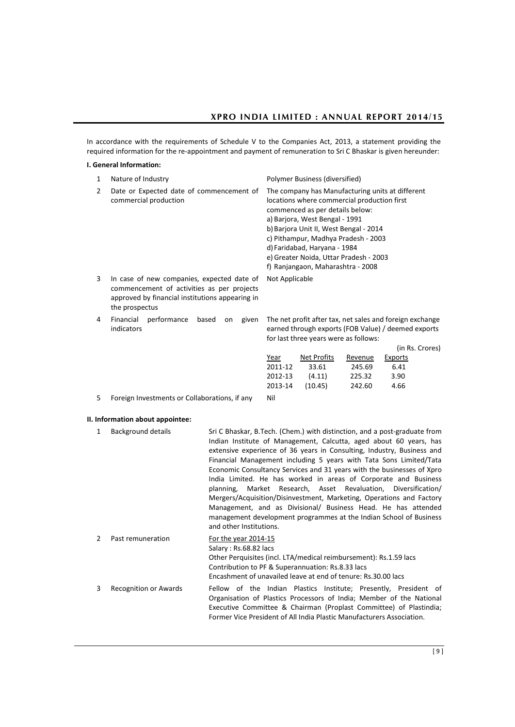In accordance with the requirements of Schedule V to the Companies Act, 2013, a statement providing the required information for the re-appointment and payment of remuneration to Sri C Bhaskar is given hereunder:

**I. General Information:**

1. Nature of Industry — Polymer Business (diversified)

2. Date or Expected date of commencement of commercial production — The company has Manufacturing units at different locations where commercial production first commenced as per details below:
   - a) Barjora, West Bengal - 1991
   - b) Barjora Unit II, West Bengal - 2014
   - c) Pithampur, Madhya Pradesh - 2003
   - d) Faridabad, Haryana - 1984
   - e) Greater Noida, Uttar Pradesh - 2003
   - f) Ranjangaon, Maharashtra - 2008

3. In case of new companies, expected date of commencement of activities as per projects approved by financial institutions appearing in the prospectus — Not Applicable

4. Financial performance based on given indicators — The net profit after tax, net sales and foreign exchange earned through exports (FOB Value) / deemed exports for last three years were as follows:

(in Rs. Crores)

| Year | Net Profits | Revenue | Exports |
|---|---|---|---|
| 2011-12 | 33.61 | 245.69 | 6.41 |
| 2012-13 | (4.11) | 225.32 | 3.90 |
| 2013-14 | (10.45) | 242.60 | 4.66 |

5. Foreign Investments or Collaborations, if any — Nil

**II. Information about appointee:**

1. Background details — Sri C Bhaskar, B.Tech. (Chem.) with distinction, and a post-graduate from Indian Institute of Management, Calcutta, aged about 60 years, has extensive experience of 36 years in Consulting, Industry, Business and Financial Management including 5 years with Tata Sons Limited/Tata Economic Consultancy Services and 31 years with the businesses of Xpro India Limited. He has worked in areas of Corporate and Business planning, Market Research, Asset Revaluation, Diversification/ Mergers/Acquisition/Disinvestment, Marketing, Operations and Factory Management, and as Divisional/ Business Head. He has attended management development programmes at the Indian School of Business and other Institutions.

2. Past remuneration — For the year 2014-15
   Salary : Rs.68.82 lacs
   Other Perquisites (incl. LTA/medical reimbursement): Rs.1.59 lacs
   Contribution to PF & Superannuation: Rs.8.33 lacs
   Encashment of unavailed leave at end of tenure: Rs.30.00 lacs

3. Recognition or Awards — Fellow of the Indian Plastics Institute; Presently, President of Organisation of Plastics Processors of India; Member of the National Executive Committee & Chairman (Proplast Committee) of Plastindia; Former Vice President of All India Plastic Manufacturers Association.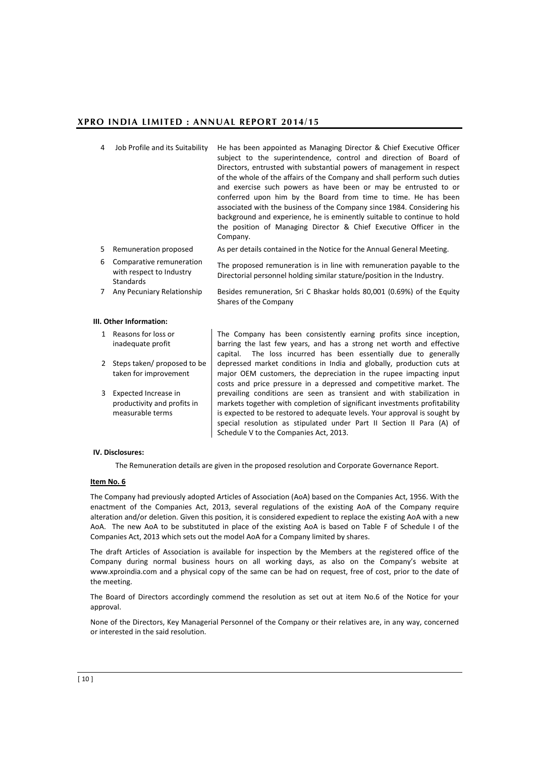| | | |
|---|---|---|
| 4 | Job Profile and its Suitability | He has been appointed as Managing Director & Chief Executive Officer subject to the superintendence, control and direction of Board of Directors, entrusted with substantial powers of management in respect of the whole of the affairs of the Company and shall perform such duties and exercise such powers as have been or may be entrusted to or conferred upon him by the Board from time to time. He has been associated with the business of the Company since 1984. Considering his background and experience, he is eminently suitable to continue to hold the position of Managing Director & Chief Executive Officer in the Company. |
| 5 | Remuneration proposed | As per details contained in the Notice for the Annual General Meeting. |
| 6 | Comparative remuneration with respect to Industry Standards | The proposed remuneration is in line with remuneration payable to the Directorial personnel holding similar stature/position in the Industry. |
| 7 | Any Pecuniary Relationship | Besides remuneration, Sri C Bhaskar holds 80,001 (0.69%) of the Equity Shares of the Company |

**III. Other Information:**

| | | |
|---|---|---|
| 1 | Reasons for loss or inadequate profit | The Company has been consistently earning profits since inception, barring the last few years, and has a strong net worth and effective capital. The loss incurred has been essentially due to generally depressed market conditions in India and globally, production cuts at major OEM customers, the depreciation in the rupee impacting input costs and price pressure in a depressed and competitive market. The prevailing conditions are seen as transient and with stabilization in markets together with completion of significant investments profitability is expected to be restored to adequate levels. Your approval is sought by special resolution as stipulated under Part II Section II Para (A) of Schedule V to the Companies Act, 2013. |
| 2 | Steps taken/ proposed to be taken for improvement | |
| 3 | Expected Increase in productivity and profits in measurable terms | |

**IV. Disclosures:**

The Remuneration details are given in the proposed resolution and Corporate Governance Report.

**Item No. 6**

The Company had previously adopted Articles of Association (AoA) based on the Companies Act, 1956. With the enactment of the Companies Act, 2013, several regulations of the existing AoA of the Company require alteration and/or deletion. Given this position, it is considered expedient to replace the existing AoA with a new AoA. The new AoA to be substituted in place of the existing AoA is based on Table F of Schedule I of the Companies Act, 2013 which sets out the model AoA for a Company limited by shares.

The draft Articles of Association is available for inspection by the Members at the registered office of the Company during normal business hours on all working days, as also on the Company's website at www.xproindia.com and a physical copy of the same can be had on request, free of cost, prior to the date of the meeting.

The Board of Directors accordingly commend the resolution as set out at item No.6 of the Notice for your approval.

None of the Directors, Key Managerial Personnel of the Company or their relatives are, in any way, concerned or interested in the said resolution.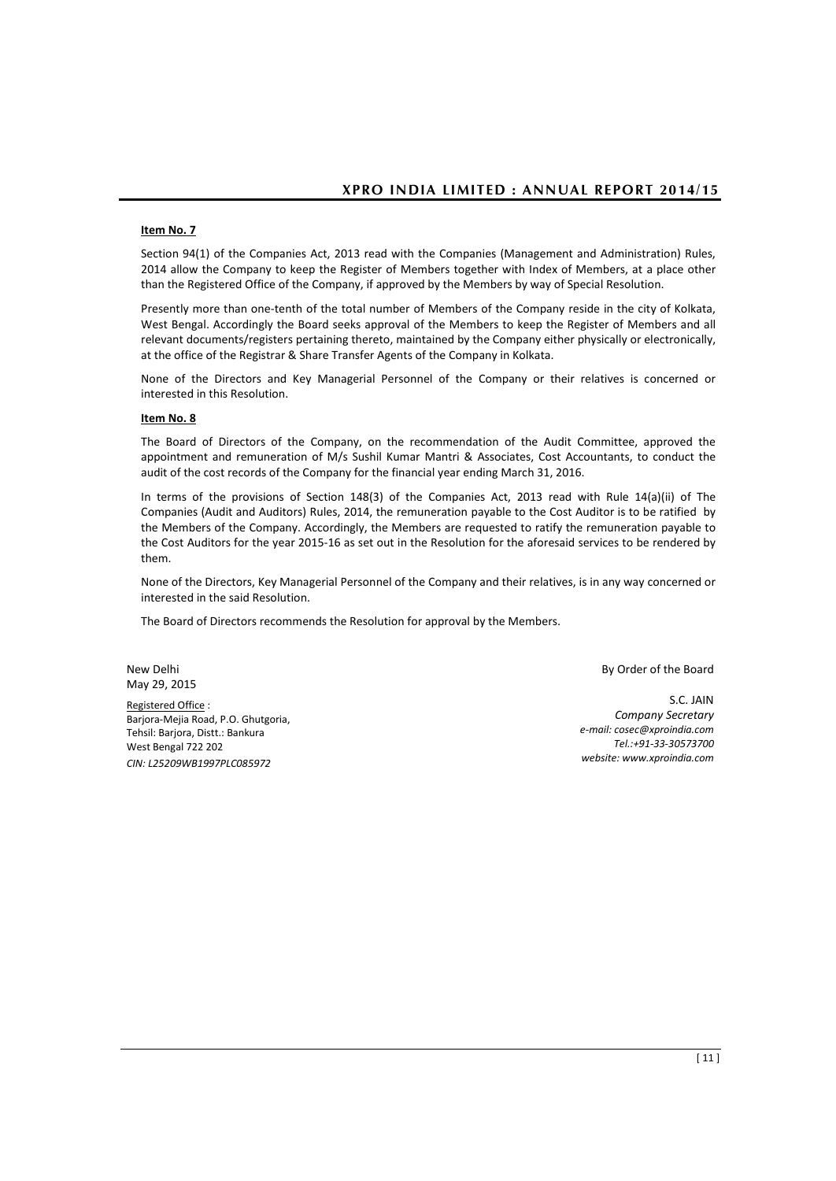**Item No. 7**

Section 94(1) of the Companies Act, 2013 read with the Companies (Management and Administration) Rules, 2014 allow the Company to keep the Register of Members together with Index of Members, at a place other than the Registered Office of the Company, if approved by the Members by way of Special Resolution.

Presently more than one-tenth of the total number of Members of the Company reside in the city of Kolkata, West Bengal. Accordingly the Board seeks approval of the Members to keep the Register of Members and all relevant documents/registers pertaining thereto, maintained by the Company either physically or electronically, at the office of the Registrar & Share Transfer Agents of the Company in Kolkata.

None of the Directors and Key Managerial Personnel of the Company or their relatives is concerned or interested in this Resolution.

**Item No. 8**

The Board of Directors of the Company, on the recommendation of the Audit Committee, approved the appointment and remuneration of M/s Sushil Kumar Mantri & Associates, Cost Accountants, to conduct the audit of the cost records of the Company for the financial year ending March 31, 2016.

In terms of the provisions of Section 148(3) of the Companies Act, 2013 read with Rule 14(a)(ii) of The Companies (Audit and Auditors) Rules, 2014, the remuneration payable to the Cost Auditor is to be ratified by the Members of the Company. Accordingly, the Members are requested to ratify the remuneration payable to the Cost Auditors for the year 2015-16 as set out in the Resolution for the aforesaid services to be rendered by them.

None of the Directors, Key Managerial Personnel of the Company and their relatives, is in any way concerned or interested in the said Resolution.

The Board of Directors recommends the Resolution for approval by the Members.

New Delhi
May 29, 2015

Registered Office :
Barjora-Mejia Road, P.O. Ghutgoria,
Tehsil: Barjora, Distt.: Bankura
West Bengal 722 202
*CIN: L25209WB1997PLC085972*

By Order of the Board

S.C. JAIN
*Company Secretary*
*e-mail: cosec@xproindia.com*
*Tel.:+91-33-30573700*
*website: www.xproindia.com*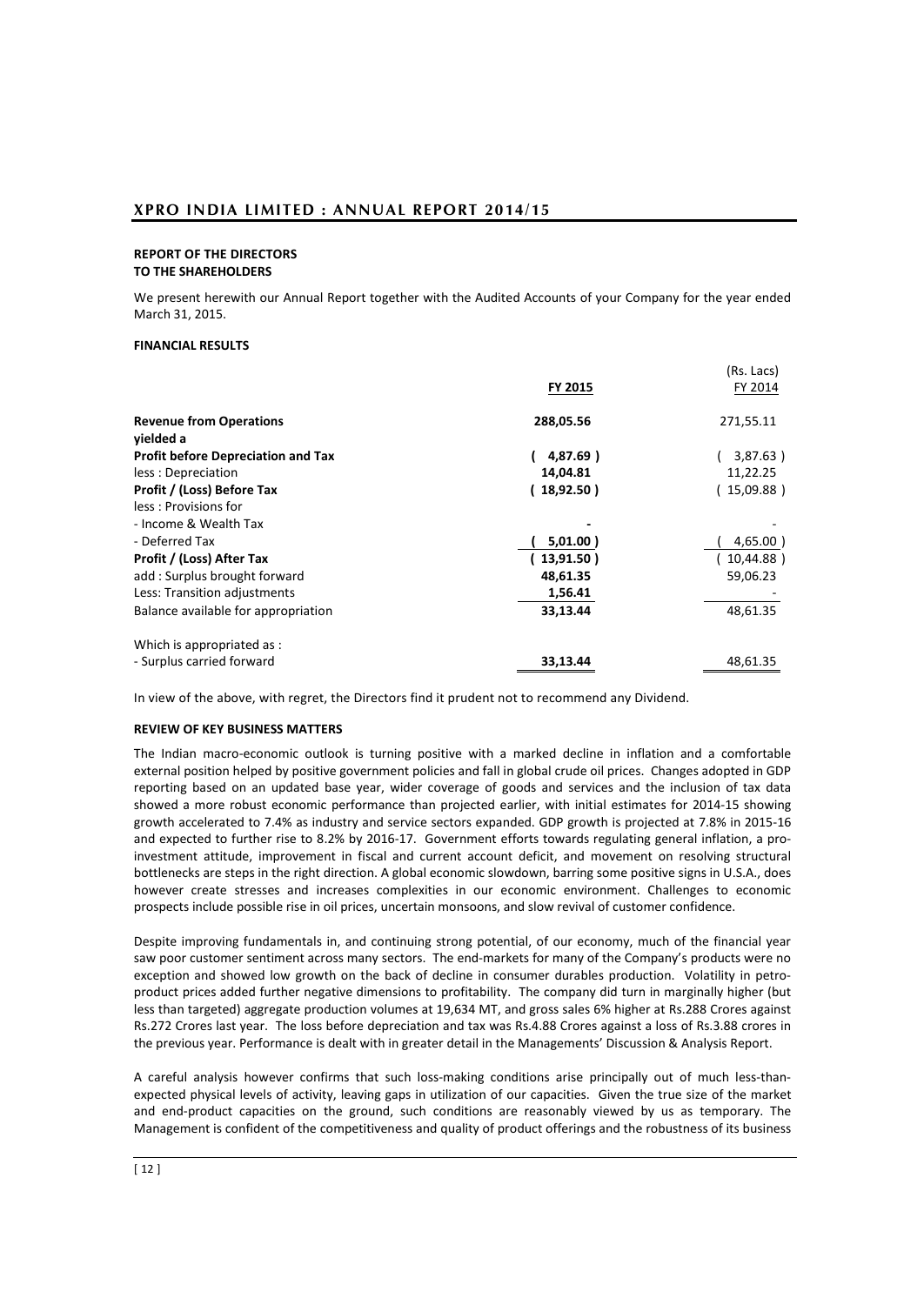## REPORT OF THE DIRECTORS
## TO THE SHAREHOLDERS

We present herewith our Annual Report together with the Audited Accounts of your Company for the year ended March 31, 2015.

### FINANCIAL RESULTS

| | FY 2015 | (Rs. Lacs) FY 2014 |
|---|---|---|
| **Revenue from Operations** | **288,05.56** | 271,55.11 |
| **yielded a** | | |
| **Profit before Depreciation and Tax** | **( 4,87.69 )** | ( 3,87.63 ) |
| less : Depreciation | **14,04.81** | 11,22.25 |
| **Profit / (Loss) Before Tax** | **( 18,92.50 )** | ( 15,09.88 ) |
| less : Provisions for | | |
| - Income & Wealth Tax | **-** | - |
| - Deferred Tax | **( 5,01.00 )** | ( 4,65.00 ) |
| **Profit / (Loss) After Tax** | **( 13,91.50 )** | ( 10,44.88 ) |
| add : Surplus brought forward | **48,61.35** | 59,06.23 |
| Less: Transition adjustments | **1,56.41** | - |
| Balance available for appropriation | **33,13.44** | 48,61.35 |
| Which is appropriated as : | | |
| - Surplus carried forward | **33,13.44** | 48,61.35 |

In view of the above, with regret, the Directors find it prudent not to recommend any Dividend.

### REVIEW OF KEY BUSINESS MATTERS

The Indian macro-economic outlook is turning positive with a marked decline in inflation and a comfortable external position helped by positive government policies and fall in global crude oil prices. Changes adopted in GDP reporting based on an updated base year, wider coverage of goods and services and the inclusion of tax data showed a more robust economic performance than projected earlier, with initial estimates for 2014-15 showing growth accelerated to 7.4% as industry and service sectors expanded. GDP growth is projected at 7.8% in 2015-16 and expected to further rise to 8.2% by 2016-17. Government efforts towards regulating general inflation, a pro-investment attitude, improvement in fiscal and current account deficit, and movement on resolving structural bottlenecks are steps in the right direction. A global economic slowdown, barring some positive signs in U.S.A., does however create stresses and increases complexities in our economic environment. Challenges to economic prospects include possible rise in oil prices, uncertain monsoons, and slow revival of customer confidence.

Despite improving fundamentals in, and continuing strong potential, of our economy, much of the financial year saw poor customer sentiment across many sectors. The end-markets for many of the Company's products were no exception and showed low growth on the back of decline in consumer durables production. Volatility in petro-product prices added further negative dimensions to profitability. The company did turn in marginally higher (but less than targeted) aggregate production volumes at 19,634 MT, and gross sales 6% higher at Rs.288 Crores against Rs.272 Crores last year. The loss before depreciation and tax was Rs.4.88 Crores against a loss of Rs.3.88 crores in the previous year. Performance is dealt with in greater detail in the Managements' Discussion & Analysis Report.

A careful analysis however confirms that such loss-making conditions arise principally out of much less-than-expected physical levels of activity, leaving gaps in utilization of our capacities. Given the true size of the market and end-product capacities on the ground, such conditions are reasonably viewed by us as temporary. The Management is confident of the competitiveness and quality of product offerings and the robustness of its business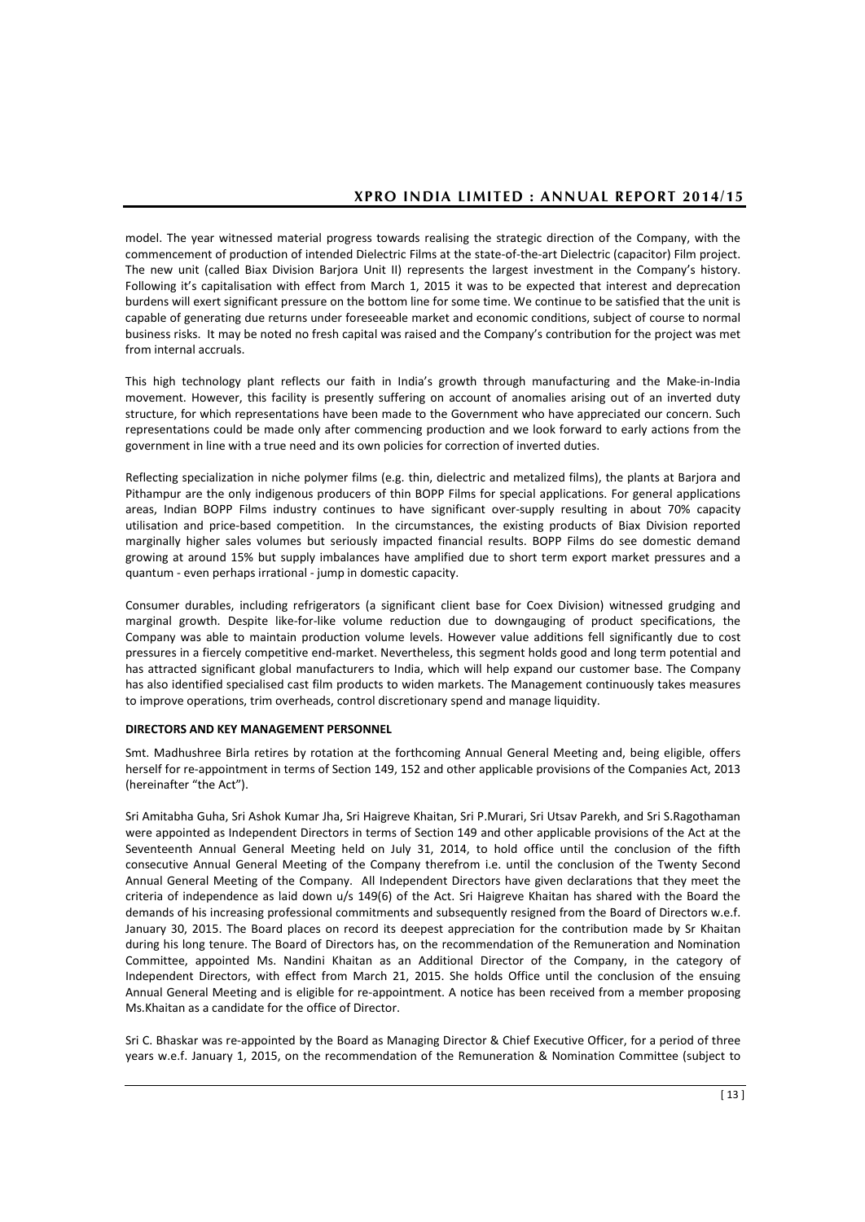model. The year witnessed material progress towards realising the strategic direction of the Company, with the commencement of production of intended Dielectric Films at the state-of-the-art Dielectric (capacitor) Film project. The new unit (called Biax Division Barjora Unit II) represents the largest investment in the Company's history. Following it's capitalisation with effect from March 1, 2015 it was to be expected that interest and deprecation burdens will exert significant pressure on the bottom line for some time. We continue to be satisfied that the unit is capable of generating due returns under foreseeable market and economic conditions, subject of course to normal business risks. It may be noted no fresh capital was raised and the Company's contribution for the project was met from internal accruals.

This high technology plant reflects our faith in India's growth through manufacturing and the Make-in-India movement. However, this facility is presently suffering on account of anomalies arising out of an inverted duty structure, for which representations have been made to the Government who have appreciated our concern. Such representations could be made only after commencing production and we look forward to early actions from the government in line with a true need and its own policies for correction of inverted duties.

Reflecting specialization in niche polymer films (e.g. thin, dielectric and metalized films), the plants at Barjora and Pithampur are the only indigenous producers of thin BOPP Films for special applications. For general applications areas, Indian BOPP Films industry continues to have significant over-supply resulting in about 70% capacity utilisation and price-based competition. In the circumstances, the existing products of Biax Division reported marginally higher sales volumes but seriously impacted financial results. BOPP Films do see domestic demand growing at around 15% but supply imbalances have amplified due to short term export market pressures and a quantum - even perhaps irrational - jump in domestic capacity.

Consumer durables, including refrigerators (a significant client base for Coex Division) witnessed grudging and marginal growth. Despite like-for-like volume reduction due to downgauging of product specifications, the Company was able to maintain production volume levels. However value additions fell significantly due to cost pressures in a fiercely competitive end-market. Nevertheless, this segment holds good and long term potential and has attracted significant global manufacturers to India, which will help expand our customer base. The Company has also identified specialised cast film products to widen markets. The Management continuously takes measures to improve operations, trim overheads, control discretionary spend and manage liquidity.

**DIRECTORS AND KEY MANAGEMENT PERSONNEL**

Smt. Madhushree Birla retires by rotation at the forthcoming Annual General Meeting and, being eligible, offers herself for re-appointment in terms of Section 149, 152 and other applicable provisions of the Companies Act, 2013 (hereinafter "the Act").

Sri Amitabha Guha, Sri Ashok Kumar Jha, Sri Haigreve Khaitan, Sri P.Murari, Sri Utsav Parekh, and Sri S.Ragothaman were appointed as Independent Directors in terms of Section 149 and other applicable provisions of the Act at the Seventeenth Annual General Meeting held on July 31, 2014, to hold office until the conclusion of the fifth consecutive Annual General Meeting of the Company therefrom i.e. until the conclusion of the Twenty Second Annual General Meeting of the Company. All Independent Directors have given declarations that they meet the criteria of independence as laid down u/s 149(6) of the Act. Sri Haigreve Khaitan has shared with the Board the demands of his increasing professional commitments and subsequently resigned from the Board of Directors w.e.f. January 30, 2015. The Board places on record its deepest appreciation for the contribution made by Sr Khaitan during his long tenure. The Board of Directors has, on the recommendation of the Remuneration and Nomination Committee, appointed Ms. Nandini Khaitan as an Additional Director of the Company, in the category of Independent Directors, with effect from March 21, 2015. She holds Office until the conclusion of the ensuing Annual General Meeting and is eligible for re-appointment. A notice has been received from a member proposing Ms.Khaitan as a candidate for the office of Director.

Sri C. Bhaskar was re-appointed by the Board as Managing Director & Chief Executive Officer, for a period of three years w.e.f. January 1, 2015, on the recommendation of the Remuneration & Nomination Committee (subject to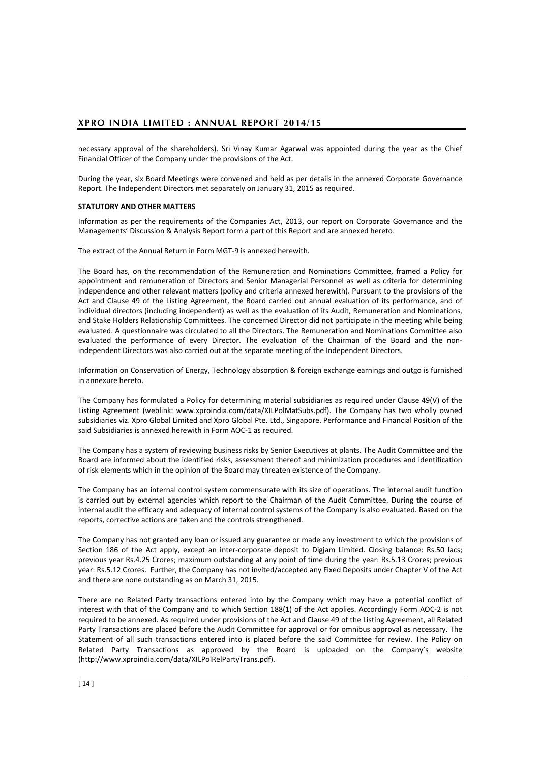necessary approval of the shareholders). Sri Vinay Kumar Agarwal was appointed during the year as the Chief Financial Officer of the Company under the provisions of the Act.

During the year, six Board Meetings were convened and held as per details in the annexed Corporate Governance Report. The Independent Directors met separately on January 31, 2015 as required.

**STATUTORY AND OTHER MATTERS**

Information as per the requirements of the Companies Act, 2013, our report on Corporate Governance and the Managements' Discussion & Analysis Report form a part of this Report and are annexed hereto.

The extract of the Annual Return in Form MGT-9 is annexed herewith.

The Board has, on the recommendation of the Remuneration and Nominations Committee, framed a Policy for appointment and remuneration of Directors and Senior Managerial Personnel as well as criteria for determining independence and other relevant matters (policy and criteria annexed herewith). Pursuant to the provisions of the Act and Clause 49 of the Listing Agreement, the Board carried out annual evaluation of its performance, and of individual directors (including independent) as well as the evaluation of its Audit, Remuneration and Nominations, and Stake Holders Relationship Committees. The concerned Director did not participate in the meeting while being evaluated. A questionnaire was circulated to all the Directors. The Remuneration and Nominations Committee also evaluated the performance of every Director. The evaluation of the Chairman of the Board and the non-independent Directors was also carried out at the separate meeting of the Independent Directors.

Information on Conservation of Energy, Technology absorption & foreign exchange earnings and outgo is furnished in annexure hereto.

The Company has formulated a Policy for determining material subsidiaries as required under Clause 49(V) of the Listing Agreement (weblink: www.xproindia.com/data/XILPolMatSubs.pdf). The Company has two wholly owned subsidiaries viz. Xpro Global Limited and Xpro Global Pte. Ltd., Singapore. Performance and Financial Position of the said Subsidiaries is annexed herewith in Form AOC-1 as required.

The Company has a system of reviewing business risks by Senior Executives at plants. The Audit Committee and the Board are informed about the identified risks, assessment thereof and minimization procedures and identification of risk elements which in the opinion of the Board may threaten existence of the Company.

The Company has an internal control system commensurate with its size of operations. The internal audit function is carried out by external agencies which report to the Chairman of the Audit Committee. During the course of internal audit the efficacy and adequacy of internal control systems of the Company is also evaluated. Based on the reports, corrective actions are taken and the controls strengthened.

The Company has not granted any loan or issued any guarantee or made any investment to which the provisions of Section 186 of the Act apply, except an inter-corporate deposit to Digjam Limited. Closing balance: Rs.50 lacs; previous year Rs.4.25 Crores; maximum outstanding at any point of time during the year: Rs.5.13 Crores; previous year: Rs.5.12 Crores. Further, the Company has not invited/accepted any Fixed Deposits under Chapter V of the Act and there are none outstanding as on March 31, 2015.

There are no Related Party transactions entered into by the Company which may have a potential conflict of interest with that of the Company and to which Section 188(1) of the Act applies. Accordingly Form AOC-2 is not required to be annexed. As required under provisions of the Act and Clause 49 of the Listing Agreement, all Related Party Transactions are placed before the Audit Committee for approval or for omnibus approval as necessary. The Statement of all such transactions entered into is placed before the said Committee for review. The Policy on Related Party Transactions as approved by the Board is uploaded on the Company's website (http://www.xproindia.com/data/XILPolRelPartyTrans.pdf).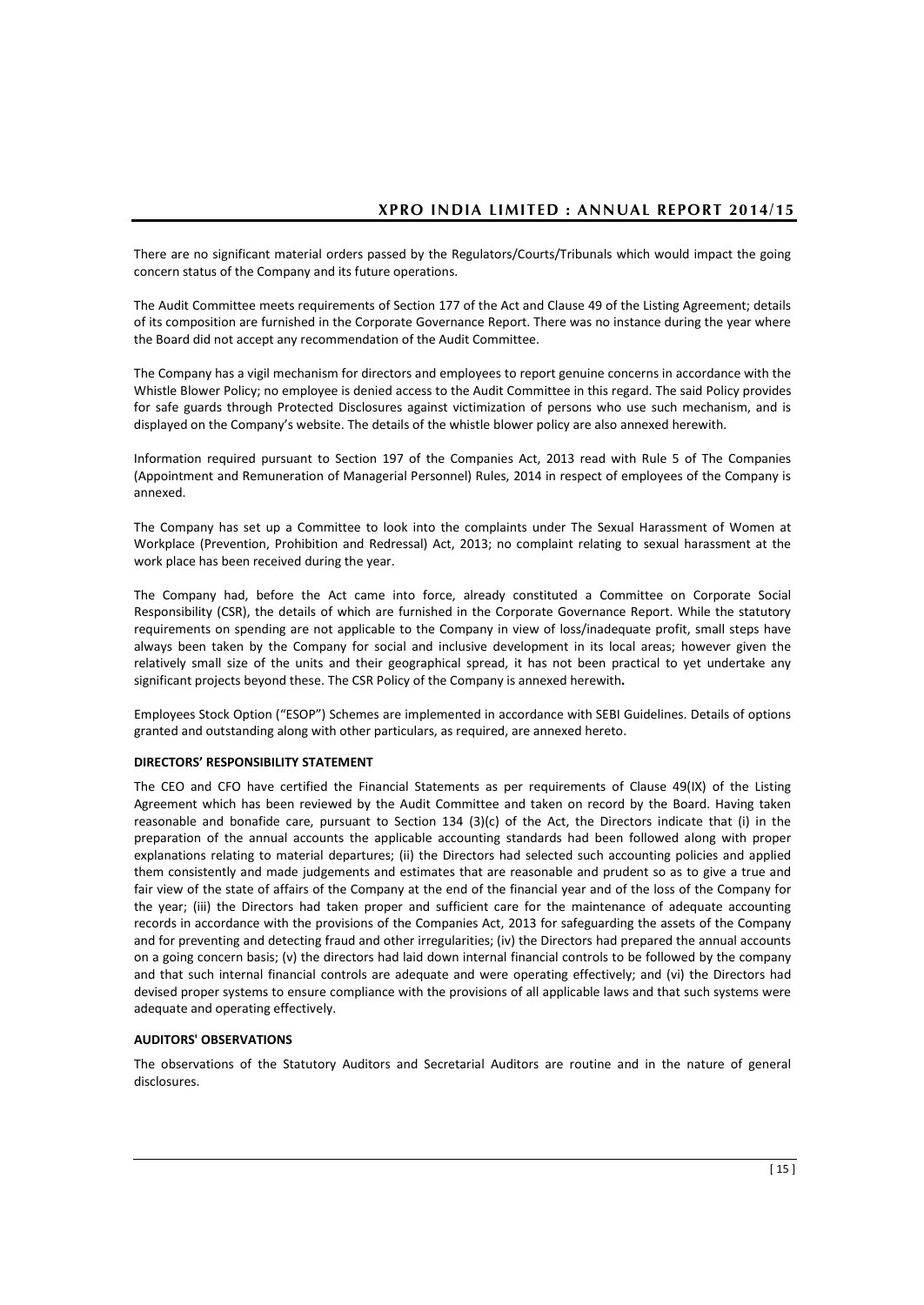There are no significant material orders passed by the Regulators/Courts/Tribunals which would impact the going concern status of the Company and its future operations.

The Audit Committee meets requirements of Section 177 of the Act and Clause 49 of the Listing Agreement; details of its composition are furnished in the Corporate Governance Report. There was no instance during the year where the Board did not accept any recommendation of the Audit Committee.

The Company has a vigil mechanism for directors and employees to report genuine concerns in accordance with the Whistle Blower Policy; no employee is denied access to the Audit Committee in this regard. The said Policy provides for safe guards through Protected Disclosures against victimization of persons who use such mechanism, and is displayed on the Company's website. The details of the whistle blower policy are also annexed herewith.

Information required pursuant to Section 197 of the Companies Act, 2013 read with Rule 5 of The Companies (Appointment and Remuneration of Managerial Personnel) Rules, 2014 in respect of employees of the Company is annexed.

The Company has set up a Committee to look into the complaints under The Sexual Harassment of Women at Workplace (Prevention, Prohibition and Redressal) Act, 2013; no complaint relating to sexual harassment at the work place has been received during the year.

The Company had, before the Act came into force, already constituted a Committee on Corporate Social Responsibility (CSR), the details of which are furnished in the Corporate Governance Report. While the statutory requirements on spending are not applicable to the Company in view of loss/inadequate profit, small steps have always been taken by the Company for social and inclusive development in its local areas; however given the relatively small size of the units and their geographical spread, it has not been practical to yet undertake any significant projects beyond these. The CSR Policy of the Company is annexed herewith**.**

Employees Stock Option ("ESOP") Schemes are implemented in accordance with SEBI Guidelines. Details of options granted and outstanding along with other particulars, as required, are annexed hereto.

**DIRECTORS' RESPONSIBILITY STATEMENT**

The CEO and CFO have certified the Financial Statements as per requirements of Clause 49(IX) of the Listing Agreement which has been reviewed by the Audit Committee and taken on record by the Board. Having taken reasonable and bonafide care, pursuant to Section 134 (3)(c) of the Act, the Directors indicate that (i) in the preparation of the annual accounts the applicable accounting standards had been followed along with proper explanations relating to material departures; (ii) the Directors had selected such accounting policies and applied them consistently and made judgements and estimates that are reasonable and prudent so as to give a true and fair view of the state of affairs of the Company at the end of the financial year and of the loss of the Company for the year; (iii) the Directors had taken proper and sufficient care for the maintenance of adequate accounting records in accordance with the provisions of the Companies Act, 2013 for safeguarding the assets of the Company and for preventing and detecting fraud and other irregularities; (iv) the Directors had prepared the annual accounts on a going concern basis; (v) the directors had laid down internal financial controls to be followed by the company and that such internal financial controls are adequate and were operating effectively; and (vi) the Directors had devised proper systems to ensure compliance with the provisions of all applicable laws and that such systems were adequate and operating effectively.

**AUDITORS' OBSERVATIONS**

The observations of the Statutory Auditors and Secretarial Auditors are routine and in the nature of general disclosures.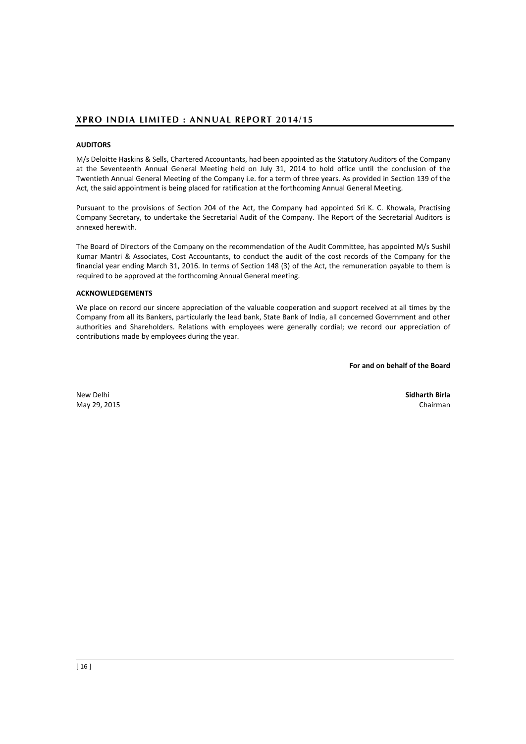**AUDITORS**

M/s Deloitte Haskins & Sells, Chartered Accountants, had been appointed as the Statutory Auditors of the Company at the Seventeenth Annual General Meeting held on July 31, 2014 to hold office until the conclusion of the Twentieth Annual General Meeting of the Company i.e. for a term of three years. As provided in Section 139 of the Act, the said appointment is being placed for ratification at the forthcoming Annual General Meeting.

Pursuant to the provisions of Section 204 of the Act, the Company had appointed Sri K. C. Khowala, Practising Company Secretary, to undertake the Secretarial Audit of the Company. The Report of the Secretarial Auditors is annexed herewith.

The Board of Directors of the Company on the recommendation of the Audit Committee, has appointed M/s Sushil Kumar Mantri & Associates, Cost Accountants, to conduct the audit of the cost records of the Company for the financial year ending March 31, 2016. In terms of Section 148 (3) of the Act, the remuneration payable to them is required to be approved at the forthcoming Annual General meeting.

**ACKNOWLEDGEMENTS**

We place on record our sincere appreciation of the valuable cooperation and support received at all times by the Company from all its Bankers, particularly the lead bank, State Bank of India, all concerned Government and other authorities and Shareholders. Relations with employees were generally cordial; we record our appreciation of contributions made by employees during the year.

**For and on behalf of the Board**

New Delhi
May 29, 2015

**Sidharth Birla**
Chairman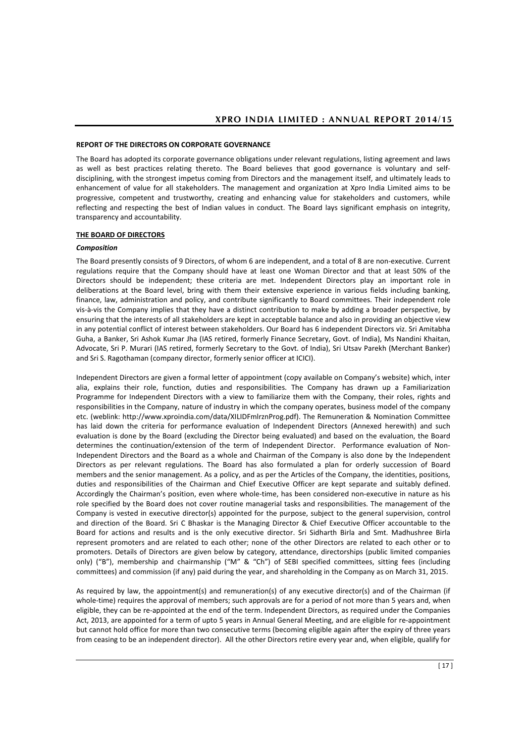## REPORT OF THE DIRECTORS ON CORPORATE GOVERNANCE

The Board has adopted its corporate governance obligations under relevant regulations, listing agreement and laws as well as best practices relating thereto. The Board believes that good governance is voluntary and self-disciplining, with the strongest impetus coming from Directors and the management itself, and ultimately leads to enhancement of value for all stakeholders. The management and organization at Xpro India Limited aims to be progressive, competent and trustworthy, creating and enhancing value for stakeholders and customers, while reflecting and respecting the best of Indian values in conduct. The Board lays significant emphasis on integrity, transparency and accountability.

### THE BOARD OF DIRECTORS

***Composition***

The Board presently consists of 9 Directors, of whom 6 are independent, and a total of 8 are non-executive. Current regulations require that the Company should have at least one Woman Director and that at least 50% of the Directors should be independent; these criteria are met. Independent Directors play an important role in deliberations at the Board level, bring with them their extensive experience in various fields including banking, finance, law, administration and policy, and contribute significantly to Board committees. Their independent role vis-à-vis the Company implies that they have a distinct contribution to make by adding a broader perspective, by ensuring that the interests of all stakeholders are kept in acceptable balance and also in providing an objective view in any potential conflict of interest between stakeholders. Our Board has 6 independent Directors viz. Sri Amitabha Guha, a Banker, Sri Ashok Kumar Jha (IAS retired, formerly Finance Secretary, Govt. of India), Ms Nandini Khaitan, Advocate, Sri P. Murari (IAS retired, formerly Secretary to the Govt. of India), Sri Utsav Parekh (Merchant Banker) and Sri S. Ragothaman (company director, formerly senior officer at ICICI).

Independent Directors are given a formal letter of appointment (copy available on Company's website) which, inter alia, explains their role, function, duties and responsibilities. The Company has drawn up a Familiarization Programme for Independent Directors with a view to familiarize them with the Company, their roles, rights and responsibilities in the Company, nature of industry in which the company operates, business model of the company etc. (weblink: http://www.xproindia.com/data/XILIDFmlrznProg.pdf). The Remuneration & Nomination Committee has laid down the criteria for performance evaluation of Independent Directors (Annexed herewith) and such evaluation is done by the Board (excluding the Director being evaluated) and based on the evaluation, the Board determines the continuation/extension of the term of Independent Director. Performance evaluation of Non-Independent Directors and the Board as a whole and Chairman of the Company is also done by the Independent Directors as per relevant regulations. The Board has also formulated a plan for orderly succession of Board members and the senior management. As a policy, and as per the Articles of the Company, the identities, positions, duties and responsibilities of the Chairman and Chief Executive Officer are kept separate and suitably defined. Accordingly the Chairman's position, even where whole-time, has been considered non-executive in nature as his role specified by the Board does not cover routine managerial tasks and responsibilities. The management of the Company is vested in executive director(s) appointed for the purpose, subject to the general supervision, control and direction of the Board. Sri C Bhaskar is the Managing Director & Chief Executive Officer accountable to the Board for actions and results and is the only executive director. Sri Sidharth Birla and Smt. Madhushree Birla represent promoters and are related to each other; none of the other Directors are related to each other or to promoters. Details of Directors are given below by category, attendance, directorships (public limited companies only) ("B"), membership and chairmanship ("M" & "Ch") of SEBI specified committees, sitting fees (including committees) and commission (if any) paid during the year, and shareholding in the Company as on March 31, 2015.

As required by law, the appointment(s) and remuneration(s) of any executive director(s) and of the Chairman (if whole-time) requires the approval of members; such approvals are for a period of not more than 5 years and, when eligible, they can be re-appointed at the end of the term. Independent Directors, as required under the Companies Act, 2013, are appointed for a term of upto 5 years in Annual General Meeting, and are eligible for re-appointment but cannot hold office for more than two consecutive terms (becoming eligible again after the expiry of three years from ceasing to be an independent director). All the other Directors retire every year and, when eligible, qualify for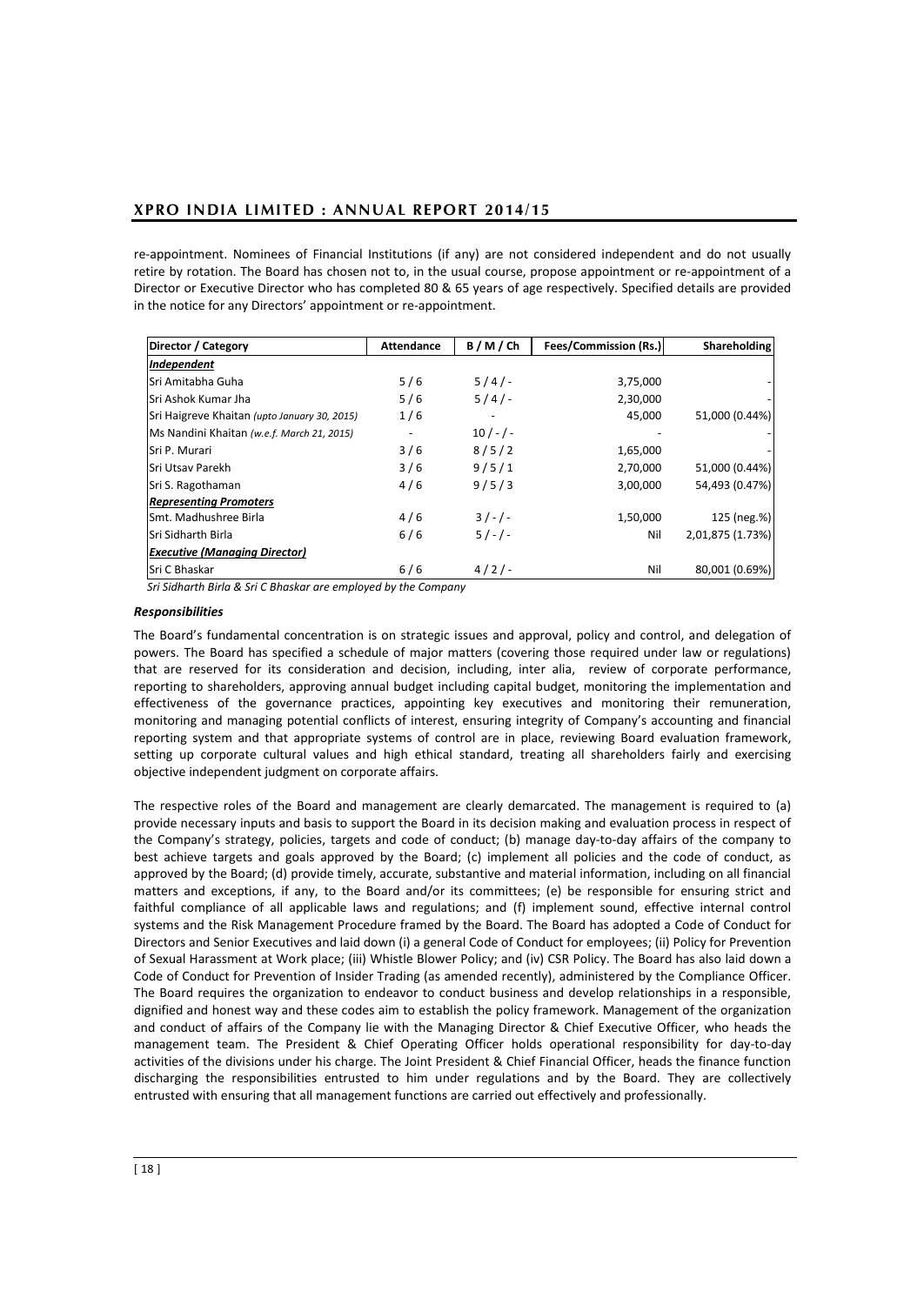re-appointment. Nominees of Financial Institutions (if any) are not considered independent and do not usually retire by rotation. The Board has chosen not to, in the usual course, propose appointment or re-appointment of a Director or Executive Director who has completed 80 & 65 years of age respectively. Specified details are provided in the notice for any Directors' appointment or re-appointment.

| Director / Category | Attendance | B / M / Ch | Fees/Commission (Rs.) | Shareholding |
|---|---|---|---|---|
| ***Independent*** | | | | |
| Sri Amitabha Guha | 5 / 6 | 5 / 4 / - | 3,75,000 | - |
| Sri Ashok Kumar Jha | 5 / 6 | 5 / 4 / - | 2,30,000 | - |
| Sri Haigreve Khaitan *(upto January 30, 2015)* | 1 / 6 | - | 45,000 | 51,000 (0.44%) |
| Ms Nandini Khaitan *(w.e.f. March 21, 2015)* | - | 10 / - / - | - | - |
| Sri P. Murari | 3 / 6 | 8 / 5 / 2 | 1,65,000 | - |
| Sri Utsav Parekh | 3 / 6 | 9 / 5 / 1 | 2,70,000 | 51,000 (0.44%) |
| Sri S. Ragothaman | 4 / 6 | 9 / 5 / 3 | 3,00,000 | 54,493 (0.47%) |
| ***Representing Promoters*** | | | | |
| Smt. Madhushree Birla | 4 / 6 | 3 / - / - | 1,50,000 | 125 (neg.%) |
| Sri Sidharth Birla | 6 / 6 | 5 / - / - | Nil | 2,01,875 (1.73%) |
| ***Executive (Managing Director)*** | | | | |
| Sri C Bhaskar | 6 / 6 | 4 / 2 / - | Nil | 80,001 (0.69%) |

*Sri Sidharth Birla & Sri C Bhaskar are employed by the Company*

***Responsibilities***

The Board's fundamental concentration is on strategic issues and approval, policy and control, and delegation of powers. The Board has specified a schedule of major matters (covering those required under law or regulations) that are reserved for its consideration and decision, including, inter alia, review of corporate performance, reporting to shareholders, approving annual budget including capital budget, monitoring the implementation and effectiveness of the governance practices, appointing key executives and monitoring their remuneration, monitoring and managing potential conflicts of interest, ensuring integrity of Company's accounting and financial reporting system and that appropriate systems of control are in place, reviewing Board evaluation framework, setting up corporate cultural values and high ethical standard, treating all shareholders fairly and exercising objective independent judgment on corporate affairs.

The respective roles of the Board and management are clearly demarcated. The management is required to (a) provide necessary inputs and basis to support the Board in its decision making and evaluation process in respect of the Company's strategy, policies, targets and code of conduct; (b) manage day-to-day affairs of the company to best achieve targets and goals approved by the Board; (c) implement all policies and the code of conduct, as approved by the Board; (d) provide timely, accurate, substantive and material information, including on all financial matters and exceptions, if any, to the Board and/or its committees; (e) be responsible for ensuring strict and faithful compliance of all applicable laws and regulations; and (f) implement sound, effective internal control systems and the Risk Management Procedure framed by the Board. The Board has adopted a Code of Conduct for Directors and Senior Executives and laid down (i) a general Code of Conduct for employees; (ii) Policy for Prevention of Sexual Harassment at Work place; (iii) Whistle Blower Policy; and (iv) CSR Policy. The Board has also laid down a Code of Conduct for Prevention of Insider Trading (as amended recently), administered by the Compliance Officer. The Board requires the organization to endeavor to conduct business and develop relationships in a responsible, dignified and honest way and these codes aim to establish the policy framework. Management of the organization and conduct of affairs of the Company lie with the Managing Director & Chief Executive Officer, who heads the management team. The President & Chief Operating Officer holds operational responsibility for day-to-day activities of the divisions under his charge. The Joint President & Chief Financial Officer, heads the finance function discharging the responsibilities entrusted to him under regulations and by the Board. They are collectively entrusted with ensuring that all management functions are carried out effectively and professionally.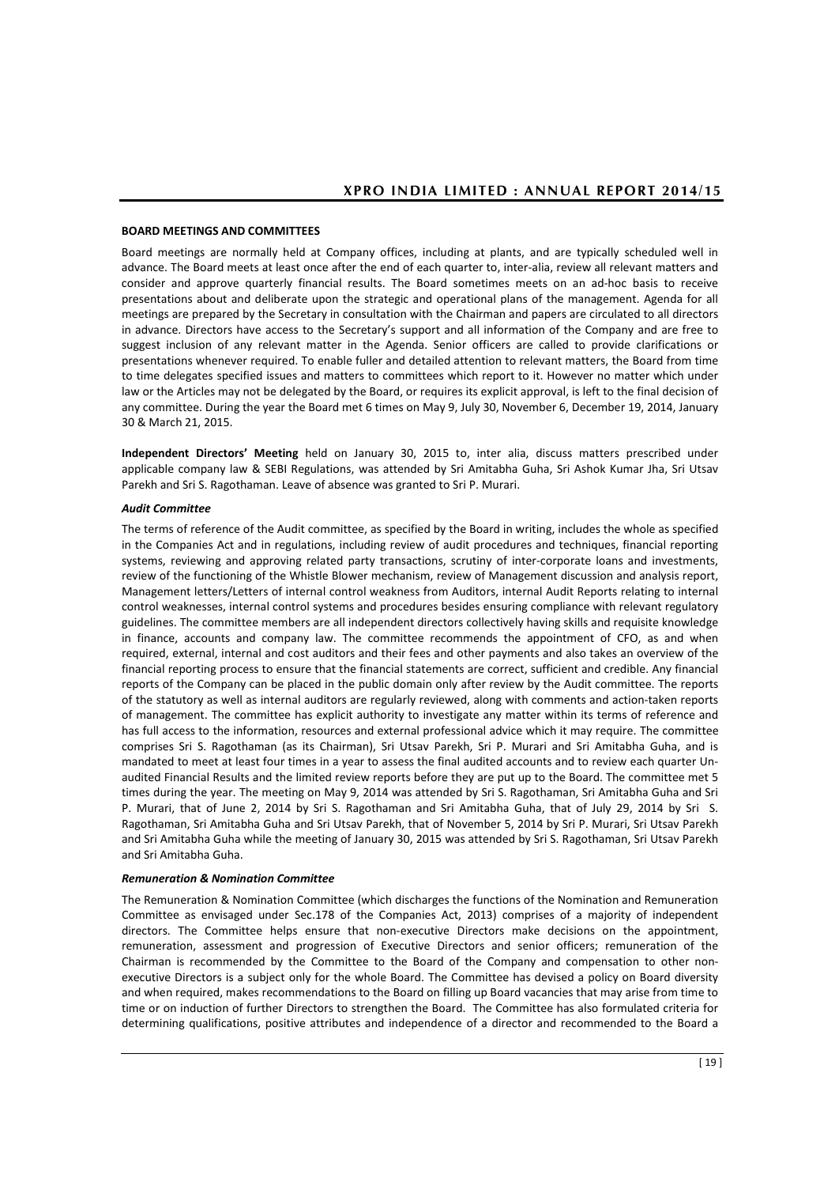**BOARD MEETINGS AND COMMITTEES**

Board meetings are normally held at Company offices, including at plants, and are typically scheduled well in advance. The Board meets at least once after the end of each quarter to, inter-alia, review all relevant matters and consider and approve quarterly financial results. The Board sometimes meets on an ad-hoc basis to receive presentations about and deliberate upon the strategic and operational plans of the management. Agenda for all meetings are prepared by the Secretary in consultation with the Chairman and papers are circulated to all directors in advance. Directors have access to the Secretary's support and all information of the Company and are free to suggest inclusion of any relevant matter in the Agenda. Senior officers are called to provide clarifications or presentations whenever required. To enable fuller and detailed attention to relevant matters, the Board from time to time delegates specified issues and matters to committees which report to it. However no matter which under law or the Articles may not be delegated by the Board, or requires its explicit approval, is left to the final decision of any committee. During the year the Board met 6 times on May 9, July 30, November 6, December 19, 2014, January 30 & March 21, 2015.

**Independent Directors' Meeting** held on January 30, 2015 to, inter alia, discuss matters prescribed under applicable company law & SEBI Regulations, was attended by Sri Amitabha Guha, Sri Ashok Kumar Jha, Sri Utsav Parekh and Sri S. Ragothaman. Leave of absence was granted to Sri P. Murari.

***Audit Committee***

The terms of reference of the Audit committee, as specified by the Board in writing, includes the whole as specified in the Companies Act and in regulations, including review of audit procedures and techniques, financial reporting systems, reviewing and approving related party transactions, scrutiny of inter-corporate loans and investments, review of the functioning of the Whistle Blower mechanism, review of Management discussion and analysis report, Management letters/Letters of internal control weakness from Auditors, internal Audit Reports relating to internal control weaknesses, internal control systems and procedures besides ensuring compliance with relevant regulatory guidelines. The committee members are all independent directors collectively having skills and requisite knowledge in finance, accounts and company law. The committee recommends the appointment of CFO, as and when required, external, internal and cost auditors and their fees and other payments and also takes an overview of the financial reporting process to ensure that the financial statements are correct, sufficient and credible. Any financial reports of the Company can be placed in the public domain only after review by the Audit committee. The reports of the statutory as well as internal auditors are regularly reviewed, along with comments and action-taken reports of management. The committee has explicit authority to investigate any matter within its terms of reference and has full access to the information, resources and external professional advice which it may require. The committee comprises Sri S. Ragothaman (as its Chairman), Sri Utsav Parekh, Sri P. Murari and Sri Amitabha Guha, and is mandated to meet at least four times in a year to assess the final audited accounts and to review each quarter Un-audited Financial Results and the limited review reports before they are put up to the Board. The committee met 5 times during the year. The meeting on May 9, 2014 was attended by Sri S. Ragothaman, Sri Amitabha Guha and Sri P. Murari, that of June 2, 2014 by Sri S. Ragothaman and Sri Amitabha Guha, that of July 29, 2014 by Sri S. Ragothaman, Sri Amitabha Guha and Sri Utsav Parekh, that of November 5, 2014 by Sri P. Murari, Sri Utsav Parekh and Sri Amitabha Guha while the meeting of January 30, 2015 was attended by Sri S. Ragothaman, Sri Utsav Parekh and Sri Amitabha Guha.

***Remuneration & Nomination Committee***

The Remuneration & Nomination Committee (which discharges the functions of the Nomination and Remuneration Committee as envisaged under Sec.178 of the Companies Act, 2013) comprises of a majority of independent directors. The Committee helps ensure that non-executive Directors make decisions on the appointment, remuneration, assessment and progression of Executive Directors and senior officers; remuneration of the Chairman is recommended by the Committee to the Board of the Company and compensation to other non-executive Directors is a subject only for the whole Board. The Committee has devised a policy on Board diversity and when required, makes recommendations to the Board on filling up Board vacancies that may arise from time to time or on induction of further Directors to strengthen the Board. The Committee has also formulated criteria for determining qualifications, positive attributes and independence of a director and recommended to the Board a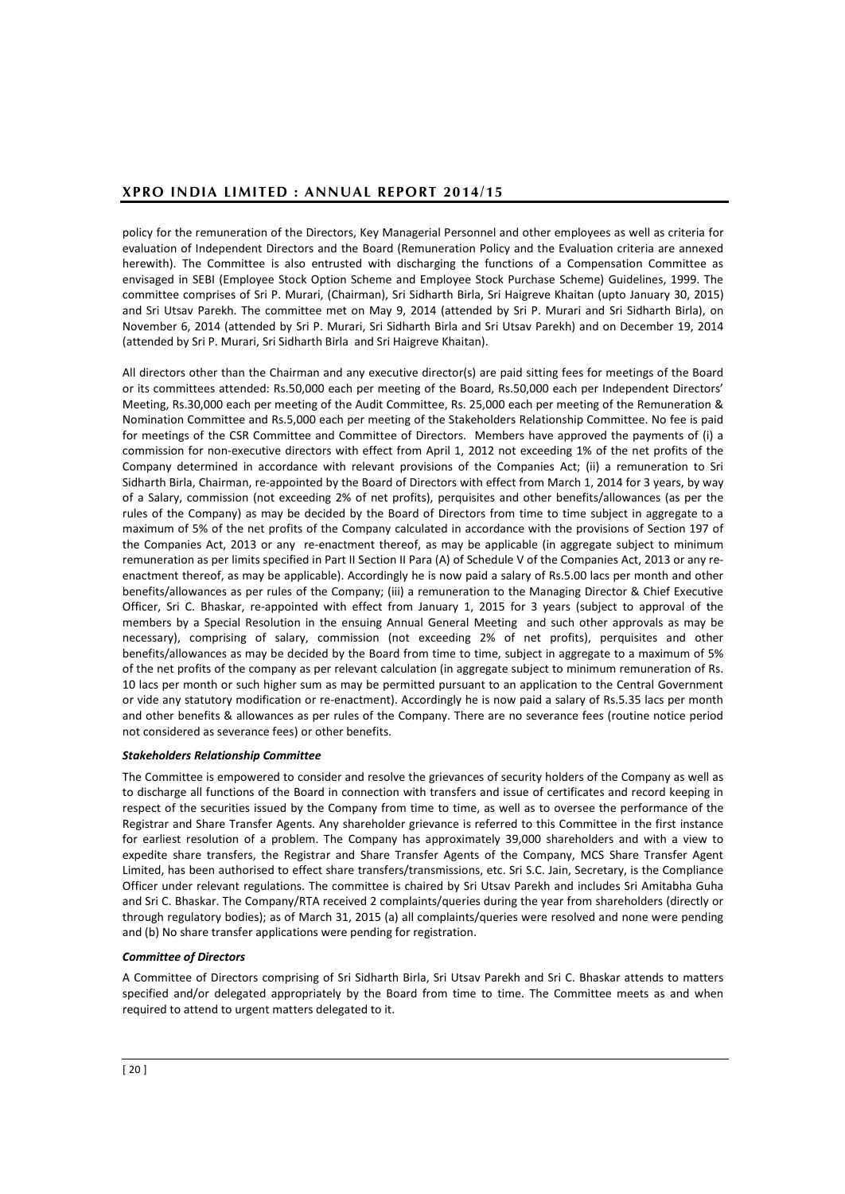policy for the remuneration of the Directors, Key Managerial Personnel and other employees as well as criteria for evaluation of Independent Directors and the Board (Remuneration Policy and the Evaluation criteria are annexed herewith). The Committee is also entrusted with discharging the functions of a Compensation Committee as envisaged in SEBI (Employee Stock Option Scheme and Employee Stock Purchase Scheme) Guidelines, 1999. The committee comprises of Sri P. Murari, (Chairman), Sri Sidharth Birla, Sri Haigreve Khaitan (upto January 30, 2015) and Sri Utsav Parekh. The committee met on May 9, 2014 (attended by Sri P. Murari and Sri Sidharth Birla), on November 6, 2014 (attended by Sri P. Murari, Sri Sidharth Birla and Sri Utsav Parekh) and on December 19, 2014 (attended by Sri P. Murari, Sri Sidharth Birla and Sri Haigreve Khaitan).

All directors other than the Chairman and any executive director(s) are paid sitting fees for meetings of the Board or its committees attended: Rs.50,000 each per meeting of the Board, Rs.50,000 each per Independent Directors' Meeting, Rs.30,000 each per meeting of the Audit Committee, Rs. 25,000 each per meeting of the Remuneration & Nomination Committee and Rs.5,000 each per meeting of the Stakeholders Relationship Committee. No fee is paid for meetings of the CSR Committee and Committee of Directors. Members have approved the payments of (i) a commission for non-executive directors with effect from April 1, 2012 not exceeding 1% of the net profits of the Company determined in accordance with relevant provisions of the Companies Act; (ii) a remuneration to Sri Sidharth Birla, Chairman, re-appointed by the Board of Directors with effect from March 1, 2014 for 3 years, by way of a Salary, commission (not exceeding 2% of net profits), perquisites and other benefits/allowances (as per the rules of the Company) as may be decided by the Board of Directors from time to time subject in aggregate to a maximum of 5% of the net profits of the Company calculated in accordance with the provisions of Section 197 of the Companies Act, 2013 or any re-enactment thereof, as may be applicable (in aggregate subject to minimum remuneration as per limits specified in Part II Section II Para (A) of Schedule V of the Companies Act, 2013 or any re-enactment thereof, as may be applicable). Accordingly he is now paid a salary of Rs.5.00 lacs per month and other benefits/allowances as per rules of the Company; (iii) a remuneration to the Managing Director & Chief Executive Officer, Sri C. Bhaskar, re-appointed with effect from January 1, 2015 for 3 years (subject to approval of the members by a Special Resolution in the ensuing Annual General Meeting and such other approvals as may be necessary), comprising of salary, commission (not exceeding 2% of net profits), perquisites and other benefits/allowances as may be decided by the Board from time to time, subject in aggregate to a maximum of 5% of the net profits of the company as per relevant calculation (in aggregate subject to minimum remuneration of Rs. 10 lacs per month or such higher sum as may be permitted pursuant to an application to the Central Government or vide any statutory modification or re-enactment). Accordingly he is now paid a salary of Rs.5.35 lacs per month and other benefits & allowances as per rules of the Company. There are no severance fees (routine notice period not considered as severance fees) or other benefits.

***Stakeholders Relationship Committee***

The Committee is empowered to consider and resolve the grievances of security holders of the Company as well as to discharge all functions of the Board in connection with transfers and issue of certificates and record keeping in respect of the securities issued by the Company from time to time, as well as to oversee the performance of the Registrar and Share Transfer Agents. Any shareholder grievance is referred to this Committee in the first instance for earliest resolution of a problem. The Company has approximately 39,000 shareholders and with a view to expedite share transfers, the Registrar and Share Transfer Agents of the Company, MCS Share Transfer Agent Limited, has been authorised to effect share transfers/transmissions, etc. Sri S.C. Jain, Secretary, is the Compliance Officer under relevant regulations. The committee is chaired by Sri Utsav Parekh and includes Sri Amitabha Guha and Sri C. Bhaskar. The Company/RTA received 2 complaints/queries during the year from shareholders (directly or through regulatory bodies); as of March 31, 2015 (a) all complaints/queries were resolved and none were pending and (b) No share transfer applications were pending for registration.

***Committee of Directors***

A Committee of Directors comprising of Sri Sidharth Birla, Sri Utsav Parekh and Sri C. Bhaskar attends to matters specified and/or delegated appropriately by the Board from time to time. The Committee meets as and when required to attend to urgent matters delegated to it.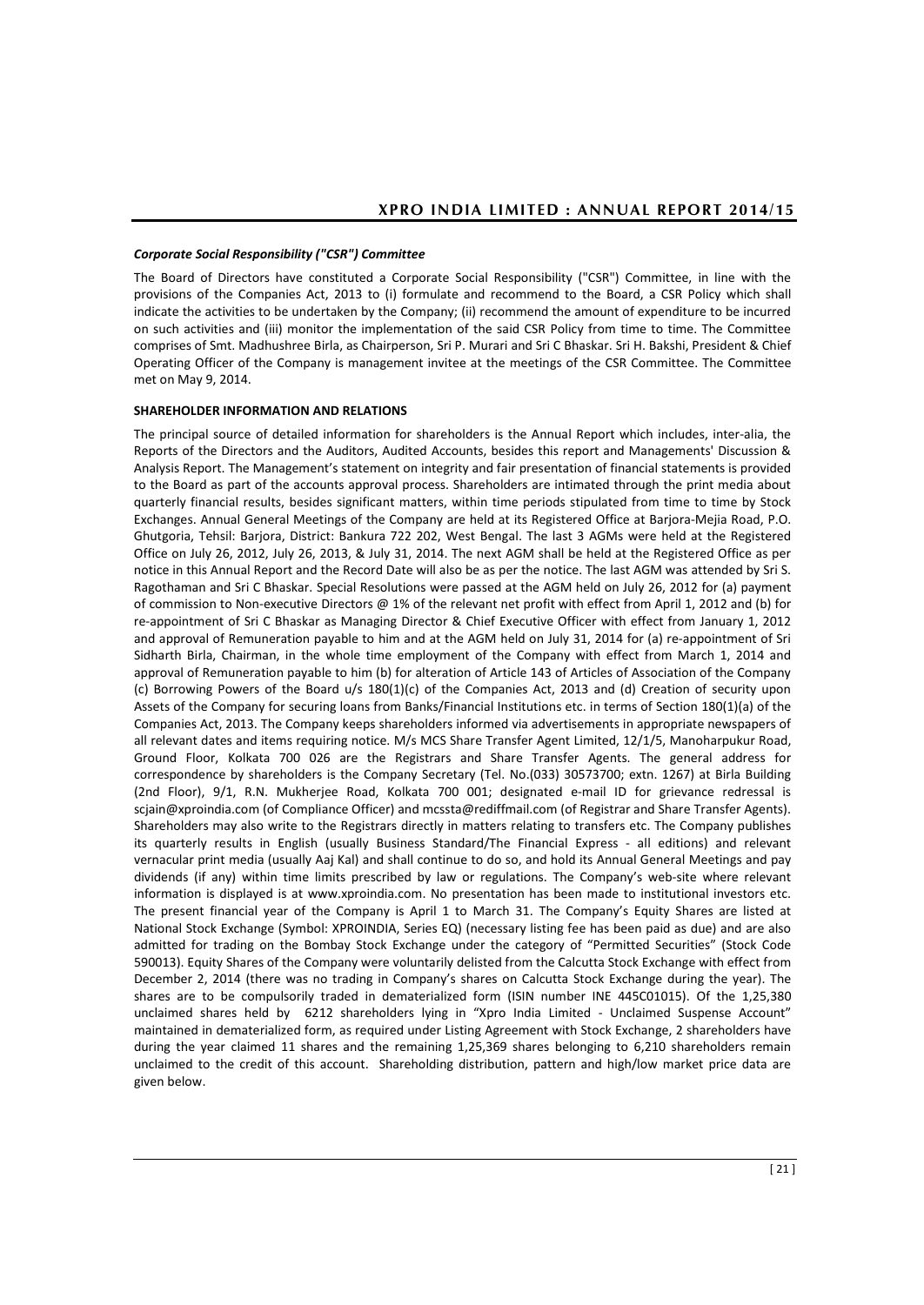### *Corporate Social Responsibility ("CSR") Committee*

The Board of Directors have constituted a Corporate Social Responsibility ("CSR") Committee, in line with the provisions of the Companies Act, 2013 to (i) formulate and recommend to the Board, a CSR Policy which shall indicate the activities to be undertaken by the Company; (ii) recommend the amount of expenditure to be incurred on such activities and (iii) monitor the implementation of the said CSR Policy from time to time. The Committee comprises of Smt. Madhushree Birla, as Chairperson, Sri P. Murari and Sri C Bhaskar. Sri H. Bakshi, President & Chief Operating Officer of the Company is management invitee at the meetings of the CSR Committee. The Committee met on May 9, 2014.

### SHAREHOLDER INFORMATION AND RELATIONS

The principal source of detailed information for shareholders is the Annual Report which includes, inter-alia, the Reports of the Directors and the Auditors, Audited Accounts, besides this report and Managements' Discussion & Analysis Report. The Management's statement on integrity and fair presentation of financial statements is provided to the Board as part of the accounts approval process. Shareholders are intimated through the print media about quarterly financial results, besides significant matters, within time periods stipulated from time to time by Stock Exchanges. Annual General Meetings of the Company are held at its Registered Office at Barjora-Mejia Road, P.O. Ghutgoria, Tehsil: Barjora, District: Bankura 722 202, West Bengal. The last 3 AGMs were held at the Registered Office on July 26, 2012, July 26, 2013, & July 31, 2014. The next AGM shall be held at the Registered Office as per notice in this Annual Report and the Record Date will also be as per the notice. The last AGM was attended by Sri S. Ragothaman and Sri C Bhaskar. Special Resolutions were passed at the AGM held on July 26, 2012 for (a) payment of commission to Non-executive Directors @ 1% of the relevant net profit with effect from April 1, 2012 and (b) for re-appointment of Sri C Bhaskar as Managing Director & Chief Executive Officer with effect from January 1, 2012 and approval of Remuneration payable to him and at the AGM held on July 31, 2014 for (a) re-appointment of Sri Sidharth Birla, Chairman, in the whole time employment of the Company with effect from March 1, 2014 and approval of Remuneration payable to him (b) for alteration of Article 143 of Articles of Association of the Company (c) Borrowing Powers of the Board u/s 180(1)(c) of the Companies Act, 2013 and (d) Creation of security upon Assets of the Company for securing loans from Banks/Financial Institutions etc. in terms of Section 180(1)(a) of the Companies Act, 2013. The Company keeps shareholders informed via advertisements in appropriate newspapers of all relevant dates and items requiring notice. M/s MCS Share Transfer Agent Limited, 12/1/5, Manoharpukur Road, Ground Floor, Kolkata 700 026 are the Registrars and Share Transfer Agents. The general address for correspondence by shareholders is the Company Secretary (Tel. No.(033) 30573700; extn. 1267) at Birla Building (2nd Floor), 9/1, R.N. Mukherjee Road, Kolkata 700 001; designated e-mail ID for grievance redressal is scjain@xproindia.com (of Compliance Officer) and mcssta@rediffmail.com (of Registrar and Share Transfer Agents). Shareholders may also write to the Registrars directly in matters relating to transfers etc. The Company publishes its quarterly results in English (usually Business Standard/The Financial Express - all editions) and relevant vernacular print media (usually Aaj Kal) and shall continue to do so, and hold its Annual General Meetings and pay dividends (if any) within time limits prescribed by law or regulations. The Company's web-site where relevant information is displayed is at www.xproindia.com. No presentation has been made to institutional investors etc. The present financial year of the Company is April 1 to March 31. The Company's Equity Shares are listed at National Stock Exchange (Symbol: XPROINDIA, Series EQ) (necessary listing fee has been paid as due) and are also admitted for trading on the Bombay Stock Exchange under the category of "Permitted Securities" (Stock Code 590013). Equity Shares of the Company were voluntarily delisted from the Calcutta Stock Exchange with effect from December 2, 2014 (there was no trading in Company's shares on Calcutta Stock Exchange during the year). The shares are to be compulsorily traded in dematerialized form (ISIN number INE 445C01015). Of the 1,25,380 unclaimed shares held by 6212 shareholders lying in "Xpro India Limited - Unclaimed Suspense Account" maintained in dematerialized form, as required under Listing Agreement with Stock Exchange, 2 shareholders have during the year claimed 11 shares and the remaining 1,25,369 shares belonging to 6,210 shareholders remain unclaimed to the credit of this account. Shareholding distribution, pattern and high/low market price data are given below.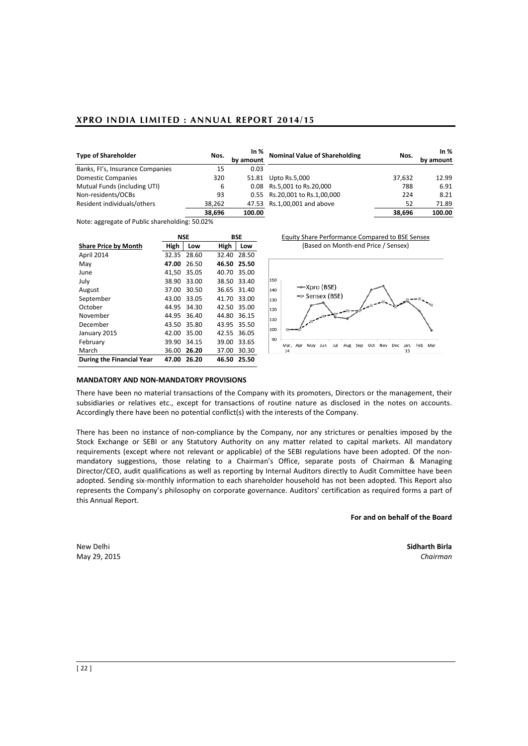| Type of Shareholder | Nos. | In % by amount | Nominal Value of Shareholding | Nos. | In % by amount |
|---|---|---|---|---|---|
| Banks, FI's, Insurance Companies | 15 | 0.03 | | | |
| Domestic Companies | 320 | 51.81 | Upto Rs.5,000 | 37,632 | 12.99 |
| Mutual Funds (including UTI) | 6 | 0.08 | Rs.5,001 to Rs.20,000 | 788 | 6.91 |
| Non-residents/OCBs | 93 | 0.55 | Rs.20,001 to Rs.1,00,000 | 224 | 8.21 |
| Resident individuals/others | 38,262 | 47.53 | Rs.1,00,001 and above | 52 | 71.89 |
| | **38,696** | **100.00** | | **38,696** | **100.00** |

Note: aggregate of Public shareholding: 50.02%

| | NSE | | BSE | |
|---|---|---|---|---|
| **Share Price by Month** | **High** | **Low** | **High** | **Low** |
| April 2014 | 32.35 | 28.60 | 32.40 | 28.50 |
| May | **47.00** | 26.50 | **46.50** | **25.50** |
| June | 41,50 | 35.05 | 40.70 | 35.00 |
| July | 38.90 | 33.00 | 38.50 | 33.40 |
| August | 37.00 | 30.50 | 36.65 | 31.40 |
| September | 43.00 | 33.05 | 41.70 | 33.00 |
| October | 44.95 | 34.30 | 42.50 | 35.00 |
| November | 44.95 | 36.40 | 44.80 | 36.15 |
| December | 43.50 | 35.80 | 43.95 | 35.50 |
| January 2015 | 42.00 | 35.00 | 42.55 | 36.05 |
| February | 39.90 | 34.15 | 39.00 | 33.65 |
| March | 36.00 | **26.20** | 37.00 | 30.30 |
| **During the Financial Year** | **47.00** | **26.20** | **46.50** | **25.50** |

Equity Share Performance Compared to BSE Sensex
(Based on Month-end Price / Sensex)

## MANDATORY AND NON-MANDATORY PROVISIONS

There have been no material transactions of the Company with its promoters, Directors or the management, their subsidiaries or relatives etc., except for transactions of routine nature as disclosed in the notes on accounts. Accordingly there have been no potential conflict(s) with the interests of the Company.

There has been no instance of non-compliance by the Company, nor any strictures or penalties imposed by the Stock Exchange or SEBI or any Statutory Authority on any matter related to capital markets. All mandatory requirements (except where not relevant or applicable) of the SEBI regulations have been adopted. Of the non-mandatory suggestions, those relating to a Chairman's Office, separate posts of Chairman & Managing Director/CEO, audit qualifications as well as reporting by Internal Auditors directly to Audit Committee have been adopted. Sending six-monthly information to each shareholder household has not been adopted. This Report also represents the Company's philosophy on corporate governance. Auditors' certification as required forms a part of this Annual Report.

**For and on behalf of the Board**

New Delhi
May 29, 2015

**Sidharth Birla**
*Chairman*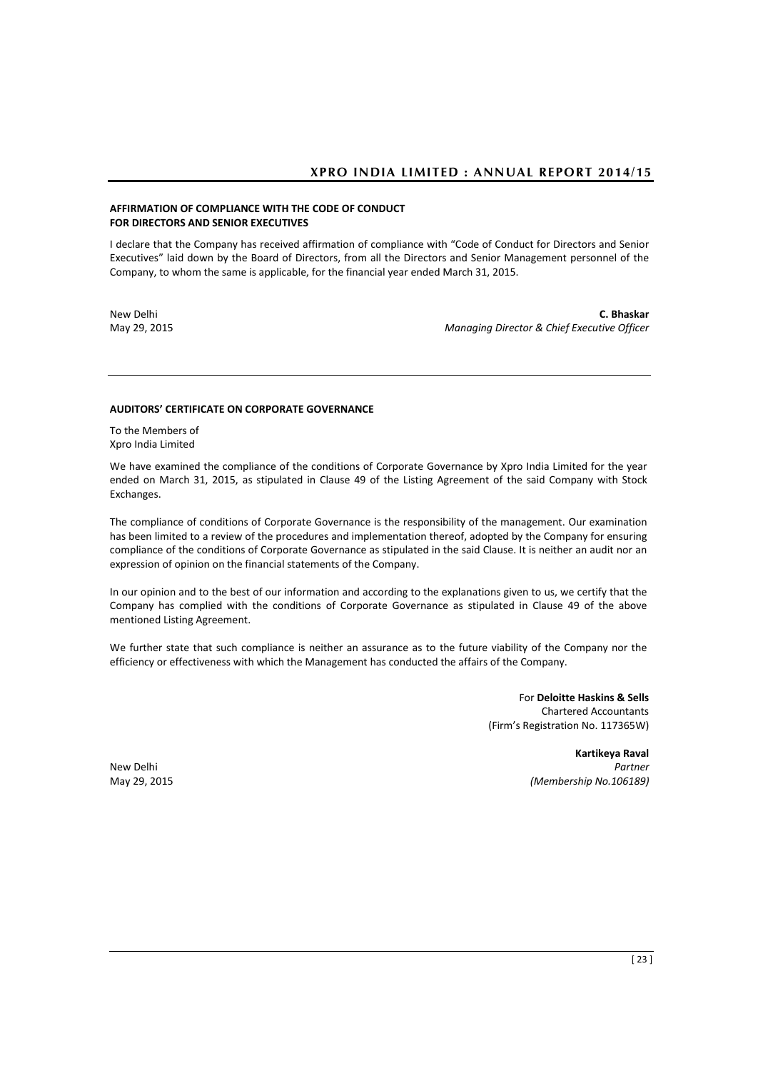## AFFIRMATION OF COMPLIANCE WITH THE CODE OF CONDUCT FOR DIRECTORS AND SENIOR EXECUTIVES

I declare that the Company has received affirmation of compliance with "Code of Conduct for Directors and Senior Executives" laid down by the Board of Directors, from all the Directors and Senior Management personnel of the Company, to whom the same is applicable, for the financial year ended March 31, 2015.

New Delhi
May 29, 2015

**C. Bhaskar**
*Managing Director & Chief Executive Officer*

---

## AUDITORS' CERTIFICATE ON CORPORATE GOVERNANCE

To the Members of
Xpro India Limited

We have examined the compliance of the conditions of Corporate Governance by Xpro India Limited for the year ended on March 31, 2015, as stipulated in Clause 49 of the Listing Agreement of the said Company with Stock Exchanges.

The compliance of conditions of Corporate Governance is the responsibility of the management. Our examination has been limited to a review of the procedures and implementation thereof, adopted by the Company for ensuring compliance of the conditions of Corporate Governance as stipulated in the said Clause. It is neither an audit nor an expression of opinion on the financial statements of the Company.

In our opinion and to the best of our information and according to the explanations given to us, we certify that the Company has complied with the conditions of Corporate Governance as stipulated in Clause 49 of the above mentioned Listing Agreement.

We further state that such compliance is neither an assurance as to the future viability of the Company nor the efficiency or effectiveness with which the Management has conducted the affairs of the Company.

For **Deloitte Haskins & Sells**
Chartered Accountants
(Firm's Registration No. 117365W)

**Kartikeya Raval**
*Partner*
*(Membership No.106189)*

New Delhi
May 29, 2015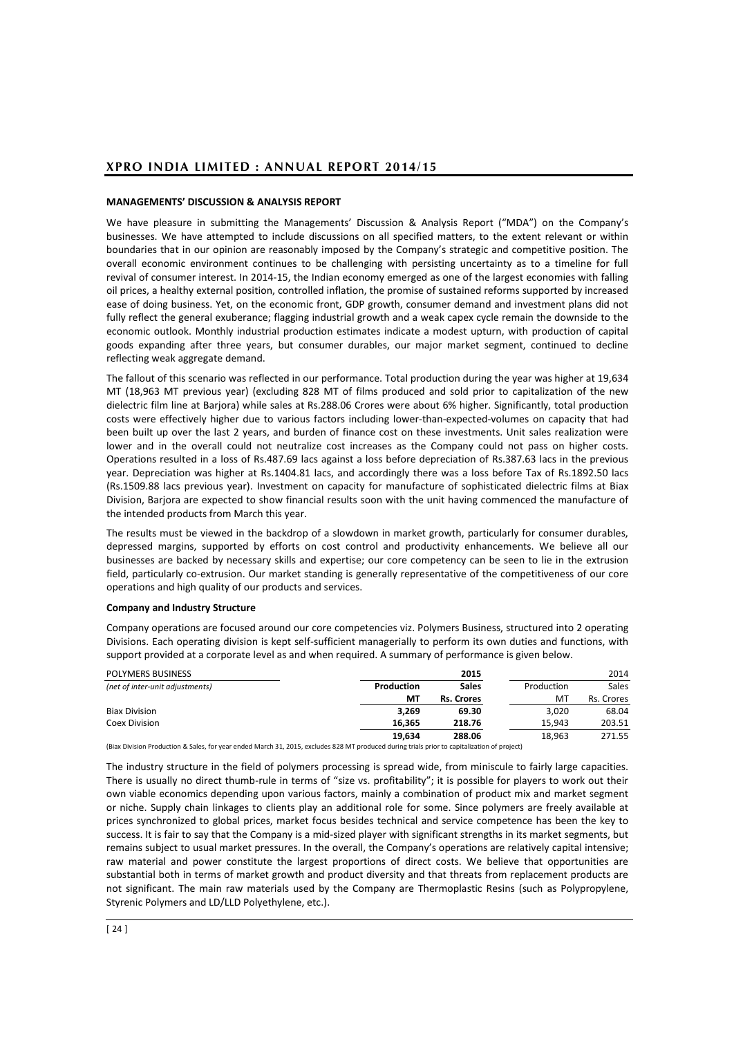## MANAGEMENTS' DISCUSSION & ANALYSIS REPORT

We have pleasure in submitting the Managements' Discussion & Analysis Report ("MDA") on the Company's businesses. We have attempted to include discussions on all specified matters, to the extent relevant or within boundaries that in our opinion are reasonably imposed by the Company's strategic and competitive position. The overall economic environment continues to be challenging with persisting uncertainty as to a timeline for full revival of consumer interest. In 2014-15, the Indian economy emerged as one of the largest economies with falling oil prices, a healthy external position, controlled inflation, the promise of sustained reforms supported by increased ease of doing business. Yet, on the economic front, GDP growth, consumer demand and investment plans did not fully reflect the general exuberance; flagging industrial growth and a weak capex cycle remain the downside to the economic outlook. Monthly industrial production estimates indicate a modest upturn, with production of capital goods expanding after three years, but consumer durables, our major market segment, continued to decline reflecting weak aggregate demand.

The fallout of this scenario was reflected in our performance. Total production during the year was higher at 19,634 MT (18,963 MT previous year) (excluding 828 MT of films produced and sold prior to capitalization of the new dielectric film line at Barjora) while sales at Rs.288.06 Crores were about 6% higher. Significantly, total production costs were effectively higher due to various factors including lower-than-expected-volumes on capacity that had been built up over the last 2 years, and burden of finance cost on these investments. Unit sales realization were lower and in the overall could not neutralize cost increases as the Company could not pass on higher costs. Operations resulted in a loss of Rs.487.69 lacs against a loss before depreciation of Rs.387.63 lacs in the previous year. Depreciation was higher at Rs.1404.81 lacs, and accordingly there was a loss before Tax of Rs.1892.50 lacs (Rs.1509.88 lacs previous year). Investment on capacity for manufacture of sophisticated dielectric films at Biax Division, Barjora are expected to show financial results soon with the unit having commenced the manufacture of the intended products from March this year.

The results must be viewed in the backdrop of a slowdown in market growth, particularly for consumer durables, depressed margins, supported by efforts on cost control and productivity enhancements. We believe all our businesses are backed by necessary skills and expertise; our core competency can be seen to lie in the extrusion field, particularly co-extrusion. Our market standing is generally representative of the competitiveness of our core operations and high quality of our products and services.

### Company and Industry Structure

Company operations are focused around our core competencies viz. Polymers Business, structured into 2 operating Divisions. Each operating division is kept self-sufficient managerially to perform its own duties and functions, with support provided at a corporate level as and when required. A summary of performance is given below.

| POLYMERS BUSINESS | | 2015 | | 2014 |
|---|---|---|---|---|
| *(net of inter-unit adjustments)* | **Production** | **Sales** | Production | Sales |
| | **MT** | **Rs. Crores** | MT | Rs. Crores |
| Biax Division | **3,269** | **69.30** | 3,020 | 68.04 |
| Coex Division | **16,365** | **218.76** | 15,943 | 203.51 |
| | **19,634** | **288.06** | 18,963 | 271.55 |

(Biax Division Production & Sales, for year ended March 31, 2015, excludes 828 MT produced during trials prior to capitalization of project)

The industry structure in the field of polymers processing is spread wide, from miniscule to fairly large capacities. There is usually no direct thumb-rule in terms of "size vs. profitability"; it is possible for players to work out their own viable economics depending upon various factors, mainly a combination of product mix and market segment or niche. Supply chain linkages to clients play an additional role for some. Since polymers are freely available at prices synchronized to global prices, market focus besides technical and service competence has been the key to success. It is fair to say that the Company is a mid-sized player with significant strengths in its market segments, but remains subject to usual market pressures. In the overall, the Company's operations are relatively capital intensive; raw material and power constitute the largest proportions of direct costs. We believe that opportunities are substantial both in terms of market growth and product diversity and that threats from replacement products are not significant. The main raw materials used by the Company are Thermoplastic Resins (such as Polypropylene, Styrenic Polymers and LD/LLD Polyethylene, etc.).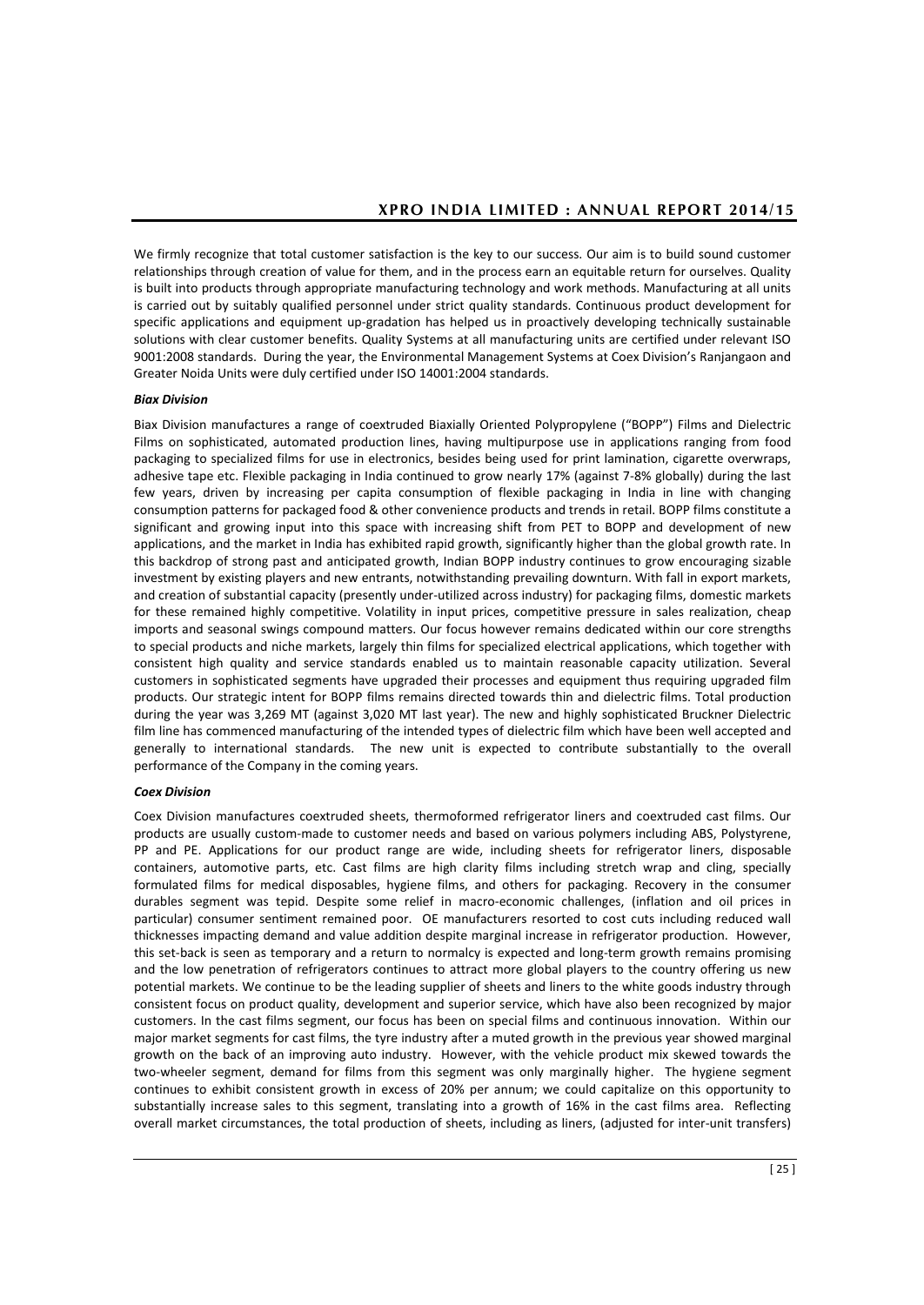We firmly recognize that total customer satisfaction is the key to our success. Our aim is to build sound customer relationships through creation of value for them, and in the process earn an equitable return for ourselves. Quality is built into products through appropriate manufacturing technology and work methods. Manufacturing at all units is carried out by suitably qualified personnel under strict quality standards. Continuous product development for specific applications and equipment up-gradation has helped us in proactively developing technically sustainable solutions with clear customer benefits. Quality Systems at all manufacturing units are certified under relevant ISO 9001:2008 standards. During the year, the Environmental Management Systems at Coex Division's Ranjangaon and Greater Noida Units were duly certified under ISO 14001:2004 standards.

***Biax Division***

Biax Division manufactures a range of coextruded Biaxially Oriented Polypropylene ("BOPP") Films and Dielectric Films on sophisticated, automated production lines, having multipurpose use in applications ranging from food packaging to specialized films for use in electronics, besides being used for print lamination, cigarette overwraps, adhesive tape etc. Flexible packaging in India continued to grow nearly 17% (against 7-8% globally) during the last few years, driven by increasing per capita consumption of flexible packaging in India in line with changing consumption patterns for packaged food & other convenience products and trends in retail. BOPP films constitute a significant and growing input into this space with increasing shift from PET to BOPP and development of new applications, and the market in India has exhibited rapid growth, significantly higher than the global growth rate. In this backdrop of strong past and anticipated growth, Indian BOPP industry continues to grow encouraging sizable investment by existing players and new entrants, notwithstanding prevailing downturn. With fall in export markets, and creation of substantial capacity (presently under-utilized across industry) for packaging films, domestic markets for these remained highly competitive. Volatility in input prices, competitive pressure in sales realization, cheap imports and seasonal swings compound matters. Our focus however remains dedicated within our core strengths to special products and niche markets, largely thin films for specialized electrical applications, which together with consistent high quality and service standards enabled us to maintain reasonable capacity utilization. Several customers in sophisticated segments have upgraded their processes and equipment thus requiring upgraded film products. Our strategic intent for BOPP films remains directed towards thin and dielectric films. Total production during the year was 3,269 MT (against 3,020 MT last year). The new and highly sophisticated Bruckner Dielectric film line has commenced manufacturing of the intended types of dielectric film which have been well accepted and generally to international standards. The new unit is expected to contribute substantially to the overall performance of the Company in the coming years.

***Coex Division***

Coex Division manufactures coextruded sheets, thermoformed refrigerator liners and coextruded cast films. Our products are usually custom-made to customer needs and based on various polymers including ABS, Polystyrene, PP and PE. Applications for our product range are wide, including sheets for refrigerator liners, disposable containers, automotive parts, etc. Cast films are high clarity films including stretch wrap and cling, specially formulated films for medical disposables, hygiene films, and others for packaging. Recovery in the consumer durables segment was tepid. Despite some relief in macro-economic challenges, (inflation and oil prices in particular) consumer sentiment remained poor. OE manufacturers resorted to cost cuts including reduced wall thicknesses impacting demand and value addition despite marginal increase in refrigerator production. However, this set-back is seen as temporary and a return to normalcy is expected and long-term growth remains promising and the low penetration of refrigerators continues to attract more global players to the country offering us new potential markets. We continue to be the leading supplier of sheets and liners to the white goods industry through consistent focus on product quality, development and superior service, which have also been recognized by major customers. In the cast films segment, our focus has been on special films and continuous innovation. Within our major market segments for cast films, the tyre industry after a muted growth in the previous year showed marginal growth on the back of an improving auto industry. However, with the vehicle product mix skewed towards the two-wheeler segment, demand for films from this segment was only marginally higher. The hygiene segment continues to exhibit consistent growth in excess of 20% per annum; we could capitalize on this opportunity to substantially increase sales to this segment, translating into a growth of 16% in the cast films area. Reflecting overall market circumstances, the total production of sheets, including as liners, (adjusted for inter-unit transfers)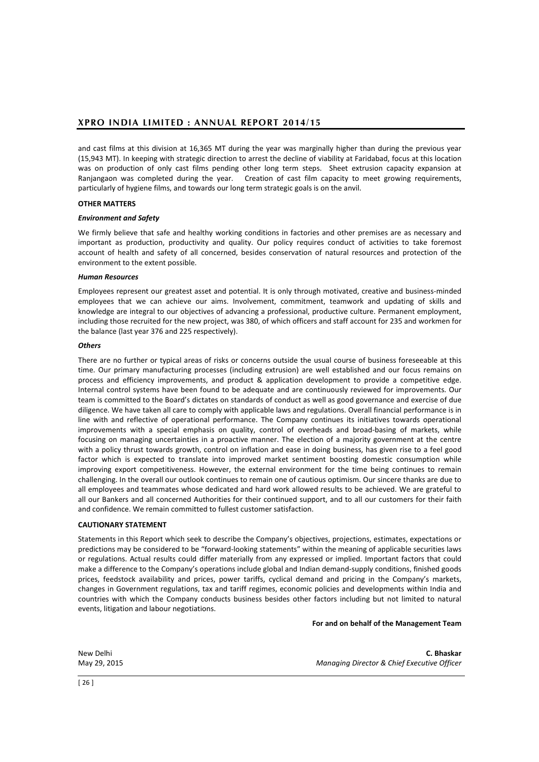and cast films at this division at 16,365 MT during the year was marginally higher than during the previous year (15,943 MT). In keeping with strategic direction to arrest the decline of viability at Faridabad, focus at this location was on production of only cast films pending other long term steps. Sheet extrusion capacity expansion at Ranjangaon was completed during the year. Creation of cast film capacity to meet growing requirements, particularly of hygiene films, and towards our long term strategic goals is on the anvil.

**OTHER MATTERS**

***Environment and Safety***

We firmly believe that safe and healthy working conditions in factories and other premises are as necessary and important as production, productivity and quality. Our policy requires conduct of activities to take foremost account of health and safety of all concerned, besides conservation of natural resources and protection of the environment to the extent possible.

***Human Resources***

Employees represent our greatest asset and potential. It is only through motivated, creative and business-minded employees that we can achieve our aims. Involvement, commitment, teamwork and updating of skills and knowledge are integral to our objectives of advancing a professional, productive culture. Permanent employment, including those recruited for the new project, was 380, of which officers and staff account for 235 and workmen for the balance (last year 376 and 225 respectively).

***Others***

There are no further or typical areas of risks or concerns outside the usual course of business foreseeable at this time. Our primary manufacturing processes (including extrusion) are well established and our focus remains on process and efficiency improvements, and product & application development to provide a competitive edge. Internal control systems have been found to be adequate and are continuously reviewed for improvements. Our team is committed to the Board's dictates on standards of conduct as well as good governance and exercise of due diligence. We have taken all care to comply with applicable laws and regulations. Overall financial performance is in line with and reflective of operational performance. The Company continues its initiatives towards operational improvements with a special emphasis on quality, control of overheads and broad-basing of markets, while focusing on managing uncertainties in a proactive manner. The election of a majority government at the centre with a policy thrust towards growth, control on inflation and ease in doing business, has given rise to a feel good factor which is expected to translate into improved market sentiment boosting domestic consumption while improving export competitiveness. However, the external environment for the time being continues to remain challenging. In the overall our outlook continues to remain one of cautious optimism. Our sincere thanks are due to all employees and teammates whose dedicated and hard work allowed results to be achieved. We are grateful to all our Bankers and all concerned Authorities for their continued support, and to all our customers for their faith and confidence. We remain committed to fullest customer satisfaction.

**CAUTIONARY STATEMENT**

Statements in this Report which seek to describe the Company's objectives, projections, estimates, expectations or predictions may be considered to be "forward-looking statements" within the meaning of applicable securities laws or regulations. Actual results could differ materially from any expressed or implied. Important factors that could make a difference to the Company's operations include global and Indian demand-supply conditions, finished goods prices, feedstock availability and prices, power tariffs, cyclical demand and pricing in the Company's markets, changes in Government regulations, tax and tariff regimes, economic policies and developments within India and countries with which the Company conducts business besides other factors including but not limited to natural events, litigation and labour negotiations.

**For and on behalf of the Management Team**

New Delhi
May 29, 2015

**C. Bhaskar**
*Managing Director & Chief Executive Officer*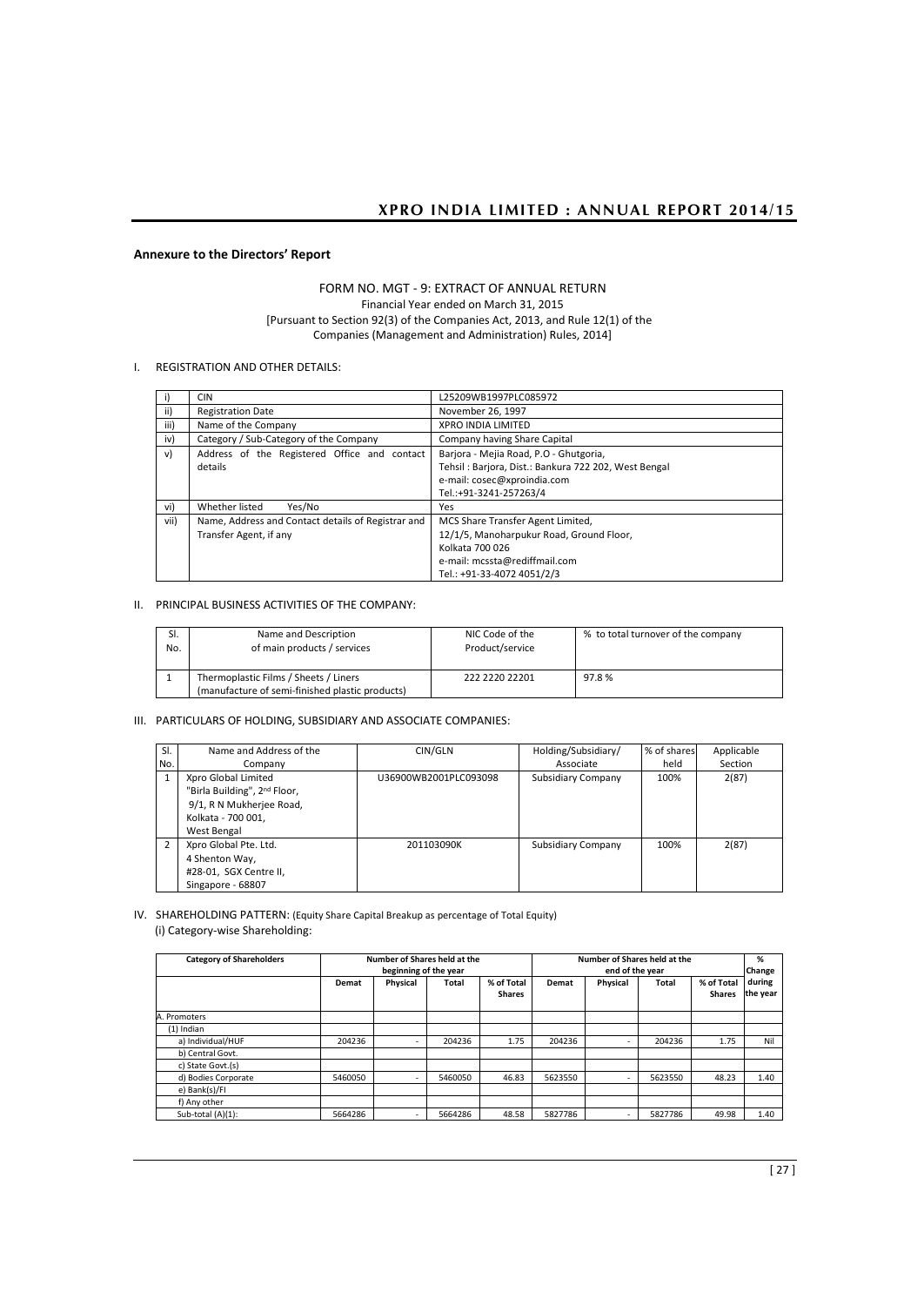## Annexure to the Directors' Report

FORM NO. MGT - 9: EXTRACT OF ANNUAL RETURN
Financial Year ended on March 31, 2015
[Pursuant to Section 92(3) of the Companies Act, 2013, and Rule 12(1) of the Companies (Management and Administration) Rules, 2014]

### I. REGISTRATION AND OTHER DETAILS:

| | | |
|---|---|---|
| i) | CIN | L25209WB1997PLC085972 |
| ii) | Registration Date | November 26, 1997 |
| iii) | Name of the Company | XPRO INDIA LIMITED |
| iv) | Category / Sub-Category of the Company | Company having Share Capital |
| v) | Address of the Registered Office and contact details | Barjora - Mejia Road, P.O - Ghutgoria,<br>Tehsil : Barjora, Dist.: Bankura 722 202, West Bengal<br>e-mail: cosec@xproindia.com<br>Tel.:+91-3241-257263/4 |
| vi) | Whether listed Yes/No | Yes |
| vii) | Name, Address and Contact details of Registrar and Transfer Agent, if any | MCS Share Transfer Agent Limited,<br>12/1/5, Manoharpukur Road, Ground Floor,<br>Kolkata 700 026<br>e-mail: mcssta@rediffmail.com<br>Tel.: +91-33-4072 4051/2/3 |

### II. PRINCIPAL BUSINESS ACTIVITIES OF THE COMPANY:

| Sl. No. | Name and Description of main products / services | NIC Code of the Product/service | % to total turnover of the company |
|---|---|---|---|
| 1 | Thermoplastic Films / Sheets / Liners (manufacture of semi-finished plastic products) | 222 2220 22201 | 97.8 % |

### III. PARTICULARS OF HOLDING, SUBSIDIARY AND ASSOCIATE COMPANIES:

| Sl. No. | Name and Address of the Company | CIN/GLN | Holding/Subsidiary/ Associate | % of shares held | Applicable Section |
|---|---|---|---|---|---|
| 1 | Xpro Global Limited<br>"Birla Building", 2nd Floor,<br>9/1, R N Mukherjee Road,<br>Kolkata - 700 001,<br>West Bengal | U36900WB2001PLC093098 | Subsidiary Company | 100% | 2(87) |
| 2 | Xpro Global Pte. Ltd.<br>4 Shenton Way,<br>#28-01, SGX Centre II,<br>Singapore - 68807 | 201103090K | Subsidiary Company | 100% | 2(87) |

### IV. SHAREHOLDING PATTERN: (Equity Share Capital Breakup as percentage of Total Equity)

(i) Category-wise Shareholding:

| Category of Shareholders | Number of Shares held at the beginning of the year | | | | Number of Shares held at the end of the year | | | | % Change during the year |
|---|---|---|---|---|---|---|---|---|---|
| | Demat | Physical | Total | % of Total Shares | Demat | Physical | Total | % of Total Shares | |
| A. Promoters | | | | | | | | | |
| (1) Indian | | | | | | | | | |
| a) Individual/HUF | 204236 | - | 204236 | 1.75 | 204236 | - | 204236 | 1.75 | Nil |
| b) Central Govt. | | | | | | | | | |
| c) State Govt.(s) | | | | | | | | | |
| d) Bodies Corporate | 5460050 | - | 5460050 | 46.83 | 5623550 | - | 5623550 | 48.23 | 1.40 |
| e) Bank(s)/FI | | | | | | | | | |
| f) Any other | | | | | | | | | |
| Sub-total (A)(1): | 5664286 | - | 5664286 | 48.58 | 5827786 | - | 5827786 | 49.98 | 1.40 |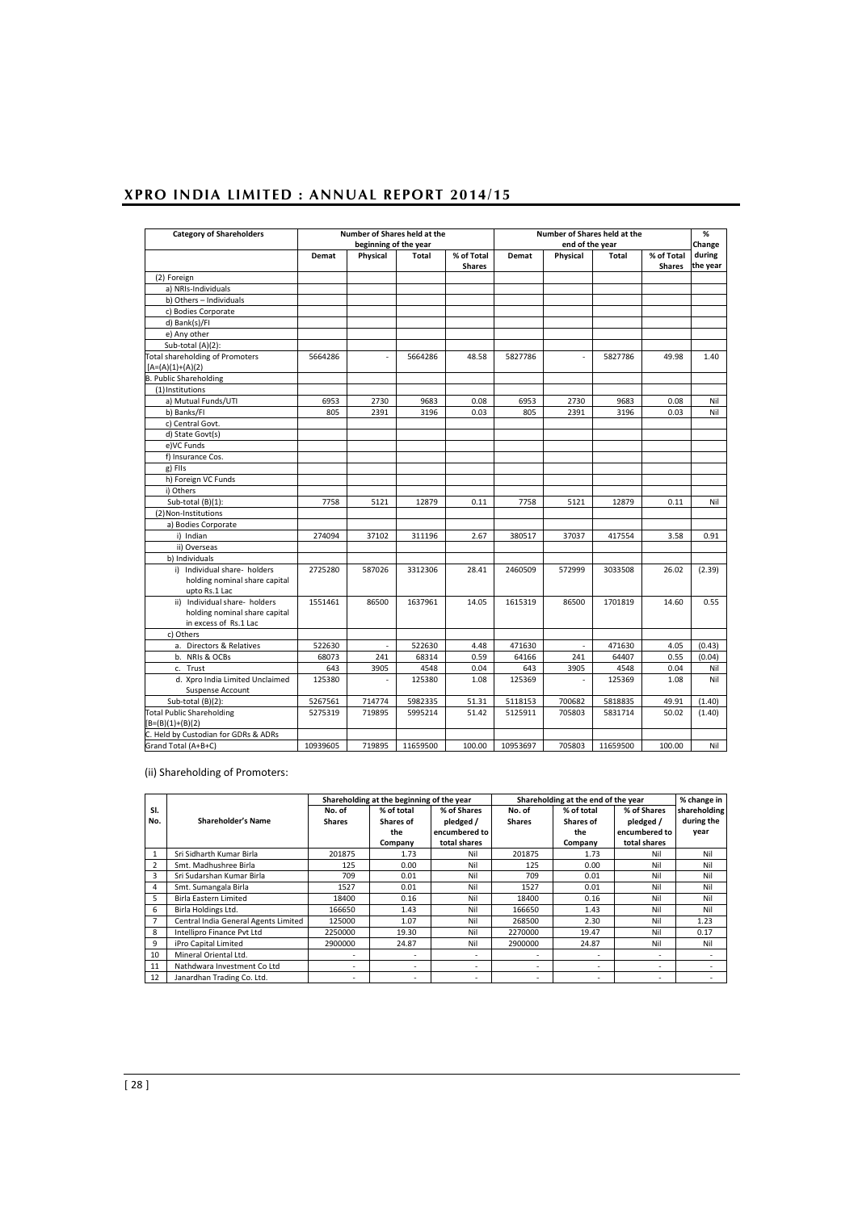| Category of Shareholders | Number of Shares held at the beginning of the year | | | | Number of Shares held at the end of the year | | | | % Change during the year |
|---|---|---|---|---|---|---|---|---|---|
| | Demat | Physical | Total | % of Total Shares | Demat | Physical | Total | % of Total Shares | |
| (2) Foreign | | | | | | | | | |
| a) NRIs-Individuals | | | | | | | | | |
| b) Others – Individuals | | | | | | | | | |
| c) Bodies Corporate | | | | | | | | | |
| d) Bank(s)/FI | | | | | | | | | |
| e) Any other | | | | | | | | | |
| Sub-total (A)(2): | | | | | | | | | |
| Total shareholding of Promoters (A=(A)(1)+(A)(2) | 5664286 | - | 5664286 | 48.58 | 5827786 | - | 5827786 | 49.98 | 1.40 |
| B. Public Shareholding | | | | | | | | | |
| (1) Institutions | | | | | | | | | |
| a) Mutual Funds/UTI | 6953 | 2730 | 9683 | 0.08 | 6953 | 2730 | 9683 | 0.08 | Nil |
| b) Banks/FI | 805 | 2391 | 3196 | 0.03 | 805 | 2391 | 3196 | 0.03 | Nil |
| c) Central Govt. | | | | | | | | | |
| d) State Govt(s) | | | | | | | | | |
| e)VC Funds | | | | | | | | | |
| f) Insurance Cos. | | | | | | | | | |
| g) FIIs | | | | | | | | | |
| h) Foreign VC Funds | | | | | | | | | |
| i) Others | | | | | | | | | |
| Sub-total (B)(1): | 7758 | 5121 | 12879 | 0.11 | 7758 | 5121 | 12879 | 0.11 | Nil |
| (2) Non-Institutions | | | | | | | | | |
| a) Bodies Corporate | | | | | | | | | |
| i) Indian | 274094 | 37102 | 311196 | 2.67 | 380517 | 37037 | 417554 | 3.58 | 0.91 |
| ii) Overseas | | | | | | | | | |
| b) Individuals | | | | | | | | | |
| i) Individual share- holders holding nominal share capital upto Rs.1 Lac | 2725280 | 587026 | 3312306 | 28.41 | 2460509 | 572999 | 3033508 | 26.02 | (2.39) |
| ii) Individual share- holders holding nominal share capital in excess of Rs.1 Lac | 1551461 | 86500 | 1637961 | 14.05 | 1615319 | 86500 | 1701819 | 14.60 | 0.55 |
| c) Others | | | | | | | | | |
| a. Directors & Relatives | 522630 | - | 522630 | 4.48 | 471630 | - | 471630 | 4.05 | (0.43) |
| b. NRIs & OCBs | 68073 | 241 | 68314 | 0.59 | 64166 | 241 | 64407 | 0.55 | (0.04) |
| c. Trust | 643 | 3905 | 4548 | 0.04 | 643 | 3905 | 4548 | 0.04 | Nil |
| d. Xpro India Limited Unclaimed Suspense Account | 125380 | - | 125380 | 1.08 | 125369 | - | 125369 | 1.08 | Nil |
| Sub-total (B)(2): | 5267561 | 714774 | 5982335 | 51.31 | 5118153 | 700682 | 5818835 | 49.91 | (1.40) |
| Total Public Shareholding [B=(B)(1)+(B)(2) | 5275319 | 719895 | 5995214 | 51.42 | 5125911 | 705803 | 5831714 | 50.02 | (1.40) |
| C. Held by Custodian for GDRs & ADRs | | | | | | | | | |
| Grand Total (A+B+C) | 10939605 | 719895 | 11659500 | 100.00 | 10953697 | 705803 | 11659500 | 100.00 | Nil |

(ii) Shareholding of Promoters:

| Sl. No. | Shareholder's Name | Shareholding at the beginning of the year | | | Shareholding at the end of the year | | | % change in shareholding during the year |
|---|---|---|---|---|---|---|---|---|
| | | No. of Shares | % of total Shares of the Company | % of Shares pledged / encumbered to total shares | No. of Shares | % of total Shares of the Company | % of Shares pledged / encumbered to total shares | |
| 1 | Sri Sidharth Kumar Birla | 201875 | 1.73 | Nil | 201875 | 1.73 | Nil | Nil |
| 2 | Smt. Madhushree Birla | 125 | 0.00 | Nil | 125 | 0.00 | Nil | Nil |
| 3 | Sri Sudarshan Kumar Birla | 709 | 0.01 | Nil | 709 | 0.01 | Nil | Nil |
| 4 | Smt. Sumangala Birla | 1527 | 0.01 | Nil | 1527 | 0.01 | Nil | Nil |
| 5 | Birla Eastern Limited | 18400 | 0.16 | Nil | 18400 | 0.16 | Nil | Nil |
| 6 | Birla Holdings Ltd. | 166650 | 1.43 | Nil | 166650 | 1.43 | Nil | Nil |
| 7 | Central India General Agents Limited | 125000 | 1.07 | Nil | 268500 | 2.30 | Nil | 1.23 |
| 8 | Intellipro Finance Pvt Ltd | 2250000 | 19.30 | Nil | 2270000 | 19.47 | Nil | 0.17 |
| 9 | iPro Capital Limited | 2900000 | 24.87 | Nil | 2900000 | 24.87 | Nil | Nil |
| 10 | Mineral Oriental Ltd. | - | - | - | - | - | - | - |
| 11 | Nathdwara Investment Co Ltd | - | - | - | - | - | - | - |
| 12 | Janardhan Trading Co. Ltd. | - | - | - | - | - | - | - |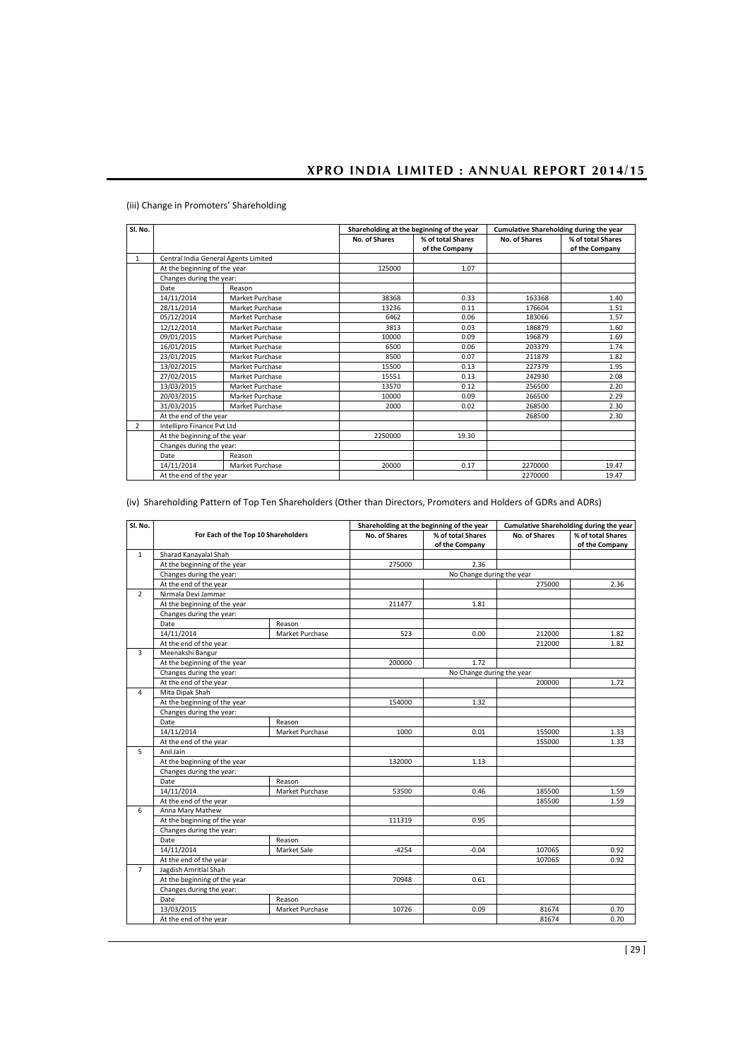(iii) Change in Promoters' Shareholding

| Sl. No. | | | Shareholding at the beginning of the year | | Cumulative Shareholding during the year | |
|---|---|---|---|---|---|---|
| | | | No. of Shares | % of total Shares of the Company | No. of Shares | % of total Shares of the Company |
| 1 | Central India General Agents Limited | | | | | |
| | At the beginning of the year | | 125000 | 1.07 | | |
| | Changes during the year: | | | | | |
| | Date | Reason | | | | |
| | 14/11/2014 | Market Purchase | 38368 | 0.33 | 163368 | 1.40 |
| | 28/11/2014 | Market Purchase | 13236 | 0.11 | 176604 | 1.51 |
| | 05/12/2014 | Market Purchase | 6462 | 0.06 | 183066 | 1.57 |
| | 12/12/2014 | Market Purchase | 3813 | 0.03 | 186879 | 1.60 |
| | 09/01/2015 | Market Purchase | 10000 | 0.09 | 196879 | 1.69 |
| | 16/01/2015 | Market Purchase | 6500 | 0.06 | 203379 | 1.74 |
| | 23/01/2015 | Market Purchase | 8500 | 0.07 | 211879 | 1.82 |
| | 13/02/2015 | Market Purchase | 15500 | 0.13 | 227379 | 1.95 |
| | 27/02/2015 | Market Purchase | 15551 | 0.13 | 242930 | 2.08 |
| | 13/03/2015 | Market Purchase | 13570 | 0.12 | 256500 | 2.20 |
| | 20/03/2015 | Market Purchase | 10000 | 0.09 | 266500 | 2.29 |
| | 31/03/2015 | Market Purchase | 2000 | 0.02 | 268500 | 2.30 |
| | At the end of the year | | | | 268500 | 2.30 |
| 2 | Intellipro Finance Pvt Ltd | | | | | |
| | At the beginning of the year | | 2250000 | 19.30 | | |
| | Changes during the year: | | | | | |
| | Date | Reason | | | | |
| | 14/11/2014 | Market Purchase | 20000 | 0.17 | 2270000 | 19.47 |
| | At the end of the year | | | | 2270000 | 19.47 |

(iv) Shareholding Pattern of Top Ten Shareholders (Other than Directors, Promoters and Holders of GDRs and ADRs)

| Sl. No. | For Each of the Top 10 Shareholders | | Shareholding at the beginning of the year | | Cumulative Shareholding during the year | |
|---|---|---|---|---|---|---|
| | | | No. of Shares | % of total Shares of the Company | No. of Shares | % of total Shares of the Company |
| 1 | Sharad Kanayalal Shah | | | | | |
| | At the beginning of the year | | 275000 | 2.36 | | |
| | Changes during the year: | | No Change during the year | | | |
| | At the end of the year | | | | 275000 | 2.36 |
| 2 | Nirmala Devi Jammar | | | | | |
| | At the beginning of the year | | 211477 | 1.81 | | |
| | Changes during the year: | | | | | |
| | Date | Reason | | | | |
| | 14/11/2014 | Market Purchase | 523 | 0.00 | 212000 | 1.82 |
| | At the end of the year | | | | 212000 | 1.82 |
| 3 | Meenakshi Bangur | | | | | |
| | At the beginning of the year | | 200000 | 1.72 | | |
| | Changes during the year: | | No Change during the year | | | |
| | At the end of the year | | | | 200000 | 1.72 |
| 4 | Mita Dipak Shah | | | | | |
| | At the beginning of the year | | 154000 | 1.32 | | |
| | Changes during the year: | | | | | |
| | Date | Reason | | | | |
| | 14/11/2014 | Market Purchase | 1000 | 0.01 | 155000 | 1.33 |
| | At the end of the year | | | | 155000 | 1.33 |
| 5 | Anil Jain | | | | | |
| | At the beginning of the year | | 132000 | 1.13 | | |
| | Changes during the year: | | | | | |
| | Date | Reason | | | | |
| | 14/11/2014 | Market Purchase | 53500 | 0.46 | 185500 | 1.59 |
| | At the end of the year | | | | 185500 | 1.59 |
| 6 | Anna Mary Mathew | | | | | |
| | At the beginning of the year | | 111319 | 0.95 | | |
| | Changes during the year: | | | | | |
| | Date | Reason | | | | |
| | 14/11/2014 | Market Sale | -4254 | -0.04 | 107065 | 0.92 |
| | At the end of the year | | | | 107065 | 0.92 |
| 7 | Jagdish Amritlal Shah | | | | | |
| | At the beginning of the year | | 70948 | 0.61 | | |
| | Changes during the year: | | | | | |
| | Date | Reason | | | | |
| | 13/03/2015 | Market Purchase | 10726 | 0.09 | 81674 | 0.70 |
| | At the end of the year | | | | 81674 | 0.70 |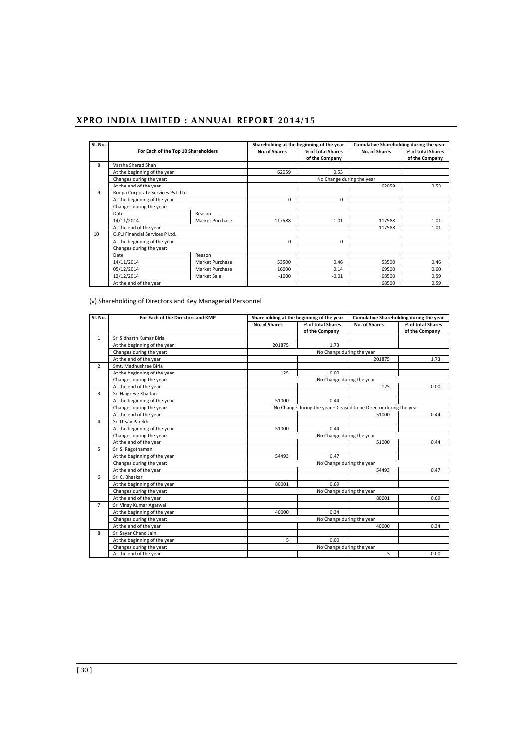| Sl. No. | For Each of the Top 10 Shareholders | | Shareholding at the beginning of the year | | Cumulative Shareholding during the year | |
|---|---|---|---|---|---|---|
| | | | No. of Shares | % of total Shares of the Company | No. of Shares | % of total Shares of the Company |
| 8 | Varsha Sharad Shah | | | | | |
| | At the beginning of the year | | 62059 | 0.53 | | |
| | Changes during the year: | | No Change during the year | | | |
| | At the end of the year | | | | 62059 | 0.53 |
| 9 | Roopa Corporate Services Pvt. Ltd. | | | | | |
| | At the beginning of the year | | 0 | 0 | | |
| | Changes during the year: | | | | | |
| | Date | Reason | | | | |
| | 14/11/2014 | Market Purchase | 117588 | 1.01 | 117588 | 1.01 |
| | At the end of the year | | | | 117588 | 1.01 |
| 10 | O.P.J Financial Services P Ltd. | | | | | |
| | At the beginning of the year | | 0 | 0 | | |
| | Changes during the year: | | | | | |
| | Date | Reason | | | | |
| | 14/11/2014 | Market Purchase | 53500 | 0.46 | 53500 | 0.46 |
| | 05/12/2014 | Market Purchase | 16000 | 0.14 | 69500 | 0.60 |
| | 12/12/2014 | Market Sale | -1000 | -0.01 | 68500 | 0.59 |
| | At the end of the year | | | | 68500 | 0.59 |

(v) Shareholding of Directors and Key Managerial Personnel

| Sl. No. | For Each of the Directors and KMP | Shareholding at the beginning of the year | | Cumulative Shareholding during the year | |
|---|---|---|---|---|---|
| | | No. of Shares | % of total Shares of the Company | No. of Shares | % of total Shares of the Company |
| 1 | Sri Sidharth Kumar Birla | | | | |
| | At the beginning of the year | 201875 | 1.73 | | |
| | Changes during the year: | No Change during the year | | | |
| | At the end of the year | | | 201875 | 1.73 |
| 2 | Smt. Madhushree Birla | | | | |
| | At the beginning of the year | 125 | 0.00 | | |
| | Changes during the year: | No Change during the year | | | |
| | At the end of the year | | | 125 | 0.00 |
| 3 | Sri Haigreve Khaitan | | | | |
| | At the beginning of the year | 51000 | 0.44 | | |
| | Changes during the year: | No Change during the year – Ceased to be Director during the year | | | |
| | At the end of the year | | | 51000 | 0.44 |
| 4 | Sri Utsav Parekh | | | | |
| | At the beginning of the year | 51000 | 0.44 | | |
| | Changes during the year: | No Change during the year | | | |
| | At the end of the year | | | 51000 | 0.44 |
| 5 | Sri S. Ragothaman | | | | |
| | At the beginning of the year | 54493 | 0.47 | | |
| | Changes during the year: | No Change during the year | | | |
| | At the end of the year | | | 54493 | 0.47 |
| 6 | Sri C. Bhaskar | | | | |
| | At the beginning of the year | 80001 | 0.69 | | |
| | Changes during the year: | No Change during the year | | | |
| | At the end of the year | | | 80001 | 0.69 |
| 7 | Sri Vinay Kumar Agarwal | | | | |
| | At the beginning of the year | 40000 | 0.34 | | |
| | Changes during the year: | No Change during the year | | | |
| | At the end of the year | | | 40000 | 0.34 |
| 8 | Sri Sayar Chand Jain | | | | |
| | At the beginning of the year | 5 | 0.00 | | |
| | Changes during the year: | No Change during the year | | | |
| | At the end of the year | | | 5 | 0.00 |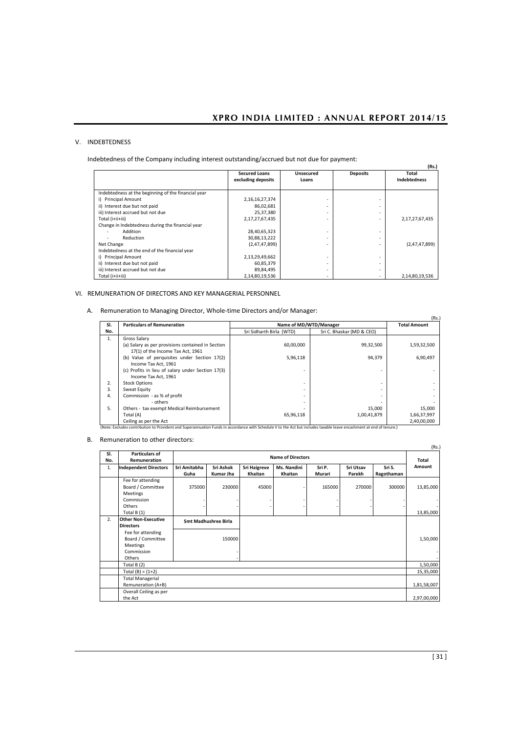## V. INDEBTEDNESS

Indebtedness of the Company including interest outstanding/accrued but not due for payment:

**(Rs.)**

| | Secured Loans excluding deposits | Unsecured Loans | Deposits | Total Indebtedness |
|---|---|---|---|---|
| Indebtedness at the beginning of the financial year | | | | |
| i) Principal Amount | 2,16,16,27,374 | - | - | |
| ii) Interest due but not paid | 86,02,681 | - | - | |
| iii) Interest accrued but not due | 25,37,380 | - | - | |
| Total (i+ii+iii) | 2,17,27,67,435 | - | - | 2,17,27,67,435 |
| Change in Indebtedness during the financial year | | | | |
| - Addition | 28,40,65,323 | - | - | |
| - Reduction | 30,88,13,222 | - | - | |
| Net Change | (2,47,47,899) | - | - | (2,47,47,899) |
| Indebtedness at the end of the financial year | | | | |
| i) Principal Amount | 2,13,29,49,662 | - | - | |
| ii) Interest due but not paid | 60,85,379 | - | - | |
| iii) Interest accrued but not due | 89,84,495 | - | - | |
| Total (i+ii+iii) | 2,14,80,19,536 | - | - | 2,14,80,19,536 |

## VI. REMUNERATION OF DIRECTORS AND KEY MANAGERIAL PERSONNEL

### A. Remuneration to Managing Director, Whole-time Directors and/or Manager:

(Rs.)

| Sl. No. | Particulars of Remuneration | Name of MD/WTD/Manager | | Total Amount |
|---|---|---|---|---|
| | | Sri Sidharth Birla (WTD) | Sri C. Bhaskar (MD & CEO) | |
| 1. | Gross Salary | | | |
| | (a) Salary as per provisions contained in Section 17(1) of the Income Tax Act, 1961 | 60,00,000 | 99,32,500 | 1,59,32,500 |
| | (b) Value of perquisites under Section 17(2) Income Tax Act, 1961 | 5,96,118 | 94,379 | 6,90,497 |
| | (c) Profits in lieu of salary under Section 17(3) Income Tax Act, 1961 | - | - | - |
| 2. | Stock Options | - | - | - |
| 3. | Sweat Equity | - | - | - |
| 4. | Commission - as % of profit | - | - | - |
| | - others | - | - | - |
| 5. | Others - tax exempt Medical Reimbursement | - | 15,000 | 15,000 |
| | Total (A) | 65,96,118 | 1,00,41,879 | 1,66,37,997 |
| | Ceiling as per the Act | | | 2,40,00,000 |

(Note: Excludes contribution to Provident and Superannuation Funds in accordance with Schedule V to the Act but includes taxable leave encashment at end of tenure.)

### B. Remuneration to other directors:

(Rs.)

| Sl. No. | Particulars of Remuneration | Name of Directors | | | | | | | Total Amount |
|---|---|---|---|---|---|---|---|---|---|
| 1. | Independent Directors | Sri Amitabha Guha | Sri Ashok Kumar Jha | Sri Haigreve Khaitan | Ms. Nandini Khaitan | Sri P. Murari | Sri Utsav Parekh | Sri S. Ragothaman | |
| | Fee for attending Board / Committee Meetings | 375000 | 230000 | 45000 | - | 165000 | 270000 | 300000 | 13,85,000 |
| | Commission | - | - | - | - | - | - | - | - |
| | Others | - | - | - | - | - | - | - | - |
| | Total B (1) | | | | | | | | 13,85,000 |
| 2. | Other Non-Executive Directors | Smt Madhushree Birla | | | | | | | |
| | Fee for attending Board / Committee Meetings | 150000 | | | | | | | 1,50,000 |
| | Commission | - | | | | | | | - |
| | Others | - | | | | | | | - |
| | Total B (2) | | | | | | | | 1,50,000 |
| | Total (B) = (1+2) | | | | | | | | 15,35,000 |
| | Total Managerial Remuneration (A+B) | | | | | | | | 1,81,58,007 |
| | Overall Ceiling as per the Act | | | | | | | | 2,97,00,000 |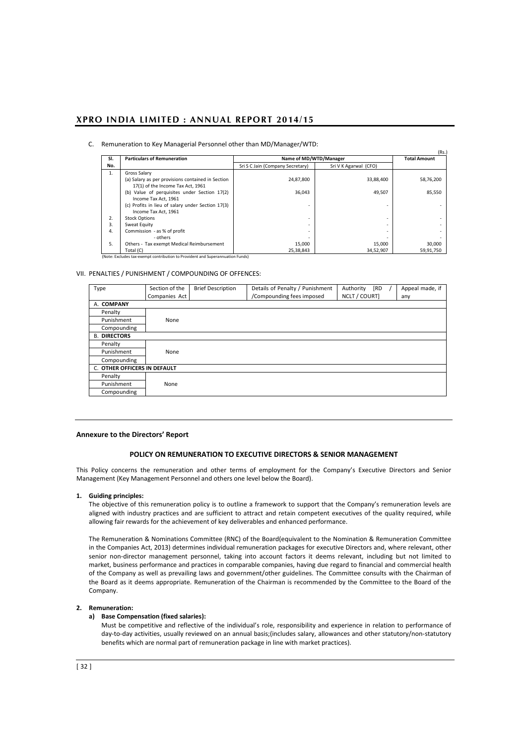C. Remuneration to Key Managerial Personnel other than MD/Manager/WTD:

(Rs.)

| Sl. No. | Particulars of Remuneration | Name of MD/WTD/Manager | | Total Amount |
|---|---|---|---|---|
| | | Sri S C Jain (Company Secretary) | Sri V K Agarwal (CFO) | |
| 1. | Gross Salary | | | |
| | (a) Salary as per provisions contained in Section 17(1) of the Income Tax Act, 1961 | 24,87,800 | 33,88,400 | 58,76,200 |
| | (b) Value of perquisites under Section 17(2) Income Tax Act, 1961 | 36,043 | 49,507 | 85,550 |
| | (c) Profits in lieu of salary under Section 17(3) Income Tax Act, 1961 | - | - | - |
| 2. | Stock Options | - | - | - |
| 3. | Sweat Equity | - | - | - |
| 4. | Commission - as % of profit | - | - | - |
| | - others | - | - | - |
| 5. | Others - Tax exempt Medical Reimbursement | 15,000 | 15,000 | 30,000 |
| | Total (C) | 25,38,843 | 34,52,907 | 59,91,750 |

(Note: Excludes tax-exempt contribution to Provident and Superannuation Funds)

VII. PENALTIES / PUNISHMENT / COMPOUNDING OF OFFENCES:

| Type | Section of the Companies Act | Brief Description | Details of Penalty / Punishment /Compounding fees imposed | Authority [RD / NCLT / COURT] | Appeal made, if any |
|---|---|---|---|---|---|
| A. **COMPANY** | | | | | |
| Penalty | | | | | |
| Punishment | None | | | | |
| Compounding | | | | | |
| B. **DIRECTORS** | | | | | |
| Penalty | | | | | |
| Punishment | None | | | | |
| Compounding | | | | | |
| C. **OTHER OFFICERS IN DEFAULT** | | | | | |
| Penalty | | | | | |
| Punishment | None | | | | |
| Compounding | | | | | |

## Annexure to the Directors' Report

### POLICY ON REMUNERATION TO EXECUTIVE DIRECTORS & SENIOR MANAGEMENT

This Policy concerns the remuneration and other terms of employment for the Company's Executive Directors and Senior Management (Key Management Personnel and others one level below the Board).

**1. Guiding principles:**

The objective of this remuneration policy is to outline a framework to support that the Company's remuneration levels are aligned with industry practices and are sufficient to attract and retain competent executives of the quality required, while allowing fair rewards for the achievement of key deliverables and enhanced performance.

The Remuneration & Nominations Committee (RNC) of the Board(equivalent to the Nomination & Remuneration Committee in the Companies Act, 2013) determines individual remuneration packages for executive Directors and, where relevant, other senior non-director management personnel, taking into account factors it deems relevant, including but not limited to market, business performance and practices in comparable companies, having due regard to financial and commercial health of the Company as well as prevailing laws and government/other guidelines. The Committee consults with the Chairman of the Board as it deems appropriate. Remuneration of the Chairman is recommended by the Committee to the Board of the Company.

**2. Remuneration:**

**a) Base Compensation (fixed salaries):**

Must be competitive and reflective of the individual's role, responsibility and experience in relation to performance of day-to-day activities, usually reviewed on an annual basis;(includes salary, allowances and other statutory/non-statutory benefits which are normal part of remuneration package in line with market practices).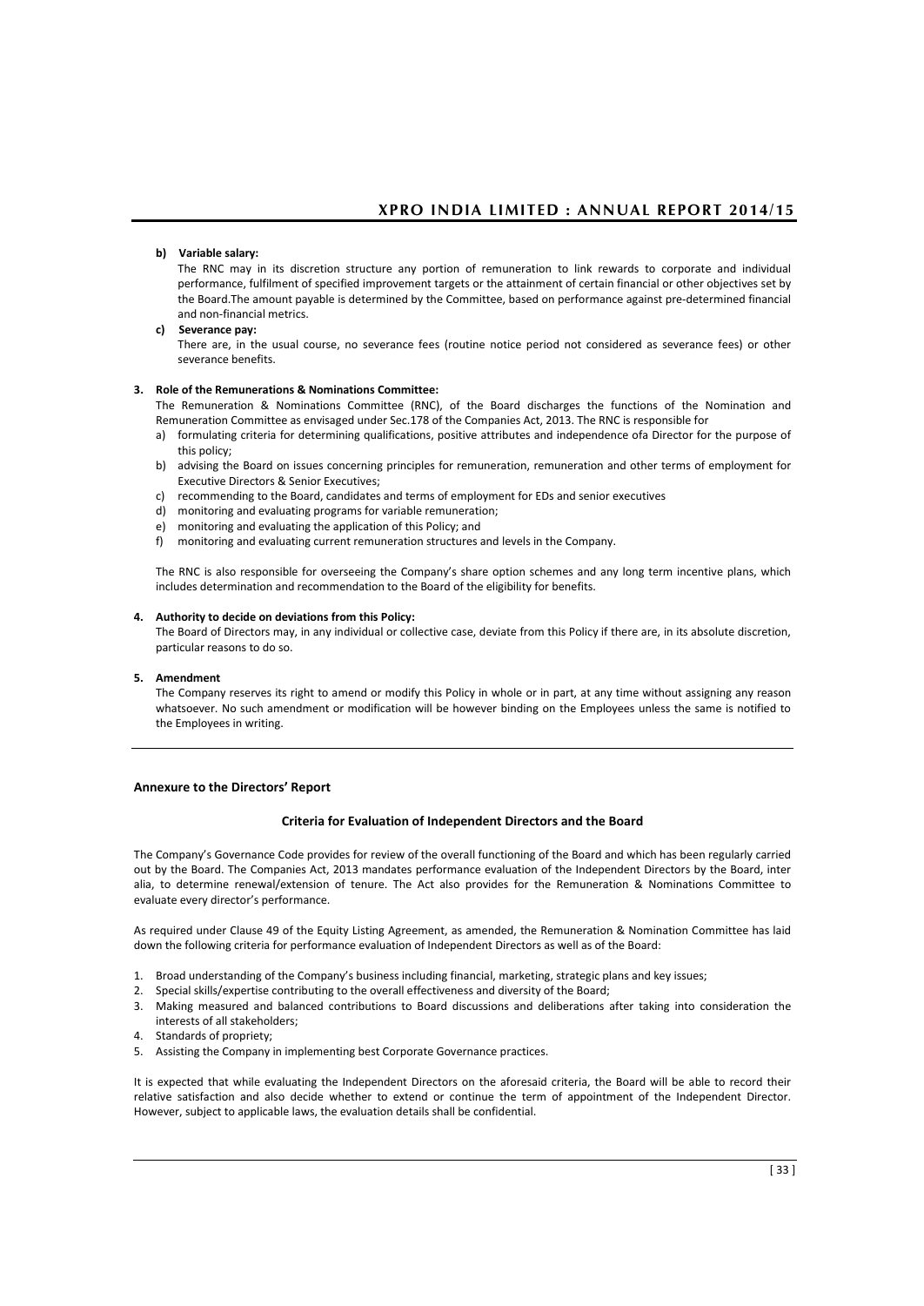**b) Variable salary:**

The RNC may in its discretion structure any portion of remuneration to link rewards to corporate and individual performance, fulfilment of specified improvement targets or the attainment of certain financial or other objectives set by the Board.The amount payable is determined by the Committee, based on performance against pre-determined financial and non-financial metrics.

**c) Severance pay:**

There are, in the usual course, no severance fees (routine notice period not considered as severance fees) or other severance benefits.

**3. Role of the Remunerations & Nominations Committee:**

The Remuneration & Nominations Committee (RNC), of the Board discharges the functions of the Nomination and Remuneration Committee as envisaged under Sec.178 of the Companies Act, 2013. The RNC is responsible for

a) formulating criteria for determining qualifications, positive attributes and independence ofa Director for the purpose of this policy;
b) advising the Board on issues concerning principles for remuneration, remuneration and other terms of employment for Executive Directors & Senior Executives;
c) recommending to the Board, candidates and terms of employment for EDs and senior executives
d) monitoring and evaluating programs for variable remuneration;
e) monitoring and evaluating the application of this Policy; and
f) monitoring and evaluating current remuneration structures and levels in the Company.

The RNC is also responsible for overseeing the Company's share option schemes and any long term incentive plans, which includes determination and recommendation to the Board of the eligibility for benefits.

**4. Authority to decide on deviations from this Policy:**

The Board of Directors may, in any individual or collective case, deviate from this Policy if there are, in its absolute discretion, particular reasons to do so.

**5. Amendment**

The Company reserves its right to amend or modify this Policy in whole or in part, at any time without assigning any reason whatsoever. No such amendment or modification will be however binding on the Employees unless the same is notified to the Employees in writing.

---

**Annexure to the Directors' Report**

**Criteria for Evaluation of Independent Directors and the Board**

The Company's Governance Code provides for review of the overall functioning of the Board and which has been regularly carried out by the Board. The Companies Act, 2013 mandates performance evaluation of the Independent Directors by the Board, inter alia, to determine renewal/extension of tenure. The Act also provides for the Remuneration & Nominations Committee to evaluate every director's performance.

As required under Clause 49 of the Equity Listing Agreement, as amended, the Remuneration & Nomination Committee has laid down the following criteria for performance evaluation of Independent Directors as well as of the Board:

1. Broad understanding of the Company's business including financial, marketing, strategic plans and key issues;
2. Special skills/expertise contributing to the overall effectiveness and diversity of the Board;
3. Making measured and balanced contributions to Board discussions and deliberations after taking into consideration the interests of all stakeholders;
4. Standards of propriety;
5. Assisting the Company in implementing best Corporate Governance practices.

It is expected that while evaluating the Independent Directors on the aforesaid criteria, the Board will be able to record their relative satisfaction and also decide whether to extend or continue the term of appointment of the Independent Director. However, subject to applicable laws, the evaluation details shall be confidential.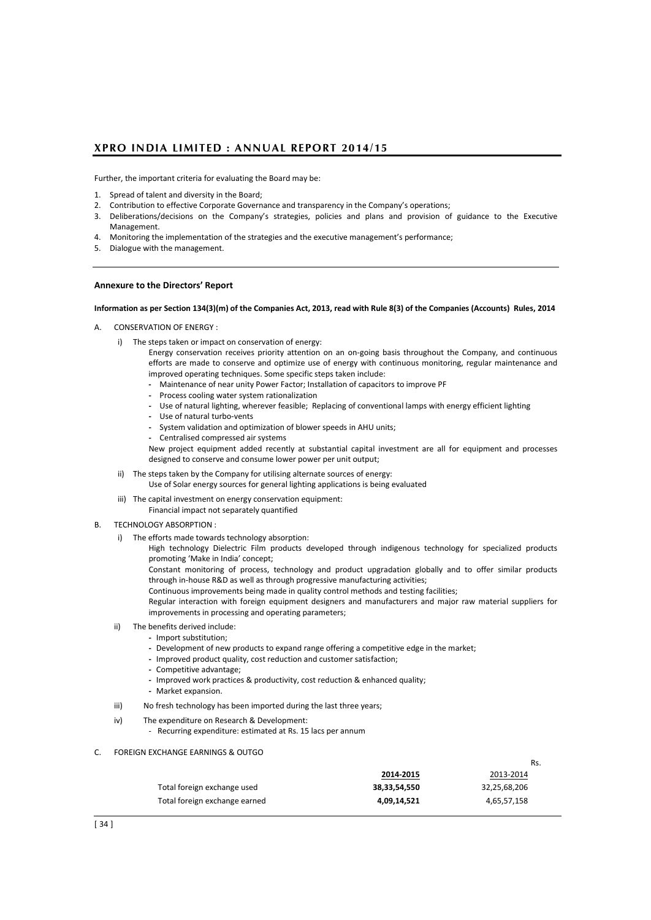Further, the important criteria for evaluating the Board may be:

1. Spread of talent and diversity in the Board;
2. Contribution to effective Corporate Governance and transparency in the Company's operations;
3. Deliberations/decisions on the Company's strategies, policies and plans and provision of guidance to the Executive Management.
4. Monitoring the implementation of the strategies and the executive management's performance;
5. Dialogue with the management.

---

### Annexure to the Directors' Report

**Information as per Section 134(3)(m) of the Companies Act, 2013, read with Rule 8(3) of the Companies (Accounts) Rules, 2014**

A. CONSERVATION OF ENERGY :

i) The steps taken or impact on conservation of energy:

Energy conservation receives priority attention on an on-going basis throughout the Company, and continuous efforts are made to conserve and optimize use of energy with continuous monitoring, regular maintenance and improved operating techniques. Some specific steps taken include:

- Maintenance of near unity Power Factor; Installation of capacitors to improve PF
- Process cooling water system rationalization
- Use of natural lighting, wherever feasible; Replacing of conventional lamps with energy efficient lighting
- Use of natural turbo-vents
- System validation and optimization of blower speeds in AHU units;
- Centralised compressed air systems

New project equipment added recently at substantial capital investment are all for equipment and processes designed to conserve and consume lower power per unit output;

ii) The steps taken by the Company for utilising alternate sources of energy:

Use of Solar energy sources for general lighting applications is being evaluated

iii) The capital investment on energy conservation equipment:

Financial impact not separately quantified

B. TECHNOLOGY ABSORPTION :

i) The efforts made towards technology absorption:

High technology Dielectric Film products developed through indigenous technology for specialized products promoting 'Make in India' concept;

Constant monitoring of process, technology and product upgradation globally and to offer similar products through in-house R&D as well as through progressive manufacturing activities;

Continuous improvements being made in quality control methods and testing facilities;

Regular interaction with foreign equipment designers and manufacturers and major raw material suppliers for improvements in processing and operating parameters;

ii) The benefits derived include:

- Import substitution;
- Development of new products to expand range offering a competitive edge in the market;
- Improved product quality, cost reduction and customer satisfaction;
- Competitive advantage;
- Improved work practices & productivity, cost reduction & enhanced quality;
- Market expansion.

iii) No fresh technology has been imported during the last three years;

iv) The expenditure on Research & Development:

- Recurring expenditure: estimated at Rs. 15 lacs per annum

C. FOREIGN EXCHANGE EARNINGS & OUTGO

| | **2014-2015** | 2013-2014 |
|---|---|---|
| | | Rs. |
| Total foreign exchange used | **38,33,54,550** | 32,25,68,206 |
| Total foreign exchange earned | **4,09,14,521** | 4,65,57,158 |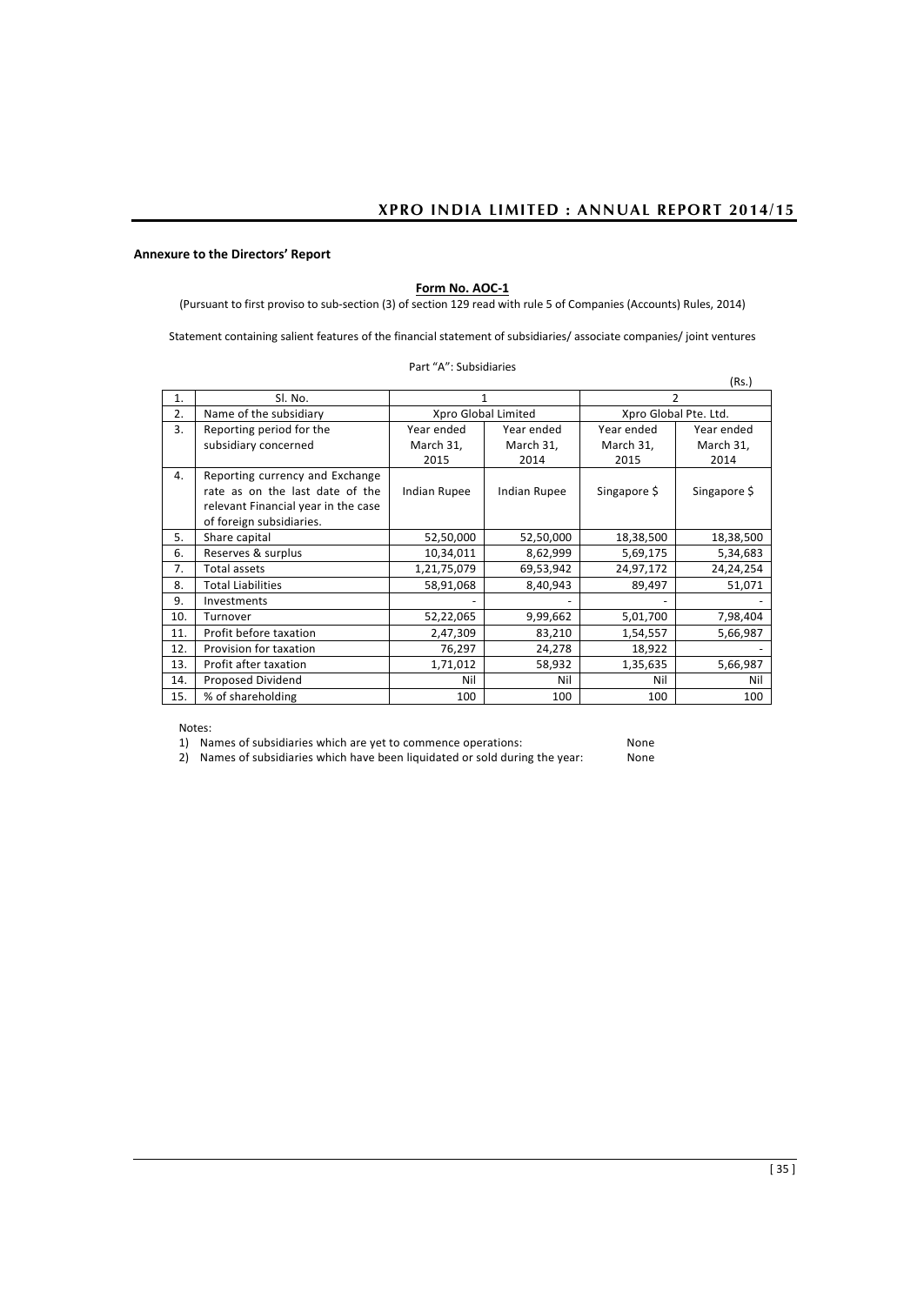**Annexure to the Directors' Report**

**Form No. AOC-1**

(Pursuant to first proviso to sub-section (3) of section 129 read with rule 5 of Companies (Accounts) Rules, 2014)

Statement containing salient features of the financial statement of subsidiaries/ associate companies/ joint ventures

Part "A": Subsidiaries

(Rs.)

| 1. | Sl. No. | 1 | | 2 | |
|---|---|---|---|---|---|
| 2. | Name of the subsidiary | Xpro Global Limited | | Xpro Global Pte. Ltd. | |
| 3. | Reporting period for the subsidiary concerned | Year ended March 31, 2015 | Year ended March 31, 2014 | Year ended March 31, 2015 | Year ended March 31, 2014 |
| 4. | Reporting currency and Exchange rate as on the last date of the relevant Financial year in the case of foreign subsidiaries. | Indian Rupee | Indian Rupee | Singapore $ | Singapore $ |
| 5. | Share capital | 52,50,000 | 52,50,000 | 18,38,500 | 18,38,500 |
| 6. | Reserves & surplus | 10,34,011 | 8,62,999 | 5,69,175 | 5,34,683 |
| 7. | Total assets | 1,21,75,079 | 69,53,942 | 24,97,172 | 24,24,254 |
| 8. | Total Liabilities | 58,91,068 | 8,40,943 | 89,497 | 51,071 |
| 9. | Investments | - | - | - | - |
| 10. | Turnover | 52,22,065 | 9,99,662 | 5,01,700 | 7,98,404 |
| 11. | Profit before taxation | 2,47,309 | 83,210 | 1,54,557 | 5,66,987 |
| 12. | Provision for taxation | 76,297 | 24,278 | 18,922 | - |
| 13. | Profit after taxation | 1,71,012 | 58,932 | 1,35,635 | 5,66,987 |
| 14. | Proposed Dividend | Nil | Nil | Nil | Nil |
| 15. | % of shareholding | 100 | 100 | 100 | 100 |

Notes:

1) Names of subsidiaries which are yet to commence operations: None
2) Names of subsidiaries which have been liquidated or sold during the year: None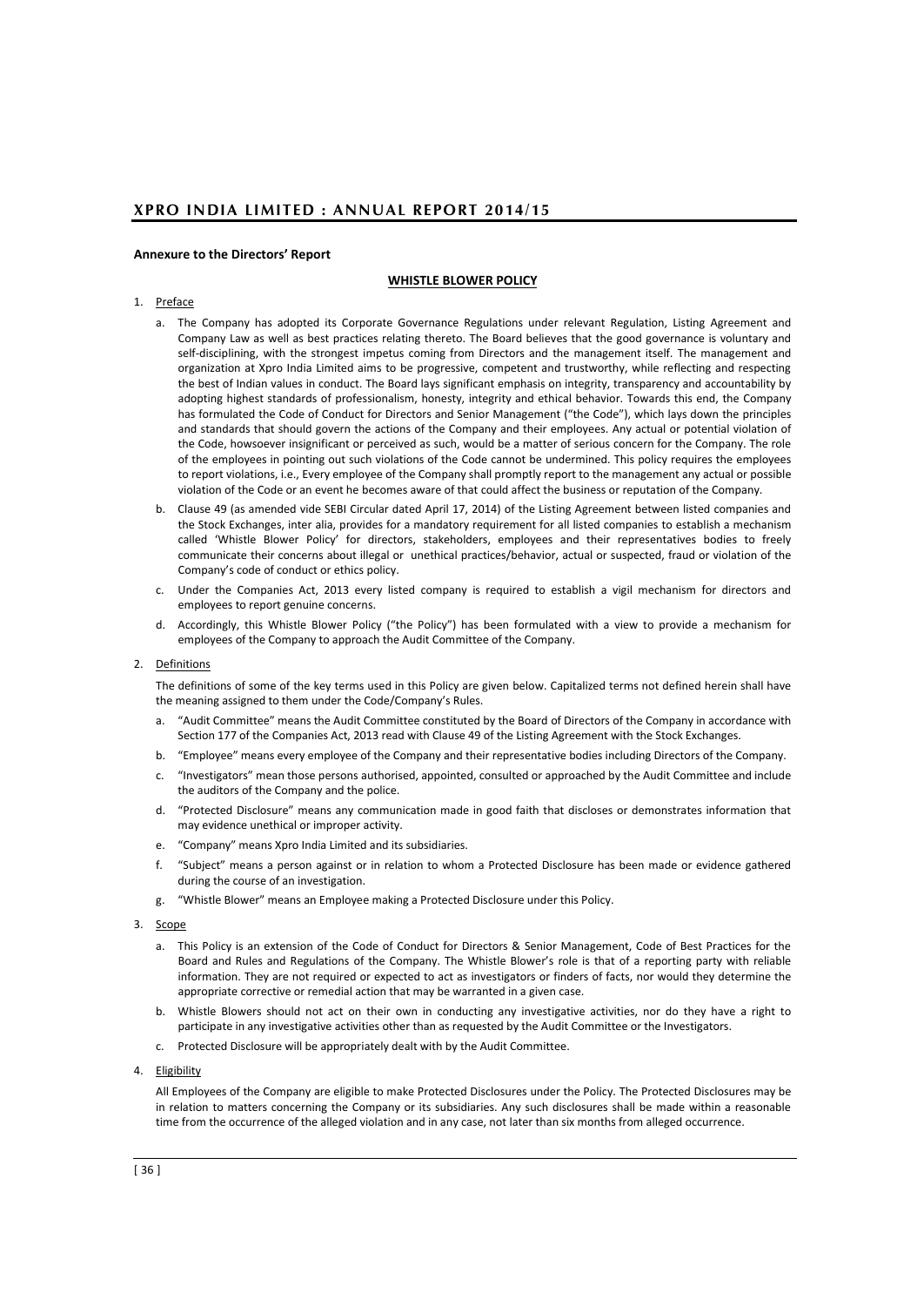**Annexure to the Directors' Report**

**WHISTLE BLOWER POLICY**

1. Preface

   a. The Company has adopted its Corporate Governance Regulations under relevant Regulation, Listing Agreement and Company Law as well as best practices relating thereto. The Board believes that the good governance is voluntary and self-disciplining, with the strongest impetus coming from Directors and the management itself. The management and organization at Xpro India Limited aims to be progressive, competent and trustworthy, while reflecting and respecting the best of Indian values in conduct. The Board lays significant emphasis on integrity, transparency and accountability by adopting highest standards of professionalism, honesty, integrity and ethical behavior. Towards this end, the Company has formulated the Code of Conduct for Directors and Senior Management ("the Code"), which lays down the principles and standards that should govern the actions of the Company and their employees. Any actual or potential violation of the Code, howsoever insignificant or perceived as such, would be a matter of serious concern for the Company. The role of the employees in pointing out such violations of the Code cannot be undermined. This policy requires the employees to report violations, i.e., Every employee of the Company shall promptly report to the management any actual or possible violation of the Code or an event he becomes aware of that could affect the business or reputation of the Company.

   b. Clause 49 (as amended vide SEBI Circular dated April 17, 2014) of the Listing Agreement between listed companies and the Stock Exchanges, inter alia, provides for a mandatory requirement for all listed companies to establish a mechanism called 'Whistle Blower Policy' for directors, stakeholders, employees and their representatives bodies to freely communicate their concerns about illegal or unethical practices/behavior, actual or suspected, fraud or violation of the Company's code of conduct or ethics policy.

   c. Under the Companies Act, 2013 every listed company is required to establish a vigil mechanism for directors and employees to report genuine concerns.

   d. Accordingly, this Whistle Blower Policy ("the Policy") has been formulated with a view to provide a mechanism for employees of the Company to approach the Audit Committee of the Company.

2. Definitions

   The definitions of some of the key terms used in this Policy are given below. Capitalized terms not defined herein shall have the meaning assigned to them under the Code/Company's Rules.

   a. "Audit Committee" means the Audit Committee constituted by the Board of Directors of the Company in accordance with Section 177 of the Companies Act, 2013 read with Clause 49 of the Listing Agreement with the Stock Exchanges.

   b. "Employee" means every employee of the Company and their representative bodies including Directors of the Company.

   c. "Investigators" mean those persons authorised, appointed, consulted or approached by the Audit Committee and include the auditors of the Company and the police.

   d. "Protected Disclosure" means any communication made in good faith that discloses or demonstrates information that may evidence unethical or improper activity.

   e. "Company" means Xpro India Limited and its subsidiaries.

   f. "Subject" means a person against or in relation to whom a Protected Disclosure has been made or evidence gathered during the course of an investigation.

   g. "Whistle Blower" means an Employee making a Protected Disclosure under this Policy.

3. Scope

   a. This Policy is an extension of the Code of Conduct for Directors & Senior Management, Code of Best Practices for the Board and Rules and Regulations of the Company. The Whistle Blower's role is that of a reporting party with reliable information. They are not required or expected to act as investigators or finders of facts, nor would they determine the appropriate corrective or remedial action that may be warranted in a given case.

   b. Whistle Blowers should not act on their own in conducting any investigative activities, nor do they have a right to participate in any investigative activities other than as requested by the Audit Committee or the Investigators.

   c. Protected Disclosure will be appropriately dealt with by the Audit Committee.

4. Eligibility

   All Employees of the Company are eligible to make Protected Disclosures under the Policy. The Protected Disclosures may be in relation to matters concerning the Company or its subsidiaries. Any such disclosures shall be made within a reasonable time from the occurrence of the alleged violation and in any case, not later than six months from alleged occurrence.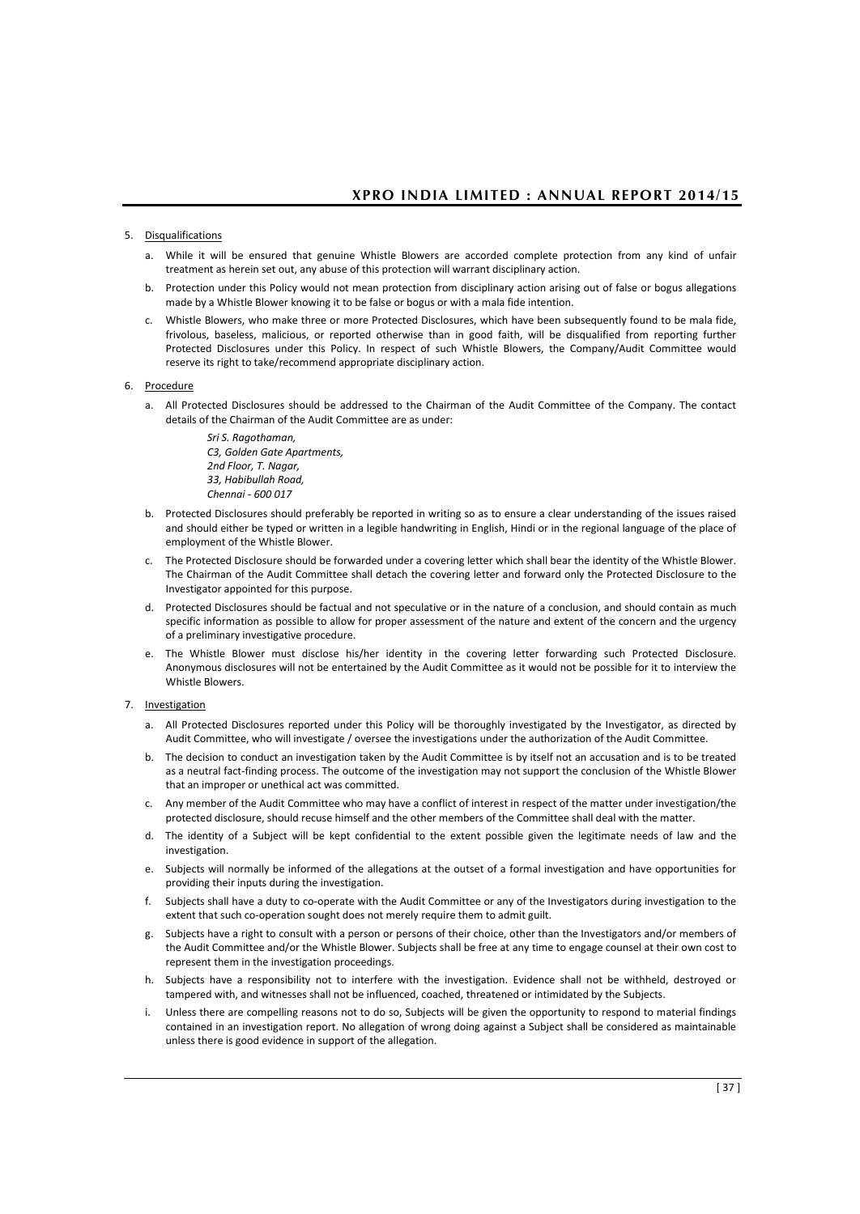5. Disqualifications

   a. While it will be ensured that genuine Whistle Blowers are accorded complete protection from any kind of unfair treatment as herein set out, any abuse of this protection will warrant disciplinary action.

   b. Protection under this Policy would not mean protection from disciplinary action arising out of false or bogus allegations made by a Whistle Blower knowing it to be false or bogus or with a mala fide intention.

   c. Whistle Blowers, who make three or more Protected Disclosures, which have been subsequently found to be mala fide, frivolous, baseless, malicious, or reported otherwise than in good faith, will be disqualified from reporting further Protected Disclosures under this Policy. In respect of such Whistle Blowers, the Company/Audit Committee would reserve its right to take/recommend appropriate disciplinary action.

6. Procedure

   a. All Protected Disclosures should be addressed to the Chairman of the Audit Committee of the Company. The contact details of the Chairman of the Audit Committee are as under:

      *Sri S. Ragothaman,*
      *C3, Golden Gate Apartments,*
      *2nd Floor, T. Nagar,*
      *33, Habibullah Road,*
      *Chennai - 600 017*

   b. Protected Disclosures should preferably be reported in writing so as to ensure a clear understanding of the issues raised and should either be typed or written in a legible handwriting in English, Hindi or in the regional language of the place of employment of the Whistle Blower.

   c. The Protected Disclosure should be forwarded under a covering letter which shall bear the identity of the Whistle Blower. The Chairman of the Audit Committee shall detach the covering letter and forward only the Protected Disclosure to the Investigator appointed for this purpose.

   d. Protected Disclosures should be factual and not speculative or in the nature of a conclusion, and should contain as much specific information as possible to allow for proper assessment of the nature and extent of the concern and the urgency of a preliminary investigative procedure.

   e. The Whistle Blower must disclose his/her identity in the covering letter forwarding such Protected Disclosure. Anonymous disclosures will not be entertained by the Audit Committee as it would not be possible for it to interview the Whistle Blowers.

7. Investigation

   a. All Protected Disclosures reported under this Policy will be thoroughly investigated by the Investigator, as directed by Audit Committee, who will investigate / oversee the investigations under the authorization of the Audit Committee.

   b. The decision to conduct an investigation taken by the Audit Committee is by itself not an accusation and is to be treated as a neutral fact-finding process. The outcome of the investigation may not support the conclusion of the Whistle Blower that an improper or unethical act was committed.

   c. Any member of the Audit Committee who may have a conflict of interest in respect of the matter under investigation/the protected disclosure, should recuse himself and the other members of the Committee shall deal with the matter.

   d. The identity of a Subject will be kept confidential to the extent possible given the legitimate needs of law and the investigation.

   e. Subjects will normally be informed of the allegations at the outset of a formal investigation and have opportunities for providing their inputs during the investigation.

   f. Subjects shall have a duty to co-operate with the Audit Committee or any of the Investigators during investigation to the extent that such co-operation sought does not merely require them to admit guilt.

   g. Subjects have a right to consult with a person or persons of their choice, other than the Investigators and/or members of the Audit Committee and/or the Whistle Blower. Subjects shall be free at any time to engage counsel at their own cost to represent them in the investigation proceedings.

   h. Subjects have a responsibility not to interfere with the investigation. Evidence shall not be withheld, destroyed or tampered with, and witnesses shall not be influenced, coached, threatened or intimidated by the Subjects.

   i. Unless there are compelling reasons not to do so, Subjects will be given the opportunity to respond to material findings contained in an investigation report. No allegation of wrong doing against a Subject shall be considered as maintainable unless there is good evidence in support of the allegation.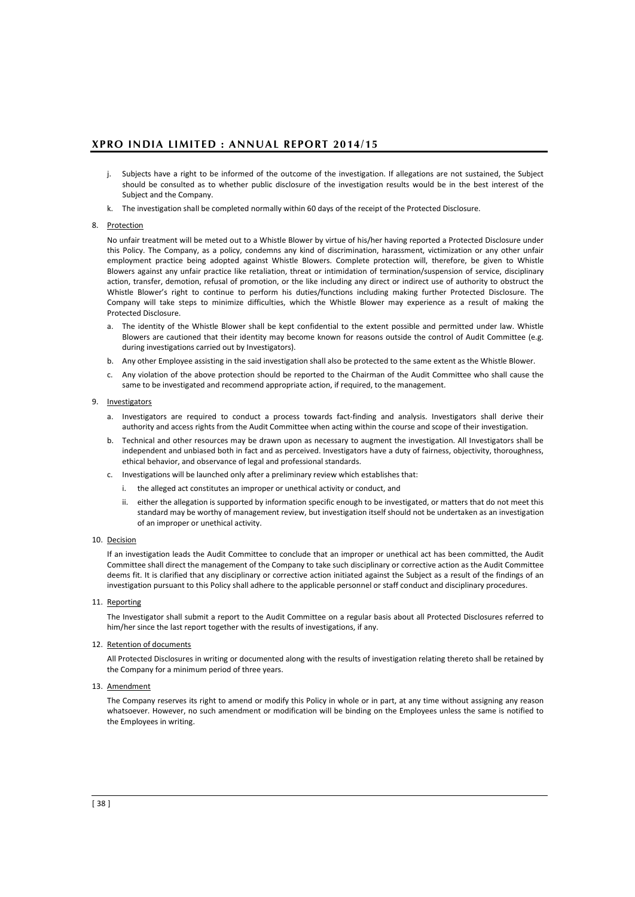j. Subjects have a right to be informed of the outcome of the investigation. If allegations are not sustained, the Subject should be consulted as to whether public disclosure of the investigation results would be in the best interest of the Subject and the Company.

k. The investigation shall be completed normally within 60 days of the receipt of the Protected Disclosure.

8. Protection

No unfair treatment will be meted out to a Whistle Blower by virtue of his/her having reported a Protected Disclosure under this Policy. The Company, as a policy, condemns any kind of discrimination, harassment, victimization or any other unfair employment practice being adopted against Whistle Blowers. Complete protection will, therefore, be given to Whistle Blowers against any unfair practice like retaliation, threat or intimidation of termination/suspension of service, disciplinary action, transfer, demotion, refusal of promotion, or the like including any direct or indirect use of authority to obstruct the Whistle Blower's right to continue to perform his duties/functions including making further Protected Disclosure. The Company will take steps to minimize difficulties, which the Whistle Blower may experience as a result of making the Protected Disclosure.

a. The identity of the Whistle Blower shall be kept confidential to the extent possible and permitted under law. Whistle Blowers are cautioned that their identity may become known for reasons outside the control of Audit Committee (e.g. during investigations carried out by Investigators).

b. Any other Employee assisting in the said investigation shall also be protected to the same extent as the Whistle Blower.

c. Any violation of the above protection should be reported to the Chairman of the Audit Committee who shall cause the same to be investigated and recommend appropriate action, if required, to the management.

9. Investigators

a. Investigators are required to conduct a process towards fact-finding and analysis. Investigators shall derive their authority and access rights from the Audit Committee when acting within the course and scope of their investigation.

b. Technical and other resources may be drawn upon as necessary to augment the investigation. All Investigators shall be independent and unbiased both in fact and as perceived. Investigators have a duty of fairness, objectivity, thoroughness, ethical behavior, and observance of legal and professional standards.

c. Investigations will be launched only after a preliminary review which establishes that:

   i. the alleged act constitutes an improper or unethical activity or conduct, and

   ii. either the allegation is supported by information specific enough to be investigated, or matters that do not meet this standard may be worthy of management review, but investigation itself should not be undertaken as an investigation of an improper or unethical activity.

10. Decision

If an investigation leads the Audit Committee to conclude that an improper or unethical act has been committed, the Audit Committee shall direct the management of the Company to take such disciplinary or corrective action as the Audit Committee deems fit. It is clarified that any disciplinary or corrective action initiated against the Subject as a result of the findings of an investigation pursuant to this Policy shall adhere to the applicable personnel or staff conduct and disciplinary procedures.

11. Reporting

The Investigator shall submit a report to the Audit Committee on a regular basis about all Protected Disclosures referred to him/her since the last report together with the results of investigations, if any.

12. Retention of documents

All Protected Disclosures in writing or documented along with the results of investigation relating thereto shall be retained by the Company for a minimum period of three years.

13. Amendment

The Company reserves its right to amend or modify this Policy in whole or in part, at any time without assigning any reason whatsoever. However, no such amendment or modification will be binding on the Employees unless the same is notified to the Employees in writing.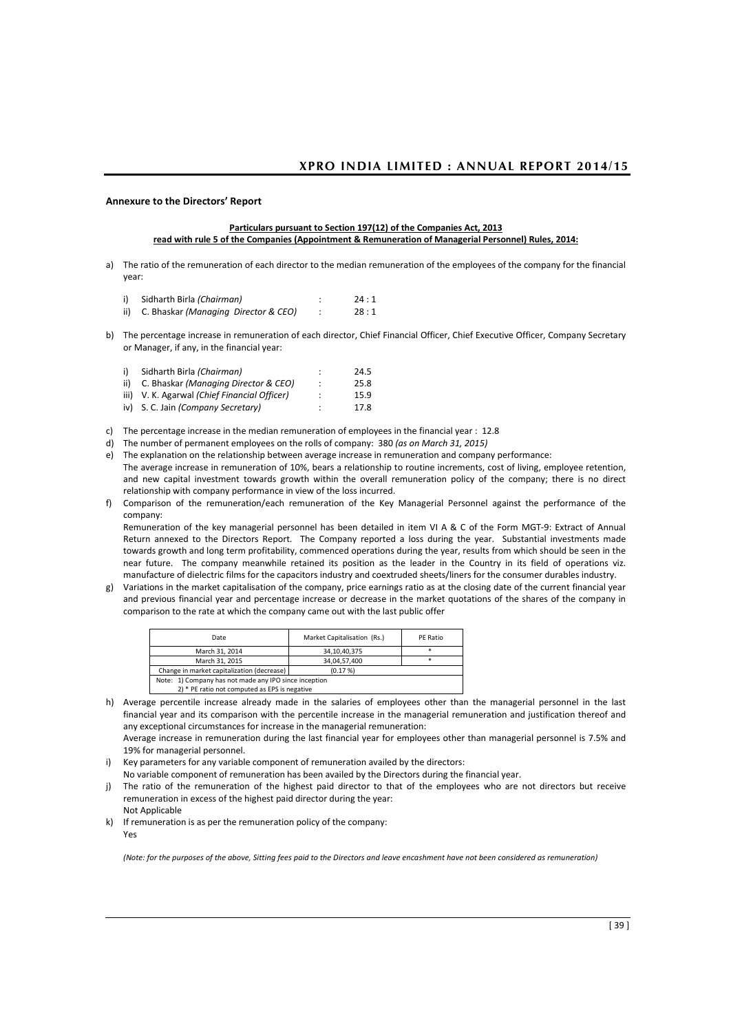## Annexure to the Directors' Report

**Particulars pursuant to Section 197(12) of the Companies Act, 2013 read with rule 5 of the Companies (Appointment & Remuneration of Managerial Personnel) Rules, 2014:**

a) The ratio of the remuneration of each director to the median remuneration of the employees of the company for the financial year:

i) Sidharth Birla *(Chairman)* : 24 : 1
ii) C. Bhaskar *(Managing Director & CEO)* : 28 : 1

b) The percentage increase in remuneration of each director, Chief Financial Officer, Chief Executive Officer, Company Secretary or Manager, if any, in the financial year:

i) Sidharth Birla *(Chairman)* : 24.5
ii) C. Bhaskar *(Managing Director & CEO)* : 25.8
iii) V. K. Agarwal *(Chief Financial Officer)* : 15.9
iv) S. C. Jain *(Company Secretary)* : 17.8

c) The percentage increase in the median remuneration of employees in the financial year : 12.8

d) The number of permanent employees on the rolls of company: 380 *(as on March 31, 2015)*

e) The explanation on the relationship between average increase in remuneration and company performance:
The average increase in remuneration of 10%, bears a relationship to routine increments, cost of living, employee retention, and new capital investment towards growth within the overall remuneration policy of the company; there is no direct relationship with company performance in view of the loss incurred.

f) Comparison of the remuneration/each remuneration of the Key Managerial Personnel against the performance of the company:
Remuneration of the key managerial personnel has been detailed in item VI A & C of the Form MGT-9: Extract of Annual Return annexed to the Directors Report. The Company reported a loss during the year. Substantial investments made towards growth and long term profitability, commenced operations during the year, results from which should be seen in the near future. The company meanwhile retained its position as the leader in the Country in its field of operations viz. manufacture of dielectric films for the capacitors industry and coextruded sheets/liners for the consumer durables industry.

g) Variations in the market capitalisation of the company, price earnings ratio as at the closing date of the current financial year and previous financial year and percentage increase or decrease in the market quotations of the shares of the company in comparison to the rate at which the company came out with the last public offer

| Date | Market Capitalisation (Rs.) | PE Ratio |
|---|---|---|
| March 31, 2014 | 34,10,40,375 | * |
| March 31, 2015 | 34,04,57,400 | * |
| Change in market capitalization (decrease) | (0.17 %) | |
| Note: 1) Company has not made any IPO since inception<br>2) * PE ratio not computed as EPS is negative | | |

h) Average percentile increase already made in the salaries of employees other than the managerial personnel in the last financial year and its comparison with the percentile increase in the managerial remuneration and justification thereof and any exceptional circumstances for increase in the managerial remuneration:
Average increase in remuneration during the last financial year for employees other than managerial personnel is 7.5% and 19% for managerial personnel.

i) Key parameters for any variable component of remuneration availed by the directors:
No variable component of remuneration has been availed by the Directors during the financial year.

j) The ratio of the remuneration of the highest paid director to that of the employees who are not directors but receive remuneration in excess of the highest paid director during the year:
Not Applicable

k) If remuneration is as per the remuneration policy of the company:
Yes

*(Note: for the purposes of the above, Sitting fees paid to the Directors and leave encashment have not been considered as remuneration)*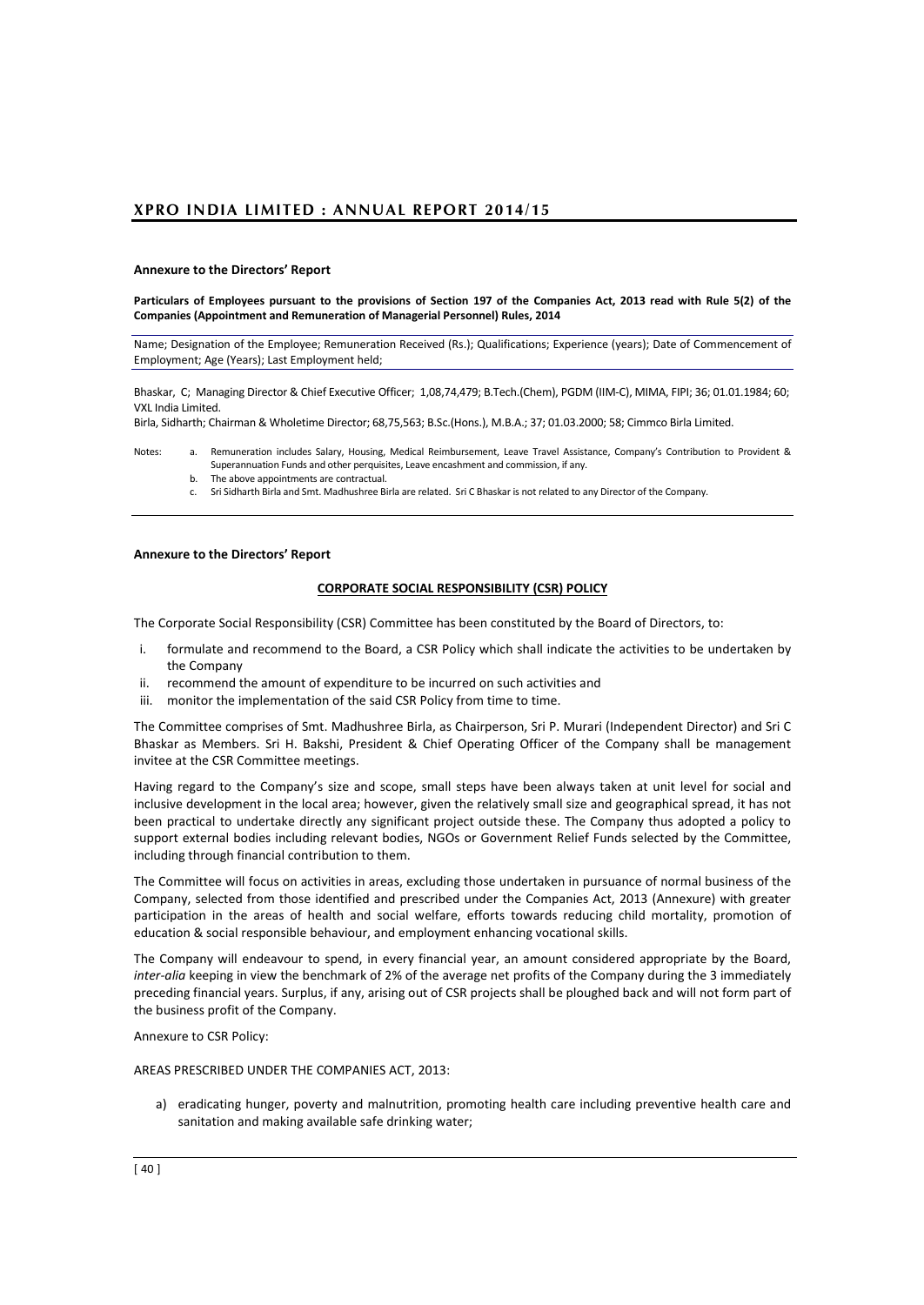## Annexure to the Directors' Report

**Particulars of Employees pursuant to the provisions of Section 197 of the Companies Act, 2013 read with Rule 5(2) of the Companies (Appointment and Remuneration of Managerial Personnel) Rules, 2014**

Name; Designation of the Employee; Remuneration Received (Rs.); Qualifications; Experience (years); Date of Commencement of Employment; Age (Years); Last Employment held;

Bhaskar, C; Managing Director & Chief Executive Officer; 1,08,74,479; B.Tech.(Chem), PGDM (IIM-C), MIMA, FIPI; 36; 01.01.1984; 60; VXL India Limited.

Birla, Sidharth; Chairman & Wholetime Director; 68,75,563; B.Sc.(Hons.), M.B.A.; 37; 01.03.2000; 58; Cimmco Birla Limited.

Notes:

a. Remuneration includes Salary, Housing, Medical Reimbursement, Leave Travel Assistance, Company's Contribution to Provident & Superannuation Funds and other perquisites, Leave encashment and commission, if any.

b. The above appointments are contractual.

c. Sri Sidharth Birla and Smt. Madhushree Birla are related. Sri C Bhaskar is not related to any Director of the Company.

## Annexure to the Directors' Report

### CORPORATE SOCIAL RESPONSIBILITY (CSR) POLICY

The Corporate Social Responsibility (CSR) Committee has been constituted by the Board of Directors, to:

i. formulate and recommend to the Board, a CSR Policy which shall indicate the activities to be undertaken by the Company
ii. recommend the amount of expenditure to be incurred on such activities and
iii. monitor the implementation of the said CSR Policy from time to time.

The Committee comprises of Smt. Madhushree Birla, as Chairperson, Sri P. Murari (Independent Director) and Sri C Bhaskar as Members. Sri H. Bakshi, President & Chief Operating Officer of the Company shall be management invitee at the CSR Committee meetings.

Having regard to the Company's size and scope, small steps have been always taken at unit level for social and inclusive development in the local area; however, given the relatively small size and geographical spread, it has not been practical to undertake directly any significant project outside these. The Company thus adopted a policy to support external bodies including relevant bodies, NGOs or Government Relief Funds selected by the Committee, including through financial contribution to them.

The Committee will focus on activities in areas, excluding those undertaken in pursuance of normal business of the Company, selected from those identified and prescribed under the Companies Act, 2013 (Annexure) with greater participation in the areas of health and social welfare, efforts towards reducing child mortality, promotion of education & social responsible behaviour, and employment enhancing vocational skills.

The Company will endeavour to spend, in every financial year, an amount considered appropriate by the Board, *inter-alia* keeping in view the benchmark of 2% of the average net profits of the Company during the 3 immediately preceding financial years. Surplus, if any, arising out of CSR projects shall be ploughed back and will not form part of the business profit of the Company.

Annexure to CSR Policy:

AREAS PRESCRIBED UNDER THE COMPANIES ACT, 2013:

a) eradicating hunger, poverty and malnutrition, promoting health care including preventive health care and sanitation and making available safe drinking water;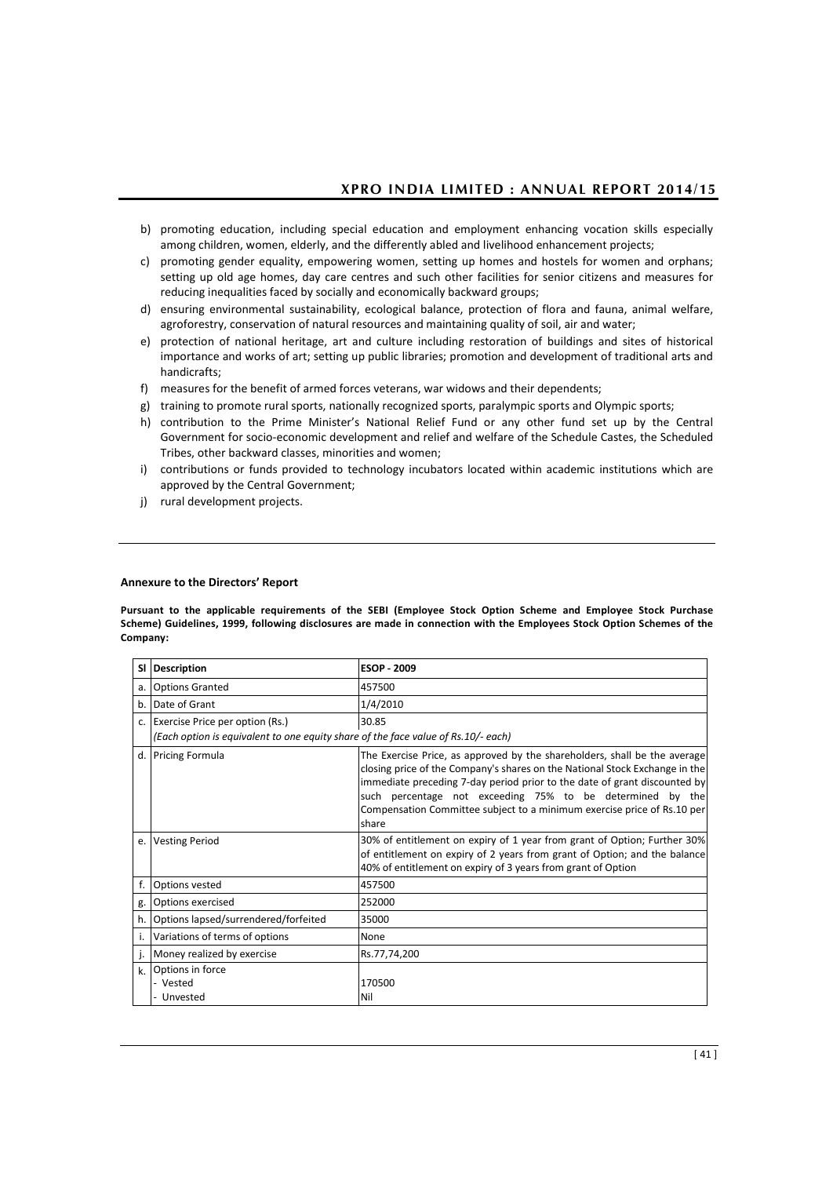b) promoting education, including special education and employment enhancing vocation skills especially among children, women, elderly, and the differently abled and livelihood enhancement projects;
c) promoting gender equality, empowering women, setting up homes and hostels for women and orphans; setting up old age homes, day care centres and such other facilities for senior citizens and measures for reducing inequalities faced by socially and economically backward groups;
d) ensuring environmental sustainability, ecological balance, protection of flora and fauna, animal welfare, agroforestry, conservation of natural resources and maintaining quality of soil, air and water;
e) protection of national heritage, art and culture including restoration of buildings and sites of historical importance and works of art; setting up public libraries; promotion and development of traditional arts and handicrafts;
f) measures for the benefit of armed forces veterans, war widows and their dependents;
g) training to promote rural sports, nationally recognized sports, paralympic sports and Olympic sports;
h) contribution to the Prime Minister's National Relief Fund or any other fund set up by the Central Government for socio-economic development and relief and welfare of the Schedule Castes, the Scheduled Tribes, other backward classes, minorities and women;
i) contributions or funds provided to technology incubators located within academic institutions which are approved by the Central Government;
j) rural development projects.

---

**Annexure to the Directors' Report**

**Pursuant to the applicable requirements of the SEBI (Employee Stock Option Scheme and Employee Stock Purchase Scheme) Guidelines, 1999, following disclosures are made in connection with the Employees Stock Option Schemes of the Company:**

| Sl | Description | ESOP - 2009 |
|---|---|---|
| a. | Options Granted | 457500 |
| b. | Date of Grant | 1/4/2010 |
| c. | Exercise Price per option (Rs.)<br>*(Each option is equivalent to one equity share of the face value of Rs.10/- each)* | 30.85 |
| d. | Pricing Formula | The Exercise Price, as approved by the shareholders, shall be the average closing price of the Company's shares on the National Stock Exchange in the immediate preceding 7-day period prior to the date of grant discounted by such percentage not exceeding 75% to be determined by the Compensation Committee subject to a minimum exercise price of Rs.10 per share |
| e. | Vesting Period | 30% of entitlement on expiry of 1 year from grant of Option; Further 30% of entitlement on expiry of 2 years from grant of Option; and the balance 40% of entitlement on expiry of 3 years from grant of Option |
| f. | Options vested | 457500 |
| g. | Options exercised | 252000 |
| h. | Options lapsed/surrendered/forfeited | 35000 |
| i. | Variations of terms of options | None |
| j. | Money realized by exercise | Rs.77,74,200 |
| k. | Options in force<br>- Vested<br>- Unvested | <br>170500<br>Nil |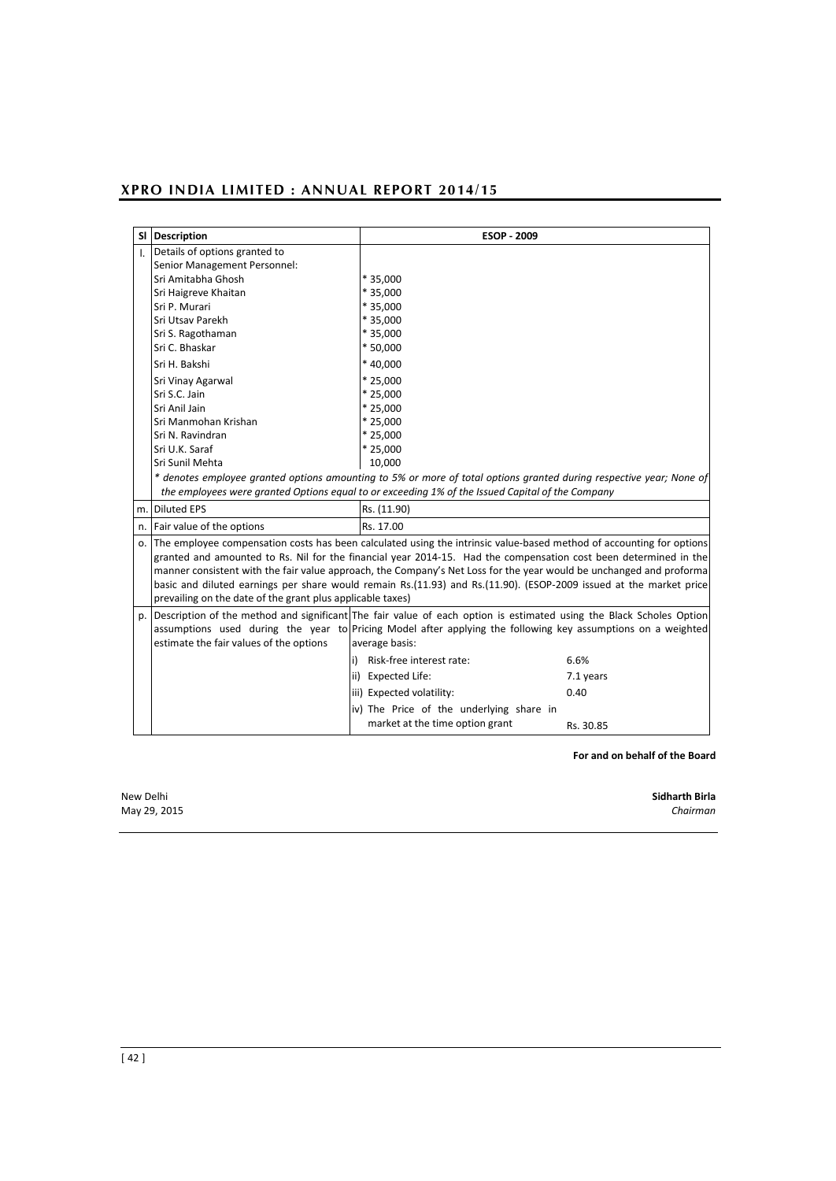| Sl | Description | ESOP - 2009 | |
|---|---|---|---|
| l. | Details of options granted to Senior Management Personnel: | | |
| | Sri Amitabha Ghosh | * 35,000 | |
| | Sri Haigreve Khaitan | * 35,000 | |
| | Sri P. Murari | * 35,000 | |
| | Sri Utsav Parekh | * 35,000 | |
| | Sri S. Ragothaman | * 35,000 | |
| | Sri C. Bhaskar | * 50,000 | |
| | Sri H. Bakshi | * 40,000 | |
| | Sri Vinay Agarwal | * 25,000 | |
| | Sri S.C. Jain | * 25,000 | |
| | Sri Anil Jain | * 25,000 | |
| | Sri Manmohan Krishan | * 25,000 | |
| | Sri N. Ravindran | * 25,000 | |
| | Sri U.K. Saraf | * 25,000 | |
| | Sri Sunil Mehta | 10,000 | |
| | *\* denotes employee granted options amounting to 5% or more of total options granted during respective year; None of the employees were granted Options equal to or exceeding 1% of the Issued Capital of the Company* | | |
| m. | Diluted EPS | Rs. (11.90) | |
| n. | Fair value of the options | Rs. 17.00 | |
| o. | The employee compensation costs has been calculated using the intrinsic value-based method of accounting for options granted and amounted to Rs. Nil for the financial year 2014-15. Had the compensation cost been determined in the manner consistent with the fair value approach, the Company's Net Loss for the year would be unchanged and proforma basic and diluted earnings per share would remain Rs.(11.93) and Rs.(11.90). (ESOP-2009 issued at the market price prevailing on the date of the grant plus applicable taxes) | | |
| p. | Description of the method and significant assumptions used during the year to estimate the fair values of the options | The fair value of each option is estimated using the Black Scholes Option Pricing Model after applying the following key assumptions on a weighted average basis: | |
| | | i) Risk-free interest rate: | 6.6% |
| | | ii) Expected Life: | 7.1 years |
| | | iii) Expected volatility: | 0.40 |
| | | iv) The Price of the underlying share in market at the time option grant | Rs. 30.85 |

**For and on behalf of the Board**

New Delhi
May 29, 2015

**Sidharth Birla**
*Chairman*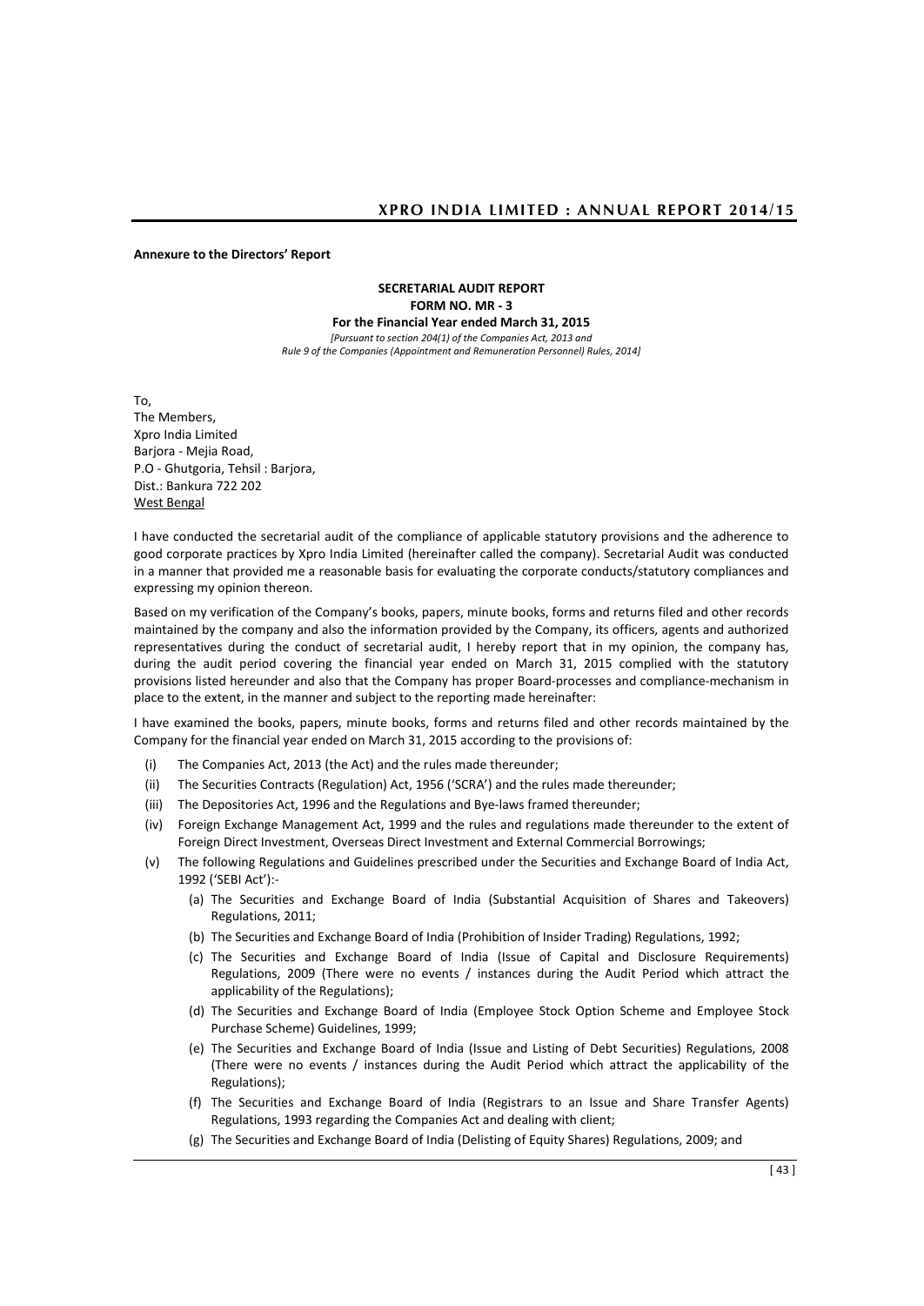**Annexure to the Directors' Report**

**SECRETARIAL AUDIT REPORT**
**FORM NO. MR - 3**
**For the Financial Year ended March 31, 2015**

*[Pursuant to section 204(1) of the Companies Act, 2013 and Rule 9 of the Companies (Appointment and Remuneration Personnel) Rules, 2014]*

To,
The Members,
Xpro India Limited
Barjora - Mejia Road,
P.O - Ghutgoria, Tehsil : Barjora,
Dist.: Bankura 722 202
West Bengal

I have conducted the secretarial audit of the compliance of applicable statutory provisions and the adherence to good corporate practices by Xpro India Limited (hereinafter called the company). Secretarial Audit was conducted in a manner that provided me a reasonable basis for evaluating the corporate conducts/statutory compliances and expressing my opinion thereon.

Based on my verification of the Company's books, papers, minute books, forms and returns filed and other records maintained by the company and also the information provided by the Company, its officers, agents and authorized representatives during the conduct of secretarial audit, I hereby report that in my opinion, the company has, during the audit period covering the financial year ended on March 31, 2015 complied with the statutory provisions listed hereunder and also that the Company has proper Board-processes and compliance-mechanism in place to the extent, in the manner and subject to the reporting made hereinafter:

I have examined the books, papers, minute books, forms and returns filed and other records maintained by the Company for the financial year ended on March 31, 2015 according to the provisions of:

(i) The Companies Act, 2013 (the Act) and the rules made thereunder;

(ii) The Securities Contracts (Regulation) Act, 1956 ('SCRA') and the rules made thereunder;

(iii) The Depositories Act, 1996 and the Regulations and Bye-laws framed thereunder;

(iv) Foreign Exchange Management Act, 1999 and the rules and regulations made thereunder to the extent of Foreign Direct Investment, Overseas Direct Investment and External Commercial Borrowings;

(v) The following Regulations and Guidelines prescribed under the Securities and Exchange Board of India Act, 1992 ('SEBI Act'):-

  (a) The Securities and Exchange Board of India (Substantial Acquisition of Shares and Takeovers) Regulations, 2011;

  (b) The Securities and Exchange Board of India (Prohibition of Insider Trading) Regulations, 1992;

  (c) The Securities and Exchange Board of India (Issue of Capital and Disclosure Requirements) Regulations, 2009 (There were no events / instances during the Audit Period which attract the applicability of the Regulations);

  (d) The Securities and Exchange Board of India (Employee Stock Option Scheme and Employee Stock Purchase Scheme) Guidelines, 1999;

  (e) The Securities and Exchange Board of India (Issue and Listing of Debt Securities) Regulations, 2008 (There were no events / instances during the Audit Period which attract the applicability of the Regulations);

  (f) The Securities and Exchange Board of India (Registrars to an Issue and Share Transfer Agents) Regulations, 1993 regarding the Companies Act and dealing with client;

  (g) The Securities and Exchange Board of India (Delisting of Equity Shares) Regulations, 2009; and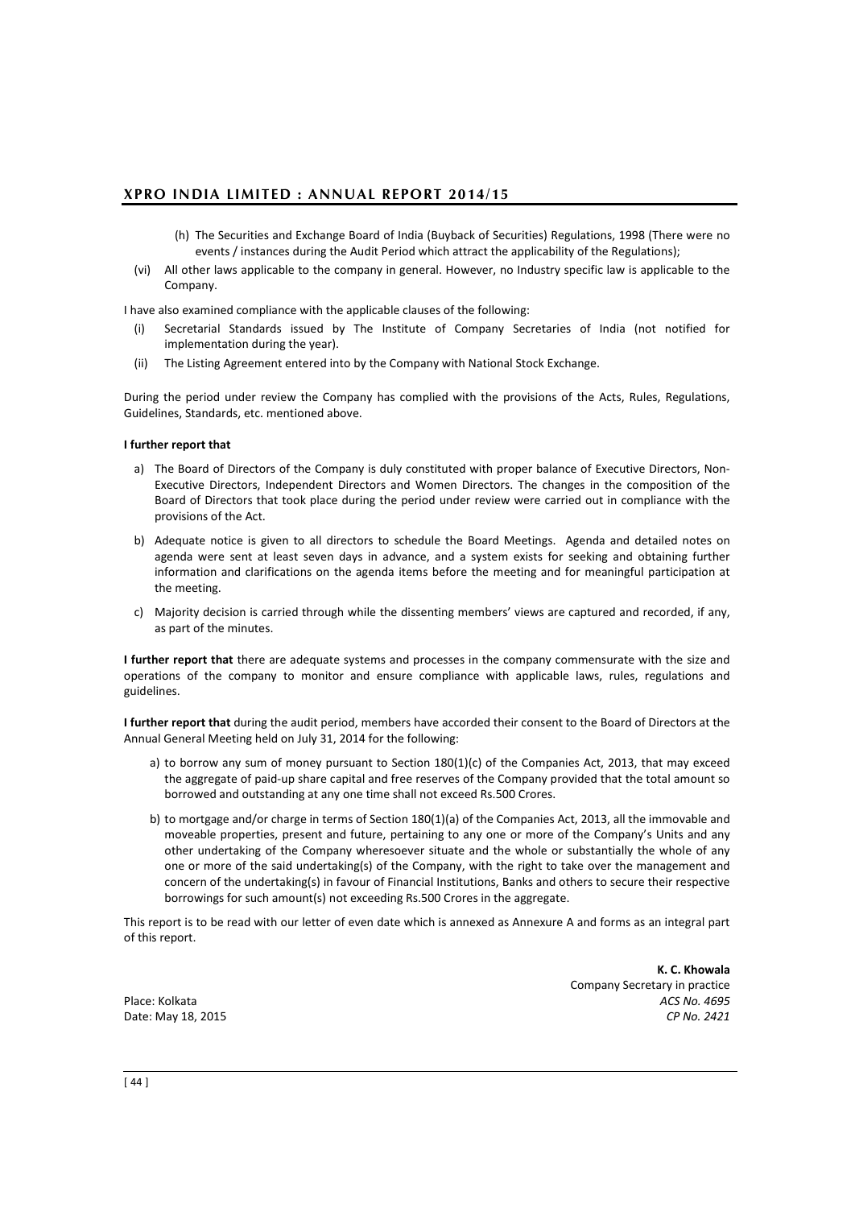(h) The Securities and Exchange Board of India (Buyback of Securities) Regulations, 1998 (There were no events / instances during the Audit Period which attract the applicability of the Regulations);

(vi) All other laws applicable to the company in general. However, no Industry specific law is applicable to the Company.

I have also examined compliance with the applicable clauses of the following:

(i) Secretarial Standards issued by The Institute of Company Secretaries of India (not notified for implementation during the year).

(ii) The Listing Agreement entered into by the Company with National Stock Exchange.

During the period under review the Company has complied with the provisions of the Acts, Rules, Regulations, Guidelines, Standards, etc. mentioned above.

**I further report that**

a) The Board of Directors of the Company is duly constituted with proper balance of Executive Directors, Non-Executive Directors, Independent Directors and Women Directors. The changes in the composition of the Board of Directors that took place during the period under review were carried out in compliance with the provisions of the Act.

b) Adequate notice is given to all directors to schedule the Board Meetings. Agenda and detailed notes on agenda were sent at least seven days in advance, and a system exists for seeking and obtaining further information and clarifications on the agenda items before the meeting and for meaningful participation at the meeting.

c) Majority decision is carried through while the dissenting members' views are captured and recorded, if any, as part of the minutes.

**I further report that** there are adequate systems and processes in the company commensurate with the size and operations of the company to monitor and ensure compliance with applicable laws, rules, regulations and guidelines.

**I further report that** during the audit period, members have accorded their consent to the Board of Directors at the Annual General Meeting held on July 31, 2014 for the following:

a) to borrow any sum of money pursuant to Section 180(1)(c) of the Companies Act, 2013, that may exceed the aggregate of paid-up share capital and free reserves of the Company provided that the total amount so borrowed and outstanding at any one time shall not exceed Rs.500 Crores.

b) to mortgage and/or charge in terms of Section 180(1)(a) of the Companies Act, 2013, all the immovable and moveable properties, present and future, pertaining to any one or more of the Company's Units and any other undertaking of the Company wheresoever situate and the whole or substantially the whole of any one or more of the said undertaking(s) of the Company, with the right to take over the management and concern of the undertaking(s) in favour of Financial Institutions, Banks and others to secure their respective borrowings for such amount(s) not exceeding Rs.500 Crores in the aggregate.

This report is to be read with our letter of even date which is annexed as Annexure A and forms as an integral part of this report.

**K. C. Khowala**
Company Secretary in practice
*ACS No. 4695*
*CP No. 2421*

Place: Kolkata
Date: May 18, 2015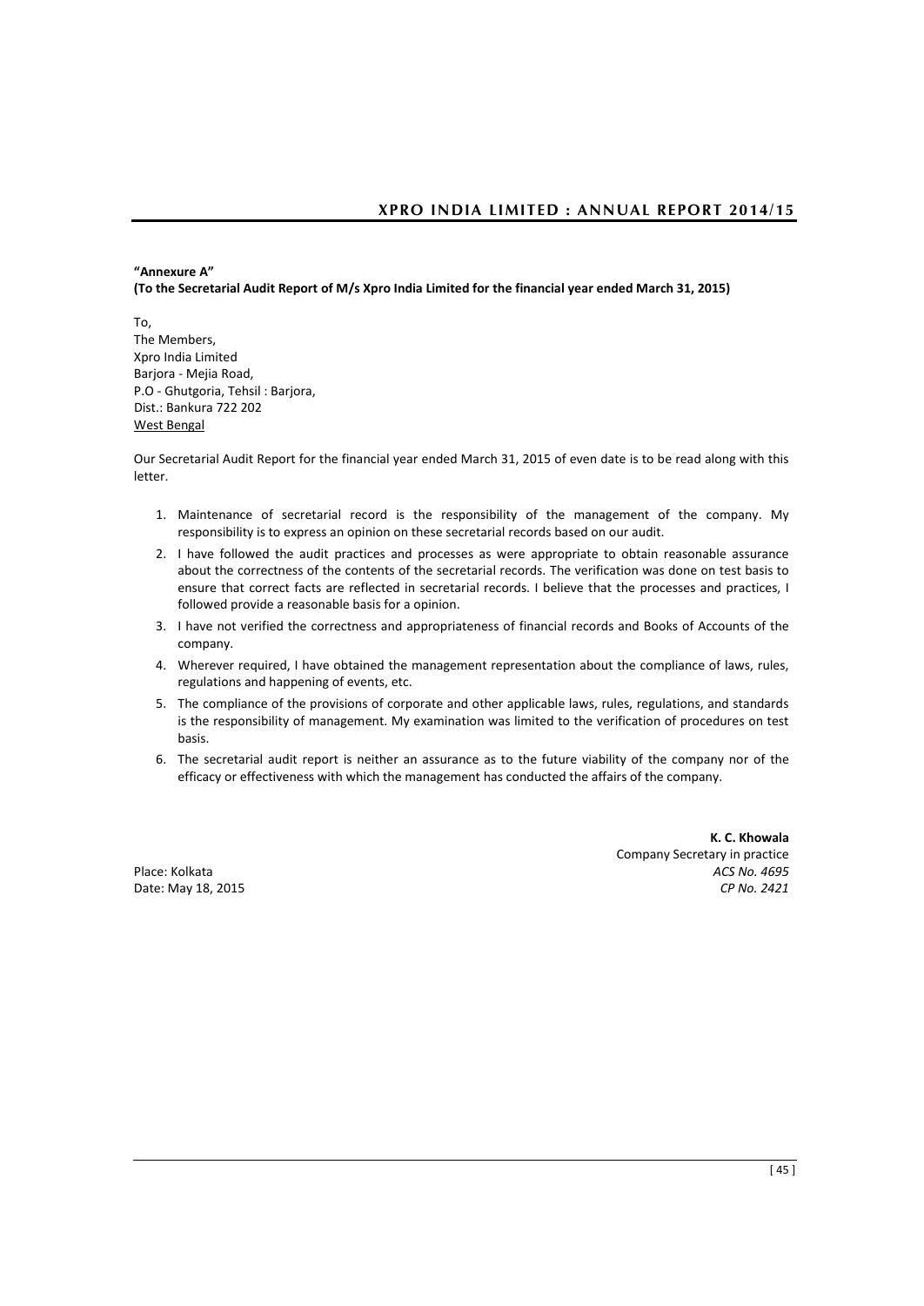**"Annexure A"**
**(To the Secretarial Audit Report of M/s Xpro India Limited for the financial year ended March 31, 2015)**

To,
The Members,
Xpro India Limited
Barjora - Mejia Road,
P.O - Ghutgoria, Tehsil : Barjora,
Dist.: Bankura 722 202
West Bengal

Our Secretarial Audit Report for the financial year ended March 31, 2015 of even date is to be read along with this letter.

1. Maintenance of secretarial record is the responsibility of the management of the company. My responsibility is to express an opinion on these secretarial records based on our audit.
2. I have followed the audit practices and processes as were appropriate to obtain reasonable assurance about the correctness of the contents of the secretarial records. The verification was done on test basis to ensure that correct facts are reflected in secretarial records. I believe that the processes and practices, I followed provide a reasonable basis for a opinion.
3. I have not verified the correctness and appropriateness of financial records and Books of Accounts of the company.
4. Wherever required, I have obtained the management representation about the compliance of laws, rules, regulations and happening of events, etc.
5. The compliance of the provisions of corporate and other applicable laws, rules, regulations, and standards is the responsibility of management. My examination was limited to the verification of procedures on test basis.
6. The secretarial audit report is neither an assurance as to the future viability of the company nor of the efficacy or effectiveness with which the management has conducted the affairs of the company.

**K. C. Khowala**
Company Secretary in practice
*ACS No. 4695*
*CP No. 2421*

Place: Kolkata
Date: May 18, 2015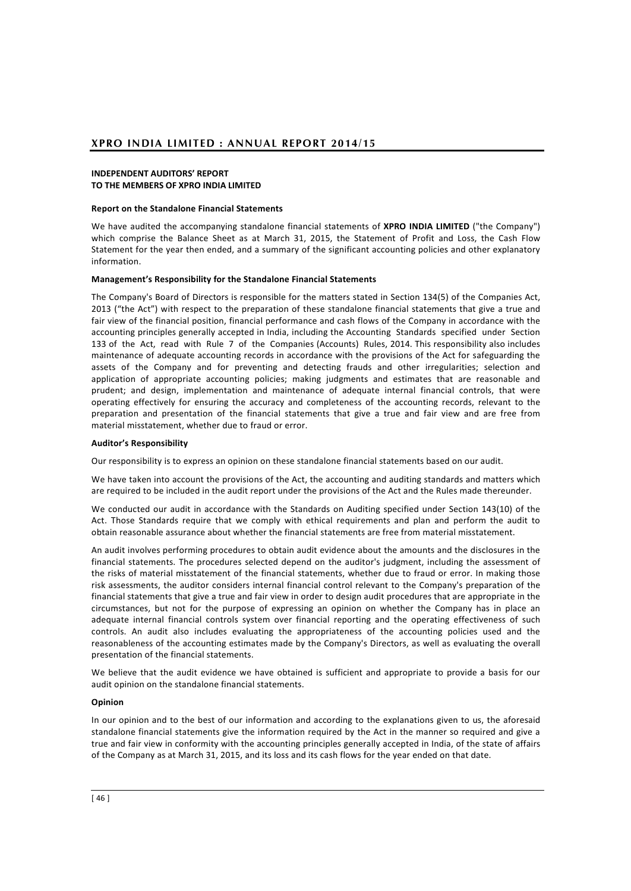## INDEPENDENT AUDITORS' REPORT
## TO THE MEMBERS OF XPRO INDIA LIMITED

### Report on the Standalone Financial Statements

We have audited the accompanying standalone financial statements of **XPRO INDIA LIMITED** ("the Company") which comprise the Balance Sheet as at March 31, 2015, the Statement of Profit and Loss, the Cash Flow Statement for the year then ended, and a summary of the significant accounting policies and other explanatory information.

### Management's Responsibility for the Standalone Financial Statements

The Company's Board of Directors is responsible for the matters stated in Section 134(5) of the Companies Act, 2013 ("the Act") with respect to the preparation of these standalone financial statements that give a true and fair view of the financial position, financial performance and cash flows of the Company in accordance with the accounting principles generally accepted in India, including the Accounting Standards specified under Section 133 of the Act, read with Rule 7 of the Companies (Accounts) Rules, 2014. This responsibility also includes maintenance of adequate accounting records in accordance with the provisions of the Act for safeguarding the assets of the Company and for preventing and detecting frauds and other irregularities; selection and application of appropriate accounting policies; making judgments and estimates that are reasonable and prudent; and design, implementation and maintenance of adequate internal financial controls, that were operating effectively for ensuring the accuracy and completeness of the accounting records, relevant to the preparation and presentation of the financial statements that give a true and fair view and are free from material misstatement, whether due to fraud or error.

### Auditor's Responsibility

Our responsibility is to express an opinion on these standalone financial statements based on our audit.

We have taken into account the provisions of the Act, the accounting and auditing standards and matters which are required to be included in the audit report under the provisions of the Act and the Rules made thereunder.

We conducted our audit in accordance with the Standards on Auditing specified under Section 143(10) of the Act. Those Standards require that we comply with ethical requirements and plan and perform the audit to obtain reasonable assurance about whether the financial statements are free from material misstatement.

An audit involves performing procedures to obtain audit evidence about the amounts and the disclosures in the financial statements. The procedures selected depend on the auditor's judgment, including the assessment of the risks of material misstatement of the financial statements, whether due to fraud or error. In making those risk assessments, the auditor considers internal financial control relevant to the Company's preparation of the financial statements that give a true and fair view in order to design audit procedures that are appropriate in the circumstances, but not for the purpose of expressing an opinion on whether the Company has in place an adequate internal financial controls system over financial reporting and the operating effectiveness of such controls. An audit also includes evaluating the appropriateness of the accounting policies used and the reasonableness of the accounting estimates made by the Company's Directors, as well as evaluating the overall presentation of the financial statements.

We believe that the audit evidence we have obtained is sufficient and appropriate to provide a basis for our audit opinion on the standalone financial statements.

### Opinion

In our opinion and to the best of our information and according to the explanations given to us, the aforesaid standalone financial statements give the information required by the Act in the manner so required and give a true and fair view in conformity with the accounting principles generally accepted in India, of the state of affairs of the Company as at March 31, 2015, and its loss and its cash flows for the year ended on that date.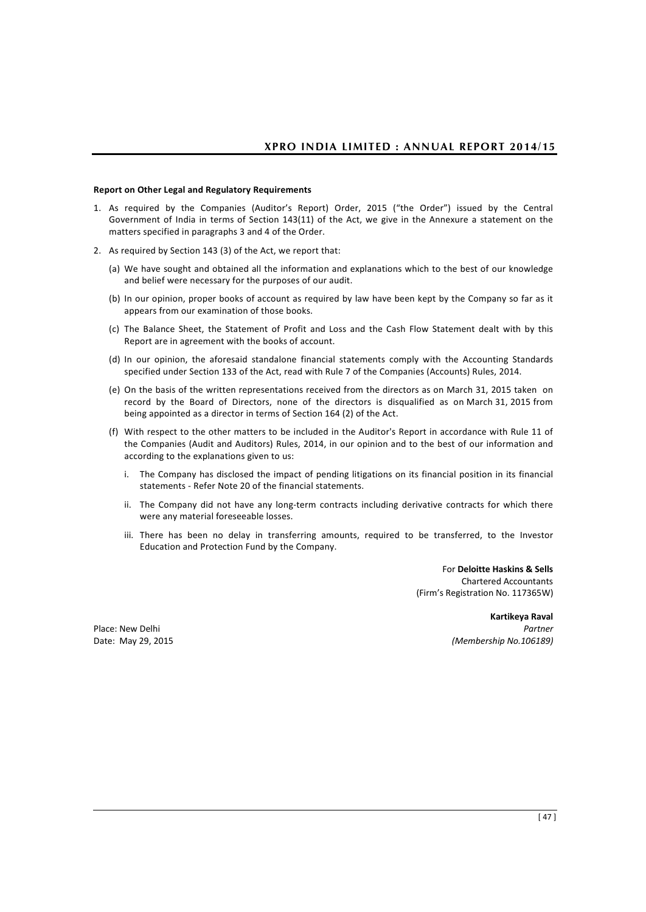**Report on Other Legal and Regulatory Requirements**

1. As required by the Companies (Auditor's Report) Order, 2015 ("the Order") issued by the Central Government of India in terms of Section 143(11) of the Act, we give in the Annexure a statement on the matters specified in paragraphs 3 and 4 of the Order.

2. As required by Section 143 (3) of the Act, we report that:

   (a) We have sought and obtained all the information and explanations which to the best of our knowledge and belief were necessary for the purposes of our audit.

   (b) In our opinion, proper books of account as required by law have been kept by the Company so far as it appears from our examination of those books.

   (c) The Balance Sheet, the Statement of Profit and Loss and the Cash Flow Statement dealt with by this Report are in agreement with the books of account.

   (d) In our opinion, the aforesaid standalone financial statements comply with the Accounting Standards specified under Section 133 of the Act, read with Rule 7 of the Companies (Accounts) Rules, 2014.

   (e) On the basis of the written representations received from the directors as on March 31, 2015 taken on record by the Board of Directors, none of the directors is disqualified as on March 31, 2015 from being appointed as a director in terms of Section 164 (2) of the Act.

   (f) With respect to the other matters to be included in the Auditor's Report in accordance with Rule 11 of the Companies (Audit and Auditors) Rules, 2014, in our opinion and to the best of our information and according to the explanations given to us:

      i. The Company has disclosed the impact of pending litigations on its financial position in its financial statements - Refer Note 20 of the financial statements.

      ii. The Company did not have any long-term contracts including derivative contracts for which there were any material foreseeable losses.

      iii. There has been no delay in transferring amounts, required to be transferred, to the Investor Education and Protection Fund by the Company.

For **Deloitte Haskins & Sells**
Chartered Accountants
(Firm's Registration No. 117365W)

**Kartikeya Raval**
*Partner*
*(Membership No.106189)*

Place: New Delhi
Date: May 29, 2015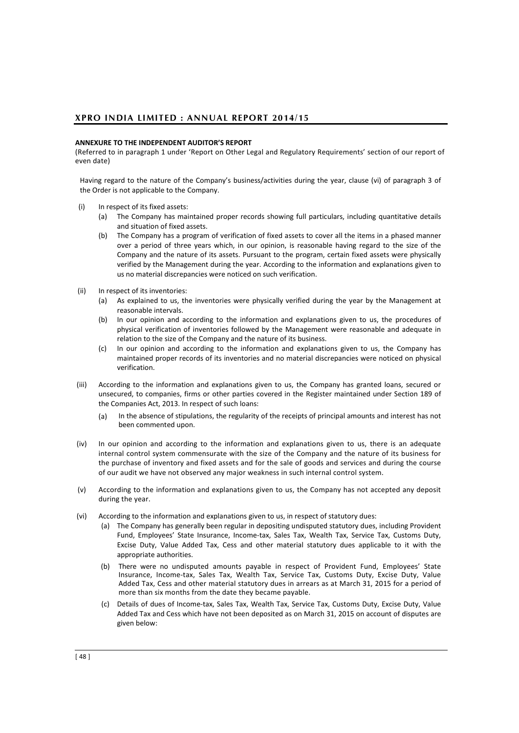## ANNEXURE TO THE INDEPENDENT AUDITOR'S REPORT

(Referred to in paragraph 1 under 'Report on Other Legal and Regulatory Requirements' section of our report of even date)

Having regard to the nature of the Company's business/activities during the year, clause (vi) of paragraph 3 of the Order is not applicable to the Company.

(i) In respect of its fixed assets:

   (a) The Company has maintained proper records showing full particulars, including quantitative details and situation of fixed assets.

   (b) The Company has a program of verification of fixed assets to cover all the items in a phased manner over a period of three years which, in our opinion, is reasonable having regard to the size of the Company and the nature of its assets. Pursuant to the program, certain fixed assets were physically verified by the Management during the year. According to the information and explanations given to us no material discrepancies were noticed on such verification.

(ii) In respect of its inventories:

   (a) As explained to us, the inventories were physically verified during the year by the Management at reasonable intervals.

   (b) In our opinion and according to the information and explanations given to us, the procedures of physical verification of inventories followed by the Management were reasonable and adequate in relation to the size of the Company and the nature of its business.

   (c) In our opinion and according to the information and explanations given to us, the Company has maintained proper records of its inventories and no material discrepancies were noticed on physical verification.

(iii) According to the information and explanations given to us, the Company has granted loans, secured or unsecured, to companies, firms or other parties covered in the Register maintained under Section 189 of the Companies Act, 2013. In respect of such loans:

   (a) In the absence of stipulations, the regularity of the receipts of principal amounts and interest has not been commented upon.

(iv) In our opinion and according to the information and explanations given to us, there is an adequate internal control system commensurate with the size of the Company and the nature of its business for the purchase of inventory and fixed assets and for the sale of goods and services and during the course of our audit we have not observed any major weakness in such internal control system.

(v) According to the information and explanations given to us, the Company has not accepted any deposit during the year.

(vi) According to the information and explanations given to us, in respect of statutory dues:

   (a) The Company has generally been regular in depositing undisputed statutory dues, including Provident Fund, Employees' State Insurance, Income-tax, Sales Tax, Wealth Tax, Service Tax, Customs Duty, Excise Duty, Value Added Tax, Cess and other material statutory dues applicable to it with the appropriate authorities.

   (b) There were no undisputed amounts payable in respect of Provident Fund, Employees' State Insurance, Income-tax, Sales Tax, Wealth Tax, Service Tax, Customs Duty, Excise Duty, Value Added Tax, Cess and other material statutory dues in arrears as at March 31, 2015 for a period of more than six months from the date they became payable.

   (c) Details of dues of Income-tax, Sales Tax, Wealth Tax, Service Tax, Customs Duty, Excise Duty, Value Added Tax and Cess which have not been deposited as on March 31, 2015 on account of disputes are given below: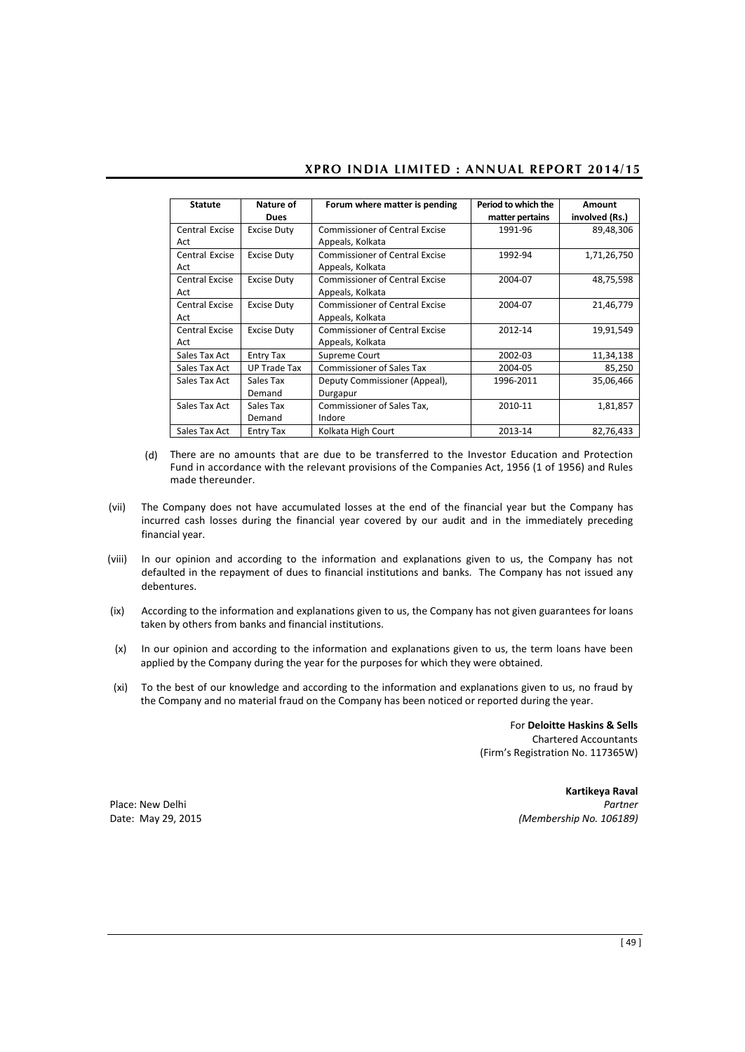| Statute | Nature of Dues | Forum where matter is pending | Period to which the matter pertains | Amount involved (Rs.) |
|---|---|---|---|---|
| Central Excise Act | Excise Duty | Commissioner of Central Excise Appeals, Kolkata | 1991-96 | 89,48,306 |
| Central Excise Act | Excise Duty | Commissioner of Central Excise Appeals, Kolkata | 1992-94 | 1,71,26,750 |
| Central Excise Act | Excise Duty | Commissioner of Central Excise Appeals, Kolkata | 2004-07 | 48,75,598 |
| Central Excise Act | Excise Duty | Commissioner of Central Excise Appeals, Kolkata | 2004-07 | 21,46,779 |
| Central Excise Act | Excise Duty | Commissioner of Central Excise Appeals, Kolkata | 2012-14 | 19,91,549 |
| Sales Tax Act | Entry Tax | Supreme Court | 2002-03 | 11,34,138 |
| Sales Tax Act | UP Trade Tax | Commissioner of Sales Tax | 2004-05 | 85,250 |
| Sales Tax Act | Sales Tax Demand | Deputy Commissioner (Appeal), Durgapur | 1996-2011 | 35,06,466 |
| Sales Tax Act | Sales Tax Demand | Commissioner of Sales Tax, Indore | 2010-11 | 1,81,857 |
| Sales Tax Act | Entry Tax | Kolkata High Court | 2013-14 | 82,76,433 |

(d) There are no amounts that are due to be transferred to the Investor Education and Protection Fund in accordance with the relevant provisions of the Companies Act, 1956 (1 of 1956) and Rules made thereunder.

(vii) The Company does not have accumulated losses at the end of the financial year but the Company has incurred cash losses during the financial year covered by our audit and in the immediately preceding financial year.

(viii) In our opinion and according to the information and explanations given to us, the Company has not defaulted in the repayment of dues to financial institutions and banks. The Company has not issued any debentures.

(ix) According to the information and explanations given to us, the Company has not given guarantees for loans taken by others from banks and financial institutions.

(x) In our opinion and according to the information and explanations given to us, the term loans have been applied by the Company during the year for the purposes for which they were obtained.

(xi) To the best of our knowledge and according to the information and explanations given to us, no fraud by the Company and no material fraud on the Company has been noticed or reported during the year.

For **Deloitte Haskins & Sells**
Chartered Accountants
(Firm's Registration No. 117365W)

**Kartikeya Raval**
*Partner*
*(Membership No. 106189)*

Place: New Delhi
Date: May 29, 2015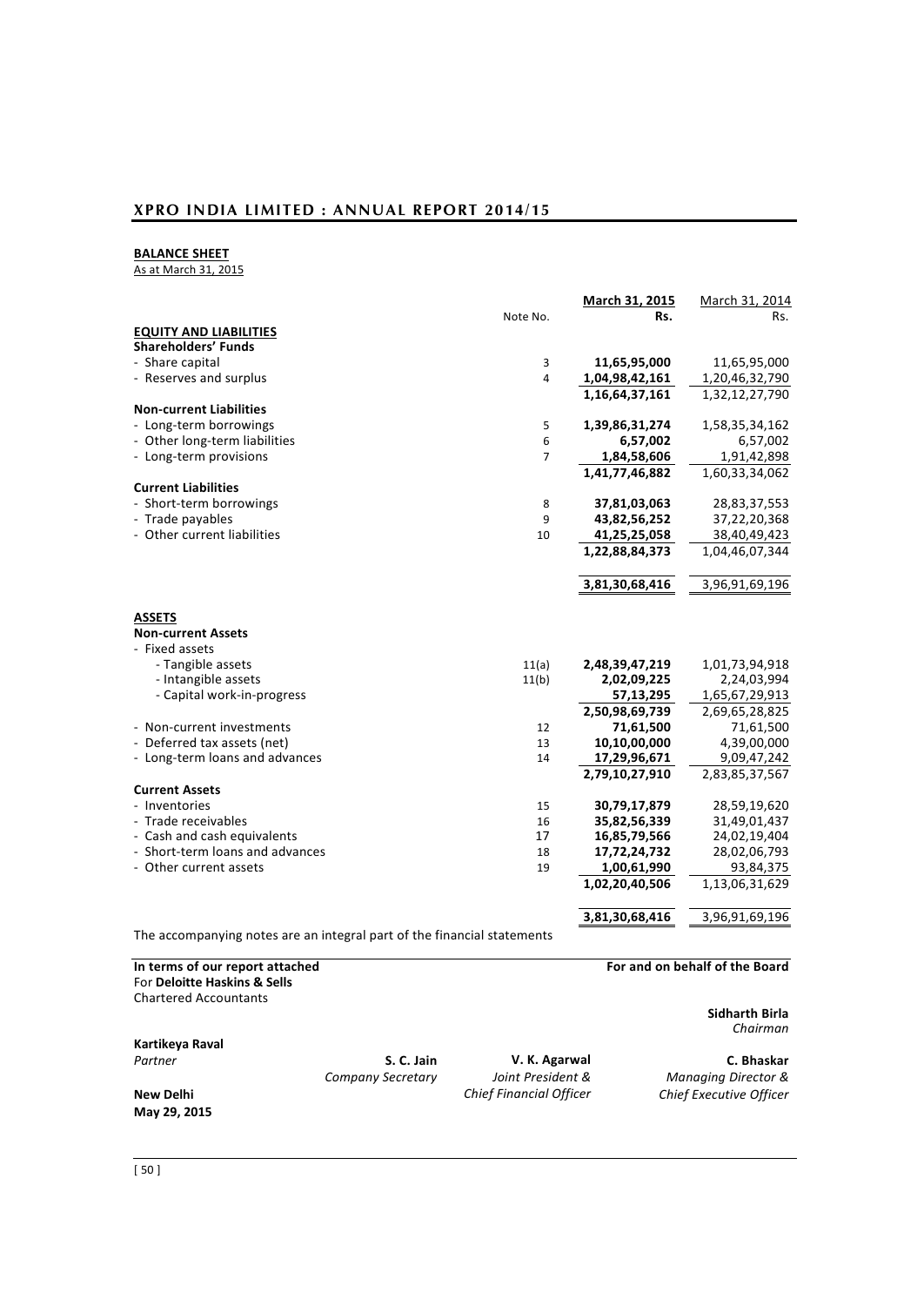## BALANCE SHEET

As at March 31, 2015

| | Note No. | March 31, 2015 Rs. | March 31, 2014 Rs. |
|---|---|---|---|
| **EQUITY AND LIABILITIES** | | | |
| **Shareholders' Funds** | | | |
| - Share capital | 3 | **11,65,95,000** | 11,65,95,000 |
| - Reserves and surplus | 4 | **1,04,98,42,161** | 1,20,46,32,790 |
| | | **1,16,64,37,161** | 1,32,12,27,790 |
| **Non-current Liabilities** | | | |
| - Long-term borrowings | 5 | **1,39,86,31,274** | 1,58,35,34,162 |
| - Other long-term liabilities | 6 | **6,57,002** | 6,57,002 |
| - Long-term provisions | 7 | **1,84,58,606** | 1,91,42,898 |
| | | **1,41,77,46,882** | 1,60,33,34,062 |
| **Current Liabilities** | | | |
| - Short-term borrowings | 8 | **37,81,03,063** | 28,83,37,553 |
| - Trade payables | 9 | **43,82,56,252** | 37,22,20,368 |
| - Other current liabilities | 10 | **41,25,25,058** | 38,40,49,423 |
| | | **1,22,88,84,373** | 1,04,46,07,344 |
| | | **3,81,30,68,416** | 3,96,91,69,196 |
| **ASSETS** | | | |
| **Non-current Assets** | | | |
| - Fixed assets | | | |
| - Tangible assets | 11(a) | **2,48,39,47,219** | 1,01,73,94,918 |
| - Intangible assets | 11(b) | **2,02,09,225** | 2,24,03,994 |
| - Capital work-in-progress | | **57,13,295** | 1,65,67,29,913 |
| | | **2,50,98,69,739** | 2,69,65,28,825 |
| - Non-current investments | 12 | **71,61,500** | 71,61,500 |
| - Deferred tax assets (net) | 13 | **10,10,00,000** | 4,39,00,000 |
| - Long-term loans and advances | 14 | **17,29,96,671** | 9,09,47,242 |
| | | **2,79,10,27,910** | 2,83,85,37,567 |
| **Current Assets** | | | |
| - Inventories | 15 | **30,79,17,879** | 28,59,19,620 |
| - Trade receivables | 16 | **35,82,56,339** | 31,49,01,437 |
| - Cash and cash equivalents | 17 | **16,85,79,566** | 24,02,19,404 |
| - Short-term loans and advances | 18 | **17,72,24,732** | 28,02,06,793 |
| - Other current assets | 19 | **1,00,61,990** | 93,84,375 |
| | | **1,02,20,40,506** | 1,13,06,31,629 |
| | | **3,81,30,68,416** | 3,96,91,69,196 |

The accompanying notes are an integral part of the financial statements

**In terms of our report attached**
For **Deloitte Haskins & Sells**
Chartered Accountants

**For and on behalf of the Board**

**Sidharth Birla**
*Chairman*

**Kartikeya Raval**
*Partner*

**S. C. Jain**
*Company Secretary*

**V. K. Agarwal**
*Joint President & Chief Financial Officer*

**C. Bhaskar**
*Managing Director & Chief Executive Officer*

**New Delhi**
**May 29, 2015**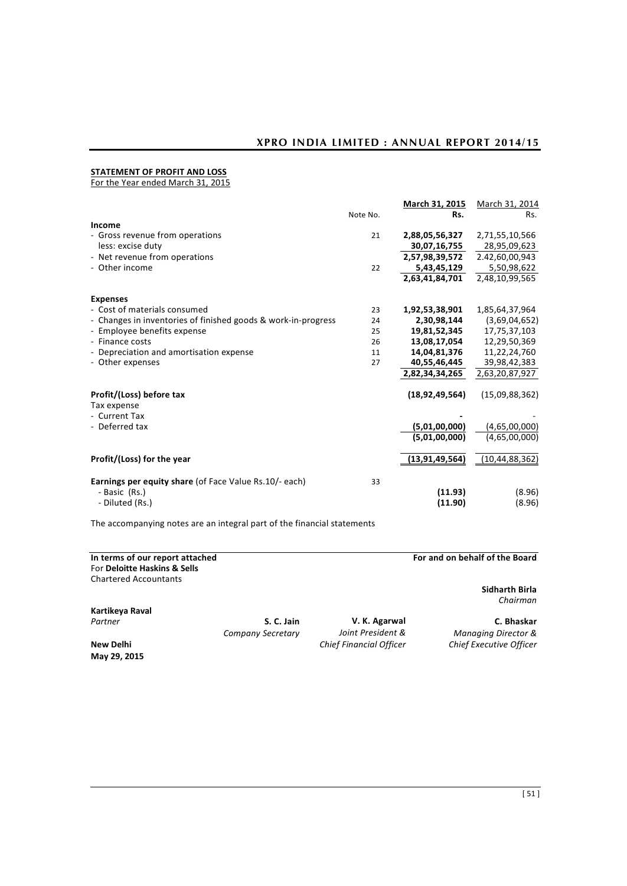## STATEMENT OF PROFIT AND LOSS

For the Year ended March 31, 2015

| | Note No. | March 31, 2015 Rs. | March 31, 2014 Rs. |
|---|---|---|---|
| **Income** | | | |
| - Gross revenue from operations | 21 | **2,88,05,56,327** | 2,71,55,10,566 |
| less: excise duty | | **30,07,16,755** | 28,95,09,623 |
| - Net revenue from operations | | **2,57,98,39,572** | 2.42,60,00,943 |
| - Other income | 22 | **5,43,45,129** | 5,50,98,622 |
| | | **2,63,41,84,701** | 2,48,10,99,565 |
| **Expenses** | | | |
| - Cost of materials consumed | 23 | **1,92,53,38,901** | 1,85,64,37,964 |
| - Changes in inventories of finished goods & work-in-progress | 24 | **2,30,98,144** | (3,69,04,652) |
| - Employee benefits expense | 25 | **19,81,52,345** | 17,75,37,103 |
| - Finance costs | 26 | **13,08,17,054** | 12,29,50,369 |
| - Depreciation and amortisation expense | 11 | **14,04,81,376** | 11,22,24,760 |
| - Other expenses | 27 | **40,55,46,445** | 39,98,42,383 |
| | | **2,82,34,34,265** | 2,63,20,87,927 |
| **Profit/(Loss) before tax** | | **(18,92,49,564)** | (15,09,88,362) |
| Tax expense | | | |
| - Current Tax | | **-** | - |
| - Deferred tax | | **(5,01,00,000)** | (4,65,00,000) |
| | | **(5,01,00,000)** | (4,65,00,000) |
| **Profit/(Loss) for the year** | | **(13,91,49,564)** | (10,44,88,362) |
| **Earnings per equity share** (of Face Value Rs.10/- each) | 33 | | |
| - Basic (Rs.) | | **(11.93)** | (8.96) |
| - Diluted (Rs.) | | **(11.90)** | (8.96) |

The accompanying notes are an integral part of the financial statements

**In terms of our report attached**
For **Deloitte Haskins & Sells**
Chartered Accountants

**Kartikeya Raval**
*Partner*

**New Delhi**
**May 29, 2015**

**For and on behalf of the Board**

**Sidharth Birla**
*Chairman*

**S. C. Jain**
*Company Secretary*

**V. K. Agarwal**
*Joint President &*
*Chief Financial Officer*

**C. Bhaskar**
*Managing Director &*
*Chief Executive Officer*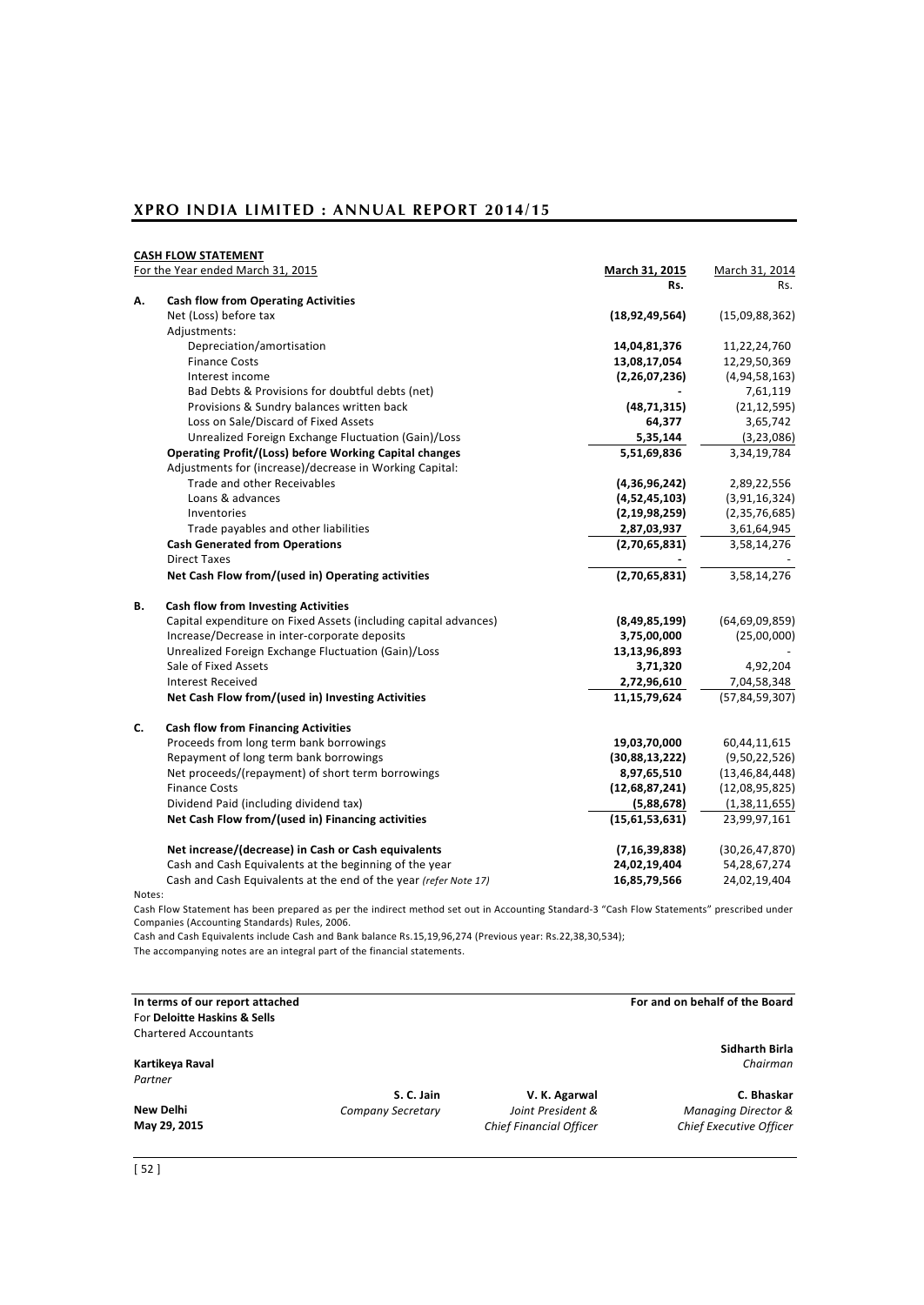**CASH FLOW STATEMENT**

For the Year ended March 31, 2015

| | | March 31, 2015 Rs. | March 31, 2014 Rs. |
|---|---|---|---|
| **A.** | **Cash flow from Operating Activities** | | |
| | Net (Loss) before tax | **(18,92,49,564)** | (15,09,88,362) |
| | Adjustments: | | |
| | Depreciation/amortisation | **14,04,81,376** | 11,22,24,760 |
| | Finance Costs | **13,08,17,054** | 12,29,50,369 |
| | Interest income | **(2,26,07,236)** | (4,94,58,163) |
| | Bad Debts & Provisions for doubtful debts (net) | **-** | 7,61,119 |
| | Provisions & Sundry balances written back | **(48,71,315)** | (21,12,595) |
| | Loss on Sale/Discard of Fixed Assets | **64,377** | 3,65,742 |
| | Unrealized Foreign Exchange Fluctuation (Gain)/Loss | **5,35,144** | (3,23,086) |
| | **Operating Profit/(Loss) before Working Capital changes** | **5,51,69,836** | 3,34,19,784 |
| | Adjustments for (increase)/decrease in Working Capital: | | |
| | Trade and other Receivables | **(4,36,96,242)** | 2,89,22,556 |
| | Loans & advances | **(4,52,45,103)** | (3,91,16,324) |
| | Inventories | **(2,19,98,259)** | (2,35,76,685) |
| | Trade payables and other liabilities | **2,87,03,937** | 3,61,64,945 |
| | **Cash Generated from Operations** | **(2,70,65,831)** | 3,58,14,276 |
| | Direct Taxes | **-** | - |
| | **Net Cash Flow from/(used in) Operating activities** | **(2,70,65,831)** | 3,58,14,276 |
| **B.** | **Cash flow from Investing Activities** | | |
| | Capital expenditure on Fixed Assets (including capital advances) | **(8,49,85,199)** | (64,69,09,859) |
| | Increase/Decrease in inter-corporate deposits | **3,75,00,000** | (25,00,000) |
| | Unrealized Foreign Exchange Fluctuation (Gain)/Loss | **13,13,96,893** | - |
| | Sale of Fixed Assets | **3,71,320** | 4,92,204 |
| | Interest Received | **2,72,96,610** | 7,04,58,348 |
| | **Net Cash Flow from/(used in) Investing Activities** | **11,15,79,624** | (57,84,59,307) |
| **C.** | **Cash flow from Financing Activities** | | |
| | Proceeds from long term bank borrowings | **19,03,70,000** | 60,44,11,615 |
| | Repayment of long term bank borrowings | **(30,88,13,222)** | (9,50,22,526) |
| | Net proceeds/(repayment) of short term borrowings | **8,97,65,510** | (13,46,84,448) |
| | Finance Costs | **(12,68,87,241)** | (12,08,95,825) |
| | Dividend Paid (including dividend tax) | **(5,88,678)** | (1,38,11,655) |
| | **Net Cash Flow from/(used in) Financing activities** | **(15,61,53,631)** | 23,99,97,161 |
| | **Net increase/(decrease) in Cash or Cash equivalents** | **(7,16,39,838)** | (30,26,47,870) |
| | Cash and Cash Equivalents at the beginning of the year | **24,02,19,404** | 54,28,67,274 |
| | Cash and Cash Equivalents at the end of the year *(refer Note 17)* | **16,85,79,566** | 24,02,19,404 |

Notes:

Cash Flow Statement has been prepared as per the indirect method set out in Accounting Standard-3 "Cash Flow Statements" prescribed under Companies (Accounting Standards) Rules, 2006.

Cash and Cash Equivalents include Cash and Bank balance Rs.15,19,96,274 (Previous year: Rs.22,38,30,534);

The accompanying notes are an integral part of the financial statements.

**In terms of our report attached**
For **Deloitte Haskins & Sells**
Chartered Accountants

**Kartikeya Raval**
*Partner*

**New Delhi**
**May 29, 2015**

**For and on behalf of the Board**

**Sidharth Birla**
*Chairman*

**S. C. Jain**
*Company Secretary*

**V. K. Agarwal**
*Joint President & Chief Financial Officer*

**C. Bhaskar**
*Managing Director & Chief Executive Officer*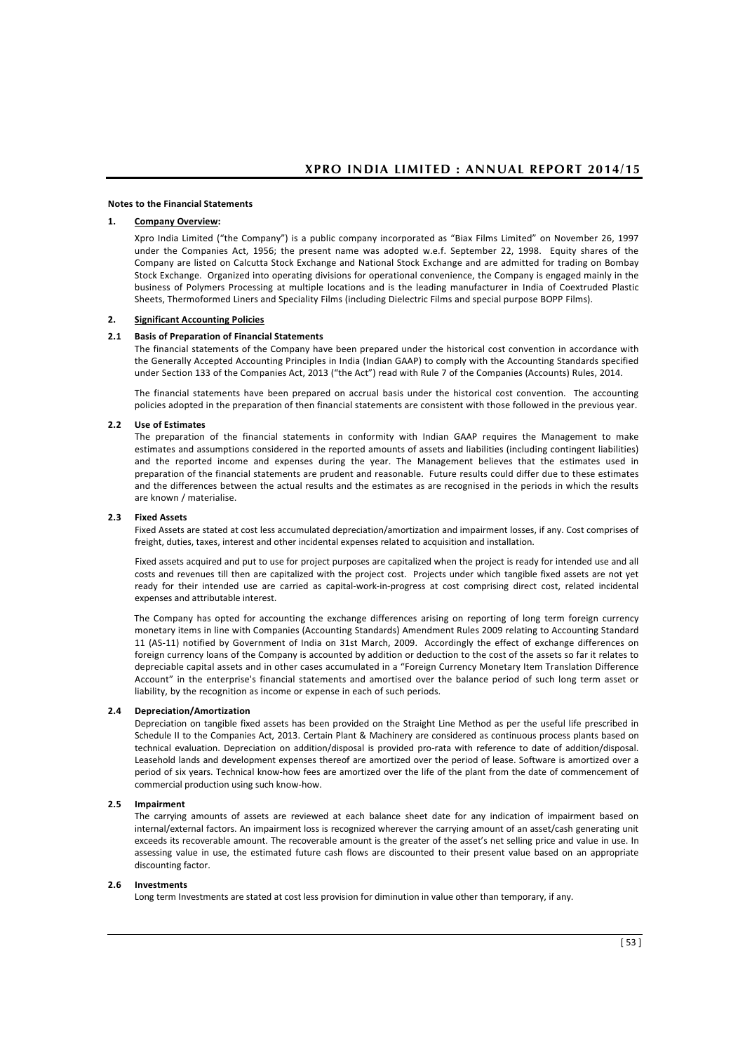**Notes to the Financial Statements**

**1. Company Overview:**

Xpro India Limited ("the Company") is a public company incorporated as "Biax Films Limited" on November 26, 1997 under the Companies Act, 1956; the present name was adopted w.e.f. September 22, 1998. Equity shares of the Company are listed on Calcutta Stock Exchange and National Stock Exchange and are admitted for trading on Bombay Stock Exchange. Organized into operating divisions for operational convenience, the Company is engaged mainly in the business of Polymers Processing at multiple locations and is the leading manufacturer in India of Coextruded Plastic Sheets, Thermoformed Liners and Speciality Films (including Dielectric Films and special purpose BOPP Films).

**2. Significant Accounting Policies**

**2.1 Basis of Preparation of Financial Statements**

The financial statements of the Company have been prepared under the historical cost convention in accordance with the Generally Accepted Accounting Principles in India (Indian GAAP) to comply with the Accounting Standards specified under Section 133 of the Companies Act, 2013 ("the Act") read with Rule 7 of the Companies (Accounts) Rules, 2014.

The financial statements have been prepared on accrual basis under the historical cost convention. The accounting policies adopted in the preparation of then financial statements are consistent with those followed in the previous year.

**2.2 Use of Estimates**

The preparation of the financial statements in conformity with Indian GAAP requires the Management to make estimates and assumptions considered in the reported amounts of assets and liabilities (including contingent liabilities) and the reported income and expenses during the year. The Management believes that the estimates used in preparation of the financial statements are prudent and reasonable. Future results could differ due to these estimates and the differences between the actual results and the estimates as are recognised in the periods in which the results are known / materialise.

**2.3 Fixed Assets**

Fixed Assets are stated at cost less accumulated depreciation/amortization and impairment losses, if any. Cost comprises of freight, duties, taxes, interest and other incidental expenses related to acquisition and installation.

Fixed assets acquired and put to use for project purposes are capitalized when the project is ready for intended use and all costs and revenues till then are capitalized with the project cost. Projects under which tangible fixed assets are not yet ready for their intended use are carried as capital-work-in-progress at cost comprising direct cost, related incidental expenses and attributable interest.

The Company has opted for accounting the exchange differences arising on reporting of long term foreign currency monetary items in line with Companies (Accounting Standards) Amendment Rules 2009 relating to Accounting Standard 11 (AS-11) notified by Government of India on 31st March, 2009. Accordingly the effect of exchange differences on foreign currency loans of the Company is accounted by addition or deduction to the cost of the assets so far it relates to depreciable capital assets and in other cases accumulated in a "Foreign Currency Monetary Item Translation Difference Account" in the enterprise's financial statements and amortised over the balance period of such long term asset or liability, by the recognition as income or expense in each of such periods.

**2.4 Depreciation/Amortization**

Depreciation on tangible fixed assets has been provided on the Straight Line Method as per the useful life prescribed in Schedule II to the Companies Act, 2013. Certain Plant & Machinery are considered as continuous process plants based on technical evaluation. Depreciation on addition/disposal is provided pro-rata with reference to date of addition/disposal. Leasehold lands and development expenses thereof are amortized over the period of lease. Software is amortized over a period of six years. Technical know-how fees are amortized over the life of the plant from the date of commencement of commercial production using such know-how.

**2.5 Impairment**

The carrying amounts of assets are reviewed at each balance sheet date for any indication of impairment based on internal/external factors. An impairment loss is recognized wherever the carrying amount of an asset/cash generating unit exceeds its recoverable amount. The recoverable amount is the greater of the asset's net selling price and value in use. In assessing value in use, the estimated future cash flows are discounted to their present value based on an appropriate discounting factor.

**2.6 Investments**

Long term Investments are stated at cost less provision for diminution in value other than temporary, if any.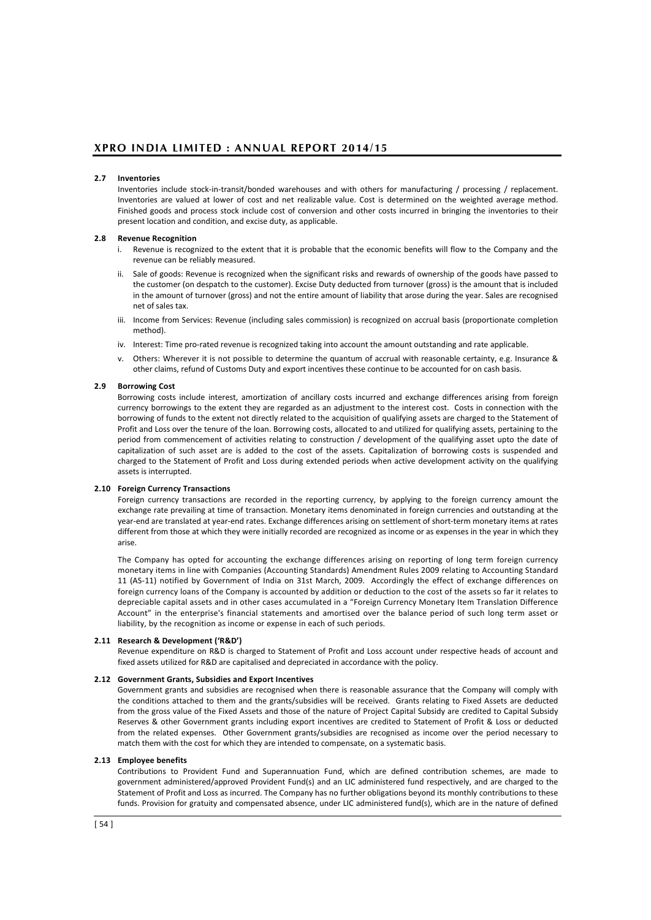### 2.7 Inventories

Inventories include stock-in-transit/bonded warehouses and with others for manufacturing / processing / replacement. Inventories are valued at lower of cost and net realizable value. Cost is determined on the weighted average method. Finished goods and process stock include cost of conversion and other costs incurred in bringing the inventories to their present location and condition, and excise duty, as applicable.

### 2.8 Revenue Recognition

i. Revenue is recognized to the extent that it is probable that the economic benefits will flow to the Company and the revenue can be reliably measured.

ii. Sale of goods: Revenue is recognized when the significant risks and rewards of ownership of the goods have passed to the customer (on despatch to the customer). Excise Duty deducted from turnover (gross) is the amount that is included in the amount of turnover (gross) and not the entire amount of liability that arose during the year. Sales are recognised net of sales tax.

iii. Income from Services: Revenue (including sales commission) is recognized on accrual basis (proportionate completion method).

iv. Interest: Time pro-rated revenue is recognized taking into account the amount outstanding and rate applicable.

v. Others: Wherever it is not possible to determine the quantum of accrual with reasonable certainty, e.g. Insurance & other claims, refund of Customs Duty and export incentives these continue to be accounted for on cash basis.

### 2.9 Borrowing Cost

Borrowing costs include interest, amortization of ancillary costs incurred and exchange differences arising from foreign currency borrowings to the extent they are regarded as an adjustment to the interest cost. Costs in connection with the borrowing of funds to the extent not directly related to the acquisition of qualifying assets are charged to the Statement of Profit and Loss over the tenure of the loan. Borrowing costs, allocated to and utilized for qualifying assets, pertaining to the period from commencement of activities relating to construction / development of the qualifying asset upto the date of capitalization of such asset are is added to the cost of the assets. Capitalization of borrowing costs is suspended and charged to the Statement of Profit and Loss during extended periods when active development activity on the qualifying assets is interrupted.

### 2.10 Foreign Currency Transactions

Foreign currency transactions are recorded in the reporting currency, by applying to the foreign currency amount the exchange rate prevailing at time of transaction. Monetary items denominated in foreign currencies and outstanding at the year-end are translated at year-end rates. Exchange differences arising on settlement of short-term monetary items at rates different from those at which they were initially recorded are recognized as income or as expenses in the year in which they arise.

The Company has opted for accounting the exchange differences arising on reporting of long term foreign currency monetary items in line with Companies (Accounting Standards) Amendment Rules 2009 relating to Accounting Standard 11 (AS-11) notified by Government of India on 31st March, 2009. Accordingly the effect of exchange differences on foreign currency loans of the Company is accounted by addition or deduction to the cost of the assets so far it relates to depreciable capital assets and in other cases accumulated in a "Foreign Currency Monetary Item Translation Difference Account" in the enterprise's financial statements and amortised over the balance period of such long term asset or liability, by the recognition as income or expense in each of such periods.

### 2.11 Research & Development ('R&D')

Revenue expenditure on R&D is charged to Statement of Profit and Loss account under respective heads of account and fixed assets utilized for R&D are capitalised and depreciated in accordance with the policy.

### 2.12 Government Grants, Subsidies and Export Incentives

Government grants and subsidies are recognised when there is reasonable assurance that the Company will comply with the conditions attached to them and the grants/subsidies will be received. Grants relating to Fixed Assets are deducted from the gross value of the Fixed Assets and those of the nature of Project Capital Subsidy are credited to Capital Subsidy Reserves & other Government grants including export incentives are credited to Statement of Profit & Loss or deducted from the related expenses. Other Government grants/subsidies are recognised as income over the period necessary to match them with the cost for which they are intended to compensate, on a systematic basis.

### 2.13 Employee benefits

Contributions to Provident Fund and Superannuation Fund, which are defined contribution schemes, are made to government administered/approved Provident Fund(s) and an LIC administered fund respectively, and are charged to the Statement of Profit and Loss as incurred. The Company has no further obligations beyond its monthly contributions to these funds. Provision for gratuity and compensated absence, under LIC administered fund(s), which are in the nature of defined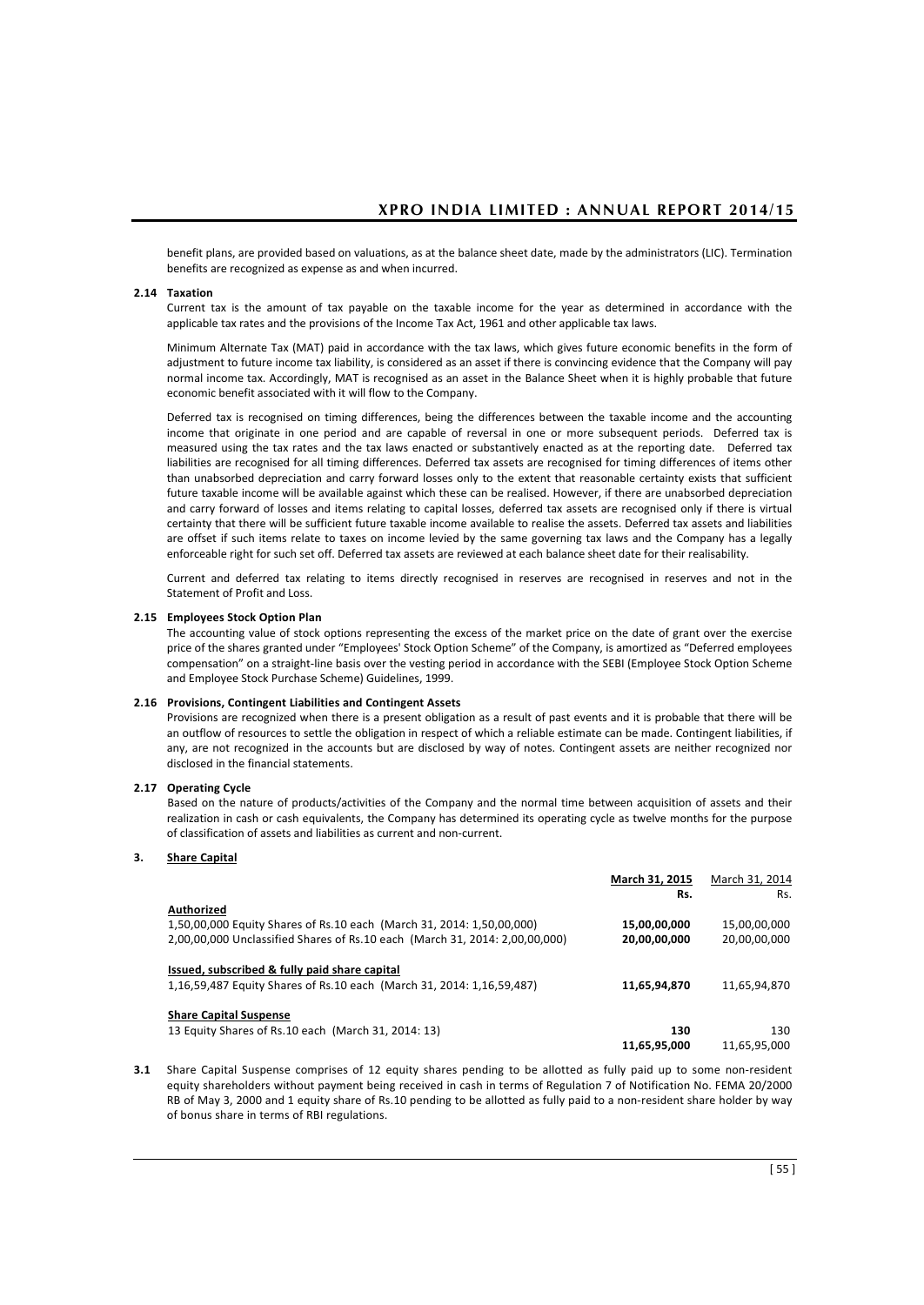benefit plans, are provided based on valuations, as at the balance sheet date, made by the administrators (LIC). Termination benefits are recognized as expense as and when incurred.

### 2.14 Taxation

Current tax is the amount of tax payable on the taxable income for the year as determined in accordance with the applicable tax rates and the provisions of the Income Tax Act, 1961 and other applicable tax laws.

Minimum Alternate Tax (MAT) paid in accordance with the tax laws, which gives future economic benefits in the form of adjustment to future income tax liability, is considered as an asset if there is convincing evidence that the Company will pay normal income tax. Accordingly, MAT is recognised as an asset in the Balance Sheet when it is highly probable that future economic benefit associated with it will flow to the Company.

Deferred tax is recognised on timing differences, being the differences between the taxable income and the accounting income that originate in one period and are capable of reversal in one or more subsequent periods. Deferred tax is measured using the tax rates and the tax laws enacted or substantively enacted as at the reporting date. Deferred tax liabilities are recognised for all timing differences. Deferred tax assets are recognised for timing differences of items other than unabsorbed depreciation and carry forward losses only to the extent that reasonable certainty exists that sufficient future taxable income will be available against which these can be realised. However, if there are unabsorbed depreciation and carry forward of losses and items relating to capital losses, deferred tax assets are recognised only if there is virtual certainty that there will be sufficient future taxable income available to realise the assets. Deferred tax assets and liabilities are offset if such items relate to taxes on income levied by the same governing tax laws and the Company has a legally enforceable right for such set off. Deferred tax assets are reviewed at each balance sheet date for their realisability.

Current and deferred tax relating to items directly recognised in reserves are recognised in reserves and not in the Statement of Profit and Loss.

### 2.15 Employees Stock Option Plan

The accounting value of stock options representing the excess of the market price on the date of grant over the exercise price of the shares granted under "Employees' Stock Option Scheme" of the Company, is amortized as "Deferred employees compensation" on a straight-line basis over the vesting period in accordance with the SEBI (Employee Stock Option Scheme and Employee Stock Purchase Scheme) Guidelines, 1999.

### 2.16 Provisions, Contingent Liabilities and Contingent Assets

Provisions are recognized when there is a present obligation as a result of past events and it is probable that there will be an outflow of resources to settle the obligation in respect of which a reliable estimate can be made. Contingent liabilities, if any, are not recognized in the accounts but are disclosed by way of notes. Contingent assets are neither recognized nor disclosed in the financial statements.

### 2.17 Operating Cycle

Based on the nature of products/activities of the Company and the normal time between acquisition of assets and their realization in cash or cash equivalents, the Company has determined its operating cycle as twelve months for the purpose of classification of assets and liabilities as current and non-current.

## 3. Share Capital

| | March 31, 2015 Rs. | March 31, 2014 Rs. |
|---|---|---|
| **Authorized** | | |
| 1,50,00,000 Equity Shares of Rs.10 each (March 31, 2014: 1,50,00,000) | **15,00,00,000** | 15,00,00,000 |
| 2,00,00,000 Unclassified Shares of Rs.10 each (March 31, 2014: 2,00,00,000) | **20,00,00,000** | 20,00,00,000 |
| **Issued, subscribed & fully paid share capital** | | |
| 1,16,59,487 Equity Shares of Rs.10 each (March 31, 2014: 1,16,59,487) | **11,65,94,870** | 11,65,94,870 |
| **Share Capital Suspense** | | |
| 13 Equity Shares of Rs.10 each (March 31, 2014: 13) | **130** | 130 |
| | **11,65,95,000** | 11,65,95,000 |

**3.1** Share Capital Suspense comprises of 12 equity shares pending to be allotted as fully paid up to some non-resident equity shareholders without payment being received in cash in terms of Regulation 7 of Notification No. FEMA 20/2000 RB of May 3, 2000 and 1 equity share of Rs.10 pending to be allotted as fully paid to a non-resident share holder by way of bonus share in terms of RBI regulations.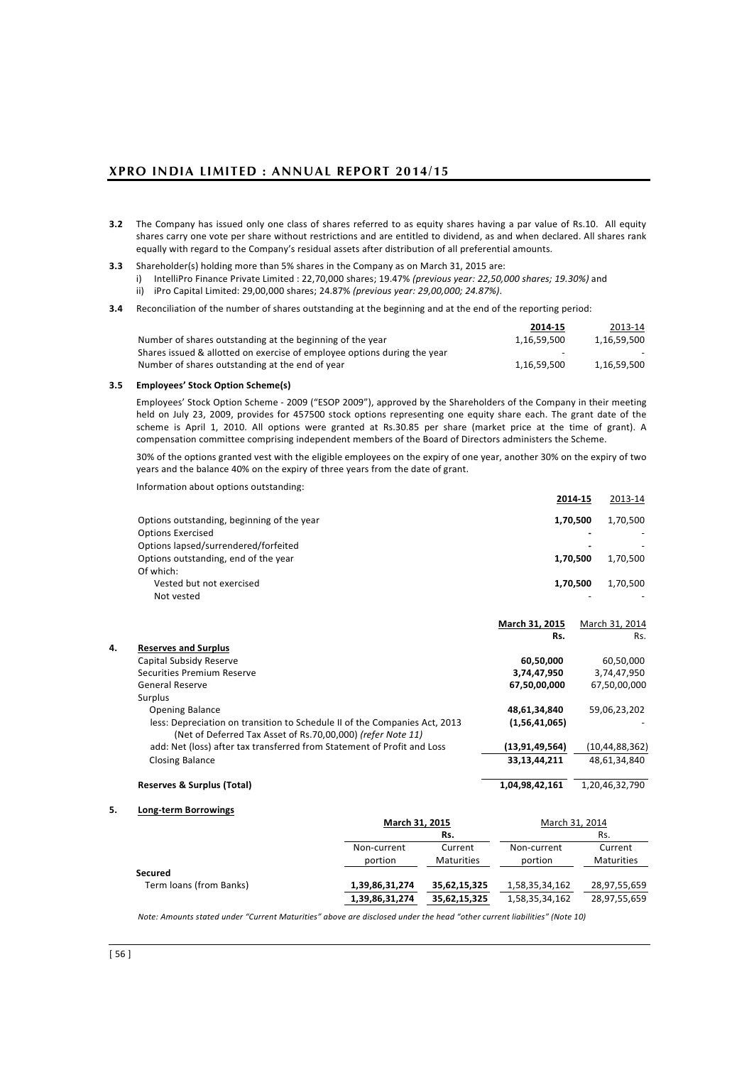**3.2** The Company has issued only one class of shares referred to as equity shares having a par value of Rs.10. All equity shares carry one vote per share without restrictions and are entitled to dividend, as and when declared. All shares rank equally with regard to the Company's residual assets after distribution of all preferential amounts.

**3.3** Shareholder(s) holding more than 5% shares in the Company as on March 31, 2015 are:

i) IntelliPro Finance Private Limited : 22,70,000 shares; 19.47% *(previous year: 22,50,000 shares; 19.30%)* and

ii) iPro Capital Limited: 29,00,000 shares; 24.87% *(previous year: 29,00,000; 24.87%)*.

**3.4** Reconciliation of the number of shares outstanding at the beginning and at the end of the reporting period:

| | **2014-15** | 2013-14 |
|---|---|---|
| Number of shares outstanding at the beginning of the year | 1,16,59,500 | 1,16,59,500 |
| Shares issued & allotted on exercise of employee options during the year | - | - |
| Number of shares outstanding at the end of year | 1,16,59,500 | 1,16,59,500 |

**3.5 Employees' Stock Option Scheme(s)**

Employees' Stock Option Scheme - 2009 ("ESOP 2009"), approved by the Shareholders of the Company in their meeting held on July 23, 2009, provides for 457500 stock options representing one equity share each. The grant date of the scheme is April 1, 2010. All options were granted at Rs.30.85 per share (market price at the time of grant). A compensation committee comprising independent members of the Board of Directors administers the Scheme.

30% of the options granted vest with the eligible employees on the expiry of one year, another 30% on the expiry of two years and the balance 40% on the expiry of three years from the date of grant.

Information about options outstanding:

| | **2014-15** | 2013-14 |
|---|---|---|
| Options outstanding, beginning of the year | **1,70,500** | 1,70,500 |
| Options Exercised | **-** | - |
| Options lapsed/surrendered/forfeited | **-** | - |
| Options outstanding, end of the year | **1,70,500** | 1,70,500 |
| Of which: | | |
| Vested but not exercised | **1,70,500** | 1,70,500 |
| Not vested | - | - |

| | **March 31, 2015** **Rs.** | March 31, 2014 Rs. |
|---|---|---|
| **4. Reserves and Surplus** | | |
| Capital Subsidy Reserve | **60,50,000** | 60,50,000 |
| Securities Premium Reserve | **3,74,47,950** | 3,74,47,950 |
| General Reserve | **67,50,00,000** | 67,50,00,000 |
| Surplus | | |
| Opening Balance | **48,61,34,840** | 59,06,23,202 |
| less: Depreciation on transition to Schedule II of the Companies Act, 2013 (Net of Deferred Tax Asset of Rs.70,00,000) *(refer Note 11)* | **(1,56,41,065)** | - |
| add: Net (loss) after tax transferred from Statement of Profit and Loss | **(13,91,49,564)** | (10,44,88,362) |
| Closing Balance | **33,13,44,211** | 48,61,34,840 |
| **Reserves & Surplus (Total)** | **1,04,98,42,161** | 1,20,46,32,790 |

**5. Long-term Borrowings**

| | **March 31, 2015 Rs.** | | March 31, 2014 Rs. | |
|---|---|---|---|---|
| | Non-current portion | Current Maturities | Non-current portion | Current Maturities |
| **Secured** | | | | |
| Term loans (from Banks) | **1,39,86,31,274** | **35,62,15,325** | 1,58,35,34,162 | 28,97,55,659 |
| | **1,39,86,31,274** | **35,62,15,325** | 1,58,35,34,162 | 28,97,55,659 |

*Note: Amounts stated under "Current Maturities" above are disclosed under the head "other current liabilities" (Note 10)*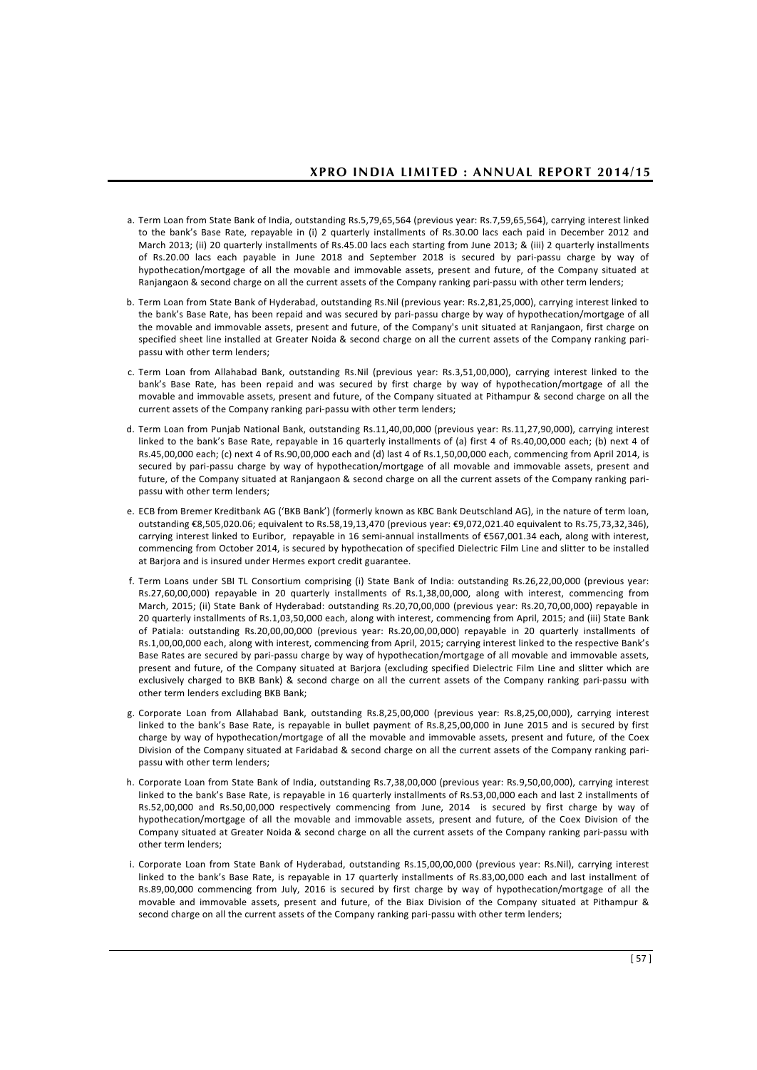a. Term Loan from State Bank of India, outstanding Rs.5,79,65,564 (previous year: Rs.7,59,65,564), carrying interest linked to the bank's Base Rate, repayable in (i) 2 quarterly installments of Rs.30.00 lacs each paid in December 2012 and March 2013; (ii) 20 quarterly installments of Rs.45.00 lacs each starting from June 2013; & (iii) 2 quarterly installments of Rs.20.00 lacs each payable in June 2018 and September 2018 is secured by pari-passu charge by way of hypothecation/mortgage of all the movable and immovable assets, present and future, of the Company situated at Ranjangaon & second charge on all the current assets of the Company ranking pari-passu with other term lenders;

b. Term Loan from State Bank of Hyderabad, outstanding Rs.Nil (previous year: Rs.2,81,25,000), carrying interest linked to the bank's Base Rate, has been repaid and was secured by pari-passu charge by way of hypothecation/mortgage of all the movable and immovable assets, present and future, of the Company's unit situated at Ranjangaon, first charge on specified sheet line installed at Greater Noida & second charge on all the current assets of the Company ranking pari-passu with other term lenders;

c. Term Loan from Allahabad Bank, outstanding Rs.Nil (previous year: Rs.3,51,00,000), carrying interest linked to the bank's Base Rate, has been repaid and was secured by first charge by way of hypothecation/mortgage of all the movable and immovable assets, present and future, of the Company situated at Pithampur & second charge on all the current assets of the Company ranking pari-passu with other term lenders;

d. Term Loan from Punjab National Bank, outstanding Rs.11,40,00,000 (previous year: Rs.11,27,90,000), carrying interest linked to the bank's Base Rate, repayable in 16 quarterly installments of (a) first 4 of Rs.40,00,000 each; (b) next 4 of Rs.45,00,000 each; (c) next 4 of Rs.90,00,000 each and (d) last 4 of Rs.1,50,00,000 each, commencing from April 2014, is secured by pari-passu charge by way of hypothecation/mortgage of all movable and immovable assets, present and future, of the Company situated at Ranjangaon & second charge on all the current assets of the Company ranking pari-passu with other term lenders;

e. ECB from Bremer Kreditbank AG ('BKB Bank') (formerly known as KBC Bank Deutschland AG), in the nature of term loan, outstanding €8,505,020.06; equivalent to Rs.58,19,13,470 (previous year: €9,072,021.40 equivalent to Rs.75,73,32,346), carrying interest linked to Euribor, repayable in 16 semi-annual installments of €567,001.34 each, along with interest, commencing from October 2014, is secured by hypothecation of specified Dielectric Film Line and slitter to be installed at Barjora and is insured under Hermes export credit guarantee.

f. Term Loans under SBI TL Consortium comprising (i) State Bank of India: outstanding Rs.26,22,00,000 (previous year: Rs.27,60,00,000) repayable in 20 quarterly installments of Rs.1,38,00,000, along with interest, commencing from March, 2015; (ii) State Bank of Hyderabad: outstanding Rs.20,70,00,000 (previous year: Rs.20,70,00,000) repayable in 20 quarterly installments of Rs.1,03,50,000 each, along with interest, commencing from April, 2015; and (iii) State Bank of Patiala: outstanding Rs.20,00,00,000 (previous year: Rs.20,00,00,000) repayable in 20 quarterly installments of Rs.1,00,00,000 each, along with interest, commencing from April, 2015; carrying interest linked to the respective Bank's Base Rates are secured by pari-passu charge by way of hypothecation/mortgage of all movable and immovable assets, present and future, of the Company situated at Barjora (excluding specified Dielectric Film Line and slitter which are exclusively charged to BKB Bank) & second charge on all the current assets of the Company ranking pari-passu with other term lenders excluding BKB Bank;

g. Corporate Loan from Allahabad Bank, outstanding Rs.8,25,00,000 (previous year: Rs.8,25,00,000), carrying interest linked to the bank's Base Rate, is repayable in bullet payment of Rs.8,25,00,000 in June 2015 and is secured by first charge by way of hypothecation/mortgage of all the movable and immovable assets, present and future, of the Coex Division of the Company situated at Faridabad & second charge on all the current assets of the Company ranking pari-passu with other term lenders;

h. Corporate Loan from State Bank of India, outstanding Rs.7,38,00,000 (previous year: Rs.9,50,00,000), carrying interest linked to the bank's Base Rate, is repayable in 16 quarterly installments of Rs.53,00,000 each and last 2 installments of Rs.52,00,000 and Rs.50,00,000 respectively commencing from June, 2014 is secured by first charge by way of hypothecation/mortgage of all the movable and immovable assets, present and future, of the Coex Division of the Company situated at Greater Noida & second charge on all the current assets of the Company ranking pari-passu with other term lenders;

i. Corporate Loan from State Bank of Hyderabad, outstanding Rs.15,00,00,000 (previous year: Rs.Nil), carrying interest linked to the bank's Base Rate, is repayable in 17 quarterly installments of Rs.83,00,000 each and last installment of Rs.89,00,000 commencing from July, 2016 is secured by first charge by way of hypothecation/mortgage of all the movable and immovable assets, present and future, of the Biax Division of the Company situated at Pithampur & second charge on all the current assets of the Company ranking pari-passu with other term lenders;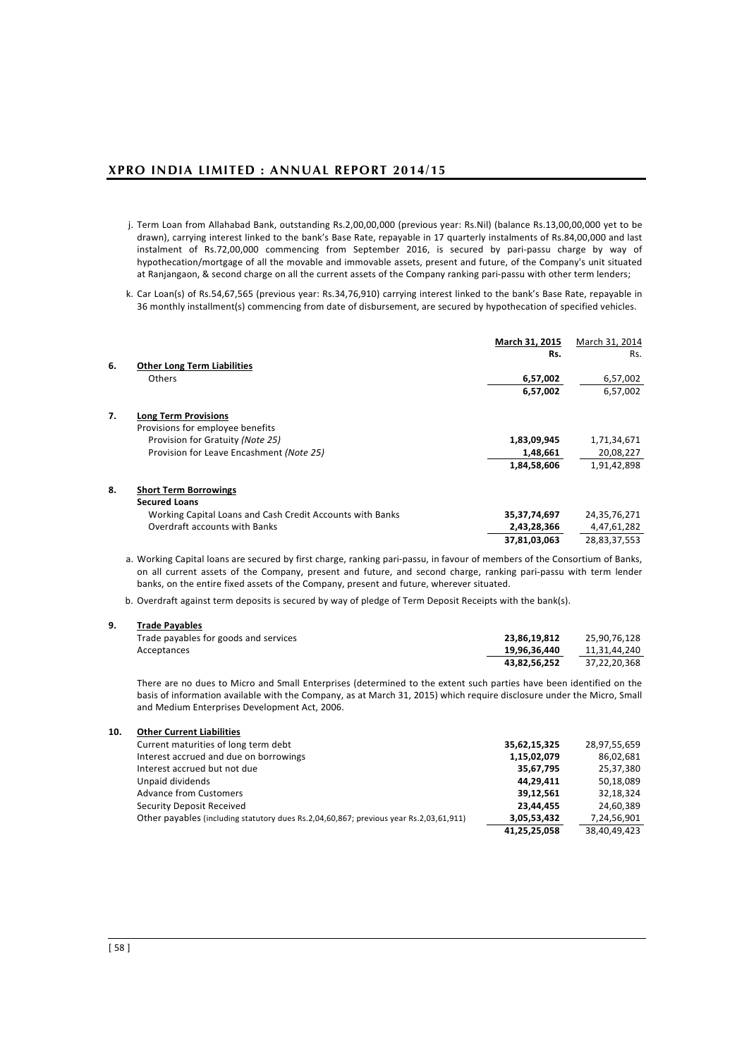j. Term Loan from Allahabad Bank, outstanding Rs.2,00,00,000 (previous year: Rs.Nil) (balance Rs.13,00,00,000 yet to be drawn), carrying interest linked to the bank's Base Rate, repayable in 17 quarterly instalments of Rs.84,00,000 and last instalment of Rs.72,00,000 commencing from September 2016, is secured by pari-passu charge by way of hypothecation/mortgage of all the movable and immovable assets, present and future, of the Company's unit situated at Ranjangaon, & second charge on all the current assets of the Company ranking pari-passu with other term lenders;

k. Car Loan(s) of Rs.54,67,565 (previous year: Rs.34,76,910) carrying interest linked to the bank's Base Rate, repayable in 36 monthly installment(s) commencing from date of disbursement, are secured by hypothecation of specified vehicles.

| | | March 31, 2015<br>Rs. | March 31, 2014<br>Rs. |
|---|---|---|---|
| **6.** | **Other Long Term Liabilities** | | |
| | Others | **6,57,002** | 6,57,002 |
| | | **6,57,002** | 6,57,002 |
| **7.** | **Long Term Provisions** | | |
| | Provisions for employee benefits | | |
| | Provision for Gratuity *(Note 25)* | **1,83,09,945** | 1,71,34,671 |
| | Provision for Leave Encashment *(Note 25)* | **1,48,661** | 20,08,227 |
| | | **1,84,58,606** | 1,91,42,898 |
| **8.** | **Short Term Borrowings** | | |
| | **Secured Loans** | | |
| | Working Capital Loans and Cash Credit Accounts with Banks | **35,37,74,697** | 24,35,76,271 |
| | Overdraft accounts with Banks | **2,43,28,366** | 4,47,61,282 |
| | | **37,81,03,063** | 28,83,37,553 |

a. Working Capital loans are secured by first charge, ranking pari-passu, in favour of members of the Consortium of Banks, on all current assets of the Company, present and future, and second charge, ranking pari-passu with term lender banks, on the entire fixed assets of the Company, present and future, wherever situated.

b. Overdraft against term deposits is secured by way of pledge of Term Deposit Receipts with the bank(s).

| | | March 31, 2015<br>Rs. | March 31, 2014<br>Rs. |
|---|---|---|---|
| **9.** | **Trade Payables** | | |
| | Trade payables for goods and services | **23,86,19,812** | 25,90,76,128 |
| | Acceptances | **19,96,36,440** | 11,31,44,240 |
| | | **43,82,56,252** | 37,22,20,368 |

There are no dues to Micro and Small Enterprises (determined to the extent such parties have been identified on the basis of information available with the Company, as at March 31, 2015) which require disclosure under the Micro, Small and Medium Enterprises Development Act, 2006.

| | | March 31, 2015<br>Rs. | March 31, 2014<br>Rs. |
|---|---|---|---|
| **10.** | **Other Current Liabilities** | | |
| | Current maturities of long term debt | **35,62,15,325** | 28,97,55,659 |
| | Interest accrued and due on borrowings | **1,15,02,079** | 86,02,681 |
| | Interest accrued but not due | **35,67,795** | 25,37,380 |
| | Unpaid dividends | **44,29,411** | 50,18,089 |
| | Advance from Customers | **39,12,561** | 32,18,324 |
| | Security Deposit Received | **23,44,455** | 24,60,389 |
| | Other payables (including statutory dues Rs.2,04,60,867; previous year Rs.2,03,61,911) | **3,05,53,432** | 7,24,56,901 |
| | | **41,25,25,058** | 38,40,49,423 |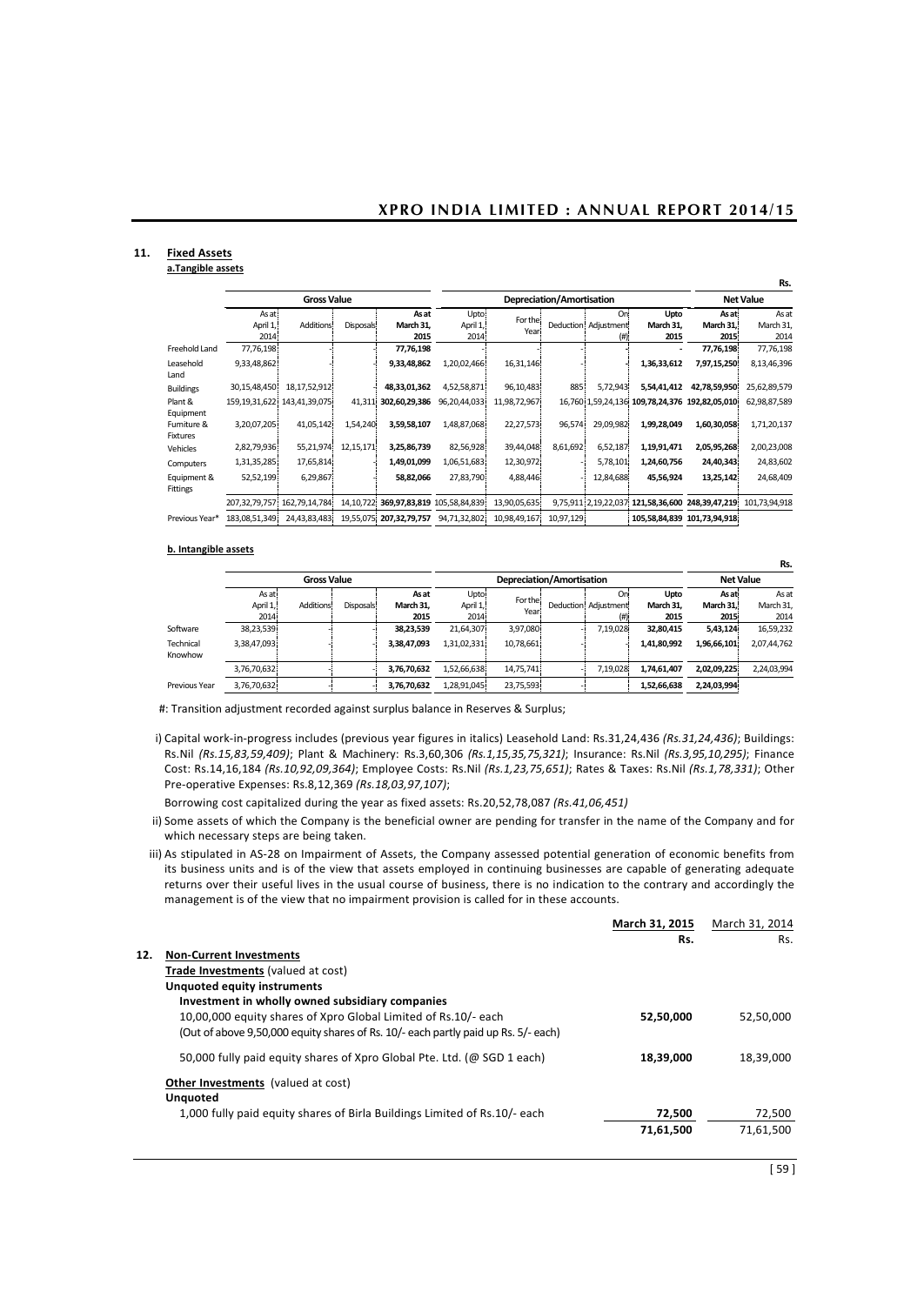## 11. Fixed Assets

### a.Tangible assets

Rs.

| | Gross Value | | | | Depreciation/Amortisation | | | | | Net Value | |
|---|---|---|---|---|---|---|---|---|---|---|---|
| | As at April 1, 2014 | Additions | Disposals | As at March 31, 2015 | Upto April 1, 2014 | For the Year | Deduction | On Adjustment (#) | Upto March 31, 2015 | As at March 31, 2015 | As at March 31, 2014 |
| Freehold Land | 77,76,198 | | | 77,76,198 | | | | | - | 77,76,198 | 77,76,198 |
| Leasehold Land | 9,33,48,862 | | | 9,33,48,862 | 1,20,02,466 | 16,31,146 | | | 1,36,33,612 | 7,97,15,250 | 8,13,46,396 |
| Buildings | 30,15,48,450 | 18,17,52,912 | | 48,33,01,362 | 4,52,58,871 | 96,10,483 | 885 | 5,72,943 | 5,54,41,412 | 42,78,59,950 | 25,62,89,579 |
| Plant & Equipment | 159,19,31,622 | 143,41,39,075 | 41,311 | 302,60,29,386 | 96,20,44,033 | 11,98,72,967 | 16,760 | 1,59,24,136 | 109,78,24,376 | 192,82,05,010 | 62,98,87,589 |
| Furniture & Fixtures | 3,20,07,205 | 41,05,142 | 1,54,240 | 3,59,58,107 | 1,48,87,068 | 22,27,573 | 96,574 | 29,09,982 | 1,99,28,049 | 1,60,30,058 | 1,71,20,137 |
| Vehicles | 2,82,79,936 | 55,21,974 | 12,15,171 | 3,25,86,739 | 82,56,928 | 39,44,048 | 8,61,692 | 6,52,187 | 1,19,91,471 | 2,05,95,268 | 2,00,23,008 |
| Computers | 1,31,35,285 | 17,65,814 | | 1,49,01,099 | 1,06,51,683 | 12,30,972 | - | 5,78,101 | 1,24,60,756 | 24,40,343 | 24,83,602 |
| Equipment & Fittings | 52,52,199 | 6,29,867 | | 58,82,066 | 27,83,790 | 4,88,446 | - | 12,84,688 | 45,56,924 | 13,25,142 | 24,68,409 |
| | 207,32,79,757 | 162,79,14,784 | 14,10,722 | 369,97,83,819 | 105,58,84,839 | 13,90,05,635 | 9,75,911 | 2,19,22,037 | 121,58,36,600 | 248,39,47,219 | 101,73,94,918 |
| Previous Year* | 183,08,51,349 | 24,43,83,483 | 19,55,075 | 207,32,79,757 | 94,71,32,802 | 10,98,49,167 | 10,97,129 | | 105,58,84,839 | 101,73,94,918 | |

### b. Intangible assets

Rs.

| | Gross Value | | | | Depreciation/Amortisation | | | | | Net Value | |
|---|---|---|---|---|---|---|---|---|---|---|---|
| | As at April 1, 2014 | Additions | Disposals | As at March 31, 2015 | Upto April 1, 2014 | For the Year | Deduction | On Adjustment (#) | Upto March 31, 2015 | As at March 31, 2015 | As at March 31, 2014 |
| Software | 38,23,539 | - | - | 38,23,539 | 21,64,307 | 3,97,080 | - | 7,19,028 | 32,80,415 | 5,43,124 | 16,59,232 |
| Technical Knowhow | 3,38,47,093 | | | 3,38,47,093 | 1,31,02,331 | 10,78,661 | | | 1,41,80,992 | 1,96,66,101 | 2,07,44,762 |
| | 3,76,70,632 | - | - | 3,76,70,632 | 1,52,66,638 | 14,75,741 | - | 7,19,028 | 1,74,61,407 | 2,02,09,225 | 2,24,03,994 |
| Previous Year | 3,76,70,632 | - | - | 3,76,70,632 | 1,28,91,045 | 23,75,593 | - | | 1,52,66,638 | 2,24,03,994 | |

#: Transition adjustment recorded against surplus balance in Reserves & Surplus;

i) Capital work-in-progress includes (previous year figures in italics) Leasehold Land: Rs.31,24,436 *(Rs.31,24,436)*; Buildings: Rs.Nil *(Rs.15,83,59,409)*; Plant & Machinery: Rs.3,60,306 *(Rs.1,15,35,75,321)*; Insurance: Rs.Nil *(Rs.3,95,10,295)*; Finance Cost: Rs.14,16,184 *(Rs.10,92,09,364)*; Employee Costs: Rs.Nil *(Rs.1,23,75,651)*; Rates & Taxes: Rs.Nil *(Rs.1,78,331)*; Other Pre-operative Expenses: Rs.8,12,369 *(Rs.18,03,97,107)*;

Borrowing cost capitalized during the year as fixed assets: Rs.20,52,78,087 *(Rs.41,06,451)*

ii) Some assets of which the Company is the beneficial owner are pending for transfer in the name of the Company and for which necessary steps are being taken.

iii) As stipulated in AS-28 on Impairment of Assets, the Company assessed potential generation of economic benefits from its business units and is of the view that assets employed in continuing businesses are capable of generating adequate returns over their useful lives in the usual course of business, there is no indication to the contrary and accordingly the management is of the view that no impairment provision is called for in these accounts.

| | March 31, 2015 Rs. | March 31, 2014 Rs. |
|---|---|---|
| **12. Non-Current Investments** | | |
| **Trade Investments** (valued at cost) | | |
| **Unquoted equity instruments** | | |
| **Investment in wholly owned subsidiary companies** | | |
| 10,00,000 equity shares of Xpro Global Limited of Rs.10/- each (Out of above 9,50,000 equity shares of Rs. 10/- each partly paid up Rs. 5/- each) | **52,50,000** | 52,50,000 |
| 50,000 fully paid equity shares of Xpro Global Pte. Ltd. (@ SGD 1 each) | **18,39,000** | 18,39,000 |
| **Other Investments** (valued at cost) | | |
| **Unquoted** | | |
| 1,000 fully paid equity shares of Birla Buildings Limited of Rs.10/- each | **72,500** | 72,500 |
| | **71,61,500** | 71,61,500 |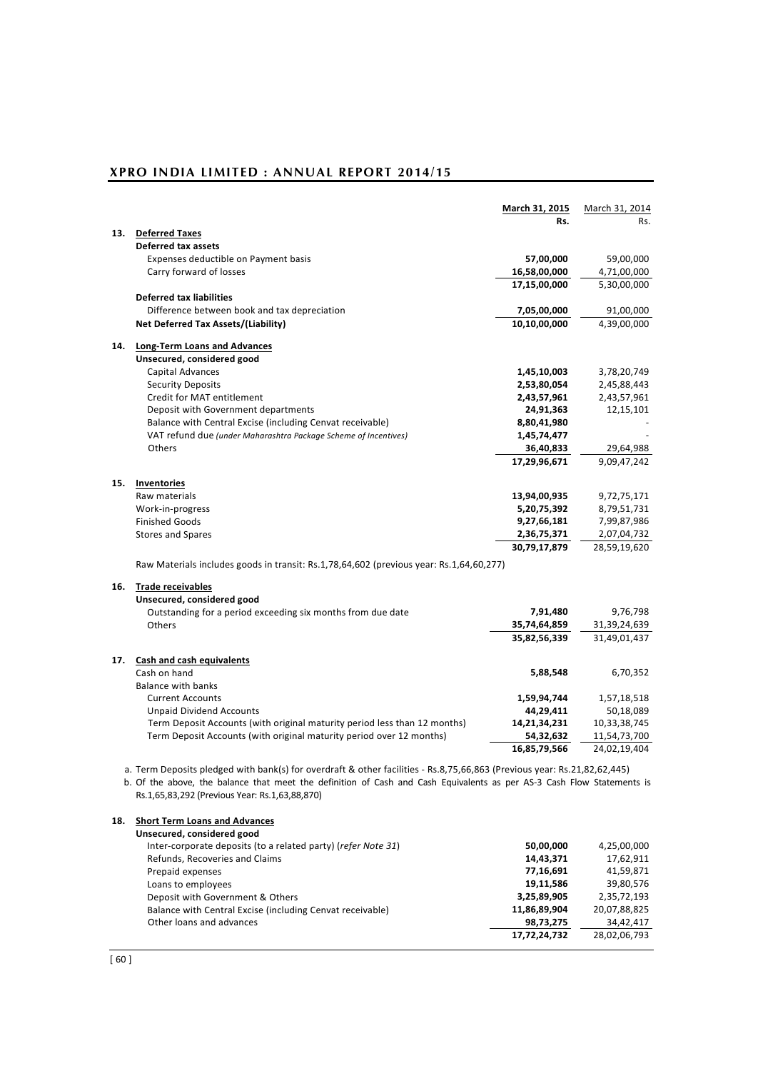| | | March 31, 2015 Rs. | March 31, 2014 Rs. |
|---|---|---|---|
| **13.** | **Deferred Taxes** | | |
| | **Deferred tax assets** | | |
| | Expenses deductible on Payment basis | **57,00,000** | 59,00,000 |
| | Carry forward of losses | **16,58,00,000** | 4,71,00,000 |
| | | **17,15,00,000** | 5,30,00,000 |
| | **Deferred tax liabilities** | | |
| | Difference between book and tax depreciation | **7,05,00,000** | 91,00,000 |
| | **Net Deferred Tax Assets/(Liability)** | **10,10,00,000** | 4,39,00,000 |
| **14.** | **Long-Term Loans and Advances** | | |
| | **Unsecured, considered good** | | |
| | Capital Advances | **1,45,10,003** | 3,78,20,749 |
| | Security Deposits | **2,53,80,054** | 2,45,88,443 |
| | Credit for MAT entitlement | **2,43,57,961** | 2,43,57,961 |
| | Deposit with Government departments | **24,91,363** | 12,15,101 |
| | Balance with Central Excise (including Cenvat receivable) | **8,80,41,980** | - |
| | VAT refund due *(under Maharashtra Package Scheme of Incentives)* | **1,45,74,477** | - |
| | Others | **36,40,833** | 29,64,988 |
| | | **17,29,96,671** | 9,09,47,242 |
| **15.** | **Inventories** | | |
| | Raw materials | **13,94,00,935** | 9,72,75,171 |
| | Work-in-progress | **5,20,75,392** | 8,79,51,731 |
| | Finished Goods | **9,27,66,181** | 7,99,87,986 |
| | Stores and Spares | **2,36,75,371** | 2,07,04,732 |
| | | **30,79,17,879** | 28,59,19,620 |

Raw Materials includes goods in transit: Rs.1,78,64,602 (previous year: Rs.1,64,60,277)

| | | March 31, 2015 Rs. | March 31, 2014 Rs. |
|---|---|---|---|
| **16.** | **Trade receivables** | | |
| | **Unsecured, considered good** | | |
| | Outstanding for a period exceeding six months from due date | **7,91,480** | 9,76,798 |
| | Others | **35,74,64,859** | 31,39,24,639 |
| | | **35,82,56,339** | 31,49,01,437 |
| **17.** | **Cash and cash equivalents** | | |
| | Cash on hand | **5,88,548** | 6,70,352 |
| | Balance with banks | | |
| | Current Accounts | **1,59,94,744** | 1,57,18,518 |
| | Unpaid Dividend Accounts | **44,29,411** | 50,18,089 |
| | Term Deposit Accounts (with original maturity period less than 12 months) | **14,21,34,231** | 10,33,38,745 |
| | Term Deposit Accounts (with original maturity period over 12 months) | **54,32,632** | 11,54,73,700 |
| | | **16,85,79,566** | 24,02,19,404 |

a. Term Deposits pledged with bank(s) for overdraft & other facilities - Rs.8,75,66,863 (Previous year: Rs.21,82,62,445)

b. Of the above, the balance that meet the definition of Cash and Cash Equivalents as per AS-3 Cash Flow Statements is Rs.1,65,83,292 (Previous Year: Rs.1,63,88,870)

| | | March 31, 2015 Rs. | March 31, 2014 Rs. |
|---|---|---|---|
| **18.** | **Short Term Loans and Advances** | | |
| | **Unsecured, considered good** | | |
| | Inter-corporate deposits (to a related party) (*refer Note 31*) | **50,00,000** | 4,25,00,000 |
| | Refunds, Recoveries and Claims | **14,43,371** | 17,62,911 |
| | Prepaid expenses | **77,16,691** | 41,59,871 |
| | Loans to employees | **19,11,586** | 39,80,576 |
| | Deposit with Government & Others | **3,25,89,905** | 2,35,72,193 |
| | Balance with Central Excise (including Cenvat receivable) | **11,86,89,904** | 20,07,88,825 |
| | Other loans and advances | **98,73,275** | 34,42,417 |
| | | **17,72,24,732** | 28,02,06,793 |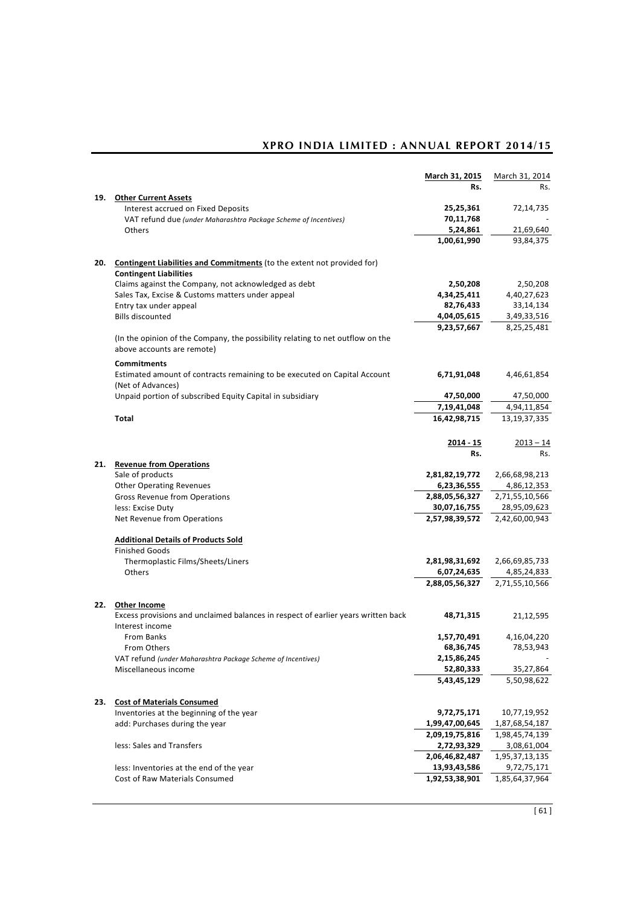| | | March 31, 2015 Rs. | March 31, 2014 Rs. |
|---|---|---|---|
| **19.** | **Other Current Assets** | | |
| | Interest accrued on Fixed Deposits | **25,25,361** | 72,14,735 |
| | VAT refund due *(under Maharashtra Package Scheme of Incentives)* | **70,11,768** | - |
| | Others | **5,24,861** | 21,69,640 |
| | | **1,00,61,990** | 93,84,375 |
| **20.** | **Contingent Liabilities and Commitments** (to the extent not provided for) | | |
| | **Contingent Liabilities** | | |
| | Claims against the Company, not acknowledged as debt | **2,50,208** | 2,50,208 |
| | Sales Tax, Excise & Customs matters under appeal | **4,34,25,411** | 4,40,27,623 |
| | Entry tax under appeal | **82,76,433** | 33,14,134 |
| | Bills discounted | **4,04,05,615** | 3,49,33,516 |
| | | **9,23,57,667** | 8,25,25,481 |
| | (In the opinion of the Company, the possibility relating to net outflow on the above accounts are remote) | | |
| | **Commitments** | | |
| | Estimated amount of contracts remaining to be executed on Capital Account (Net of Advances) | **6,71,91,048** | 4,46,61,854 |
| | Unpaid portion of subscribed Equity Capital in subsidiary | **47,50,000** | 47,50,000 |
| | | **7,19,41,048** | 4,94,11,854 |
| | **Total** | **16,42,98,715** | 13,19,37,335 |

| | | 2014 - 15 Rs. | 2013 – 14 Rs. |
|---|---|---|---|
| **21.** | **Revenue from Operations** | | |
| | Sale of products | **2,81,82,19,772** | 2,66,68,98,213 |
| | Other Operating Revenues | **6,23,36,555** | 4,86,12,353 |
| | Gross Revenue from Operations | **2,88,05,56,327** | 2,71,55,10,566 |
| | less: Excise Duty | **30,07,16,755** | 28,95,09,623 |
| | Net Revenue from Operations | **2,57,98,39,572** | 2,42,60,00,943 |
| | **Additional Details of Products Sold** | | |
| | Finished Goods | | |
| | Thermoplastic Films/Sheets/Liners | **2,81,98,31,692** | 2,66,69,85,733 |
| | Others | **6,07,24,635** | 4,85,24,833 |
| | | **2,88,05,56,327** | 2,71,55,10,566 |
| **22.** | **Other Income** | | |
| | Excess provisions and unclaimed balances in respect of earlier years written back | **48,71,315** | 21,12,595 |
| | Interest income | | |
| | From Banks | **1,57,70,491** | 4,16,04,220 |
| | From Others | **68,36,745** | 78,53,943 |
| | VAT refund *(under Maharashtra Package Scheme of Incentives)* | **2,15,86,245** | - |
| | Miscellaneous income | **52,80,333** | 35,27,864 |
| | | **5,43,45,129** | 5,50,98,622 |
| **23.** | **Cost of Materials Consumed** | | |
| | Inventories at the beginning of the year | **9,72,75,171** | 10,77,19,952 |
| | add: Purchases during the year | **1,99,47,00,645** | 1,87,68,54,187 |
| | | **2,09,19,75,816** | 1,98,45,74,139 |
| | less: Sales and Transfers | **2,72,93,329** | 3,08,61,004 |
| | | **2,06,46,82,487** | 1,95,37,13,135 |
| | less: Inventories at the end of the year | **13,93,43,586** | 9,72,75,171 |
| | Cost of Raw Materials Consumed | **1,92,53,38,901** | 1,85,64,37,964 |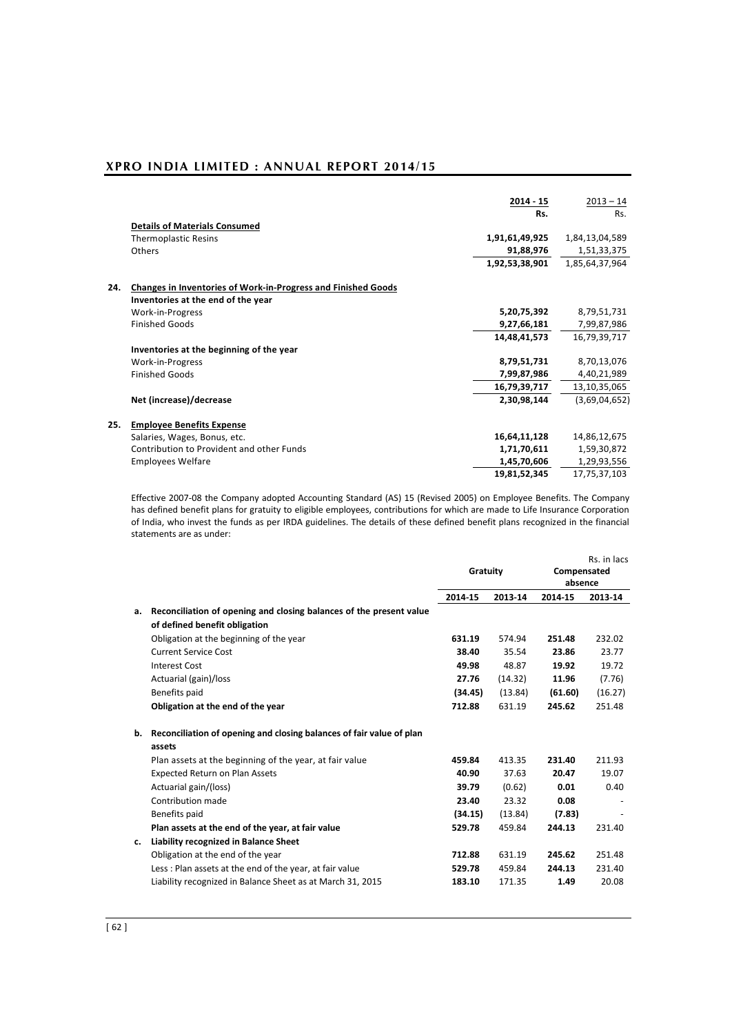| | 2014 - 15 | 2013 – 14 |
|---|---|---|
| | Rs. | Rs. |
| **Details of Materials Consumed** | | |
| Thermoplastic Resins | **1,91,61,49,925** | 1,84,13,04,589 |
| Others | **91,88,976** | 1,51,33,375 |
| | **1,92,53,38,901** | 1,85,64,37,964 |

**24. Changes in Inventories of Work-in-Progress and Finished Goods**

| | 2014 - 15 | 2013 – 14 |
|---|---|---|
| **Inventories at the end of the year** | | |
| Work-in-Progress | **5,20,75,392** | 8,79,51,731 |
| Finished Goods | **9,27,66,181** | 7,99,87,986 |
| | **14,48,41,573** | 16,79,39,717 |
| **Inventories at the beginning of the year** | | |
| Work-in-Progress | **8,79,51,731** | 8,70,13,076 |
| Finished Goods | **7,99,87,986** | 4,40,21,989 |
| | **16,79,39,717** | 13,10,35,065 |
| **Net (increase)/decrease** | **2,30,98,144** | (3,69,04,652) |

**25. Employee Benefits Expense**

| | 2014 - 15 | 2013 – 14 |
|---|---|---|
| Salaries, Wages, Bonus, etc. | **16,64,11,128** | 14,86,12,675 |
| Contribution to Provident and other Funds | **1,71,70,611** | 1,59,30,872 |
| Employees Welfare | **1,45,70,606** | 1,29,93,556 |
| | **19,81,52,345** | 17,75,37,103 |

Effective 2007-08 the Company adopted Accounting Standard (AS) 15 (Revised 2005) on Employee Benefits. The Company has defined benefit plans for gratuity to eligible employees, contributions for which are made to Life Insurance Corporation of India, who invest the funds as per IRDA guidelines. The details of these defined benefit plans recognized in the financial statements are as under:

Rs. in lacs

| | | Gratuity | | Compensated absence | |
|---|---|---|---|---|---|
| | | 2014-15 | 2013-14 | 2014-15 | 2013-14 |
| a. | **Reconciliation of opening and closing balances of the present value of defined benefit obligation** | | | | |
| | Obligation at the beginning of the year | **631.19** | 574.94 | **251.48** | 232.02 |
| | Current Service Cost | **38.40** | 35.54 | **23.86** | 23.77 |
| | Interest Cost | **49.98** | 48.87 | **19.92** | 19.72 |
| | Actuarial (gain)/loss | **27.76** | (14.32) | **11.96** | (7.76) |
| | Benefits paid | **(34.45)** | (13.84) | **(61.60)** | (16.27) |
| | **Obligation at the end of the year** | **712.88** | 631.19 | **245.62** | 251.48 |
| b. | **Reconciliation of opening and closing balances of fair value of plan assets** | | | | |
| | Plan assets at the beginning of the year, at fair value | **459.84** | 413.35 | **231.40** | 211.93 |
| | Expected Return on Plan Assets | **40.90** | 37.63 | **20.47** | 19.07 |
| | Actuarial gain/(loss) | **39.79** | (0.62) | **0.01** | 0.40 |
| | Contribution made | **23.40** | 23.32 | **0.08** | - |
| | Benefits paid | **(34.15)** | (13.84) | **(7.83)** | - |
| | **Plan assets at the end of the year, at fair value** | **529.78** | 459.84 | **244.13** | 231.40 |
| c. | **Liability recognized in Balance Sheet** | | | | |
| | Obligation at the end of the year | **712.88** | 631.19 | **245.62** | 251.48 |
| | Less : Plan assets at the end of the year, at fair value | **529.78** | 459.84 | **244.13** | 231.40 |
| | Liability recognized in Balance Sheet as at March 31, 2015 | **183.10** | 171.35 | **1.49** | 20.08 |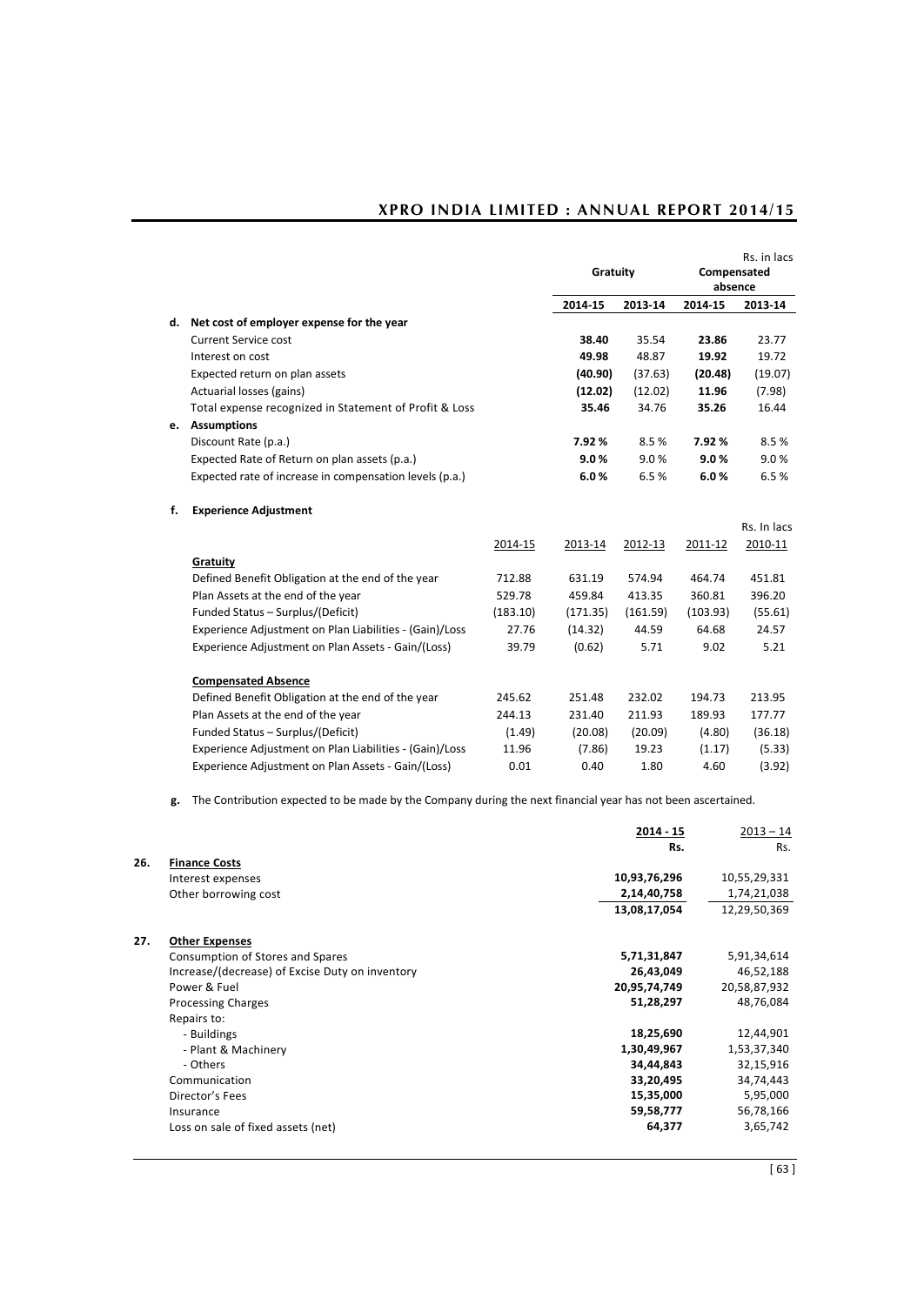Rs. in lacs

| | Gratuity | | Compensated absence | |
|---|---|---|---|---|
| | **2014-15** | 2013-14 | **2014-15** | 2013-14 |
| **d. Net cost of employer expense for the year** | | | | |
| Current Service cost | **38.40** | 35.54 | **23.86** | 23.77 |
| Interest on cost | **49.98** | 48.87 | **19.92** | 19.72 |
| Expected return on plan assets | **(40.90)** | (37.63) | **(20.48)** | (19.07) |
| Actuarial losses (gains) | **(12.02)** | (12.02) | **11.96** | (7.98) |
| Total expense recognized in Statement of Profit & Loss | **35.46** | 34.76 | **35.26** | 16.44 |
| **e. Assumptions** | | | | |
| Discount Rate (p.a.) | **7.92 %** | 8.5 % | **7.92 %** | 8.5 % |
| Expected Rate of Return on plan assets (p.a.) | **9.0 %** | 9.0 % | **9.0 %** | 9.0 % |
| Expected rate of increase in compensation levels (p.a.) | **6.0 %** | 6.5 % | **6.0 %** | 6.5 % |

**f. Experience Adjustment**

Rs. In lacs

| | 2014-15 | 2013-14 | 2012-13 | 2011-12 | 2010-11 |
|---|---|---|---|---|---|
| **Gratuity** | | | | | |
| Defined Benefit Obligation at the end of the year | 712.88 | 631.19 | 574.94 | 464.74 | 451.81 |
| Plan Assets at the end of the year | 529.78 | 459.84 | 413.35 | 360.81 | 396.20 |
| Funded Status – Surplus/(Deficit) | (183.10) | (171.35) | (161.59) | (103.93) | (55.61) |
| Experience Adjustment on Plan Liabilities - (Gain)/Loss | 27.76 | (14.32) | 44.59 | 64.68 | 24.57 |
| Experience Adjustment on Plan Assets - Gain/(Loss) | 39.79 | (0.62) | 5.71 | 9.02 | 5.21 |
| **Compensated Absence** | | | | | |
| Defined Benefit Obligation at the end of the year | 245.62 | 251.48 | 232.02 | 194.73 | 213.95 |
| Plan Assets at the end of the year | 244.13 | 231.40 | 211.93 | 189.93 | 177.77 |
| Funded Status – Surplus/(Deficit) | (1.49) | (20.08) | (20.09) | (4.80) | (36.18) |
| Experience Adjustment on Plan Liabilities - (Gain)/Loss | 11.96 | (7.86) | 19.23 | (1.17) | (5.33) |
| Experience Adjustment on Plan Assets - Gain/(Loss) | 0.01 | 0.40 | 1.80 | 4.60 | (3.92) |

**g.** The Contribution expected to be made by the Company during the next financial year has not been ascertained.

| | | 2014 - 15 | 2013 – 14 |
|---|---|---|---|
| | | Rs. | Rs. |
| **26.** | **Finance Costs** | | |
| | Interest expenses | **10,93,76,296** | 10,55,29,331 |
| | Other borrowing cost | **2,14,40,758** | 1,74,21,038 |
| | | **13,08,17,054** | 12,29,50,369 |
| **27.** | **Other Expenses** | | |
| | Consumption of Stores and Spares | **5,71,31,847** | 5,91,34,614 |
| | Increase/(decrease) of Excise Duty on inventory | **26,43,049** | 46,52,188 |
| | Power & Fuel | **20,95,74,749** | 20,58,87,932 |
| | Processing Charges | **51,28,297** | 48,76,084 |
| | Repairs to: | | |
| | - Buildings | **18,25,690** | 12,44,901 |
| | - Plant & Machinery | **1,30,49,967** | 1,53,37,340 |
| | - Others | **34,44,843** | 32,15,916 |
| | Communication | **33,20,495** | 34,74,443 |
| | Director's Fees | **15,35,000** | 5,95,000 |
| | Insurance | **59,58,777** | 56,78,166 |
| | Loss on sale of fixed assets (net) | **64,377** | 3,65,742 |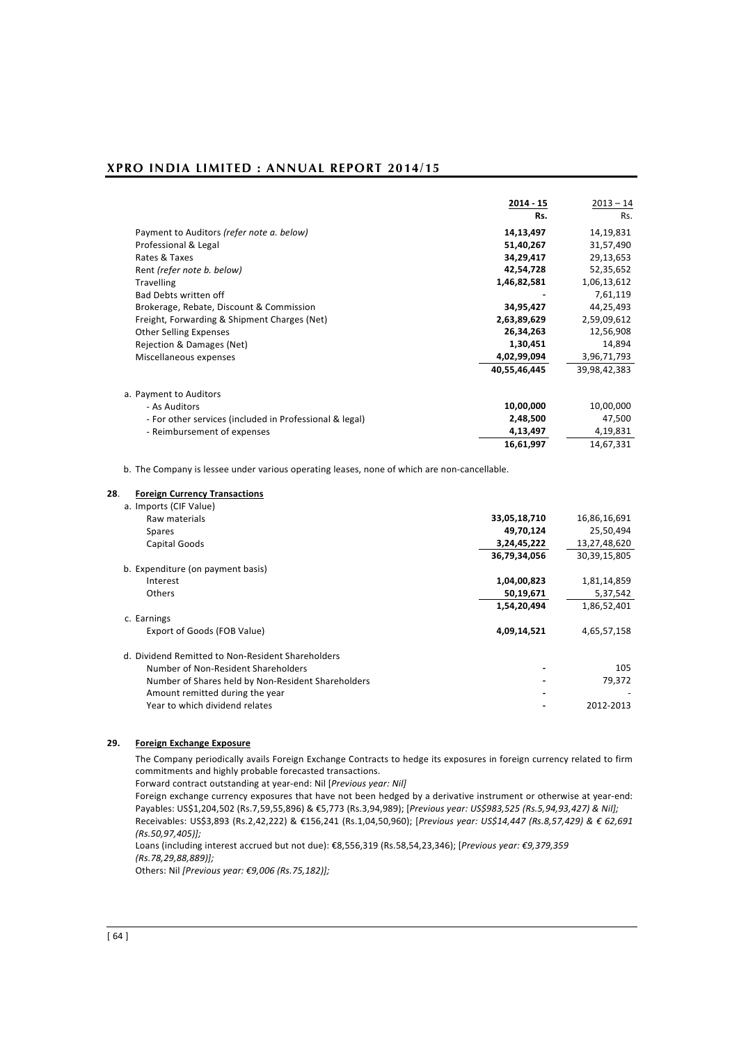| | 2014 - 15 | 2013 – 14 |
|---|---|---|
| | Rs. | Rs. |
| Payment to Auditors *(refer note a. below)* | **14,13,497** | 14,19,831 |
| Professional & Legal | **51,40,267** | 31,57,490 |
| Rates & Taxes | **34,29,417** | 29,13,653 |
| Rent *(refer note b. below)* | **42,54,728** | 52,35,652 |
| Travelling | **1,46,82,581** | 1,06,13,612 |
| Bad Debts written off | **-** | 7,61,119 |
| Brokerage, Rebate, Discount & Commission | **34,95,427** | 44,25,493 |
| Freight, Forwarding & Shipment Charges (Net) | **2,63,89,629** | 2,59,09,612 |
| Other Selling Expenses | **26,34,263** | 12,56,908 |
| Rejection & Damages (Net) | **1,30,451** | 14,894 |
| Miscellaneous expenses | **4,02,99,094** | 3,96,71,793 |
| | **40,55,46,445** | 39,98,42,383 |
| a. Payment to Auditors | | |
| - As Auditors | **10,00,000** | 10,00,000 |
| - For other services (included in Professional & legal) | **2,48,500** | 47,500 |
| - Reimbursement of expenses | **4,13,497** | 4,19,831 |
| | **16,61,997** | 14,67,331 |

b. The Company is lessee under various operating leases, none of which are non-cancellable.

**28. Foreign Currency Transactions**

| | 2014 - 15 | 2013 – 14 |
|---|---|---|
| a. Imports (CIF Value) | | |
| Raw materials | **33,05,18,710** | 16,86,16,691 |
| Spares | **49,70,124** | 25,50,494 |
| Capital Goods | **3,24,45,222** | 13,27,48,620 |
| | **36,79,34,056** | 30,39,15,805 |
| b. Expenditure (on payment basis) | | |
| Interest | **1,04,00,823** | 1,81,14,859 |
| Others | **50,19,671** | 5,37,542 |
| | **1,54,20,494** | 1,86,52,401 |
| c. Earnings | | |
| Export of Goods (FOB Value) | **4,09,14,521** | 4,65,57,158 |
| d. Dividend Remitted to Non-Resident Shareholders | | |
| Number of Non-Resident Shareholders | **-** | 105 |
| Number of Shares held by Non-Resident Shareholders | **-** | 79,372 |
| Amount remitted during the year | **-** | - |
| Year to which dividend relates | **-** | 2012-2013 |

**29. Foreign Exchange Exposure**

The Company periodically avails Foreign Exchange Contracts to hedge its exposures in foreign currency related to firm commitments and highly probable forecasted transactions.

Forward contract outstanding at year-end: Nil [*Previous year: Nil]*

Foreign exchange currency exposures that have not been hedged by a derivative instrument or otherwise at year-end: Payables: US$1,204,502 (Rs.7,59,55,896) & €5,773 (Rs.3,94,989); [*Previous year: US$983,525 (Rs.5,94,93,427) & Nil];*

Receivables: US$3,893 (Rs.2,42,222) & €156,241 (Rs.1,04,50,960); [*Previous year: US$14,447 (Rs.8,57,429) & € 62,691 (Rs.50,97,405)];*

Loans (including interest accrued but not due): €8,556,319 (Rs.58,54,23,346); [*Previous year: €9,379,359 (Rs.78,29,88,889)];*

Others: Nil *[Previous year: €9,006 (Rs.75,182)];*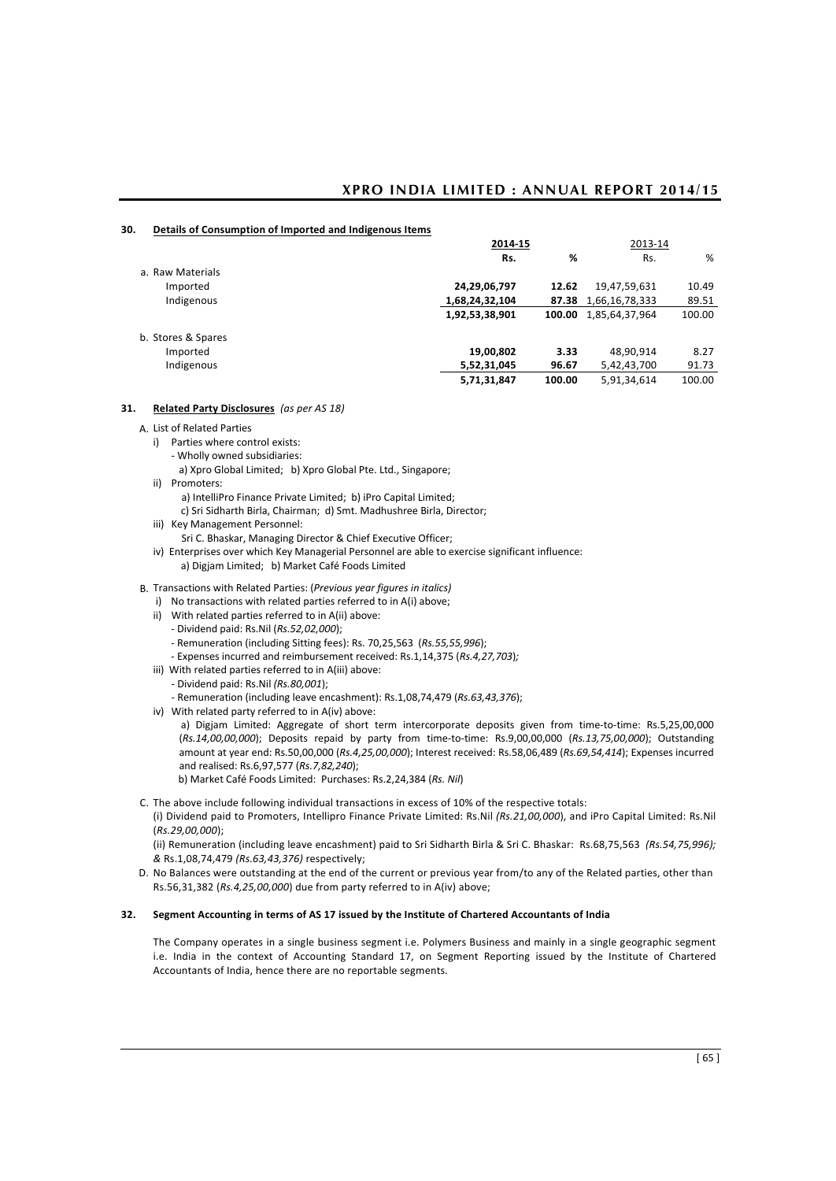**30. Details of Consumption of Imported and Indigenous Items**

| | 2014-15 | | 2013-14 | |
|---|---|---|---|---|
| | Rs. | % | Rs. | % |
| a. Raw Materials | | | | |
| Imported | **24,29,06,797** | **12.62** | 19,47,59,631 | 10.49 |
| Indigenous | **1,68,24,32,104** | **87.38** | 1,66,16,78,333 | 89.51 |
| | **1,92,53,38,901** | **100.00** | 1,85,64,37,964 | 100.00 |
| b. Stores & Spares | | | | |
| Imported | **19,00,802** | **3.33** | 48,90,914 | 8.27 |
| Indigenous | **5,52,31,045** | **96.67** | 5,42,43,700 | 91.73 |
| | **5,71,31,847** | **100.00** | 5,91,34,614 | 100.00 |

**31. Related Party Disclosures** *(as per AS 18)*

A. List of Related Parties

i) Parties where control exists:
- Wholly owned subsidiaries:
  a) Xpro Global Limited; b) Xpro Global Pte. Ltd., Singapore;

ii) Promoters:
  a) IntelliPro Finance Private Limited; b) iPro Capital Limited;
  c) Sri Sidharth Birla, Chairman; d) Smt. Madhushree Birla, Director;

iii) Key Management Personnel:
  Sri C. Bhaskar, Managing Director & Chief Executive Officer;

iv) Enterprises over which Key Managerial Personnel are able to exercise significant influence:
  a) Digjam Limited; b) Market Café Foods Limited

B. Transactions with Related Parties: (*Previous year figures in italics)*

i) No transactions with related parties referred to in A(i) above;

ii) With related parties referred to in A(ii) above:
- Dividend paid: Rs.Nil (*Rs.52,02,000*);
- Remuneration (including Sitting fees): Rs. 70,25,563 (*Rs.55,55,996*);
- Expenses incurred and reimbursement received: Rs.1,14,375 (*Rs.4,27,703*)*;*

iii) With related parties referred to in A(iii) above:
- Dividend paid: Rs.Nil *(Rs.80,001*);
- Remuneration (including leave encashment): Rs.1,08,74,479 (*Rs.63,43,376*);

iv) With related party referred to in A(iv) above:
  a) Digjam Limited: Aggregate of short term intercorporate deposits given from time-to-time: Rs.5,25,00,000 (*Rs.14,00,00,000*); Deposits repaid by party from time-to-time: Rs.9,00,00,000 (*Rs.13,75,00,000*); Outstanding amount at year end: Rs.50,00,000 (*Rs.4,25,00,000*); Interest received: Rs.58,06,489 (*Rs.69,54,414*); Expenses incurred and realised: Rs.6,97,577 (*Rs.7,82,240*);
  b) Market Café Foods Limited: Purchases: Rs.2,24,384 (*Rs. Nil*)

C. The above include following individual transactions in excess of 10% of the respective totals:
(i) Dividend paid to Promoters, Intellipro Finance Private Limited: Rs.Nil *(Rs.21,00,000*), and iPro Capital Limited: Rs.Nil (*Rs.29,00,000*);
(ii) Remuneration (including leave encashment) paid to Sri Sidharth Birla & Sri C. Bhaskar: Rs.68,75,563 *(Rs.54,75,996); &* Rs.1,08,74,479 *(Rs.63,43,376)* respectively;

D. No Balances were outstanding at the end of the current or previous year from/to any of the Related parties, other than Rs.56,31,382 (*Rs.4,25,00,000*) due from party referred to in A(iv) above;

**32. Segment Accounting in terms of AS 17 issued by the Institute of Chartered Accountants of India**

The Company operates in a single business segment i.e. Polymers Business and mainly in a single geographic segment i.e. India in the context of Accounting Standard 17, on Segment Reporting issued by the Institute of Chartered Accountants of India, hence there are no reportable segments.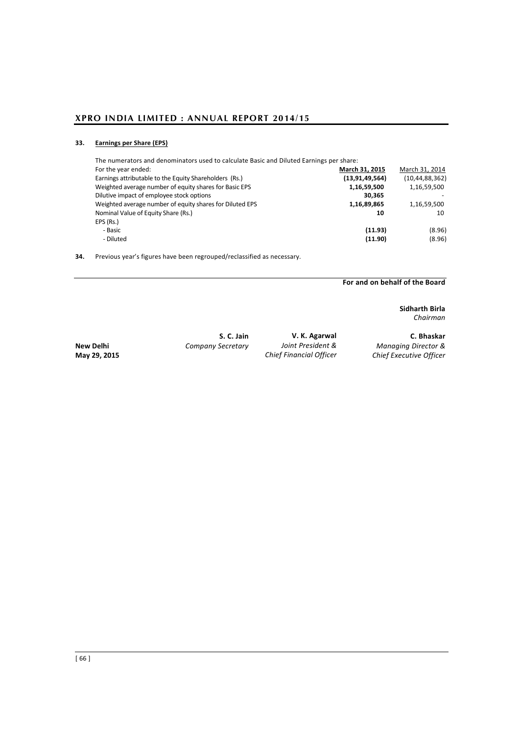**33. Earnings per Share (EPS)**

The numerators and denominators used to calculate Basic and Diluted Earnings per share:

| For the year ended: | **March 31, 2015** | March 31, 2014 |
|---|---|---|
| Earnings attributable to the Equity Shareholders (Rs.) | **(13,91,49,564)** | (10,44,88,362) |
| Weighted average number of equity shares for Basic EPS | **1,16,59,500** | 1,16,59,500 |
| Dilutive impact of employee stock options | **30,365** | - |
| Weighted average number of equity shares for Diluted EPS | **1,16,89,865** | 1,16,59,500 |
| Nominal Value of Equity Share (Rs.) | **10** | 10 |
| EPS (Rs.) | | |
| - Basic | **(11.93)** | (8.96) |
| - Diluted | **(11.90)** | (8.96) |

**34.** Previous year's figures have been regrouped/reclassified as necessary.

**For and on behalf of the Board**

**Sidharth Birla**
*Chairman*

**New Delhi**
**May 29, 2015**

**S. C. Jain**
*Company Secretary*

**V. K. Agarwal**
*Joint President &*
*Chief Financial Officer*

**C. Bhaskar**
*Managing Director &*
*Chief Executive Officer*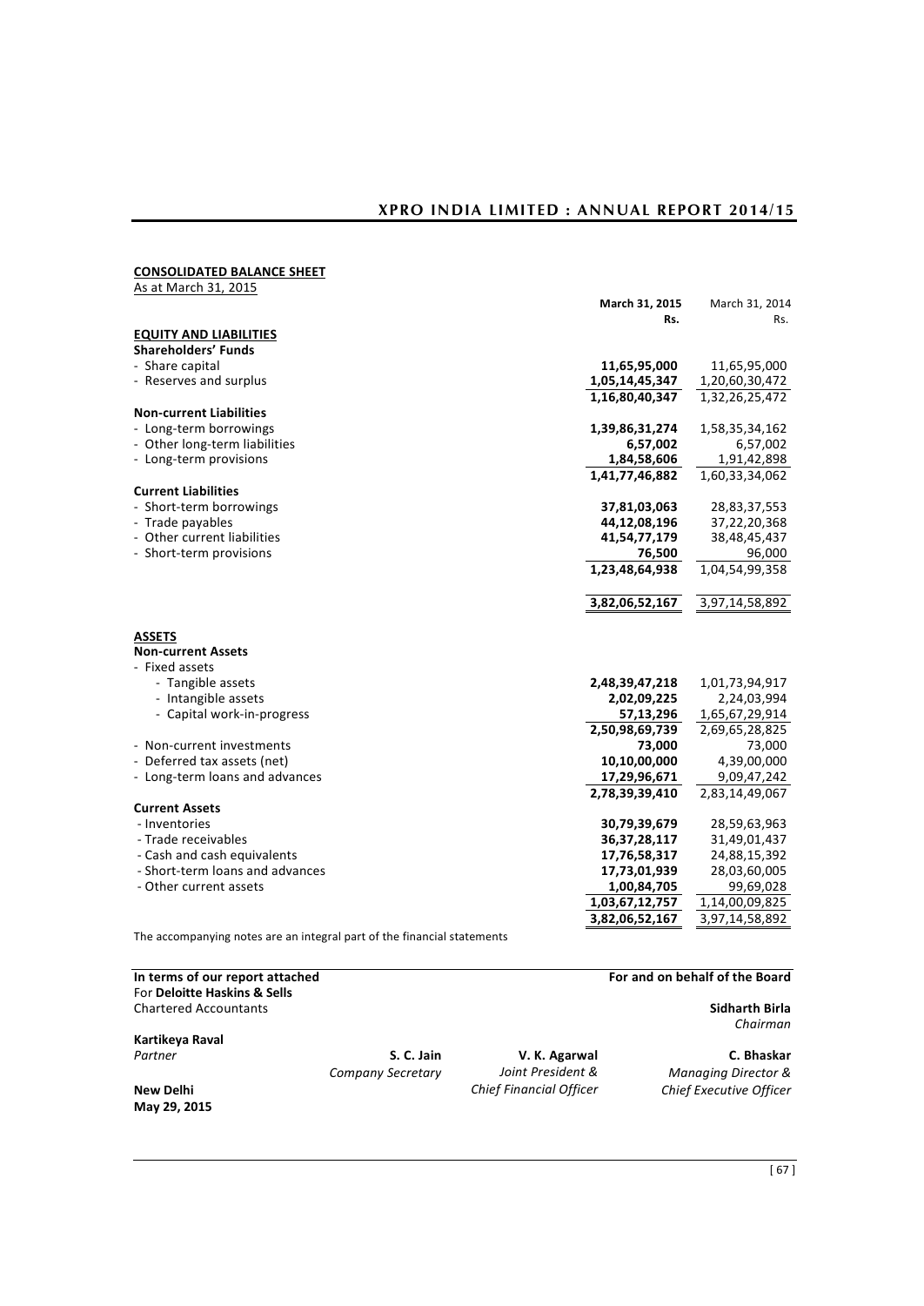**CONSOLIDATED BALANCE SHEET**

As at March 31, 2015

| | March 31, 2015 Rs. | March 31, 2014 Rs. |
|---|---|---|
| **EQUITY AND LIABILITIES** | | |
| **Shareholders' Funds** | | |
| - Share capital | **11,65,95,000** | 11,65,95,000 |
| - Reserves and surplus | **1,05,14,45,347** | 1,20,60,30,472 |
| | **1,16,80,40,347** | 1,32,26,25,472 |
| **Non-current Liabilities** | | |
| - Long-term borrowings | **1,39,86,31,274** | 1,58,35,34,162 |
| - Other long-term liabilities | **6,57,002** | 6,57,002 |
| - Long-term provisions | **1,84,58,606** | 1,91,42,898 |
| | **1,41,77,46,882** | 1,60,33,34,062 |
| **Current Liabilities** | | |
| - Short-term borrowings | **37,81,03,063** | 28,83,37,553 |
| - Trade payables | **44,12,08,196** | 37,22,20,368 |
| - Other current liabilities | **41,54,77,179** | 38,48,45,437 |
| - Short-term provisions | **76,500** | 96,000 |
| | **1,23,48,64,938** | 1,04,54,99,358 |
| | **3,82,06,52,167** | 3,97,14,58,892 |
| **ASSETS** | | |
| **Non-current Assets** | | |
| - Fixed assets | | |
| - Tangible assets | **2,48,39,47,218** | 1,01,73,94,917 |
| - Intangible assets | **2,02,09,225** | 2,24,03,994 |
| - Capital work-in-progress | **57,13,296** | 1,65,67,29,914 |
| | **2,50,98,69,739** | 2,69,65,28,825 |
| - Non-current investments | **73,000** | 73,000 |
| - Deferred tax assets (net) | **10,10,00,000** | 4,39,00,000 |
| - Long-term loans and advances | **17,29,96,671** | 9,09,47,242 |
| | **2,78,39,39,410** | 2,83,14,49,067 |
| **Current Assets** | | |
| - Inventories | **30,79,39,679** | 28,59,63,963 |
| - Trade receivables | **36,37,28,117** | 31,49,01,437 |
| - Cash and cash equivalents | **17,76,58,317** | 24,88,15,392 |
| - Short-term loans and advances | **17,73,01,939** | 28,03,60,005 |
| - Other current assets | **1,00,84,705** | 99,69,028 |
| | **1,03,67,12,757** | 1,14,00,09,825 |
| | **3,82,06,52,167** | 3,97,14,58,892 |

The accompanying notes are an integral part of the financial statements

**In terms of our report attached**
For **Deloitte Haskins & Sells**
Chartered Accountants

**Kartikeya Raval**
*Partner*

**New Delhi**
**May 29, 2015**

**For and on behalf of the Board**

**Sidharth Birla**
*Chairman*

**S. C. Jain**
*Company Secretary*

**V. K. Agarwal**
*Joint President &*
*Chief Financial Officer*

**C. Bhaskar**
*Managing Director &*
*Chief Executive Officer*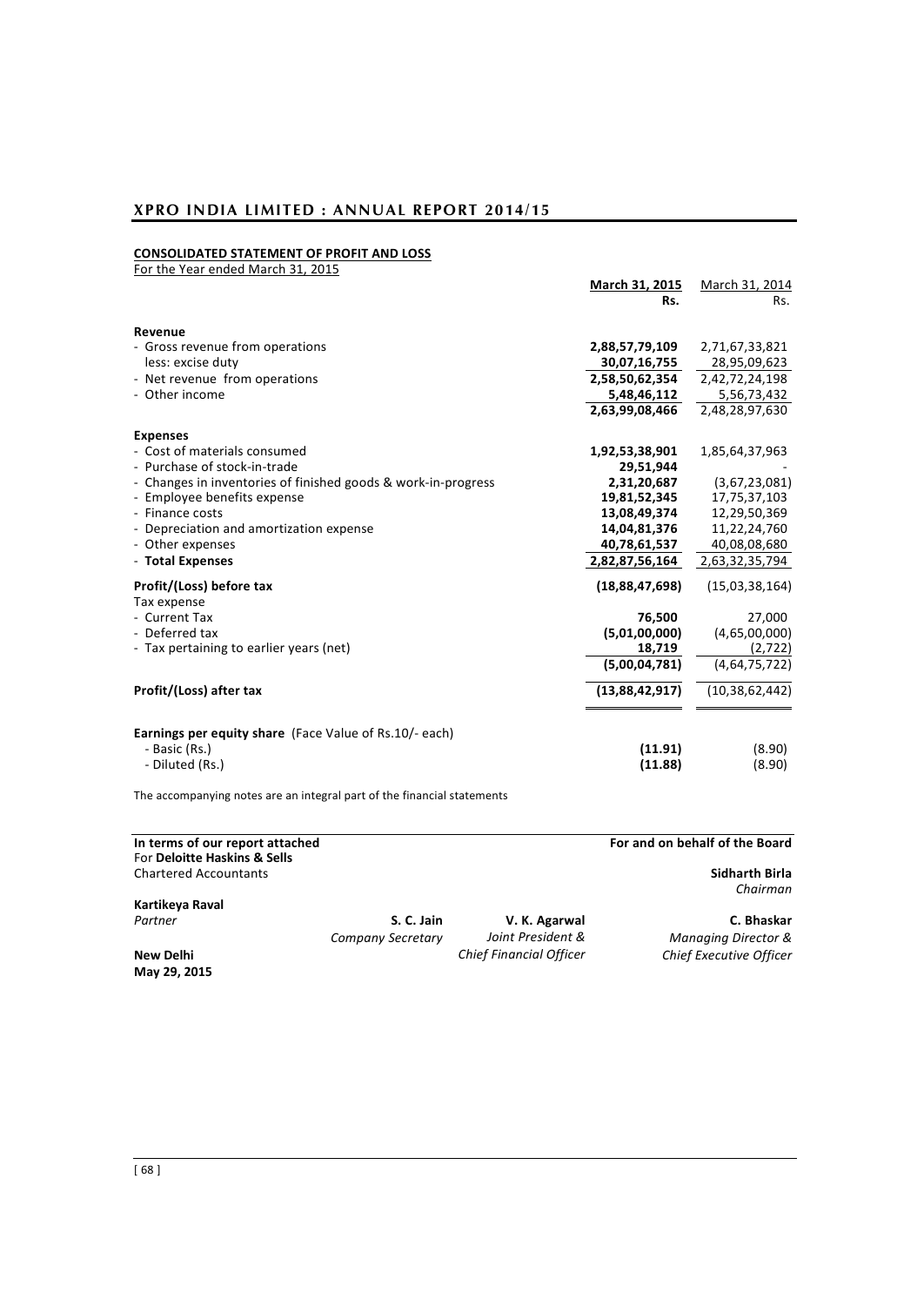## CONSOLIDATED STATEMENT OF PROFIT AND LOSS

For the Year ended March 31, 2015

| | March 31, 2015 Rs. | March 31, 2014 Rs. |
|---|---|---|
| **Revenue** | | |
| - Gross revenue from operations | **2,88,57,79,109** | 2,71,67,33,821 |
| less: excise duty | **30,07,16,755** | 28,95,09,623 |
| - Net revenue from operations | **2,58,50,62,354** | 2,42,72,24,198 |
| - Other income | **5,48,46,112** | 5,56,73,432 |
| | **2,63,99,08,466** | 2,48,28,97,630 |
| **Expenses** | | |
| - Cost of materials consumed | **1,92,53,38,901** | 1,85,64,37,963 |
| - Purchase of stock-in-trade | **29,51,944** | - |
| - Changes in inventories of finished goods & work-in-progress | **2,31,20,687** | (3,67,23,081) |
| - Employee benefits expense | **19,81,52,345** | 17,75,37,103 |
| - Finance costs | **13,08,49,374** | 12,29,50,369 |
| - Depreciation and amortization expense | **14,04,81,376** | 11,22,24,760 |
| - Other expenses | **40,78,61,537** | 40,08,08,680 |
| - **Total Expenses** | **2,82,87,56,164** | 2,63,32,35,794 |
| **Profit/(Loss) before tax** | **(18,88,47,698)** | (15,03,38,164) |
| Tax expense | | |
| - Current Tax | **76,500** | 27,000 |
| - Deferred tax | **(5,01,00,000)** | (4,65,00,000) |
| - Tax pertaining to earlier years (net) | **18,719** | (2,722) |
| | **(5,00,04,781)** | (4,64,75,722) |
| **Profit/(Loss) after tax** | **(13,88,42,917)** | (10,38,62,442) |
| **Earnings per equity share** (Face Value of Rs.10/- each) | | |
| - Basic (Rs.) | **(11.91)** | (8.90) |
| - Diluted (Rs.) | **(11.88)** | (8.90) |

The accompanying notes are an integral part of the financial statements

**In terms of our report attached**
For **Deloitte Haskins & Sells**
Chartered Accountants

**Kartikeya Raval**
*Partner*

**New Delhi**
**May 29, 2015**

**S. C. Jain**
*Company Secretary*

**V. K. Agarwal**
*Joint President &*
*Chief Financial Officer*

**For and on behalf of the Board**

**Sidharth Birla**
*Chairman*

**C. Bhaskar**
*Managing Director &*
*Chief Executive Officer*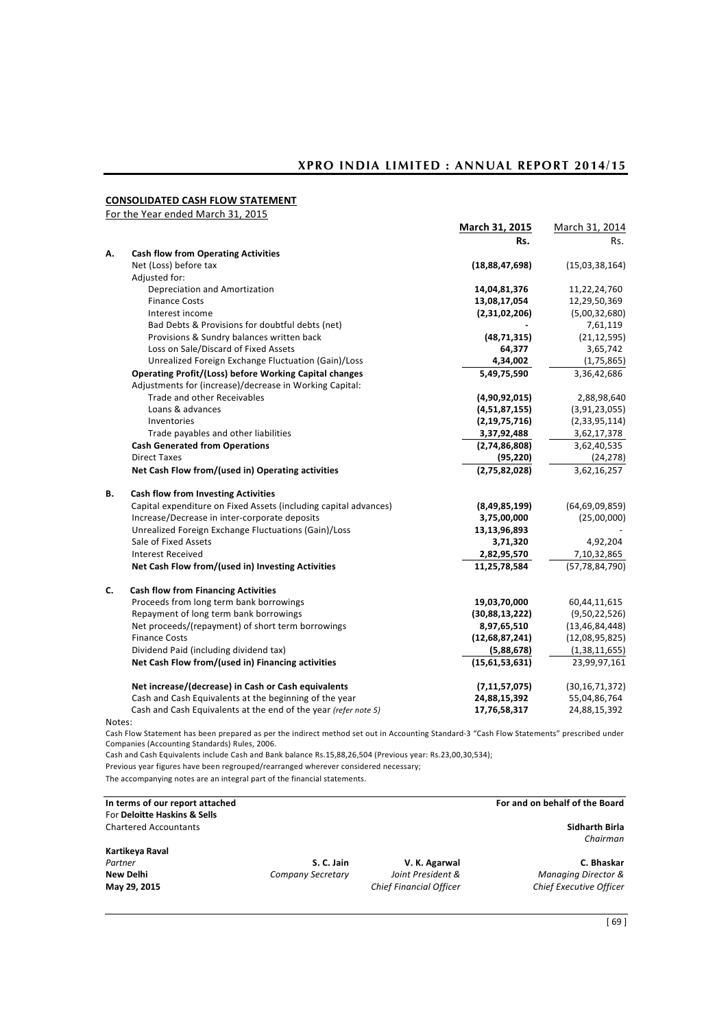## CONSOLIDATED CASH FLOW STATEMENT

For the Year ended March 31, 2015

| | | March 31, 2015 | March 31, 2014 |
|---|---|---|---|
| | | **Rs.** | Rs. |
| **A.** | **Cash flow from Operating Activities** | | |
| | Net (Loss) before tax | **(18,88,47,698)** | (15,03,38,164) |
| | Adjusted for: | | |
| | Depreciation and Amortization | **14,04,81,376** | 11,22,24,760 |
| | Finance Costs | **13,08,17,054** | 12,29,50,369 |
| | Interest income | **(2,31,02,206)** | (5,00,32,680) |
| | Bad Debts & Provisions for doubtful debts (net) | **-** | 7,61,119 |
| | Provisions & Sundry balances written back | **(48,71,315)** | (21,12,595) |
| | Loss on Sale/Discard of Fixed Assets | **64,377** | 3,65,742 |
| | Unrealized Foreign Exchange Fluctuation (Gain)/Loss | **4,34,002** | (1,75,865) |
| | **Operating Profit/(Loss) before Working Capital changes** | **5,49,75,590** | 3,36,42,686 |
| | Adjustments for (increase)/decrease in Working Capital: | | |
| | Trade and other Receivables | **(4,90,92,015)** | 2,88,98,640 |
| | Loans & advances | **(4,51,87,155)** | (3,91,23,055) |
| | Inventories | **(2,19,75,716)** | (2,33,95,114) |
| | Trade payables and other liabilities | **3,37,92,488** | 3,62,17,378 |
| | **Cash Generated from Operations** | **(2,74,86,808)** | 3,62,40,535 |
| | Direct Taxes | **(95,220)** | (24,278) |
| | **Net Cash Flow from/(used in) Operating activities** | **(2,75,82,028)** | 3,62,16,257 |
| **B.** | **Cash flow from Investing Activities** | | |
| | Capital expenditure on Fixed Assets (including capital advances) | **(8,49,85,199)** | (64,69,09,859) |
| | Increase/Decrease in inter-corporate deposits | **3,75,00,000** | (25,00,000) |
| | Unrealized Foreign Exchange Fluctuations (Gain)/Loss | **13,13,96,893** | - |
| | Sale of Fixed Assets | **3,71,320** | 4,92,204 |
| | Interest Received | **2,82,95,570** | 7,10,32,865 |
| | **Net Cash Flow from/(used in) Investing Activities** | **11,25,78,584** | (57,78,84,790) |
| **C.** | **Cash flow from Financing Activities** | | |
| | Proceeds from long term bank borrowings | **19,03,70,000** | 60,44,11,615 |
| | Repayment of long term bank borrowings | **(30,88,13,222)** | (9,50,22,526) |
| | Net proceeds/(repayment) of short term borrowings | **8,97,65,510** | (13,46,84,448) |
| | Finance Costs | **(12,68,87,241)** | (12,08,95,825) |
| | Dividend Paid (including dividend tax) | **(5,88,678)** | (1,38,11,655) |
| | **Net Cash Flow from/(used in) Financing activities** | **(15,61,53,631)** | 23,99,97,161 |
| | **Net increase/(decrease) in Cash or Cash equivalents** | **(7,11,57,075)** | (30,16,71,372) |
| | Cash and Cash Equivalents at the beginning of the year | **24,88,15,392** | 55,04,86,764 |
| | Cash and Cash Equivalents at the end of the year *(refer note 5)* | **17,76,58,317** | 24,88,15,392 |

Notes:

Cash Flow Statement has been prepared as per the indirect method set out in Accounting Standard-3 "Cash Flow Statements" prescribed under Companies (Accounting Standards) Rules, 2006.

Cash and Cash Equivalents include Cash and Bank balance Rs.15,88,26,504 (Previous year: Rs.23,00,30,534);

Previous year figures have been regrouped/rearranged wherever considered necessary;

The accompanying notes are an integral part of the financial statements.

**In terms of our report attached**
For **Deloitte Haskins & Sells**
Chartered Accountants

**Kartikeya Raval**
*Partner*
**New Delhi**
**May 29, 2015**

**For and on behalf of the Board**

**Sidharth Birla**
*Chairman*

**S. C. Jain**
*Company Secretary*

**V. K. Agarwal**
*Joint President & Chief Financial Officer*

**C. Bhaskar**
*Managing Director & Chief Executive Officer*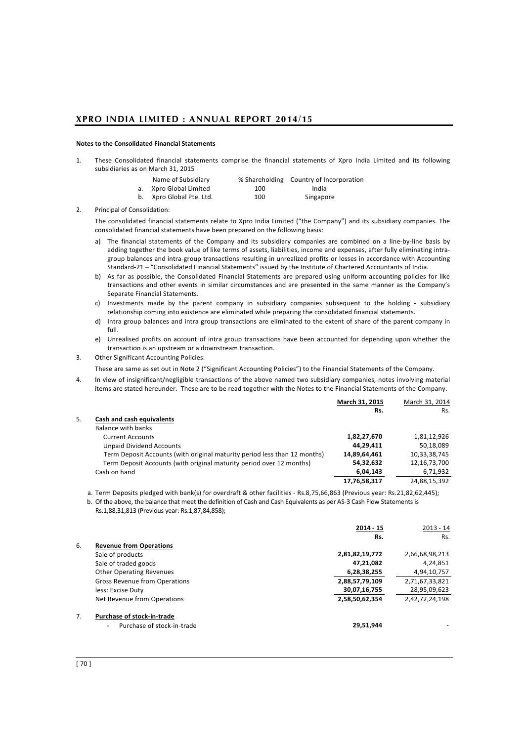**Notes to the Consolidated Financial Statements**

1. These Consolidated financial statements comprise the financial statements of Xpro India Limited and its following subsidiaries as on March 31, 2015

| | Name of Subsidiary | % Shareholding | Country of Incorporation |
|---|---|---|---|
| a. | Xpro Global Limited | 100 | India |
| b. | Xpro Global Pte. Ltd. | 100 | Singapore |

2. Principal of Consolidation:

   The consolidated financial statements relate to Xpro India Limited ("the Company") and its subsidiary companies. The consolidated financial statements have been prepared on the following basis:

   a) The financial statements of the Company and its subsidiary companies are combined on a line-by-line basis by adding together the book value of like terms of assets, liabilities, income and expenses, after fully eliminating intra-group balances and intra-group transactions resulting in unrealized profits or losses in accordance with Accounting Standard-21 – "Consolidated Financial Statements" issued by the Institute of Chartered Accountants of India.
   b) As far as possible, the Consolidated Financial Statements are prepared using uniform accounting policies for like transactions and other events in similar circumstances and are presented in the same manner as the Company's Separate Financial Statements.
   c) Investments made by the parent company in subsidiary companies subsequent to the holding - subsidiary relationship coming into existence are eliminated while preparing the consolidated financial statements.
   d) Intra group balances and intra group transactions are eliminated to the extent of share of the parent company in full.
   e) Unrealised profits on account of intra group transactions have been accounted for depending upon whether the transaction is an upstream or a downstream transaction.

3. Other Significant Accounting Policies:

   These are same as set out in Note 2 ("Significant Accounting Policies") to the Financial Statements of the Company.

4. In view of insignificant/negligible transactions of the above named two subsidiary companies, notes involving material items are stated hereunder. These are to be read together with the Notes to the Financial Statements of the Company.

| | | **March 31, 2015** | March 31, 2014 |
|---|---|---|---|
| | | **Rs.** | Rs. |
| 5. | **Cash and cash equivalents** | | |
| | Balance with banks | | |
| | Current Accounts | **1,82,27,670** | 1,81,12,926 |
| | Unpaid Dividend Accounts | **44,29,411** | 50,18,089 |
| | Term Deposit Accounts (with original maturity period less than 12 months) | **14,89,64,461** | 10,33,38,745 |
| | Term Deposit Accounts (with original maturity period over 12 months) | **54,32,632** | 12,16,73,700 |
| | Cash on hand | **6,04,143** | 6,71,932 |
| | | **17,76,58,317** | 24,88,15,392 |

a. Term Deposits pledged with bank(s) for overdraft & other facilities - Rs.8,75,66,863 (Previous year: Rs.21,82,62,445);

b. Of the above, the balance that meet the definition of Cash and Cash Equivalents as per AS-3 Cash Flow Statements is Rs.1,88,31,813 (Previous year: Rs.1,87,84,858);

| | | **2014 - 15** | 2013 - 14 |
|---|---|---|---|
| | | **Rs.** | Rs. |
| 6. | **Revenue from Operations** | | |
| | Sale of products | **2,81,82,19,772** | 2,66,68,98,213 |
| | Sale of traded goods | **47,21,082** | 4,24,851 |
| | Other Operating Revenues | **6,28,38,255** | 4,94,10,757 |
| | Gross Revenue from Operations | **2,88,57,79,109** | 2,71,67,33,821 |
| | less: Excise Duty | **30,07,16,755** | 28,95,09,623 |
| | Net Revenue from Operations | **2,58,50,62,354** | 2,42,72,24,198 |
| 7. | **Purchase of stock-in-trade** | | |
| | - Purchase of stock-in-trade | **29,51,944** | - |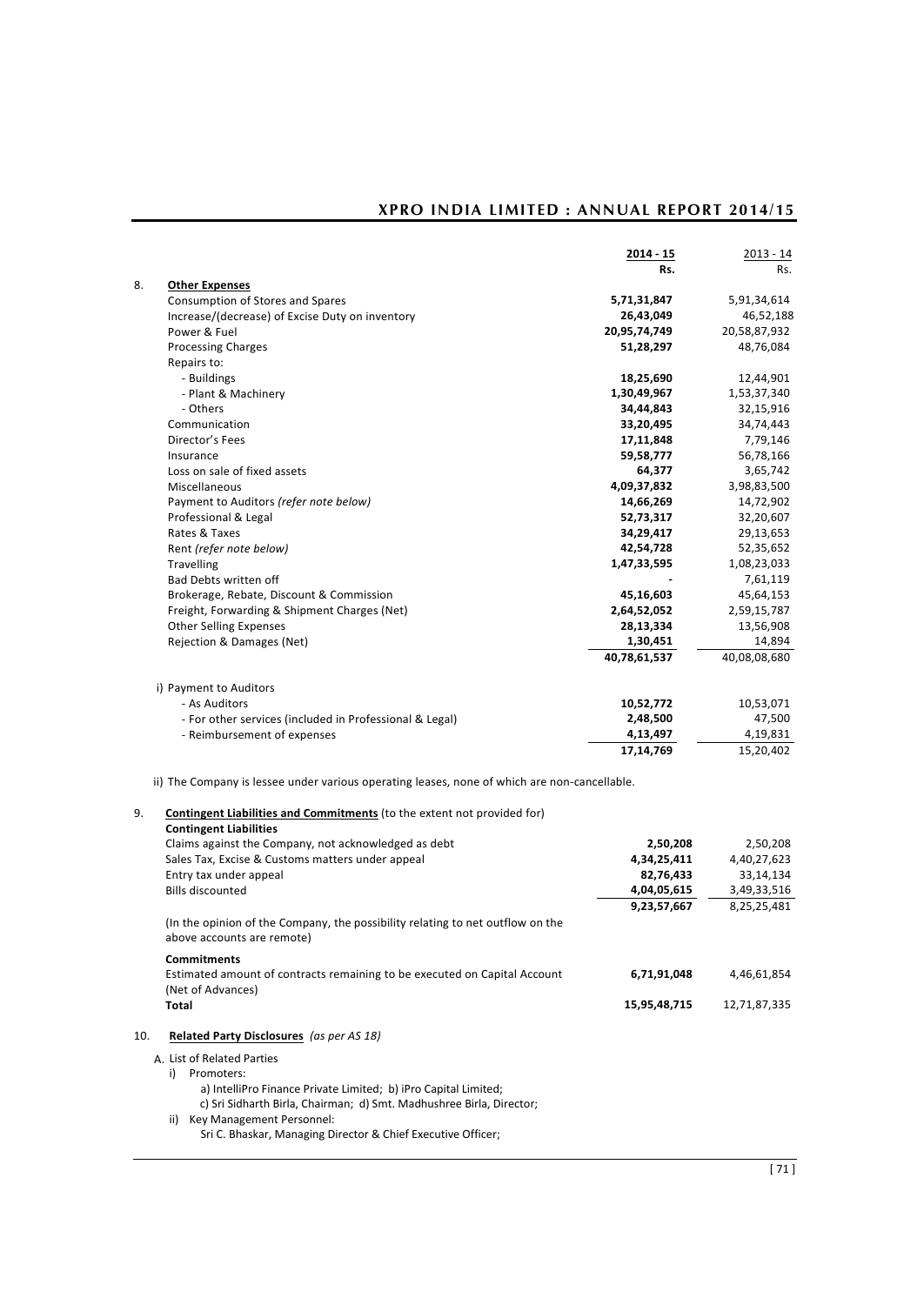| | | 2014 - 15 | 2013 - 14 |
|---|---|---|---|
| | | **Rs.** | Rs. |
| 8. | **Other Expenses** | | |
| | Consumption of Stores and Spares | **5,71,31,847** | 5,91,34,614 |
| | Increase/(decrease) of Excise Duty on inventory | **26,43,049** | 46,52,188 |
| | Power & Fuel | **20,95,74,749** | 20,58,87,932 |
| | Processing Charges | **51,28,297** | 48,76,084 |
| | Repairs to: | | |
| | - Buildings | **18,25,690** | 12,44,901 |
| | - Plant & Machinery | **1,30,49,967** | 1,53,37,340 |
| | - Others | **34,44,843** | 32,15,916 |
| | Communication | **33,20,495** | 34,74,443 |
| | Director's Fees | **17,11,848** | 7,79,146 |
| | Insurance | **59,58,777** | 56,78,166 |
| | Loss on sale of fixed assets | **64,377** | 3,65,742 |
| | Miscellaneous | **4,09,37,832** | 3,98,83,500 |
| | Payment to Auditors *(refer note below)* | **14,66,269** | 14,72,902 |
| | Professional & Legal | **52,73,317** | 32,20,607 |
| | Rates & Taxes | **34,29,417** | 29,13,653 |
| | Rent *(refer note below)* | **42,54,728** | 52,35,652 |
| | Travelling | **1,47,33,595** | 1,08,23,033 |
| | Bad Debts written off | **-** | 7,61,119 |
| | Brokerage, Rebate, Discount & Commission | **45,16,603** | 45,64,153 |
| | Freight, Forwarding & Shipment Charges (Net) | **2,64,52,052** | 2,59,15,787 |
| | Other Selling Expenses | **28,13,334** | 13,56,908 |
| | Rejection & Damages (Net) | **1,30,451** | 14,894 |
| | | **40,78,61,537** | 40,08,08,680 |
| | i) Payment to Auditors | | |
| | - As Auditors | **10,52,772** | 10,53,071 |
| | - For other services (included in Professional & Legal) | **2,48,500** | 47,500 |
| | - Reimbursement of expenses | **4,13,497** | 4,19,831 |
| | | **17,14,769** | 15,20,402 |

ii) The Company is lessee under various operating leases, none of which are non-cancellable.

| | | 2014 - 15 | 2013 - 14 |
|---|---|---|---|
| 9. | **Contingent Liabilities and Commitments** (to the extent not provided for) | | |
| | **Contingent Liabilities** | | |
| | Claims against the Company, not acknowledged as debt | **2,50,208** | 2,50,208 |
| | Sales Tax, Excise & Customs matters under appeal | **4,34,25,411** | 4,40,27,623 |
| | Entry tax under appeal | **82,76,433** | 33,14,134 |
| | Bills discounted | **4,04,05,615** | 3,49,33,516 |
| | | **9,23,57,667** | 8,25,25,481 |
| | (In the opinion of the Company, the possibility relating to net outflow on the above accounts are remote) | | |
| | **Commitments** | | |
| | Estimated amount of contracts remaining to be executed on Capital Account (Net of Advances) | **6,71,91,048** | 4,46,61,854 |
| | **Total** | **15,95,48,715** | 12,71,87,335 |

10. **Related Party Disclosures** *(as per AS 18)*

A. List of Related Parties

i) Promoters:

a) IntelliPro Finance Private Limited; b) iPro Capital Limited;
c) Sri Sidharth Birla, Chairman; d) Smt. Madhushree Birla, Director;

ii) Key Management Personnel:

Sri C. Bhaskar, Managing Director & Chief Executive Officer;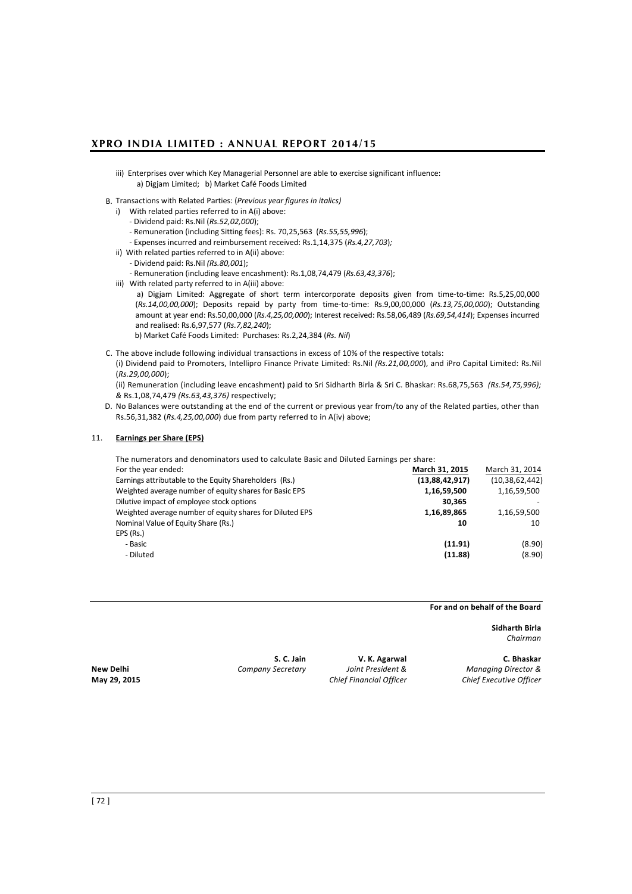iii) Enterprises over which Key Managerial Personnel are able to exercise significant influence:
   a) Digjam Limited; b) Market Café Foods Limited

B. Transactions with Related Parties: (*Previous year figures in italics)*

   i) With related parties referred to in A(i) above:
      - Dividend paid: Rs.Nil (*Rs.52,02,000*);
      - Remuneration (including Sitting fees): Rs. 70,25,563 (*Rs.55,55,996*);
      - Expenses incurred and reimbursement received: Rs.1,14,375 (*Rs.4,27,703*)*;*

   ii) With related parties referred to in A(ii) above:
      - Dividend paid: Rs.Nil *(Rs.80,001*);
      - Remuneration (including leave encashment): Rs.1,08,74,479 (*Rs.63,43,376*);

   iii) With related party referred to in A(iii) above:
      a) Digjam Limited: Aggregate of short term intercorporate deposits given from time-to-time: Rs.5,25,00,000 (*Rs.14,00,00,000*); Deposits repaid by party from time-to-time: Rs.9,00,00,000 (*Rs.13,75,00,000*); Outstanding amount at year end: Rs.50,00,000 (*Rs.4,25,00,000*); Interest received: Rs.58,06,489 (*Rs.69,54,414*); Expenses incurred and realised: Rs.6,97,577 (*Rs.7,82,240*);
      b) Market Café Foods Limited: Purchases: Rs.2,24,384 (*Rs. Nil*)

C. The above include following individual transactions in excess of 10% of the respective totals:
   (i) Dividend paid to Promoters, Intellipro Finance Private Limited: Rs.Nil *(Rs.21,00,000*), and iPro Capital Limited: Rs.Nil (*Rs.29,00,000*);
   (ii) Remuneration (including leave encashment) paid to Sri Sidharth Birla & Sri C. Bhaskar: Rs.68,75,563 *(Rs.54,75,996); &* Rs.1,08,74,479 *(Rs.63,43,376)* respectively;

D. No Balances were outstanding at the end of the current or previous year from/to any of the Related parties, other than Rs.56,31,382 (*Rs.4,25,00,000*) due from party referred to in A(iv) above;

11. **Earnings per Share (EPS)**

The numerators and denominators used to calculate Basic and Diluted Earnings per share:

| For the year ended: | **March 31, 2015** | March 31, 2014 |
|---|---|---|
| Earnings attributable to the Equity Shareholders (Rs.) | **(13,88,42,917)** | (10,38,62,442) |
| Weighted average number of equity shares for Basic EPS | **1,16,59,500** | 1,16,59,500 |
| Dilutive impact of employee stock options | **30,365** | - |
| Weighted average number of equity shares for Diluted EPS | **1,16,89,865** | 1,16,59,500 |
| Nominal Value of Equity Share (Rs.) | **10** | 10 |
| EPS (Rs.) | | |
| - Basic | **(11.91)** | (8.90) |
| - Diluted | **(11.88)** | (8.90) |

**For and on behalf of the Board**

**Sidharth Birla**
*Chairman*

**New Delhi**
**May 29, 2015**

**S. C. Jain**
*Company Secretary*

**V. K. Agarwal**
*Joint President & Chief Financial Officer*

**C. Bhaskar**
*Managing Director & Chief Executive Officer*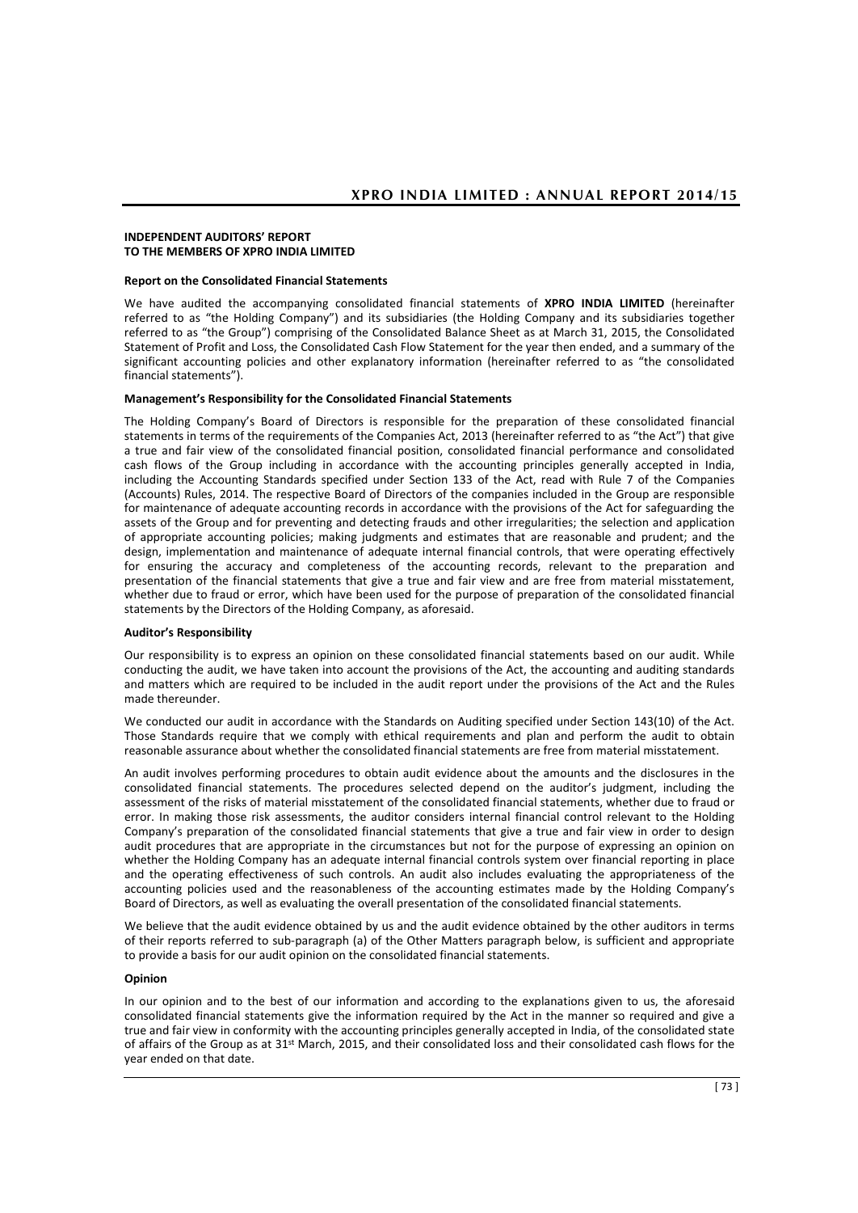**INDEPENDENT AUDITORS' REPORT**
**TO THE MEMBERS OF XPRO INDIA LIMITED**

**Report on the Consolidated Financial Statements**

We have audited the accompanying consolidated financial statements of **XPRO INDIA LIMITED** (hereinafter referred to as "the Holding Company") and its subsidiaries (the Holding Company and its subsidiaries together referred to as "the Group") comprising of the Consolidated Balance Sheet as at March 31, 2015, the Consolidated Statement of Profit and Loss, the Consolidated Cash Flow Statement for the year then ended, and a summary of the significant accounting policies and other explanatory information (hereinafter referred to as "the consolidated financial statements").

**Management's Responsibility for the Consolidated Financial Statements**

The Holding Company's Board of Directors is responsible for the preparation of these consolidated financial statements in terms of the requirements of the Companies Act, 2013 (hereinafter referred to as "the Act") that give a true and fair view of the consolidated financial position, consolidated financial performance and consolidated cash flows of the Group including in accordance with the accounting principles generally accepted in India, including the Accounting Standards specified under Section 133 of the Act, read with Rule 7 of the Companies (Accounts) Rules, 2014. The respective Board of Directors of the companies included in the Group are responsible for maintenance of adequate accounting records in accordance with the provisions of the Act for safeguarding the assets of the Group and for preventing and detecting frauds and other irregularities; the selection and application of appropriate accounting policies; making judgments and estimates that are reasonable and prudent; and the design, implementation and maintenance of adequate internal financial controls, that were operating effectively for ensuring the accuracy and completeness of the accounting records, relevant to the preparation and presentation of the financial statements that give a true and fair view and are free from material misstatement, whether due to fraud or error, which have been used for the purpose of preparation of the consolidated financial statements by the Directors of the Holding Company, as aforesaid.

**Auditor's Responsibility**

Our responsibility is to express an opinion on these consolidated financial statements based on our audit. While conducting the audit, we have taken into account the provisions of the Act, the accounting and auditing standards and matters which are required to be included in the audit report under the provisions of the Act and the Rules made thereunder.

We conducted our audit in accordance with the Standards on Auditing specified under Section 143(10) of the Act. Those Standards require that we comply with ethical requirements and plan and perform the audit to obtain reasonable assurance about whether the consolidated financial statements are free from material misstatement.

An audit involves performing procedures to obtain audit evidence about the amounts and the disclosures in the consolidated financial statements. The procedures selected depend on the auditor's judgment, including the assessment of the risks of material misstatement of the consolidated financial statements, whether due to fraud or error. In making those risk assessments, the auditor considers internal financial control relevant to the Holding Company's preparation of the consolidated financial statements that give a true and fair view in order to design audit procedures that are appropriate in the circumstances but not for the purpose of expressing an opinion on whether the Holding Company has an adequate internal financial controls system over financial reporting in place and the operating effectiveness of such controls. An audit also includes evaluating the appropriateness of the accounting policies used and the reasonableness of the accounting estimates made by the Holding Company's Board of Directors, as well as evaluating the overall presentation of the consolidated financial statements.

We believe that the audit evidence obtained by us and the audit evidence obtained by the other auditors in terms of their reports referred to sub-paragraph (a) of the Other Matters paragraph below, is sufficient and appropriate to provide a basis for our audit opinion on the consolidated financial statements.

**Opinion**

In our opinion and to the best of our information and according to the explanations given to us, the aforesaid consolidated financial statements give the information required by the Act in the manner so required and give a true and fair view in conformity with the accounting principles generally accepted in India, of the consolidated state of affairs of the Group as at 31st March, 2015, and their consolidated loss and their consolidated cash flows for the year ended on that date.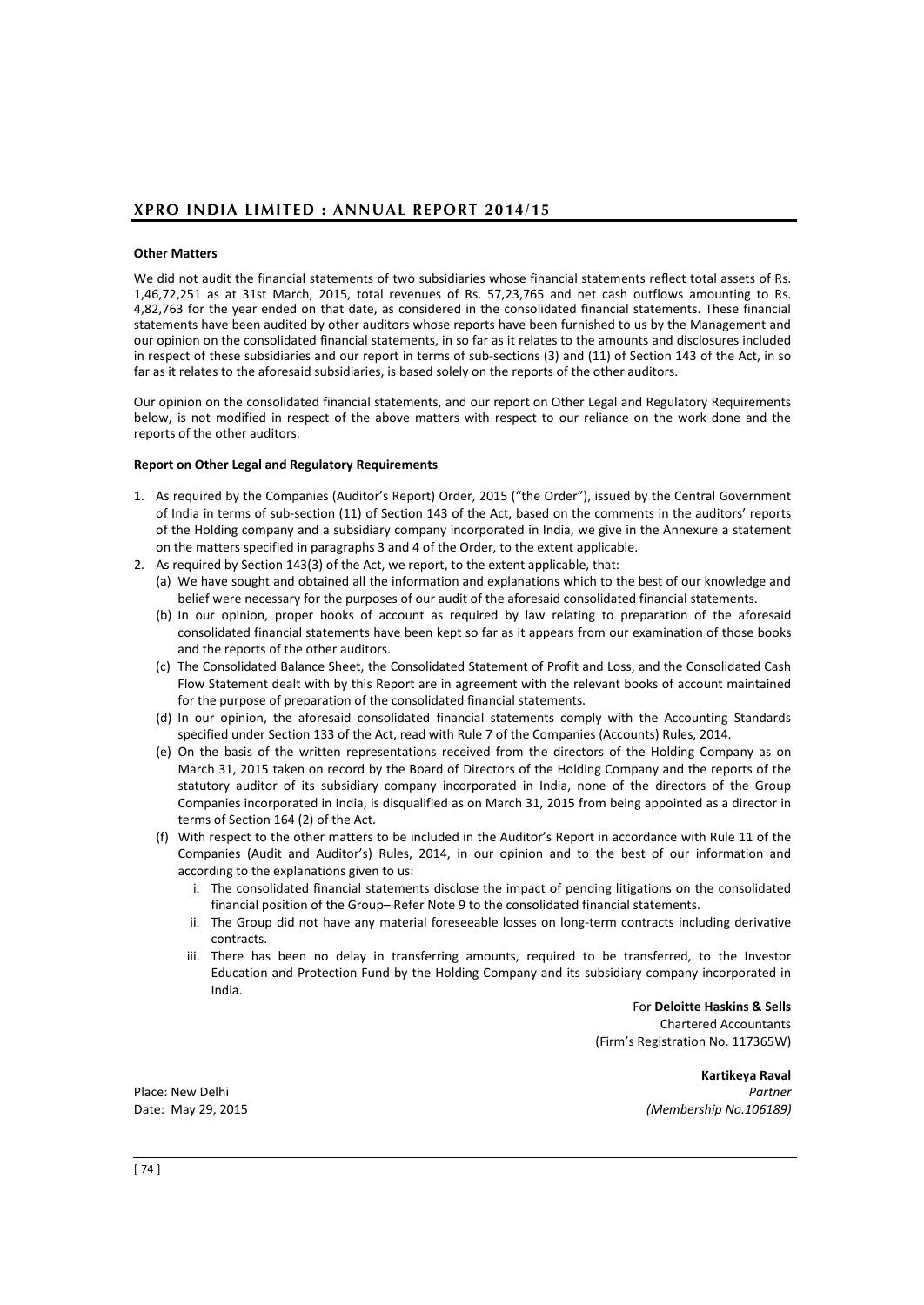**Other Matters**

We did not audit the financial statements of two subsidiaries whose financial statements reflect total assets of Rs. 1,46,72,251 as at 31st March, 2015, total revenues of Rs. 57,23,765 and net cash outflows amounting to Rs. 4,82,763 for the year ended on that date, as considered in the consolidated financial statements. These financial statements have been audited by other auditors whose reports have been furnished to us by the Management and our opinion on the consolidated financial statements, in so far as it relates to the amounts and disclosures included in respect of these subsidiaries and our report in terms of sub-sections (3) and (11) of Section 143 of the Act, in so far as it relates to the aforesaid subsidiaries, is based solely on the reports of the other auditors.

Our opinion on the consolidated financial statements, and our report on Other Legal and Regulatory Requirements below, is not modified in respect of the above matters with respect to our reliance on the work done and the reports of the other auditors.

**Report on Other Legal and Regulatory Requirements**

1. As required by the Companies (Auditor's Report) Order, 2015 ("the Order"), issued by the Central Government of India in terms of sub-section (11) of Section 143 of the Act, based on the comments in the auditors' reports of the Holding company and a subsidiary company incorporated in India, we give in the Annexure a statement on the matters specified in paragraphs 3 and 4 of the Order, to the extent applicable.
2. As required by Section 143(3) of the Act, we report, to the extent applicable, that:
   (a) We have sought and obtained all the information and explanations which to the best of our knowledge and belief were necessary for the purposes of our audit of the aforesaid consolidated financial statements.
   (b) In our opinion, proper books of account as required by law relating to preparation of the aforesaid consolidated financial statements have been kept so far as it appears from our examination of those books and the reports of the other auditors.
   (c) The Consolidated Balance Sheet, the Consolidated Statement of Profit and Loss, and the Consolidated Cash Flow Statement dealt with by this Report are in agreement with the relevant books of account maintained for the purpose of preparation of the consolidated financial statements.
   (d) In our opinion, the aforesaid consolidated financial statements comply with the Accounting Standards specified under Section 133 of the Act, read with Rule 7 of the Companies (Accounts) Rules, 2014.
   (e) On the basis of the written representations received from the directors of the Holding Company as on March 31, 2015 taken on record by the Board of Directors of the Holding Company and the reports of the statutory auditor of its subsidiary company incorporated in India, none of the directors of the Group Companies incorporated in India, is disqualified as on March 31, 2015 from being appointed as a director in terms of Section 164 (2) of the Act.
   (f) With respect to the other matters to be included in the Auditor's Report in accordance with Rule 11 of the Companies (Audit and Auditor's) Rules, 2014, in our opinion and to the best of our information and according to the explanations given to us:
      i. The consolidated financial statements disclose the impact of pending litigations on the consolidated financial position of the Group– Refer Note 9 to the consolidated financial statements.
      ii. The Group did not have any material foreseeable losses on long-term contracts including derivative contracts.
      iii. There has been no delay in transferring amounts, required to be transferred, to the Investor Education and Protection Fund by the Holding Company and its subsidiary company incorporated in India.

For **Deloitte Haskins & Sells**
Chartered Accountants
(Firm's Registration No. 117365W)

**Kartikeya Raval**
*Partner*
*(Membership No.106189)*

Place: New Delhi
Date: May 29, 2015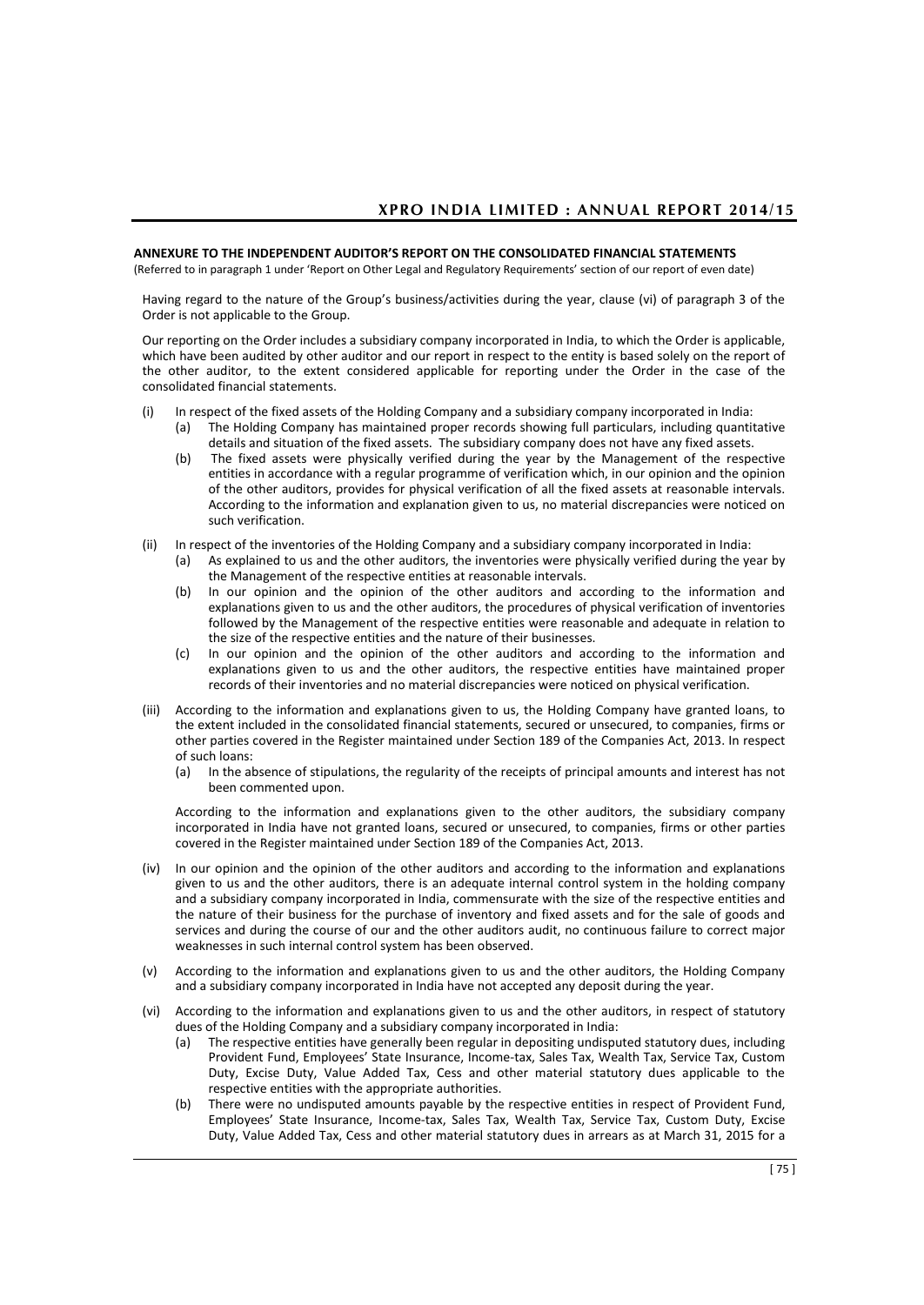**ANNEXURE TO THE INDEPENDENT AUDITOR'S REPORT ON THE CONSOLIDATED FINANCIAL STATEMENTS**

(Referred to in paragraph 1 under 'Report on Other Legal and Regulatory Requirements' section of our report of even date)

Having regard to the nature of the Group's business/activities during the year, clause (vi) of paragraph 3 of the Order is not applicable to the Group.

Our reporting on the Order includes a subsidiary company incorporated in India, to which the Order is applicable, which have been audited by other auditor and our report in respect to the entity is based solely on the report of the other auditor, to the extent considered applicable for reporting under the Order in the case of the consolidated financial statements.

(i) In respect of the fixed assets of the Holding Company and a subsidiary company incorporated in India:
   - (a) The Holding Company has maintained proper records showing full particulars, including quantitative details and situation of the fixed assets. The subsidiary company does not have any fixed assets.
   - (b) The fixed assets were physically verified during the year by the Management of the respective entities in accordance with a regular programme of verification which, in our opinion and the opinion of the other auditors, provides for physical verification of all the fixed assets at reasonable intervals. According to the information and explanation given to us, no material discrepancies were noticed on such verification.

(ii) In respect of the inventories of the Holding Company and a subsidiary company incorporated in India:
   - (a) As explained to us and the other auditors, the inventories were physically verified during the year by the Management of the respective entities at reasonable intervals.
   - (b) In our opinion and the opinion of the other auditors and according to the information and explanations given to us and the other auditors, the procedures of physical verification of inventories followed by the Management of the respective entities were reasonable and adequate in relation to the size of the respective entities and the nature of their businesses.
   - (c) In our opinion and the opinion of the other auditors and according to the information and explanations given to us and the other auditors, the respective entities have maintained proper records of their inventories and no material discrepancies were noticed on physical verification.

(iii) According to the information and explanations given to us, the Holding Company have granted loans, to the extent included in the consolidated financial statements, secured or unsecured, to companies, firms or other parties covered in the Register maintained under Section 189 of the Companies Act, 2013. In respect of such loans:
   - (a) In the absence of stipulations, the regularity of the receipts of principal amounts and interest has not been commented upon.

   According to the information and explanations given to the other auditors, the subsidiary company incorporated in India have not granted loans, secured or unsecured, to companies, firms or other parties covered in the Register maintained under Section 189 of the Companies Act, 2013.

(iv) In our opinion and the opinion of the other auditors and according to the information and explanations given to us and the other auditors, there is an adequate internal control system in the holding company and a subsidiary company incorporated in India, commensurate with the size of the respective entities and the nature of their business for the purchase of inventory and fixed assets and for the sale of goods and services and during the course of our and the other auditors audit, no continuous failure to correct major weaknesses in such internal control system has been observed.

(v) According to the information and explanations given to us and the other auditors, the Holding Company and a subsidiary company incorporated in India have not accepted any deposit during the year.

(vi) According to the information and explanations given to us and the other auditors, in respect of statutory dues of the Holding Company and a subsidiary company incorporated in India:
   - (a) The respective entities have generally been regular in depositing undisputed statutory dues, including Provident Fund, Employees' State Insurance, Income-tax, Sales Tax, Wealth Tax, Service Tax, Custom Duty, Excise Duty, Value Added Tax, Cess and other material statutory dues applicable to the respective entities with the appropriate authorities.
   - (b) There were no undisputed amounts payable by the respective entities in respect of Provident Fund, Employees' State Insurance, Income-tax, Sales Tax, Wealth Tax, Service Tax, Custom Duty, Excise Duty, Value Added Tax, Cess and other material statutory dues in arrears as at March 31, 2015 for a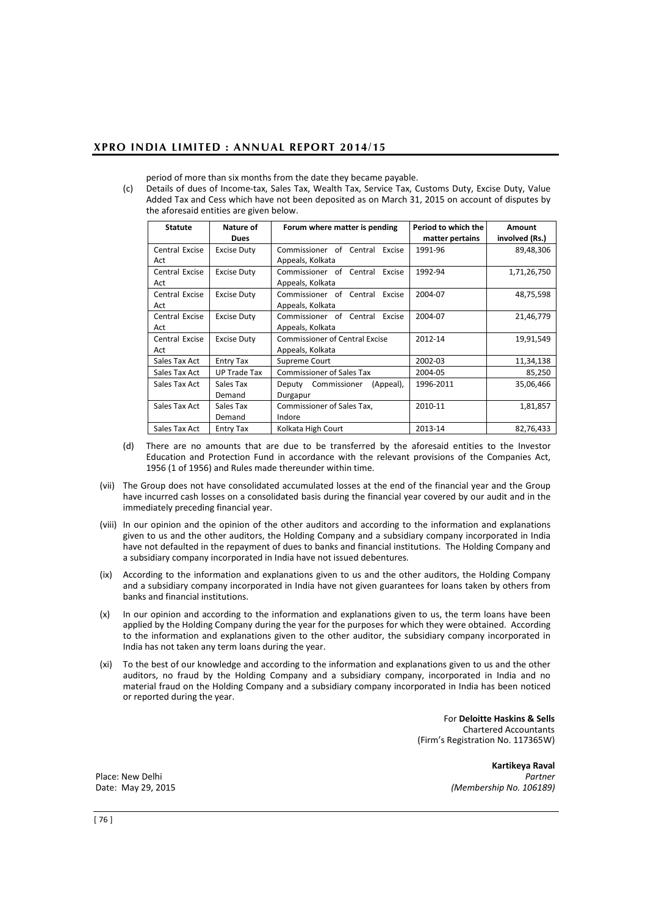period of more than six months from the date they became payable.

(c) Details of dues of Income-tax, Sales Tax, Wealth Tax, Service Tax, Customs Duty, Excise Duty, Value Added Tax and Cess which have not been deposited as on March 31, 2015 on account of disputes by the aforesaid entities are given below.

| Statute | Nature of Dues | Forum where matter is pending | Period to which the matter pertains | Amount involved (Rs.) |
|---|---|---|---|---|
| Central Excise Act | Excise Duty | Commissioner of Central Excise Appeals, Kolkata | 1991-96 | 89,48,306 |
| Central Excise Act | Excise Duty | Commissioner of Central Excise Appeals, Kolkata | 1992-94 | 1,71,26,750 |
| Central Excise Act | Excise Duty | Commissioner of Central Excise Appeals, Kolkata | 2004-07 | 48,75,598 |
| Central Excise Act | Excise Duty | Commissioner of Central Excise Appeals, Kolkata | 2004-07 | 21,46,779 |
| Central Excise Act | Excise Duty | Commissioner of Central Excise Appeals, Kolkata | 2012-14 | 19,91,549 |
| Sales Tax Act | Entry Tax | Supreme Court | 2002-03 | 11,34,138 |
| Sales Tax Act | UP Trade Tax | Commissioner of Sales Tax | 2004-05 | 85,250 |
| Sales Tax Act | Sales Tax Demand | Deputy Commissioner (Appeal), Durgapur | 1996-2011 | 35,06,466 |
| Sales Tax Act | Sales Tax Demand | Commissioner of Sales Tax, Indore | 2010-11 | 1,81,857 |
| Sales Tax Act | Entry Tax | Kolkata High Court | 2013-14 | 82,76,433 |

(d) There are no amounts that are due to be transferred by the aforesaid entities to the Investor Education and Protection Fund in accordance with the relevant provisions of the Companies Act, 1956 (1 of 1956) and Rules made thereunder within time.

(vii) The Group does not have consolidated accumulated losses at the end of the financial year and the Group have incurred cash losses on a consolidated basis during the financial year covered by our audit and in the immediately preceding financial year.

(viii) In our opinion and the opinion of the other auditors and according to the information and explanations given to us and the other auditors, the Holding Company and a subsidiary company incorporated in India have not defaulted in the repayment of dues to banks and financial institutions. The Holding Company and a subsidiary company incorporated in India have not issued debentures.

(ix) According to the information and explanations given to us and the other auditors, the Holding Company and a subsidiary company incorporated in India have not given guarantees for loans taken by others from banks and financial institutions.

(x) In our opinion and according to the information and explanations given to us, the term loans have been applied by the Holding Company during the year for the purposes for which they were obtained. According to the information and explanations given to the other auditor, the subsidiary company incorporated in India has not taken any term loans during the year.

(xi) To the best of our knowledge and according to the information and explanations given to us and the other auditors, no fraud by the Holding Company and a subsidiary company, incorporated in India and no material fraud on the Holding Company and a subsidiary company incorporated in India has been noticed or reported during the year.

For **Deloitte Haskins & Sells**
Chartered Accountants
(Firm's Registration No. 117365W)

**Kartikeya Raval**
*Partner*
*(Membership No. 106189)*

Place: New Delhi
Date: May 29, 2015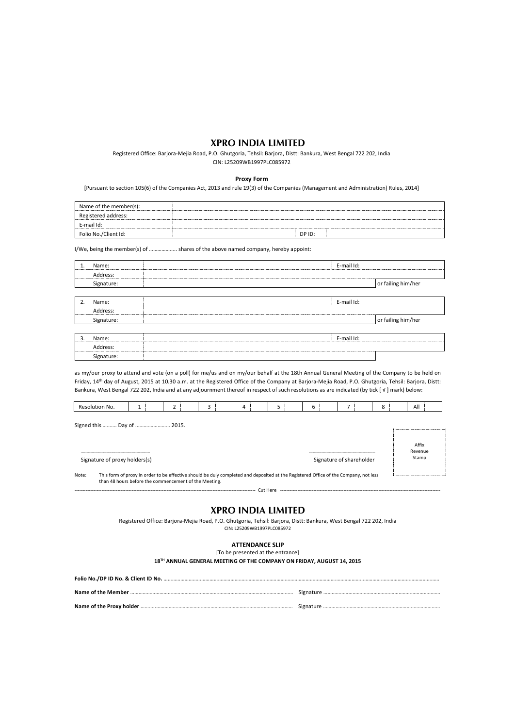# XPRO INDIA LIMITED

Registered Office: Barjora-Mejia Road, P.O. Ghutgoria, Tehsil: Barjora, Distt: Bankura, West Bengal 722 202, India
CIN: L25209WB1997PLC085972

**Proxy Form**

[Pursuant to section 105(6) of the Companies Act, 2013 and rule 19(3) of the Companies (Management and Administration) Rules, 2014]

| | | | |
|---|---|---|---|
| Name of the member(s): | | | |
| Registered address: | | | |
| E-mail Id: | | | |
| Folio No./Client Id: | | DP ID: | |

I/We, being the member(s) of ………………. shares of the above named company, hereby appoint:

| | | | | |
|---|---|---|---|---|
| 1. | Name: | | E-mail Id: | |
| | Address: | | | |
| | Signature: | | | or failing him/her |

| | | | | |
|---|---|---|---|---|
| 2. | Name: | | E-mail Id: | |
| | Address: | | | |
| | Signature: | | | or failing him/her |

| | | | | |
|---|---|---|---|---|
| 3. | Name: | | E-mail Id: | |
| | Address: | | | |
| | Signature: | | | |

as my/our proxy to attend and vote (on a poll) for me/us and on my/our behalf at the 18th Annual General Meeting of the Company to be held on Friday, 14th day of August, 2015 at 10.30 a.m. at the Registered Office of the Company at Barjora-Mejia Road, P.O. Ghutgoria, Tehsil: Barjora, Distt: Bankura, West Bengal 722 202, India and at any adjournment thereof in respect of such resolutions as are indicated (by tick [ √ ] mark) below:

| Resolution No. | 1 | | 2 | | 3 | | 4 | | 5 | | 6 | | 7 | | 8 | | All | |
|---|---|---|---|---|---|---|---|---|---|---|---|---|---|---|---|---|---|---|

Signed this ………. Day of …………………… 2015.

Affix Revenue Stamp

Signature of proxy holders(s)

Signature of shareholder

Note: This form of proxy in order to be effective should be duly completed and deposited at the Registered Office of the Company, not less than 48 hours before the commencement of the Meeting.

------------------------------------------------ Cut Here ------------------------------------------------

# XPRO INDIA LIMITED

Registered Office: Barjora-Mejia Road, P.O. Ghutgoria, Tehsil: Barjora, Distt: Bankura, West Bengal 722 202, India
CIN: L25209WB1997PLC085972

**ATTENDANCE SLIP**

[To be presented at the entrance]

**18TH ANNUAL GENERAL MEETING OF THE COMPANY ON FRIDAY, AUGUST 14, 2015**

**Folio No./DP ID No. & Client ID No.** ……………………………………………………………………………………………

**Name of the Member** …………………………………………………………… Signature ……………………………………………

**Name of the Proxy holder** ……………………………………………………… Signature ……………………………………………